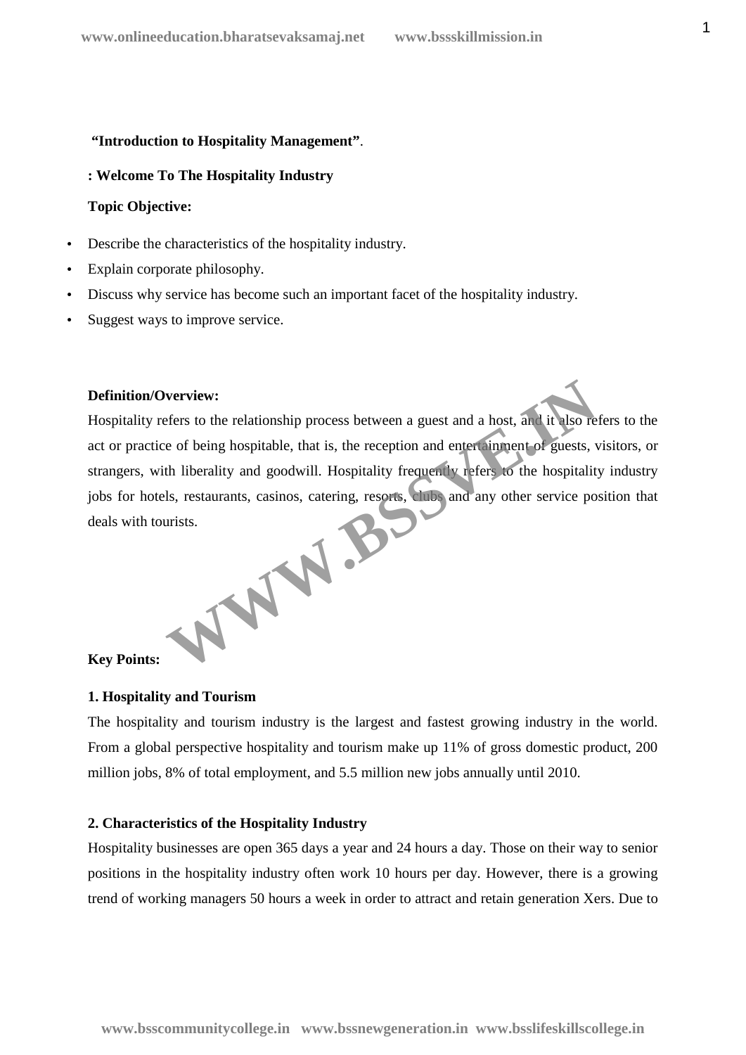**"Introduction to Hospitality Management"**.

**: Welcome To The Hospitality Industry**

**Topic Objective:**

- Describe the characteristics of the hospitality industry.
- Explain corporate philosophy.
- Discuss why service has become such an important facet of the hospitality industry.
- Suggest ways to improve service.

**Definition/Overview:**

Hospitality refers to the relationship process between a guest and a host, and it also refers to the act or practice of being hospitable, that is, the reception and entertainment of guests, visitors, or strangers, with liberality and goodwill. Hospitality frequently refers to the hospitality industry jobs for hotels, restaurants, casinos, catering, resorts, clubs and any other service position that deals with tourists.

**Key Points:**

**1. Hospitality and Tourism**

The hospitality and tourism industry is the largest and fastest growing industry in the world. From a global perspective hospitality and tourism make up 11% of gross domestic product, 200 million jobs, 8% of total employment, and 5.5 million new jobs annually until 2010.

**2. Characteristics of the Hospitality Industry**

Hospitality businesses are open 365 days a year and 24 hours a day. Those on their way to senior positions in the hospitality industry often work 10 hours per day. However, there is a growing trend of working managers 50 hours a week in order to attract and retain generation Xers. Due to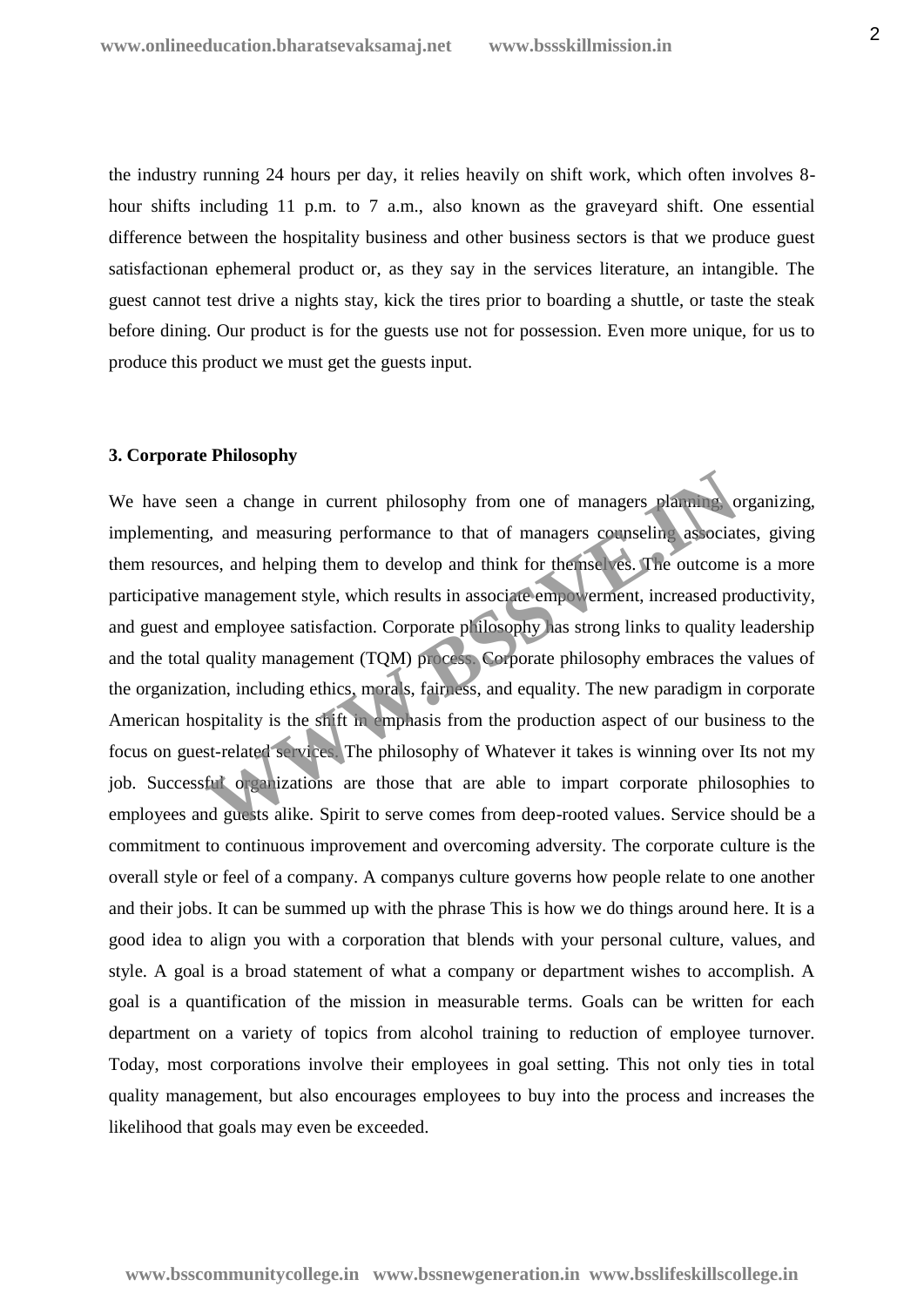the industry running 24 hours per day, it relies heavily on shift work, which often involves 8-hour shifts including 11 p.m. to 7 a.m., also known as the graveyard shift. One essential difference between the hospitality business and other business sectors is that we produce guest satisfactionan ephemeral product or, as they say in the services literature, an intangible. The guest cannot test drive a nights stay, kick the tires prior to boarding a shuttle, or taste the steak before dining. Our product is for the guests use not for possession. Even more unique, for us to produce this product we must get the guests input.

### 3. Corporate Philosophy

We have seen a change in current philosophy from one of managers planning, organizing, implementing, and measuring performance to that of managers counseling associates, giving them resources, and helping them to develop and think for themselves. The outcome is a more participative management style, which results in associate empowerment, increased productivity, and guest and employee satisfaction. Corporate philosophy has strong links to quality leadership and the total quality management (TQM) process. Corporate philosophy embraces the values of the organization, including ethics, morals, fairness, and equality. The new paradigm in corporate American hospitality is the shift in emphasis from the production aspect of our business to the focus on guest-related services. The philosophy of Whatever it takes is winning over Its not my job. Successful organizations are those that are able to impart corporate philosophies to employees and guests alike. Spirit to serve comes from deep-rooted values. Service should be a commitment to continuous improvement and overcoming adversity. The corporate culture is the overall style or feel of a company. A companys culture governs how people relate to one another and their jobs. It can be summed up with the phrase This is how we do things around here. It is a good idea to align you with a corporation that blends with your personal culture, values, and style. A goal is a broad statement of what a company or department wishes to accomplish. A goal is a quantification of the mission in measurable terms. Goals can be written for each department on a variety of topics from alcohol training to reduction of employee turnover. Today, most corporations involve their employees in goal setting. This not only ties in total quality management, but also encourages employees to buy into the process and increases the likelihood that goals may even be exceeded.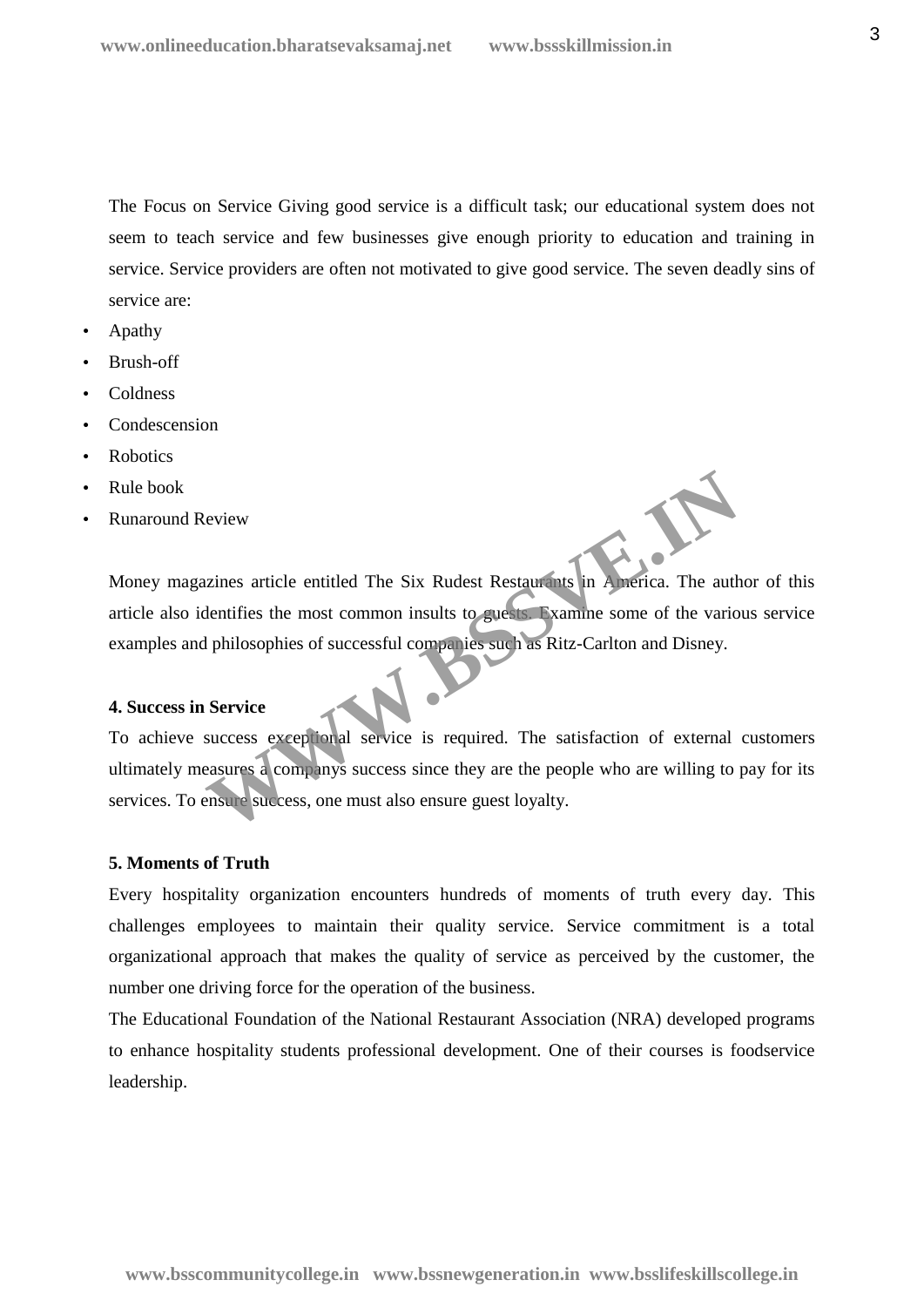The Focus on Service Giving good service is a difficult task; our educational system does not seem to teach service and few businesses give enough priority to education and training in service. Service providers are often not motivated to give good service. The seven deadly sins of service are:

- Apathy
- Brush-off
- Coldness
- Condescension
- Robotics
- Rule book
- Runaround Review

Money magazines article entitled The Six Rudest Restaurants in America. The author of this article also identifies the most common insults to guests. Examine some of the various service examples and philosophies of successful companies such as Ritz-Carlton and Disney.

**4. Success in Service**

To achieve success exceptional service is required. The satisfaction of external customers ultimately measures a companys success since they are the people who are willing to pay for its services. To ensure success, one must also ensure guest loyalty.

**5. Moments of Truth**

Every hospitality organization encounters hundreds of moments of truth every day. This challenges employees to maintain their quality service. Service commitment is a total organizational approach that makes the quality of service as perceived by the customer, the number one driving force for the operation of the business.

The Educational Foundation of the National Restaurant Association (NRA) developed programs to enhance hospitality students professional development. One of their courses is foodservice leadership.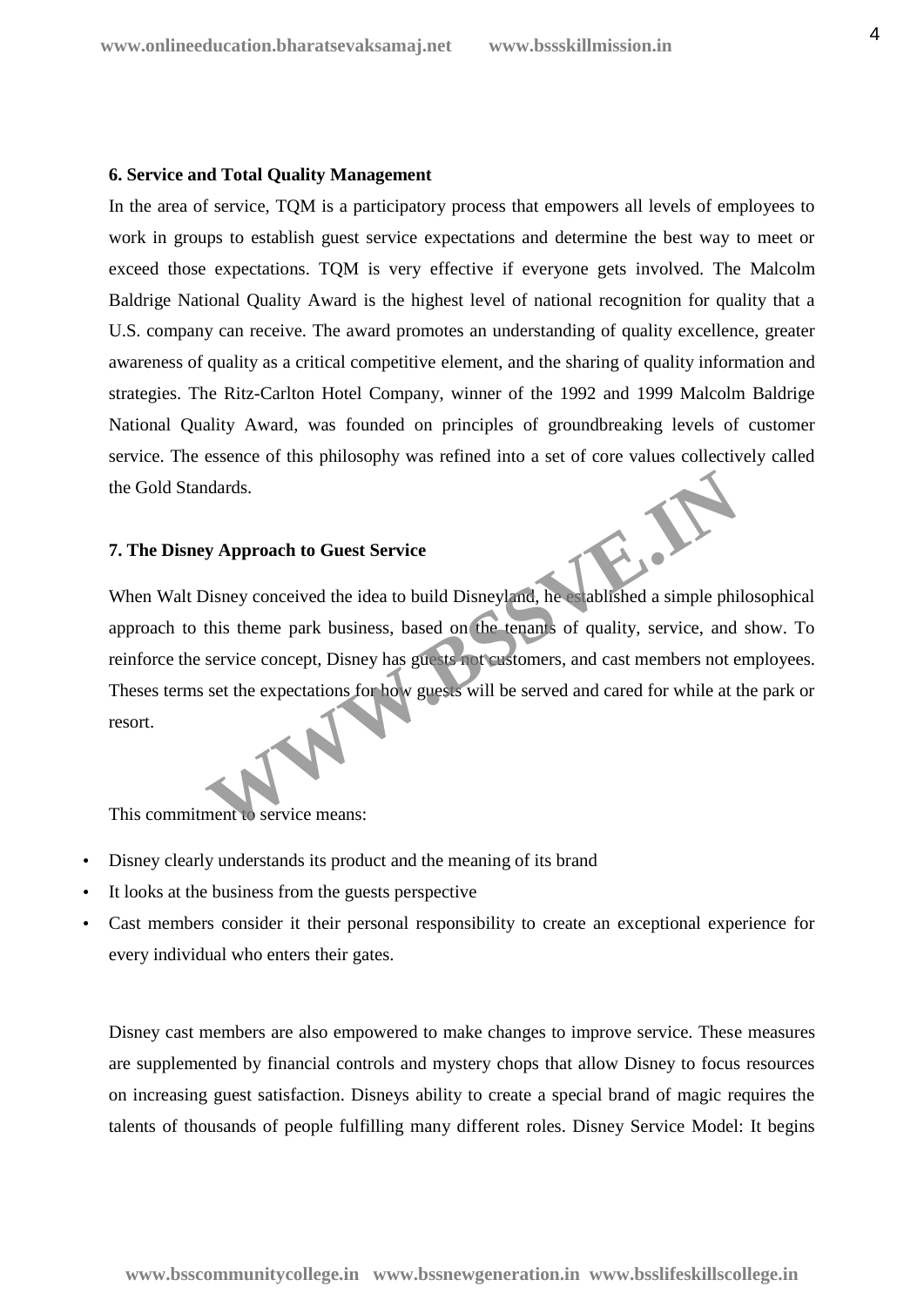**6. Service and Total Quality Management**

In the area of service, TQM is a participatory process that empowers all levels of employees to work in groups to establish guest service expectations and determine the best way to meet or exceed those expectations. TQM is very effective if everyone gets involved. The Malcolm Baldrige National Quality Award is the highest level of national recognition for quality that a U.S. company can receive. The award promotes an understanding of quality excellence, greater awareness of quality as a critical competitive element, and the sharing of quality information and strategies. The Ritz-Carlton Hotel Company, winner of the 1992 and 1999 Malcolm Baldrige National Quality Award, was founded on principles of groundbreaking levels of customer service. The essence of this philosophy was refined into a set of core values collectively called the Gold Standards.

**7. The Disney Approach to Guest Service**

When Walt Disney conceived the idea to build Disneyland, he established a simple philosophical approach to this theme park business, based on the tenants of quality, service, and show. To reinforce the service concept, Disney has guests not customers, and cast members not employees. Theses terms set the expectations for how guests will be served and cared for while at the park or resort.

This commitment to service means:

- Disney clearly understands its product and the meaning of its brand
- It looks at the business from the guests perspective
- Cast members consider it their personal responsibility to create an exceptional experience for every individual who enters their gates.

Disney cast members are also empowered to make changes to improve service. These measures are supplemented by financial controls and mystery chops that allow Disney to focus resources on increasing guest satisfaction. Disneys ability to create a special brand of magic requires the talents of thousands of people fulfilling many different roles. Disney Service Model: It begins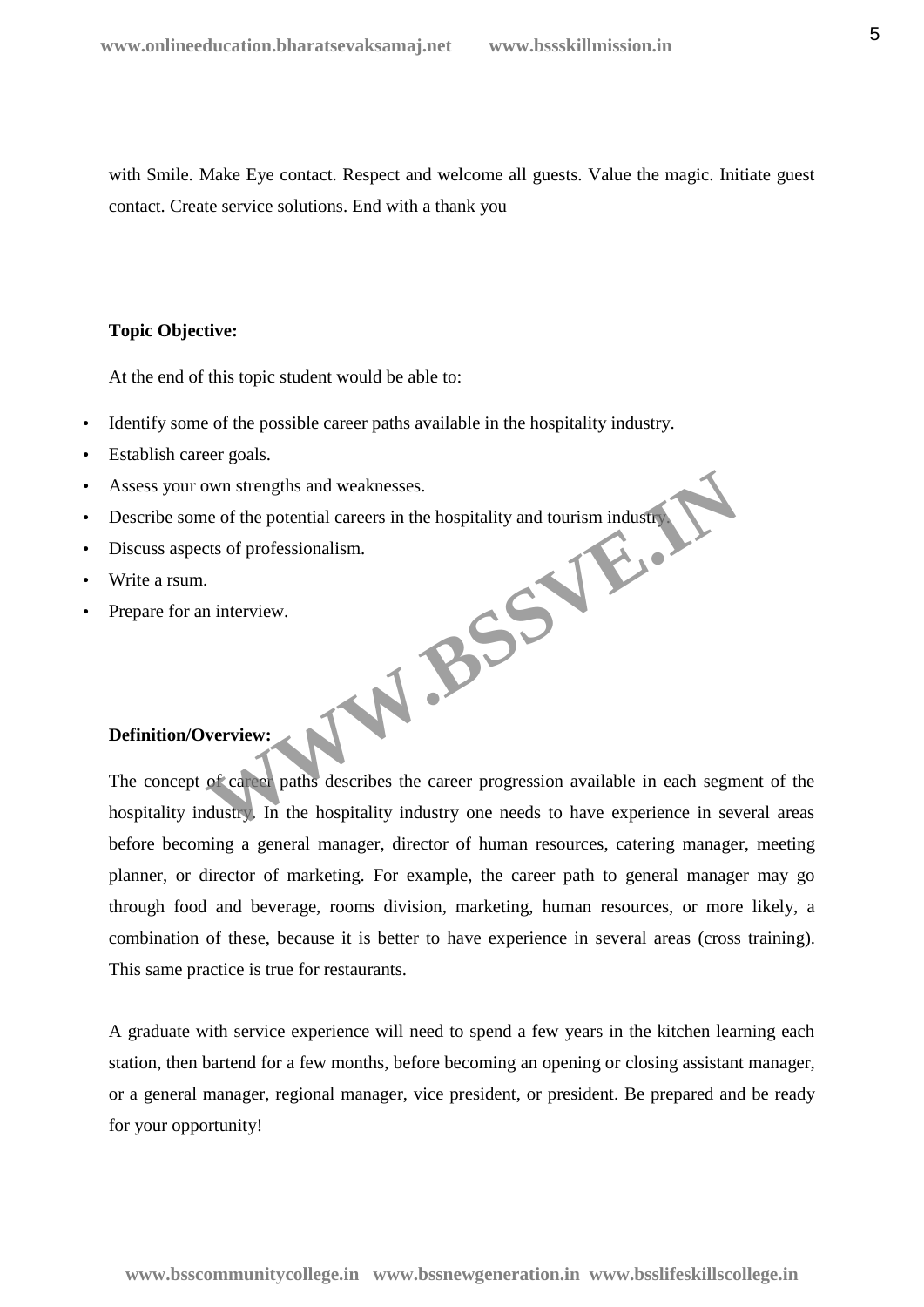with Smile. Make Eye contact. Respect and welcome all guests. Value the magic. Initiate guest contact. Create service solutions. End with a thank you

**Topic Objective:**

At the end of this topic student would be able to:

- Identify some of the possible career paths available in the hospitality industry.
- Establish career goals.
- Assess your own strengths and weaknesses.
- Describe some of the potential careers in the hospitality and tourism industry.
- Discuss aspects of professionalism.
- Write a rsum.
- Prepare for an interview.

**Definition/Overview:**

The concept of career paths describes the career progression available in each segment of the hospitality industry. In the hospitality industry one needs to have experience in several areas before becoming a general manager, director of human resources, catering manager, meeting planner, or director of marketing. For example, the career path to general manager may go through food and beverage, rooms division, marketing, human resources, or more likely, a combination of these, because it is better to have experience in several areas (cross training). This same practice is true for restaurants.

A graduate with service experience will need to spend a few years in the kitchen learning each station, then bartend for a few months, before becoming an opening or closing assistant manager, or a general manager, regional manager, vice president, or president. Be prepared and be ready for your opportunity!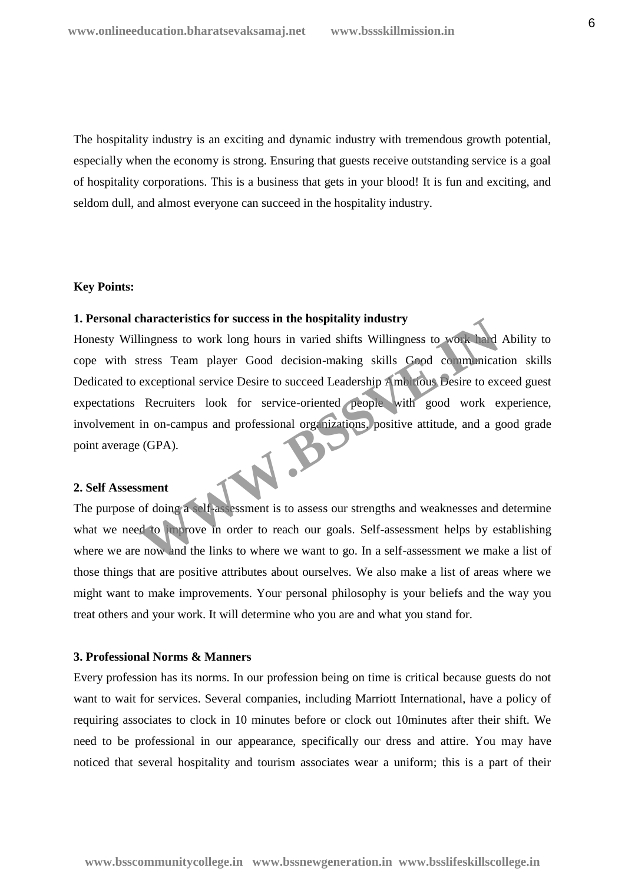The hospitality industry is an exciting and dynamic industry with tremendous growth potential, especially when the economy is strong. Ensuring that guests receive outstanding service is a goal of hospitality corporations. This is a business that gets in your blood! It is fun and exciting, and seldom dull, and almost everyone can succeed in the hospitality industry.

**Key Points:**

**1. Personal characteristics for success in the hospitality industry**

Honesty Willingness to work long hours in varied shifts Willingness to work hard Ability to cope with stress Team player Good decision-making skills Good communication skills Dedicated to exceptional service Desire to succeed Leadership Ambitious Desire to exceed guest expectations Recruiters look for service-oriented people with good work experience, involvement in on-campus and professional organizations, positive attitude, and a good grade point average (GPA).

**2. Self Assessment**

The purpose of doing a self-assessment is to assess our strengths and weaknesses and determine what we need to improve in order to reach our goals. Self-assessment helps by establishing where we are now and the links to where we want to go. In a self-assessment we make a list of those things that are positive attributes about ourselves. We also make a list of areas where we might want to make improvements. Your personal philosophy is your beliefs and the way you treat others and your work. It will determine who you are and what you stand for.

**3. Professional Norms & Manners**

Every profession has its norms. In our profession being on time is critical because guests do not want to wait for services. Several companies, including Marriott International, have a policy of requiring associates to clock in 10 minutes before or clock out 10minutes after their shift. We need to be professional in our appearance, specifically our dress and attire. You may have noticed that several hospitality and tourism associates wear a uniform; this is a part of their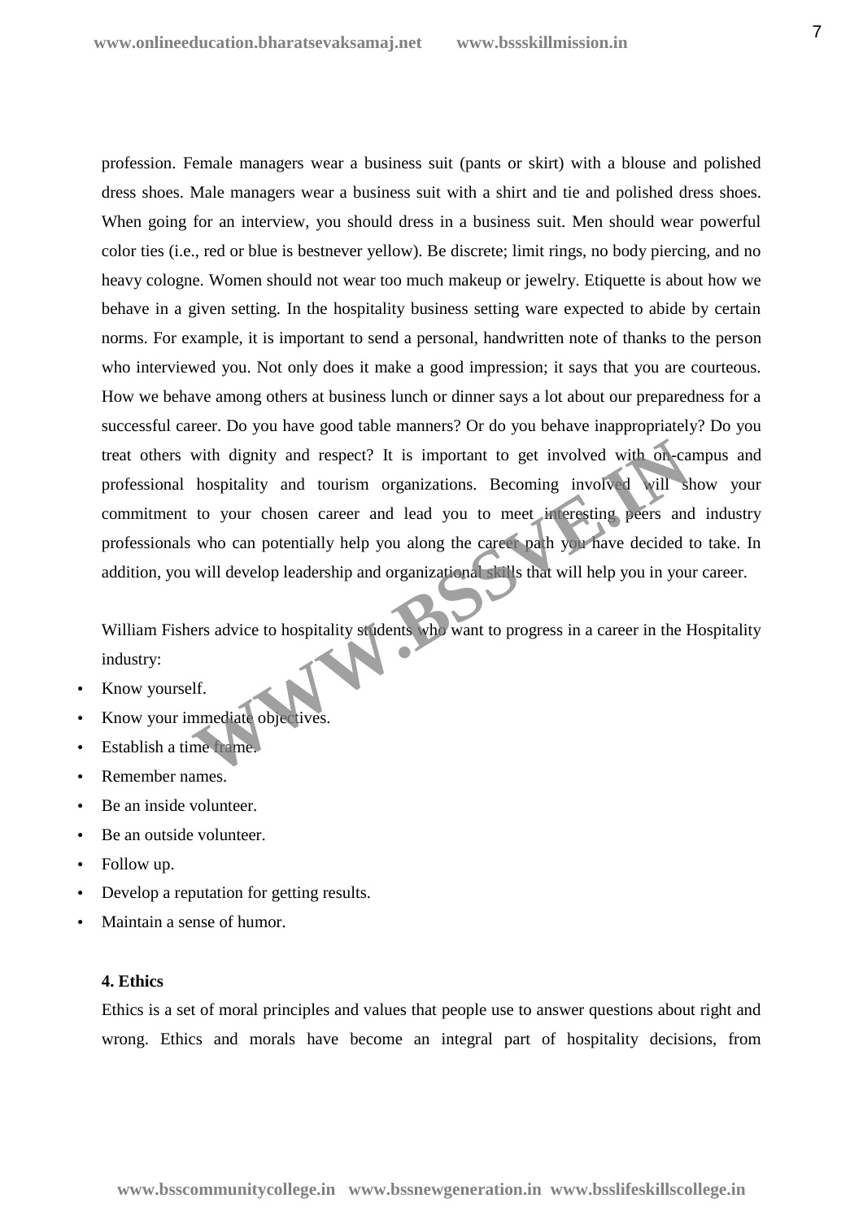profession. Female managers wear a business suit (pants or skirt) with a blouse and polished dress shoes. Male managers wear a business suit with a shirt and tie and polished dress shoes. When going for an interview, you should dress in a business suit. Men should wear powerful color ties (i.e., red or blue is bestnever yellow). Be discrete; limit rings, no body piercing, and no heavy cologne. Women should not wear too much makeup or jewelry. Etiquette is about how we behave in a given setting. In the hospitality business setting ware expected to abide by certain norms. For example, it is important to send a personal, handwritten note of thanks to the person who interviewed you. Not only does it make a good impression; it says that you are courteous. How we behave among others at business lunch or dinner says a lot about our preparedness for a successful career. Do you have good table manners? Or do you behave inappropriately? Do you treat others with dignity and respect? It is important to get involved with on-campus and professional hospitality and tourism organizations. Becoming involved will show your commitment to your chosen career and lead you to meet interesting peers and industry professionals who can potentially help you along the career path you have decided to take. In addition, you will develop leadership and organizational skills that will help you in your career.

William Fishers advice to hospitality students who want to progress in a career in the Hospitality industry:

- Know yourself.
- Know your immediate objectives.
- Establish a time frame.
- Remember names.
- Be an inside volunteer.
- Be an outside volunteer.
- Follow up.
- Develop a reputation for getting results.
- Maintain a sense of humor.

**4. Ethics**

Ethics is a set of moral principles and values that people use to answer questions about right and wrong. Ethics and morals have become an integral part of hospitality decisions, from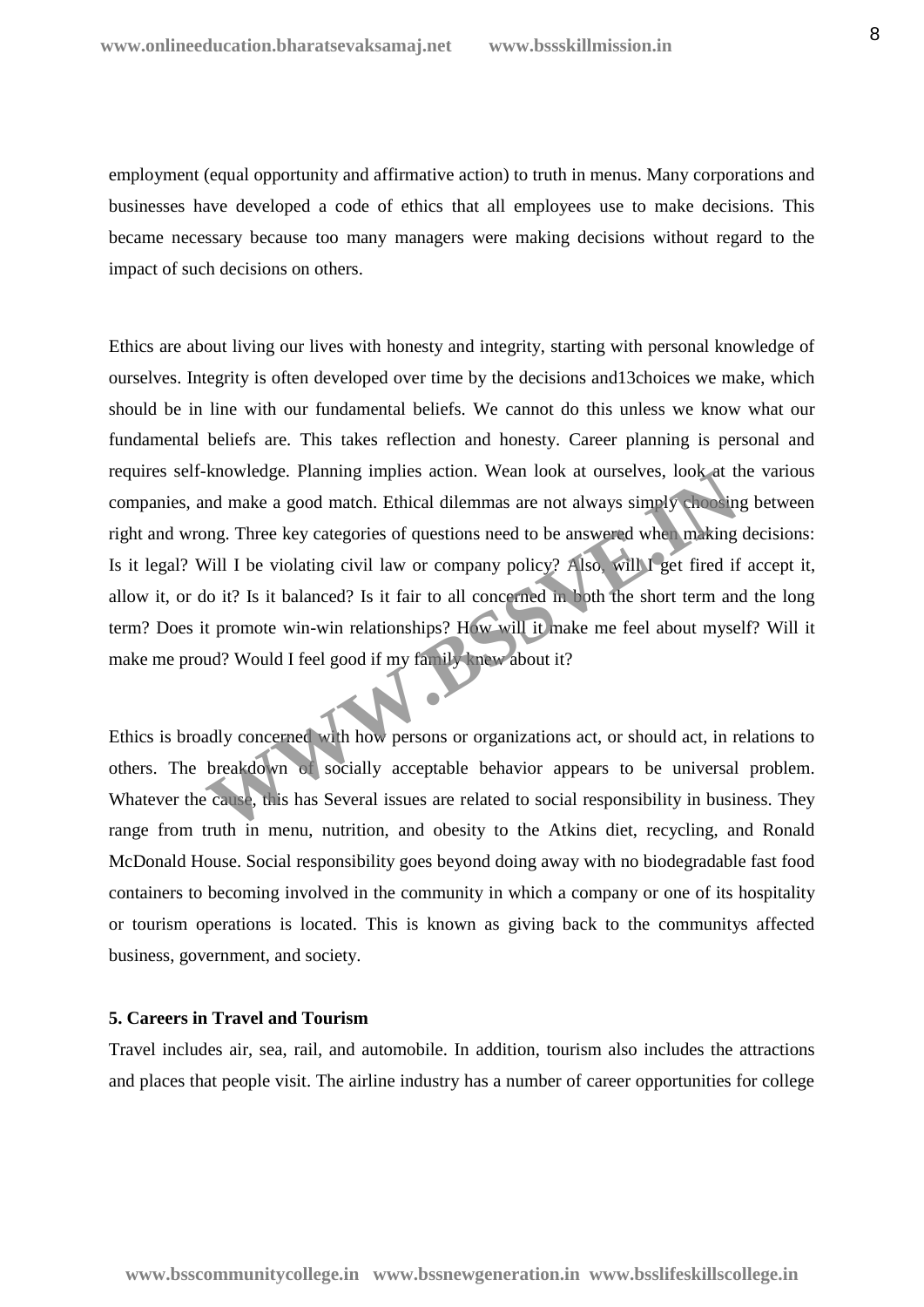employment (equal opportunity and affirmative action) to truth in menus. Many corporations and businesses have developed a code of ethics that all employees use to make decisions. This became necessary because too many managers were making decisions without regard to the impact of such decisions on others.

Ethics are about living our lives with honesty and integrity, starting with personal knowledge of ourselves. Integrity is often developed over time by the decisions and13choices we make, which should be in line with our fundamental beliefs. We cannot do this unless we know what our fundamental beliefs are. This takes reflection and honesty. Career planning is personal and requires self-knowledge. Planning implies action. Wean look at ourselves, look at the various companies, and make a good match. Ethical dilemmas are not always simply choosing between right and wrong. Three key categories of questions need to be answered when making decisions: Is it legal? Will I be violating civil law or company policy? Also, will I get fired if accept it, allow it, or do it? Is it balanced? Is it fair to all concerned in both the short term and the long term? Does it promote win-win relationships? How will it make me feel about myself? Will it make me proud? Would I feel good if my family knew about it?

Ethics is broadly concerned with how persons or organizations act, or should act, in relations to others. The breakdown of socially acceptable behavior appears to be universal problem. Whatever the cause, this has Several issues are related to social responsibility in business. They range from truth in menu, nutrition, and obesity to the Atkins diet, recycling, and Ronald McDonald House. Social responsibility goes beyond doing away with no biodegradable fast food containers to becoming involved in the community in which a company or one of its hospitality or tourism operations is located. This is known as giving back to the communitys affected business, government, and society.

**5. Careers in Travel and Tourism**

Travel includes air, sea, rail, and automobile. In addition, tourism also includes the attractions and places that people visit. The airline industry has a number of career opportunities for college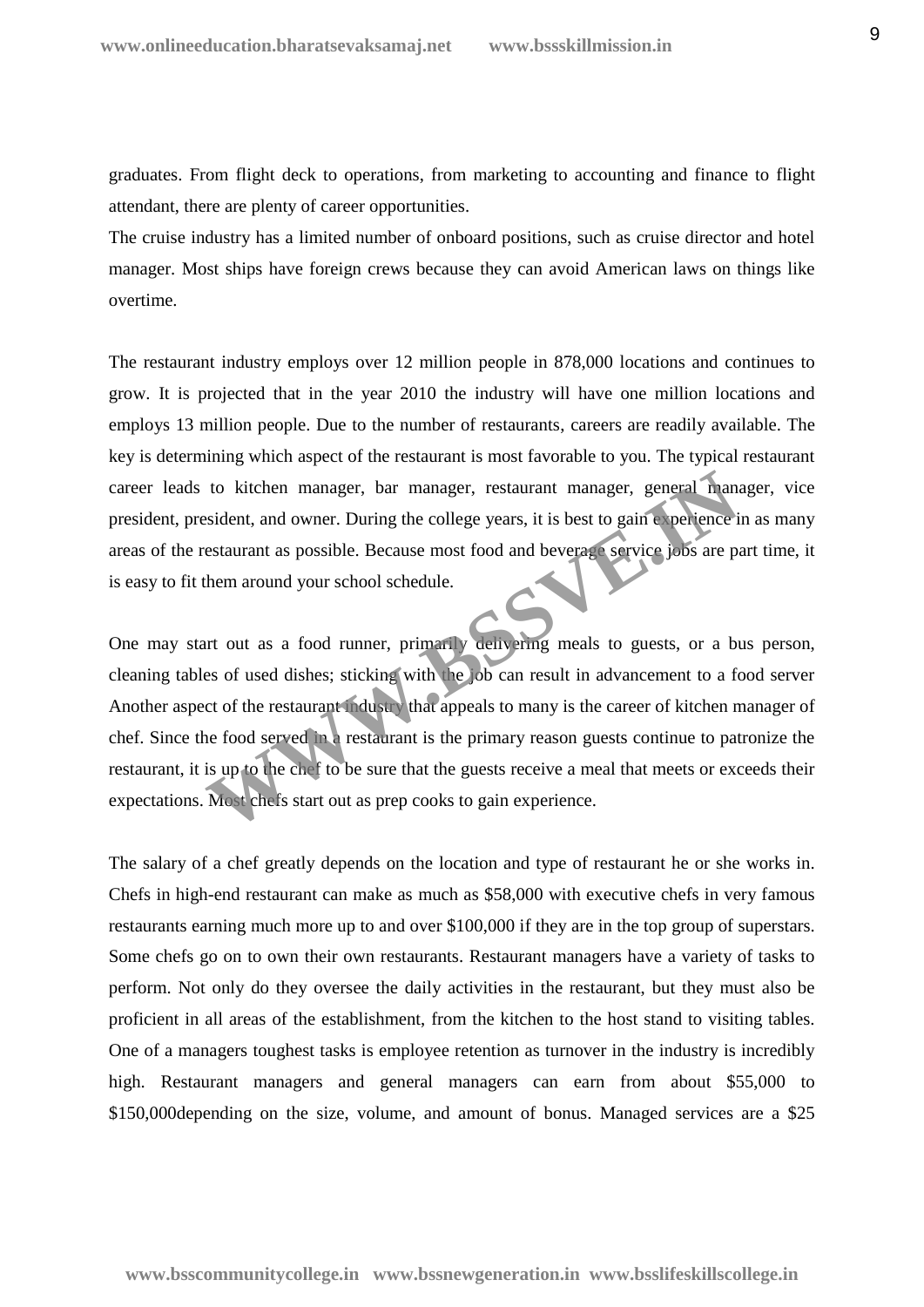graduates. From flight deck to operations, from marketing to accounting and finance to flight attendant, there are plenty of career opportunities.

The cruise industry has a limited number of onboard positions, such as cruise director and hotel manager. Most ships have foreign crews because they can avoid American laws on things like overtime.

The restaurant industry employs over 12 million people in 878,000 locations and continues to grow. It is projected that in the year 2010 the industry will have one million locations and employs 13 million people. Due to the number of restaurants, careers are readily available. The key is determining which aspect of the restaurant is most favorable to you. The typical restaurant career leads to kitchen manager, bar manager, restaurant manager, general manager, vice president, president, and owner. During the college years, it is best to gain experience in as many areas of the restaurant as possible. Because most food and beverage service jobs are part time, it is easy to fit them around your school schedule.

One may start out as a food runner, primarily delivering meals to guests, or a bus person, cleaning tables of used dishes; sticking with the job can result in advancement to a food server Another aspect of the restaurant industry that appeals to many is the career of kitchen manager of chef. Since the food served in a restaurant is the primary reason guests continue to patronize the restaurant, it is up to the chef to be sure that the guests receive a meal that meets or exceeds their expectations. Most chefs start out as prep cooks to gain experience.

The salary of a chef greatly depends on the location and type of restaurant he or she works in. Chefs in high-end restaurant can make as much as $58,000 with executive chefs in very famous restaurants earning much more up to and over $100,000 if they are in the top group of superstars. Some chefs go on to own their own restaurants. Restaurant managers have a variety of tasks to perform. Not only do they oversee the daily activities in the restaurant, but they must also be proficient in all areas of the establishment, from the kitchen to the host stand to visiting tables. One of a managers toughest tasks is employee retention as turnover in the industry is incredibly high. Restaurant managers and general managers can earn from about $55,000 to $150,000depending on the size, volume, and amount of bonus. Managed services are a $25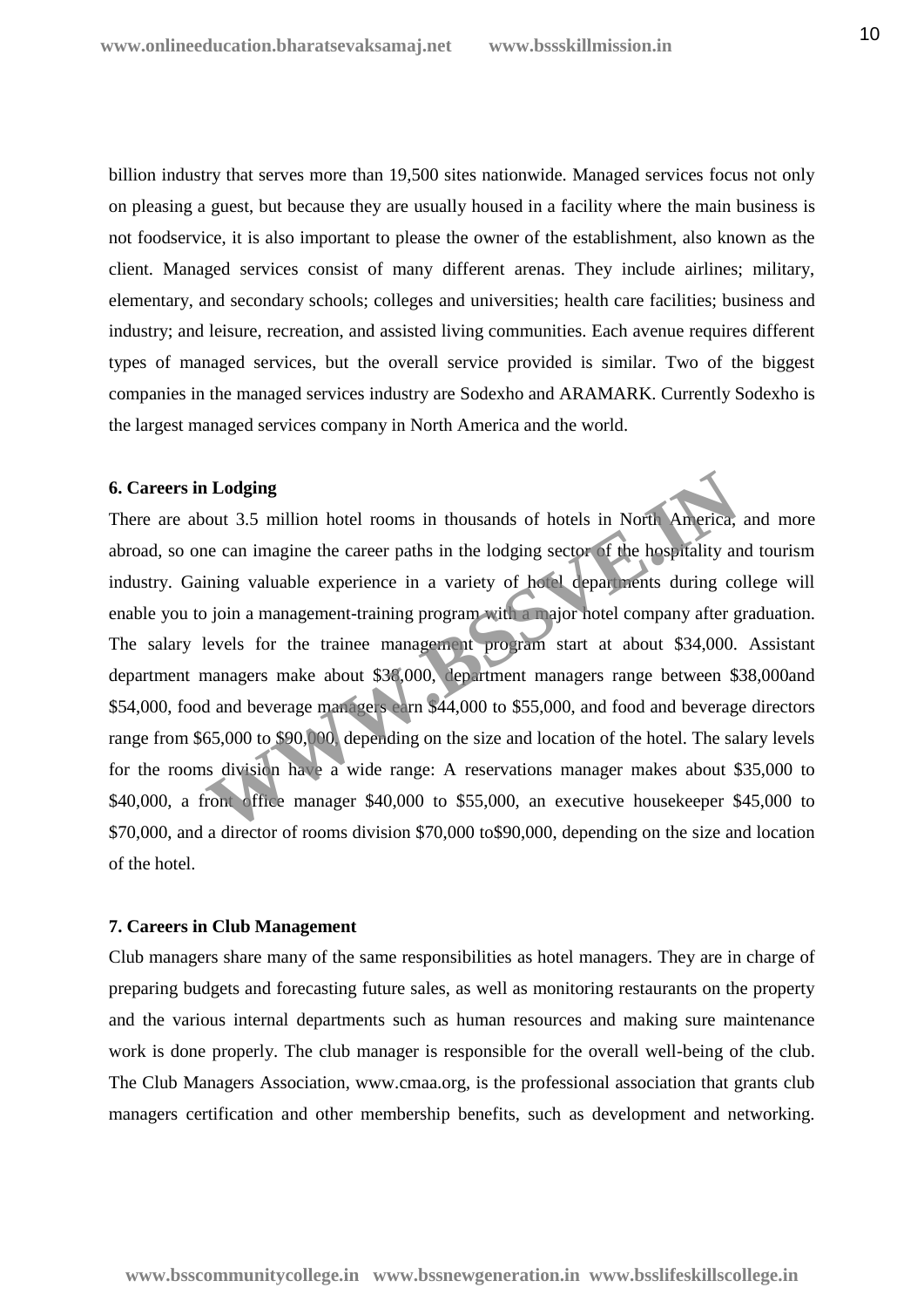billion industry that serves more than 19,500 sites nationwide. Managed services focus not only on pleasing a guest, but because they are usually housed in a facility where the main business is not foodservice, it is also important to please the owner of the establishment, also known as the client. Managed services consist of many different arenas. They include airlines; military, elementary, and secondary schools; colleges and universities; health care facilities; business and industry; and leisure, recreation, and assisted living communities. Each avenue requires different types of managed services, but the overall service provided is similar. Two of the biggest companies in the managed services industry are Sodexho and ARAMARK. Currently Sodexho is the largest managed services company in North America and the world.

### 6. Careers in Lodging

There are about 3.5 million hotel rooms in thousands of hotels in North America, and more abroad, so one can imagine the career paths in the lodging sector of the hospitality and tourism industry. Gaining valuable experience in a variety of hotel departments during college will enable you to join a management-training program with a major hotel company after graduation. The salary levels for the trainee management program start at about $34,000. Assistant department managers make about $38,000, department managers range between $38,000and $54,000, food and beverage managers earn $44,000 to $55,000, and food and beverage directors range from $65,000 to $90,000, depending on the size and location of the hotel. The salary levels for the rooms division have a wide range: A reservations manager makes about $35,000 to $40,000, a front office manager $40,000 to $55,000, an executive housekeeper $45,000 to $70,000, and a director of rooms division $70,000 to$90,000, depending on the size and location of the hotel.

### 7. Careers in Club Management

Club managers share many of the same responsibilities as hotel managers. They are in charge of preparing budgets and forecasting future sales, as well as monitoring restaurants on the property and the various internal departments such as human resources and making sure maintenance work is done properly. The club manager is responsible for the overall well-being of the club. The Club Managers Association, www.cmaa.org, is the professional association that grants club managers certification and other membership benefits, such as development and networking.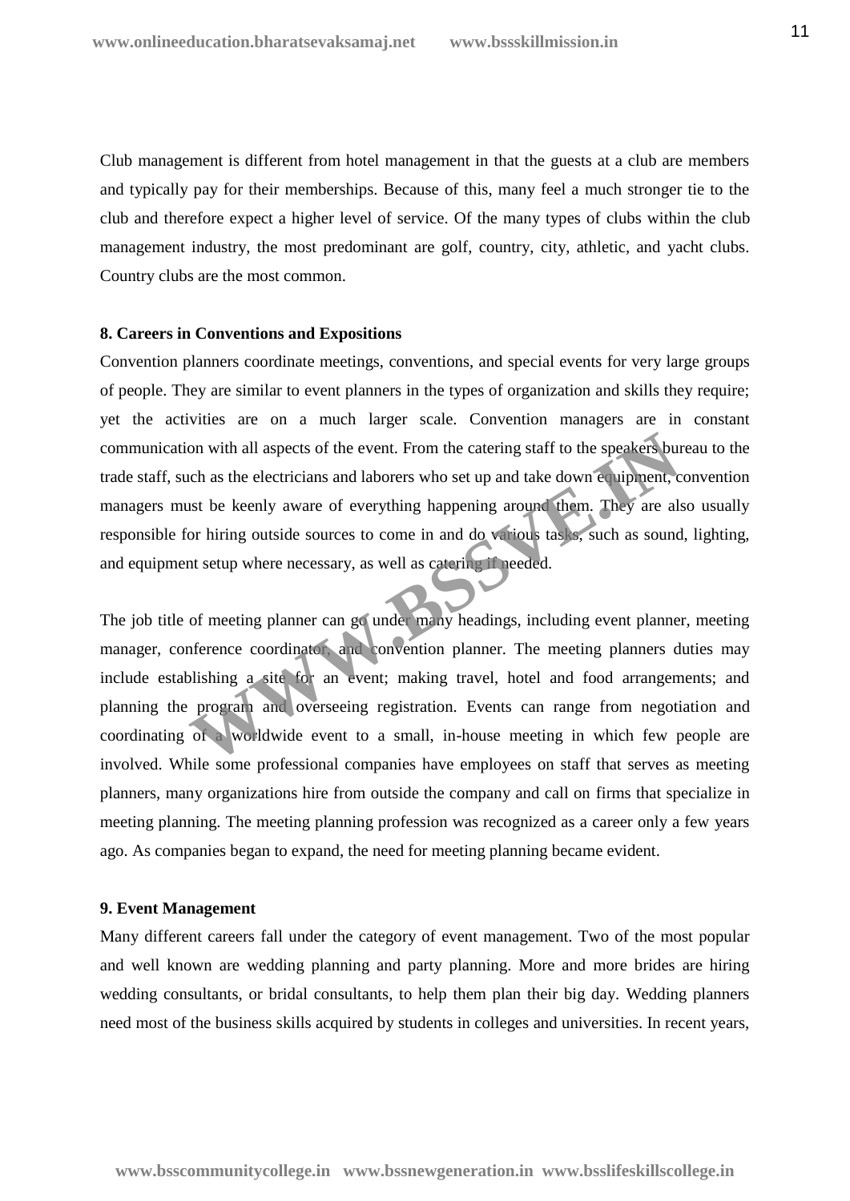Club management is different from hotel management in that the guests at a club are members and typically pay for their memberships. Because of this, many feel a much stronger tie to the club and therefore expect a higher level of service. Of the many types of clubs within the club management industry, the most predominant are golf, country, city, athletic, and yacht clubs. Country clubs are the most common.

**8. Careers in Conventions and Expositions**

Convention planners coordinate meetings, conventions, and special events for very large groups of people. They are similar to event planners in the types of organization and skills they require; yet the activities are on a much larger scale. Convention managers are in constant communication with all aspects of the event. From the catering staff to the speakers bureau to the trade staff, such as the electricians and laborers who set up and take down equipment, convention managers must be keenly aware of everything happening around them. They are also usually responsible for hiring outside sources to come in and do various tasks, such as sound, lighting, and equipment setup where necessary, as well as catering if needed.

The job title of meeting planner can go under many headings, including event planner, meeting manager, conference coordinator, and convention planner. The meeting planners duties may include establishing a site for an event; making travel, hotel and food arrangements; and planning the program and overseeing registration. Events can range from negotiation and coordinating of a worldwide event to a small, in-house meeting in which few people are involved. While some professional companies have employees on staff that serves as meeting planners, many organizations hire from outside the company and call on firms that specialize in meeting planning. The meeting planning profession was recognized as a career only a few years ago. As companies began to expand, the need for meeting planning became evident.

**9. Event Management**

Many different careers fall under the category of event management. Two of the most popular and well known are wedding planning and party planning. More and more brides are hiring wedding consultants, or bridal consultants, to help them plan their big day. Wedding planners need most of the business skills acquired by students in colleges and universities. In recent years,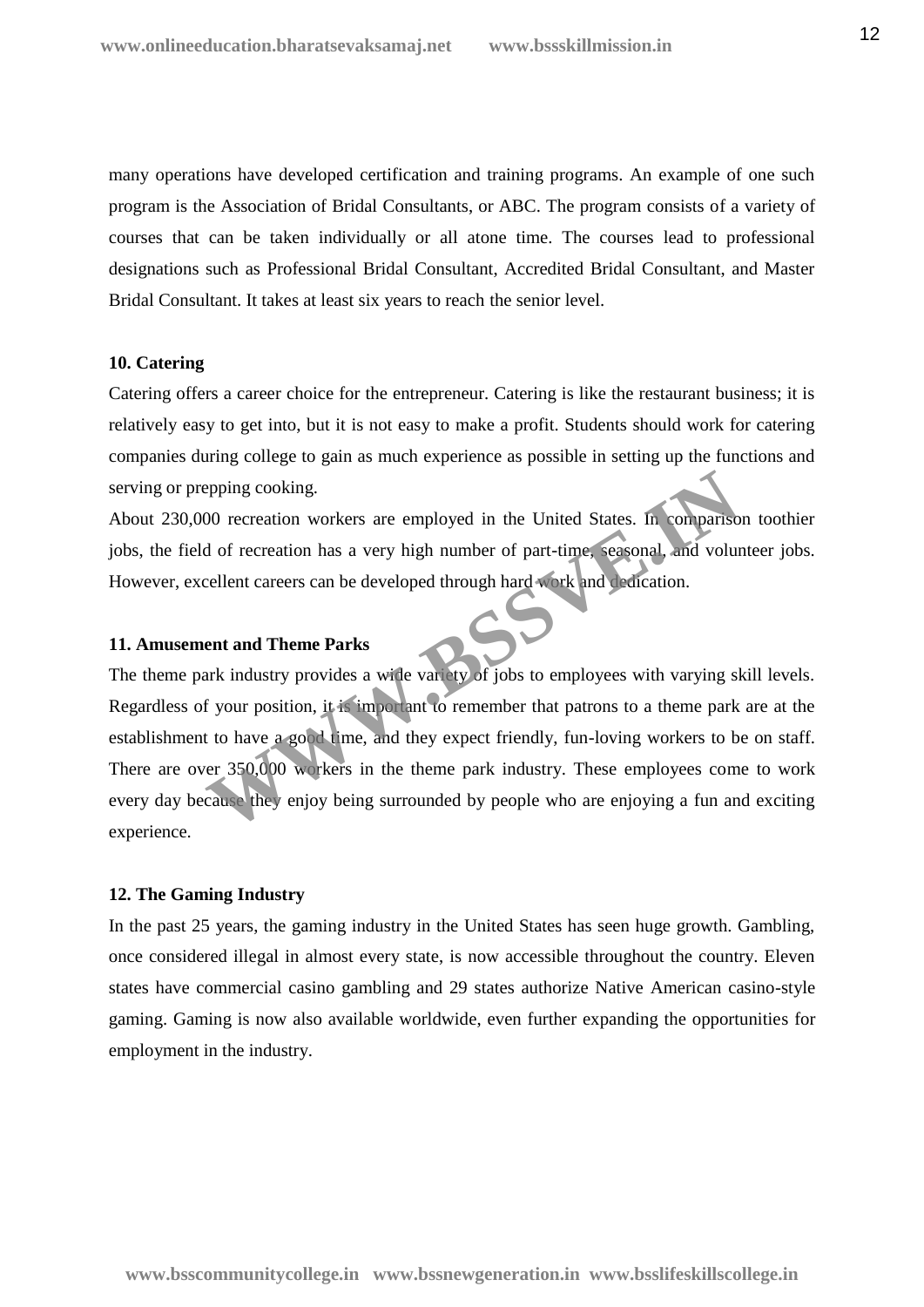many operations have developed certification and training programs. An example of one such program is the Association of Bridal Consultants, or ABC. The program consists of a variety of courses that can be taken individually or all atone time. The courses lead to professional designations such as Professional Bridal Consultant, Accredited Bridal Consultant, and Master Bridal Consultant. It takes at least six years to reach the senior level.

**10. Catering**

Catering offers a career choice for the entrepreneur. Catering is like the restaurant business; it is relatively easy to get into, but it is not easy to make a profit. Students should work for catering companies during college to gain as much experience as possible in setting up the functions and serving or prepping cooking.

About 230,000 recreation workers are employed in the United States. In comparison toothier jobs, the field of recreation has a very high number of part-time, seasonal, and volunteer jobs. However, excellent careers can be developed through hard work and dedication.

**11. Amusement and Theme Parks**

The theme park industry provides a wide variety of jobs to employees with varying skill levels. Regardless of your position, it is important to remember that patrons to a theme park are at the establishment to have a good time, and they expect friendly, fun-loving workers to be on staff. There are over 350,000 workers in the theme park industry. These employees come to work every day because they enjoy being surrounded by people who are enjoying a fun and exciting experience.

**12. The Gaming Industry**

In the past 25 years, the gaming industry in the United States has seen huge growth. Gambling, once considered illegal in almost every state, is now accessible throughout the country. Eleven states have commercial casino gambling and 29 states authorize Native American casino-style gaming. Gaming is now also available worldwide, even further expanding the opportunities for employment in the industry.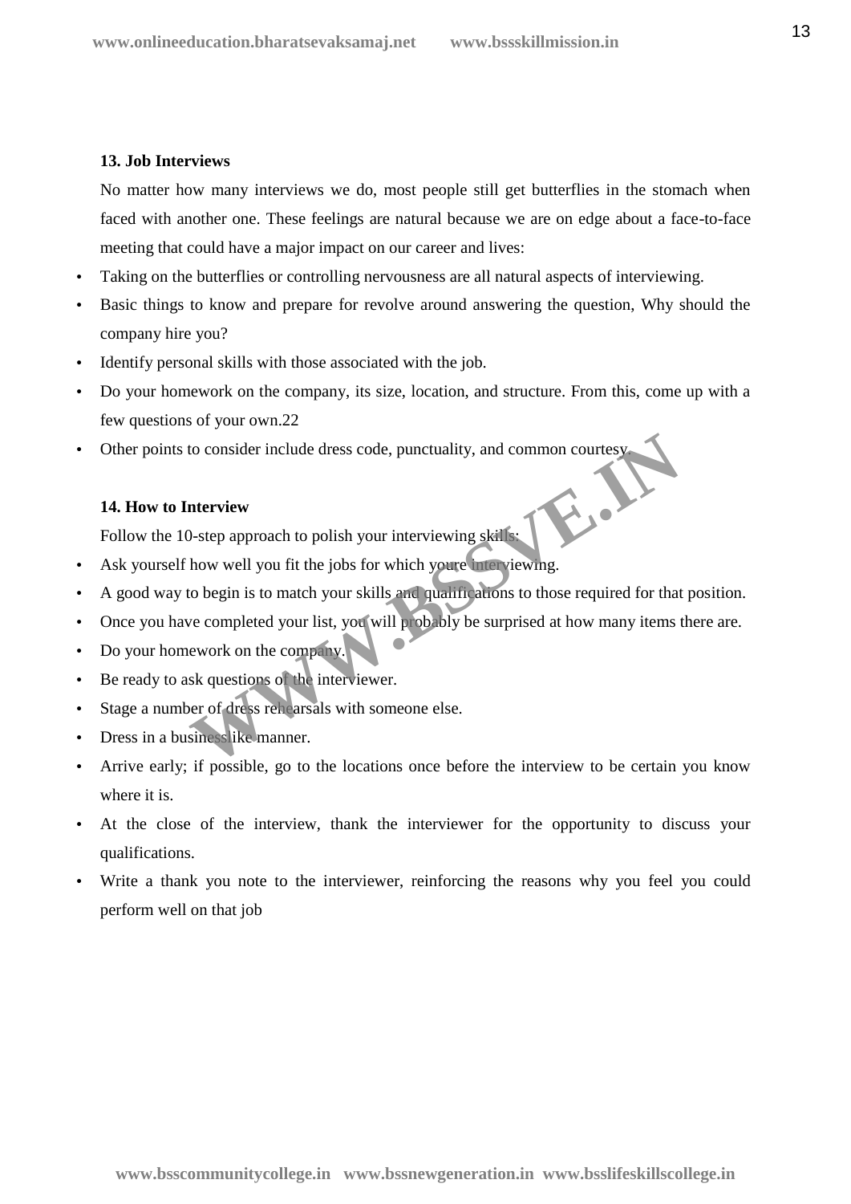**13. Job Interviews**

No matter how many interviews we do, most people still get butterflies in the stomach when faced with another one. These feelings are natural because we are on edge about a face-to-face meeting that could have a major impact on our career and lives:

- Taking on the butterflies or controlling nervousness are all natural aspects of interviewing.
- Basic things to know and prepare for revolve around answering the question, Why should the company hire you?
- Identify personal skills with those associated with the job.
- Do your homework on the company, its size, location, and structure. From this, come up with a few questions of your own.22
- Other points to consider include dress code, punctuality, and common courtesy.

**14. How to Interview**

Follow the 10-step approach to polish your interviewing skills:

- Ask yourself how well you fit the jobs for which youre interviewing.
- A good way to begin is to match your skills and qualifications to those required for that position.
- Once you have completed your list, you will probably be surprised at how many items there are.
- Do your homework on the company.
- Be ready to ask questions of the interviewer.
- Stage a number of dress rehearsals with someone else.
- Dress in a businesslike manner.
- Arrive early; if possible, go to the locations once before the interview to be certain you know where it is.
- At the close of the interview, thank the interviewer for the opportunity to discuss your qualifications.
- Write a thank you note to the interviewer, reinforcing the reasons why you feel you could perform well on that job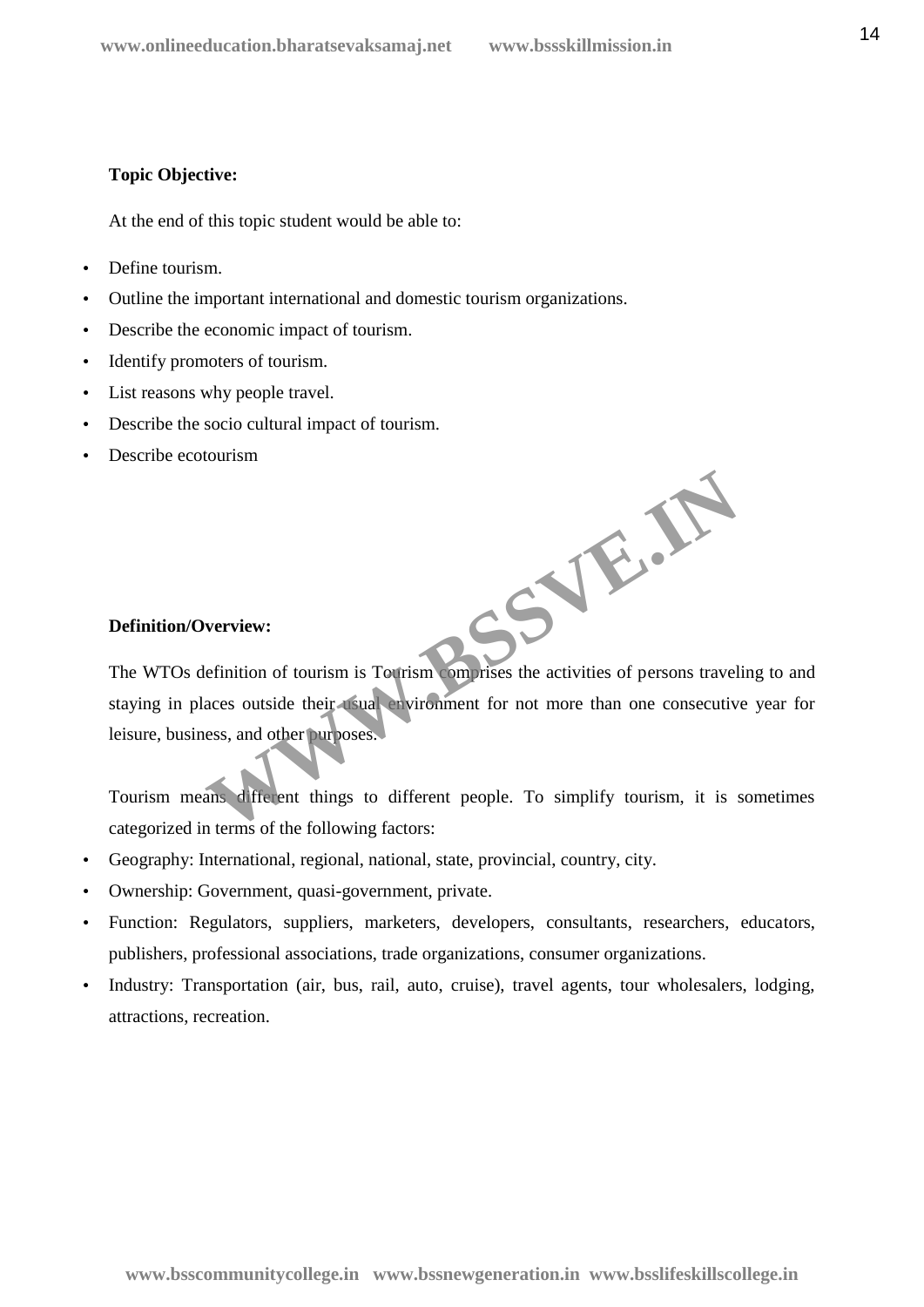**Topic Objective:**

At the end of this topic student would be able to:

- Define tourism.
- Outline the important international and domestic tourism organizations.
- Describe the economic impact of tourism.
- Identify promoters of tourism.
- List reasons why people travel.
- Describe the socio cultural impact of tourism.
- Describe ecotourism

**Definition/Overview:**

The WTOs definition of tourism is Tourism comprises the activities of persons traveling to and staying in places outside their usual environment for not more than one consecutive year for leisure, business, and other purposes.

Tourism means different things to different people. To simplify tourism, it is sometimes categorized in terms of the following factors:

- Geography: International, regional, national, state, provincial, country, city.
- Ownership: Government, quasi-government, private.
- Function: Regulators, suppliers, marketers, developers, consultants, researchers, educators, publishers, professional associations, trade organizations, consumer organizations.
- Industry: Transportation (air, bus, rail, auto, cruise), travel agents, tour wholesalers, lodging, attractions, recreation.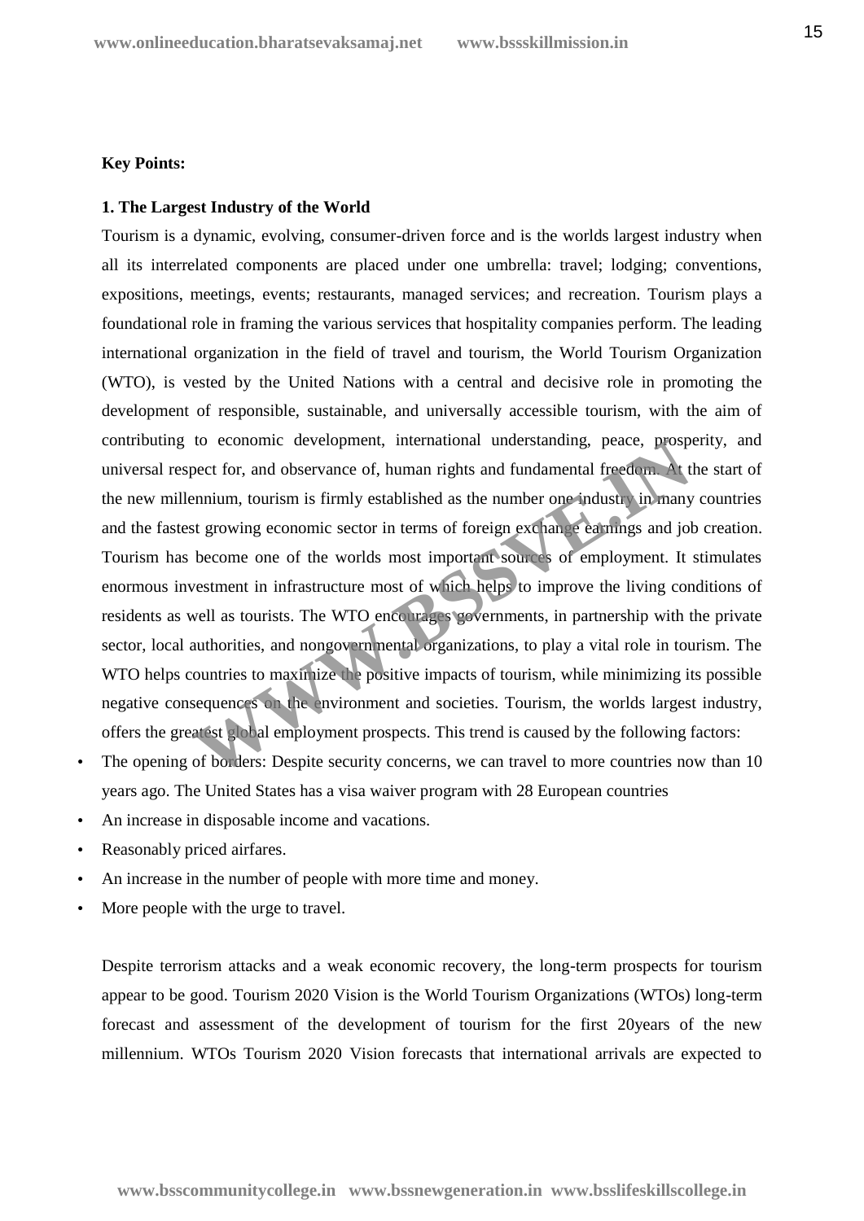**Key Points:**

**1. The Largest Industry of the World**

Tourism is a dynamic, evolving, consumer-driven force and is the worlds largest industry when all its interrelated components are placed under one umbrella: travel; lodging; conventions, expositions, meetings, events; restaurants, managed services; and recreation. Tourism plays a foundational role in framing the various services that hospitality companies perform. The leading international organization in the field of travel and tourism, the World Tourism Organization (WTO), is vested by the United Nations with a central and decisive role in promoting the development of responsible, sustainable, and universally accessible tourism, with the aim of contributing to economic development, international understanding, peace, prosperity, and universal respect for, and observance of, human rights and fundamental freedom. At the start of the new millennium, tourism is firmly established as the number one industry in many countries and the fastest growing economic sector in terms of foreign exchange earnings and job creation. Tourism has become one of the worlds most important sources of employment. It stimulates enormous investment in infrastructure most of which helps to improve the living conditions of residents as well as tourists. The WTO encourages governments, in partnership with the private sector, local authorities, and nongovernmental organizations, to play a vital role in tourism. The WTO helps countries to maximize the positive impacts of tourism, while minimizing its possible negative consequences on the environment and societies. Tourism, the worlds largest industry, offers the greatest global employment prospects. This trend is caused by the following factors:

- The opening of borders: Despite security concerns, we can travel to more countries now than 10 years ago. The United States has a visa waiver program with 28 European countries
- An increase in disposable income and vacations.
- Reasonably priced airfares.
- An increase in the number of people with more time and money.
- More people with the urge to travel.

Despite terrorism attacks and a weak economic recovery, the long-term prospects for tourism appear to be good. Tourism 2020 Vision is the World Tourism Organizations (WTOs) long-term forecast and assessment of the development of tourism for the first 20years of the new millennium. WTOs Tourism 2020 Vision forecasts that international arrivals are expected to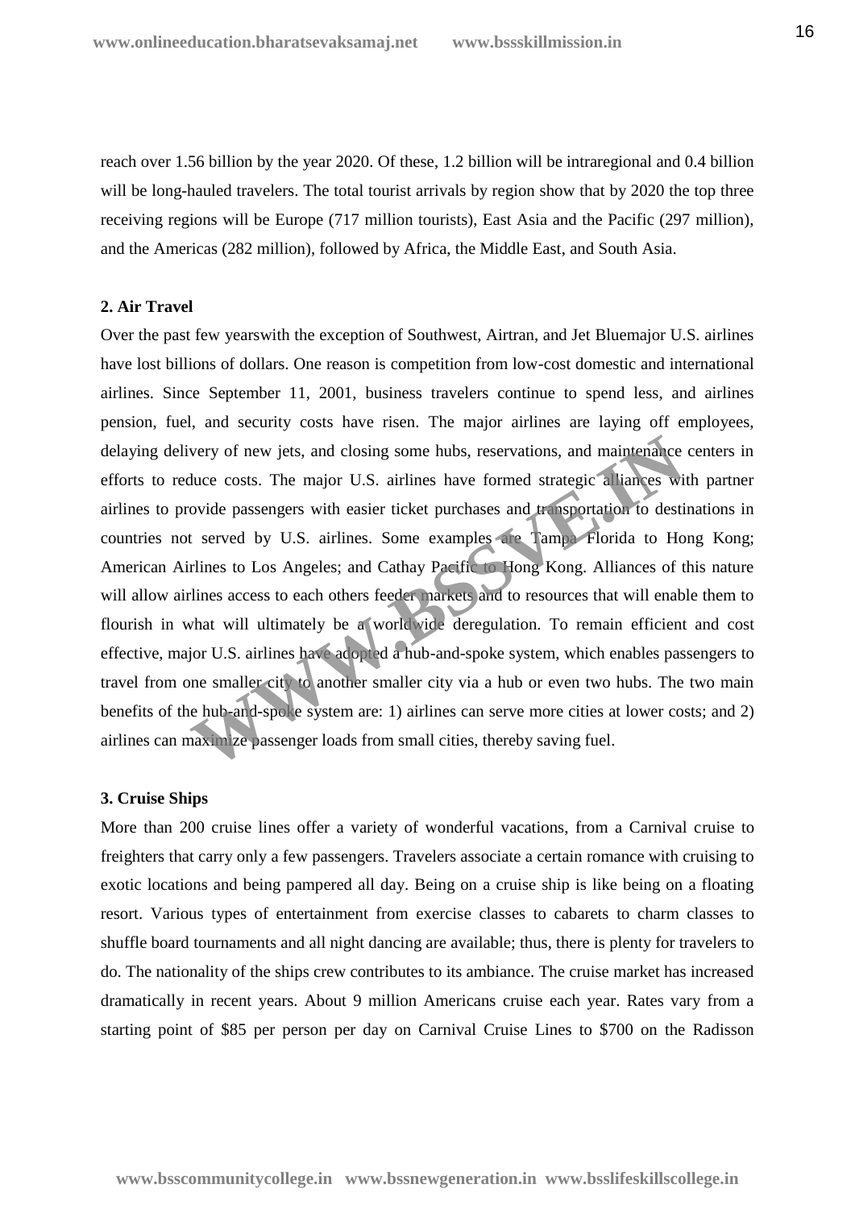reach over 1.56 billion by the year 2020. Of these, 1.2 billion will be intraregional and 0.4 billion will be long-hauled travelers. The total tourist arrivals by region show that by 2020 the top three receiving regions will be Europe (717 million tourists), East Asia and the Pacific (297 million), and the Americas (282 million), followed by Africa, the Middle East, and South Asia.

**2. Air Travel**

Over the past few yearswith the exception of Southwest, Airtran, and Jet Bluemajor U.S. airlines have lost billions of dollars. One reason is competition from low-cost domestic and international airlines. Since September 11, 2001, business travelers continue to spend less, and airlines pension, fuel, and security costs have risen. The major airlines are laying off employees, delaying delivery of new jets, and closing some hubs, reservations, and maintenance centers in efforts to reduce costs. The major U.S. airlines have formed strategic alliances with partner airlines to provide passengers with easier ticket purchases and transportation to destinations in countries not served by U.S. airlines. Some examples are Tampa, Florida to Hong Kong; American Airlines to Los Angeles; and Cathay Pacific to Hong Kong. Alliances of this nature will allow airlines access to each others feeder markets and to resources that will enable them to flourish in what will ultimately be a worldwide deregulation. To remain efficient and cost effective, major U.S. airlines have adopted a hub-and-spoke system, which enables passengers to travel from one smaller city to another smaller city via a hub or even two hubs. The two main benefits of the hub-and-spoke system are: 1) airlines can serve more cities at lower costs; and 2) airlines can maximize passenger loads from small cities, thereby saving fuel.

**3. Cruise Ships**

More than 200 cruise lines offer a variety of wonderful vacations, from a Carnival cruise to freighters that carry only a few passengers. Travelers associate a certain romance with cruising to exotic locations and being pampered all day. Being on a cruise ship is like being on a floating resort. Various types of entertainment from exercise classes to cabarets to charm classes to shuffle board tournaments and all night dancing are available; thus, there is plenty for travelers to do. The nationality of the ships crew contributes to its ambiance. The cruise market has increased dramatically in recent years. About 9 million Americans cruise each year. Rates vary from a starting point of $85 per person per day on Carnival Cruise Lines to $700 on the Radisson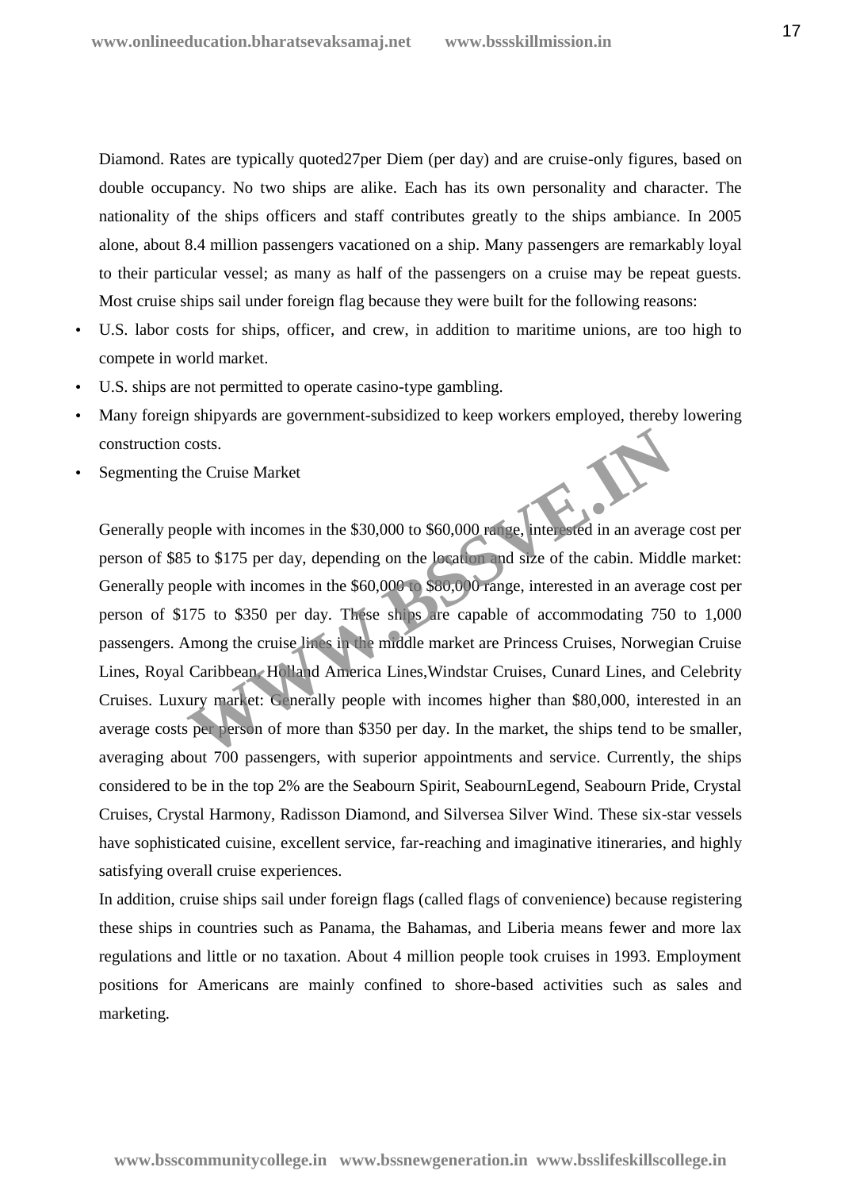Diamond. Rates are typically quoted27per Diem (per day) and are cruise-only figures, based on double occupancy. No two ships are alike. Each has its own personality and character. The nationality of the ships officers and staff contributes greatly to the ships ambiance. In 2005 alone, about 8.4 million passengers vacationed on a ship. Many passengers are remarkably loyal to their particular vessel; as many as half of the passengers on a cruise may be repeat guests. Most cruise ships sail under foreign flag because they were built for the following reasons:

- U.S. labor costs for ships, officer, and crew, in addition to maritime unions, are too high to compete in world market.
- U.S. ships are not permitted to operate casino-type gambling.
- Many foreign shipyards are government-subsidized to keep workers employed, thereby lowering construction costs.
- Segmenting the Cruise Market

Generally people with incomes in the $30,000 to $60,000 range, interested in an average cost per person of $85 to $175 per day, depending on the location and size of the cabin. Middle market: Generally people with incomes in the $60,000 to $80,000 range, interested in an average cost per person of $175 to $350 per day. These ships are capable of accommodating 750 to 1,000 passengers. Among the cruise lines in the middle market are Princess Cruises, Norwegian Cruise Lines, Royal Caribbean, Holland America Lines,Windstar Cruises, Cunard Lines, and Celebrity Cruises. Luxury market: Generally people with incomes higher than $80,000, interested in an average costs per person of more than $350 per day. In the market, the ships tend to be smaller, averaging about 700 passengers, with superior appointments and service. Currently, the ships considered to be in the top 2% are the Seabourn Spirit, SeabournLegend, Seabourn Pride, Crystal Cruises, Crystal Harmony, Radisson Diamond, and Silversea Silver Wind. These six-star vessels have sophisticated cuisine, excellent service, far-reaching and imaginative itineraries, and highly satisfying overall cruise experiences.

In addition, cruise ships sail under foreign flags (called flags of convenience) because registering these ships in countries such as Panama, the Bahamas, and Liberia means fewer and more lax regulations and little or no taxation. About 4 million people took cruises in 1993. Employment positions for Americans are mainly confined to shore-based activities such as sales and marketing.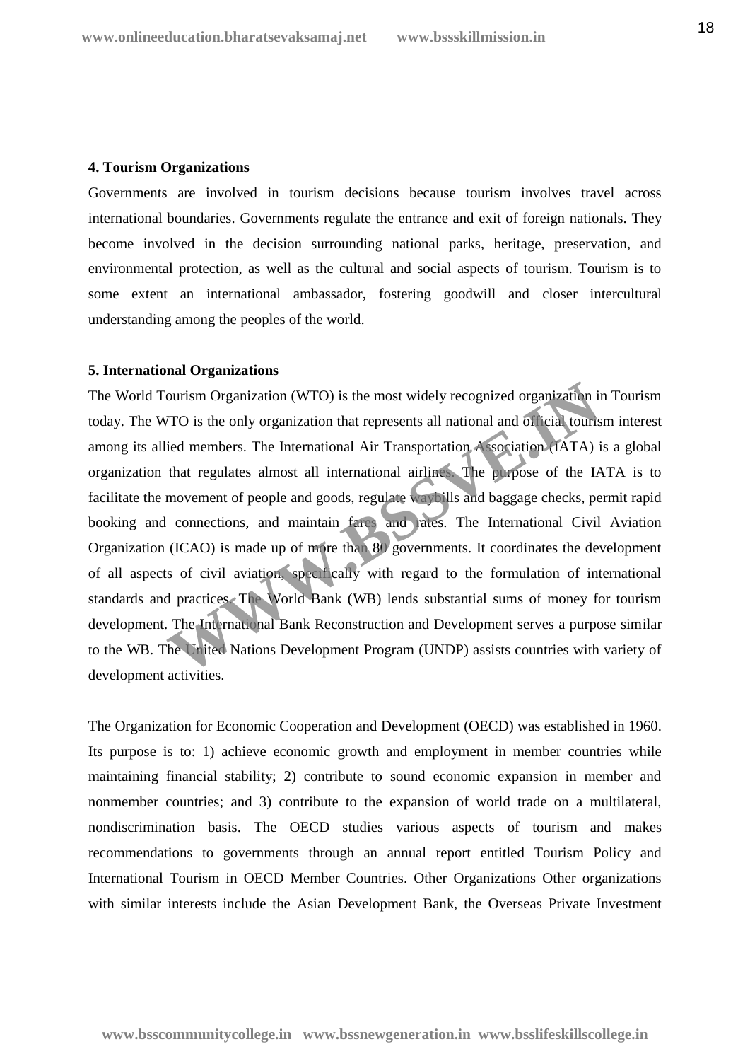**4. Tourism Organizations**

Governments are involved in tourism decisions because tourism involves travel across international boundaries. Governments regulate the entrance and exit of foreign nationals. They become involved in the decision surrounding national parks, heritage, preservation, and environmental protection, as well as the cultural and social aspects of tourism. Tourism is to some extent an international ambassador, fostering goodwill and closer intercultural understanding among the peoples of the world.

**5. International Organizations**

The World Tourism Organization (WTO) is the most widely recognized organization in Tourism today. The WTO is the only organization that represents all national and official tourism interest among its allied members. The International Air Transportation Association (IATA) is a global organization that regulates almost all international airlines. The purpose of the IATA is to facilitate the movement of people and goods, regulate waybills and baggage checks, permit rapid booking and connections, and maintain fares and rates. The International Civil Aviation Organization (ICAO) is made up of more than 80 governments. It coordinates the development of all aspects of civil aviation, specifically with regard to the formulation of international standards and practices. The World Bank (WB) lends substantial sums of money for tourism development. The International Bank Reconstruction and Development serves a purpose similar to the WB. The United Nations Development Program (UNDP) assists countries with variety of development activities.

The Organization for Economic Cooperation and Development (OECD) was established in 1960. Its purpose is to: 1) achieve economic growth and employment in member countries while maintaining financial stability; 2) contribute to sound economic expansion in member and nonmember countries; and 3) contribute to the expansion of world trade on a multilateral, nondiscrimination basis. The OECD studies various aspects of tourism and makes recommendations to governments through an annual report entitled Tourism Policy and International Tourism in OECD Member Countries. Other Organizations Other organizations with similar interests include the Asian Development Bank, the Overseas Private Investment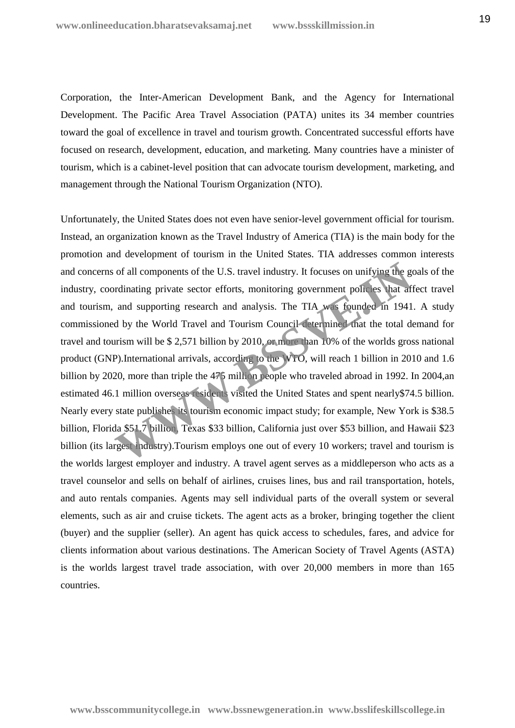Corporation, the Inter-American Development Bank, and the Agency for International Development. The Pacific Area Travel Association (PATA) unites its 34 member countries toward the goal of excellence in travel and tourism growth. Concentrated successful efforts have focused on research, development, education, and marketing. Many countries have a minister of tourism, which is a cabinet-level position that can advocate tourism development, marketing, and management through the National Tourism Organization (NTO).

Unfortunately, the United States does not even have senior-level government official for tourism. Instead, an organization known as the Travel Industry of America (TIA) is the main body for the promotion and development of tourism in the United States. TIA addresses common interests and concerns of all components of the U.S. travel industry. It focuses on unifying the goals of the industry, coordinating private sector efforts, monitoring government policies that affect travel and tourism, and supporting research and analysis. The TIA was founded in 1941. A study commissioned by the World Travel and Tourism Council determined that the total demand for travel and tourism will be $ 2,571 billion by 2010, or more than 10% of the worlds gross national product (GNP).International arrivals, according to the WTO, will reach 1 billion in 2010 and 1.6 billion by 2020, more than triple the 475 million people who traveled abroad in 1992. In 2004,an estimated 46.1 million overseas residents visited the United States and spent nearly$74.5 billion. Nearly every state publishes its tourism economic impact study; for example, New York is $38.5 billion, Florida $51.7 billion, Texas $33 billion, California just over $53 billion, and Hawaii $23 billion (its largest industry).Tourism employs one out of every 10 workers; travel and tourism is the worlds largest employer and industry. A travel agent serves as a middleperson who acts as a travel counselor and sells on behalf of airlines, cruises lines, bus and rail transportation, hotels, and auto rentals companies. Agents may sell individual parts of the overall system or several elements, such as air and cruise tickets. The agent acts as a broker, bringing together the client (buyer) and the supplier (seller). An agent has quick access to schedules, fares, and advice for clients information about various destinations. The American Society of Travel Agents (ASTA) is the worlds largest travel trade association, with over 20,000 members in more than 165 countries.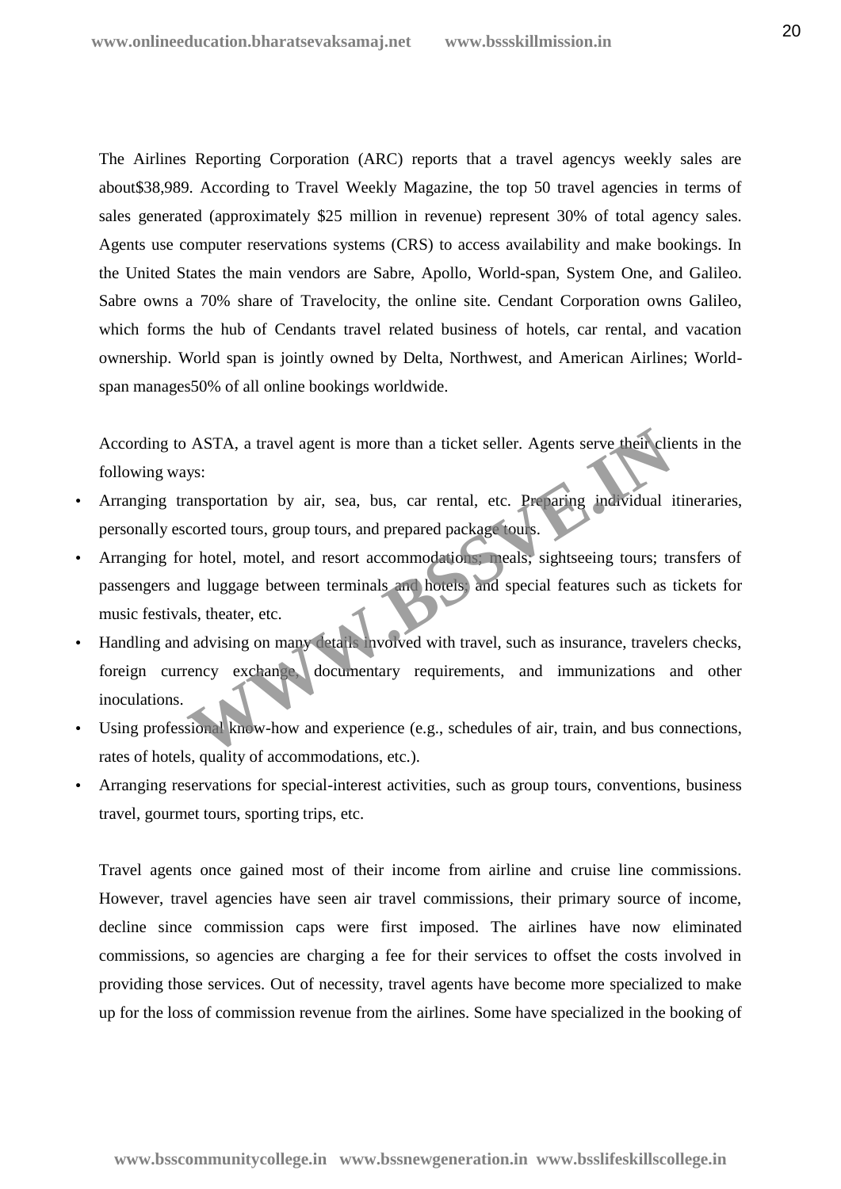The Airlines Reporting Corporation (ARC) reports that a travel agencys weekly sales are about$38,989. According to Travel Weekly Magazine, the top 50 travel agencies in terms of sales generated (approximately $25 million in revenue) represent 30% of total agency sales. Agents use computer reservations systems (CRS) to access availability and make bookings. In the United States the main vendors are Sabre, Apollo, World-span, System One, and Galileo. Sabre owns a 70% share of Travelocity, the online site. Cendant Corporation owns Galileo, which forms the hub of Cendants travel related business of hotels, car rental, and vacation ownership. World span is jointly owned by Delta, Northwest, and American Airlines; World-span manages50% of all online bookings worldwide.

According to ASTA, a travel agent is more than a ticket seller. Agents serve their clients in the following ways:

- Arranging transportation by air, sea, bus, car rental, etc. Preparing individual itineraries, personally escorted tours, group tours, and prepared package tours.
- Arranging for hotel, motel, and resort accommodations; meals; sightseeing tours; transfers of passengers and luggage between terminals and hotels; and special features such as tickets for music festivals, theater, etc.
- Handling and advising on many details involved with travel, such as insurance, travelers checks, foreign currency exchange, documentary requirements, and immunizations and other inoculations.
- Using professional know-how and experience (e.g., schedules of air, train, and bus connections, rates of hotels, quality of accommodations, etc.).
- Arranging reservations for special-interest activities, such as group tours, conventions, business travel, gourmet tours, sporting trips, etc.

Travel agents once gained most of their income from airline and cruise line commissions. However, travel agencies have seen air travel commissions, their primary source of income, decline since commission caps were first imposed. The airlines have now eliminated commissions, so agencies are charging a fee for their services to offset the costs involved in providing those services. Out of necessity, travel agents have become more specialized to make up for the loss of commission revenue from the airlines. Some have specialized in the booking of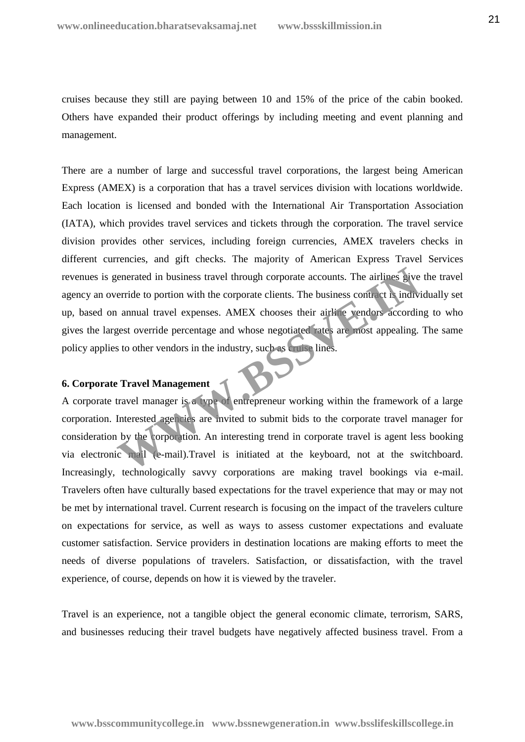cruises because they still are paying between 10 and 15% of the price of the cabin booked. Others have expanded their product offerings by including meeting and event planning and management.

There are a number of large and successful travel corporations, the largest being American Express (AMEX) is a corporation that has a travel services division with locations worldwide. Each location is licensed and bonded with the International Air Transportation Association (IATA), which provides travel services and tickets through the corporation. The travel service division provides other services, including foreign currencies, AMEX travelers checks in different currencies, and gift checks. The majority of American Express Travel Services revenues is generated in business travel through corporate accounts. The airlines give the travel agency an override to portion with the corporate clients. The business contract is individually set up, based on annual travel expenses. AMEX chooses their airline vendors according to who gives the largest override percentage and whose negotiated rates are most appealing. The same policy applies to other vendors in the industry, such as cruise lines.

**6. Corporate Travel Management**

A corporate travel manager is a type of entrepreneur working within the framework of a large corporation. Interested agencies are invited to submit bids to the corporate travel manager for consideration by the corporation. An interesting trend in corporate travel is agent less booking via electronic mail (e-mail).Travel is initiated at the keyboard, not at the switchboard. Increasingly, technologically savvy corporations are making travel bookings via e-mail. Travelers often have culturally based expectations for the travel experience that may or may not be met by international travel. Current research is focusing on the impact of the travelers culture on expectations for service, as well as ways to assess customer expectations and evaluate customer satisfaction. Service providers in destination locations are making efforts to meet the needs of diverse populations of travelers. Satisfaction, or dissatisfaction, with the travel experience, of course, depends on how it is viewed by the traveler.

Travel is an experience, not a tangible object the general economic climate, terrorism, SARS, and businesses reducing their travel budgets have negatively affected business travel. From a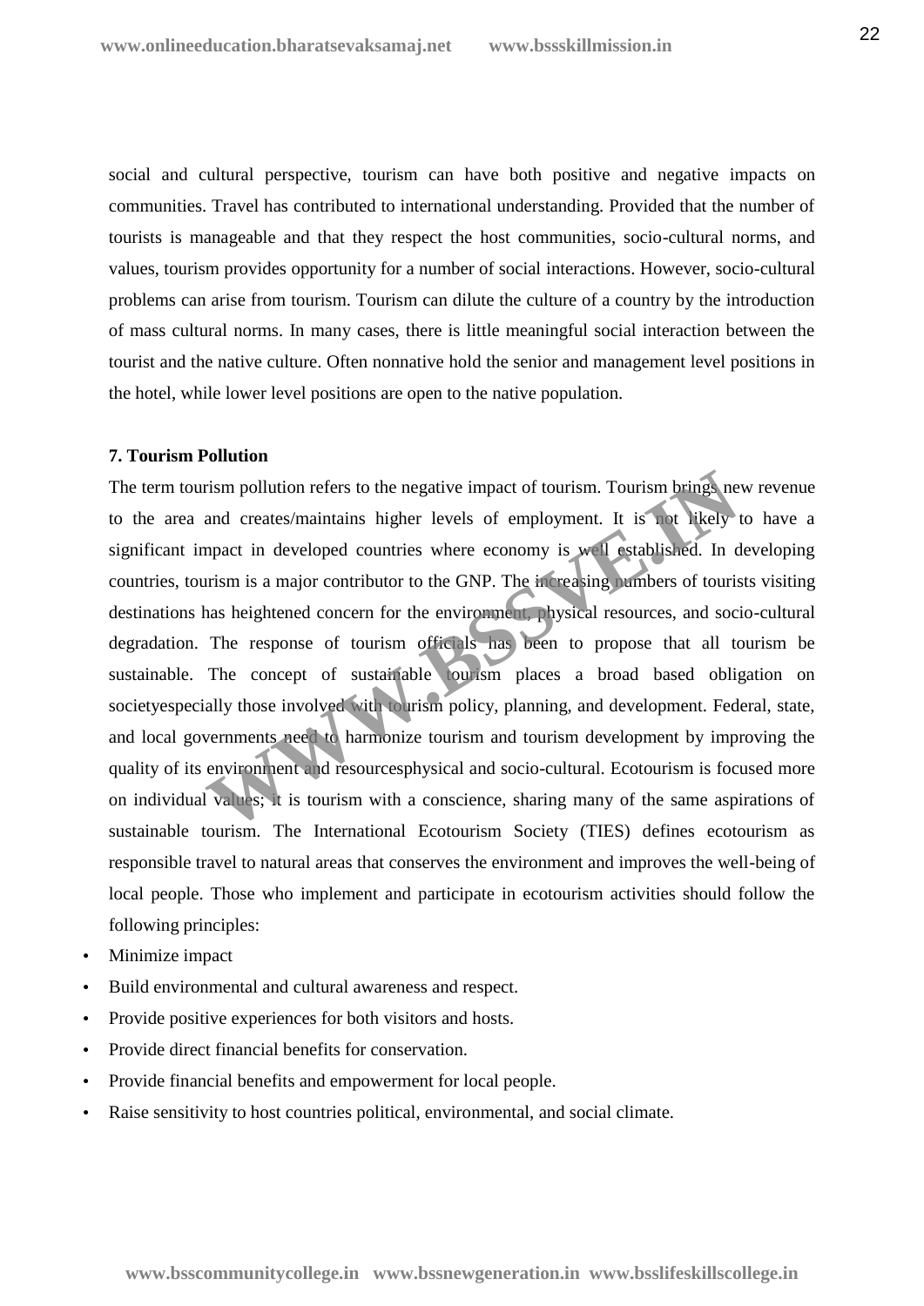social and cultural perspective, tourism can have both positive and negative impacts on communities. Travel has contributed to international understanding. Provided that the number of tourists is manageable and that they respect the host communities, socio-cultural norms, and values, tourism provides opportunity for a number of social interactions. However, socio-cultural problems can arise from tourism. Tourism can dilute the culture of a country by the introduction of mass cultural norms. In many cases, there is little meaningful social interaction between the tourist and the native culture. Often nonnative hold the senior and management level positions in the hotel, while lower level positions are open to the native population.

**7. Tourism Pollution**

The term tourism pollution refers to the negative impact of tourism. Tourism brings new revenue to the area and creates/maintains higher levels of employment. It is not likely to have a significant impact in developed countries where economy is well established. In developing countries, tourism is a major contributor to the GNP. The increasing numbers of tourists visiting destinations has heightened concern for the environment, physical resources, and socio-cultural degradation. The response of tourism officials has been to propose that all tourism be sustainable. The concept of sustainable tourism places a broad based obligation on societyespecially those involved with tourism policy, planning, and development. Federal, state, and local governments need to harmonize tourism and tourism development by improving the quality of its environment and resourcesphysical and socio-cultural. Ecotourism is focused more on individual values; it is tourism with a conscience, sharing many of the same aspirations of sustainable tourism. The International Ecotourism Society (TIES) defines ecotourism as responsible travel to natural areas that conserves the environment and improves the well-being of local people. Those who implement and participate in ecotourism activities should follow the following principles:

- Minimize impact
- Build environmental and cultural awareness and respect.
- Provide positive experiences for both visitors and hosts.
- Provide direct financial benefits for conservation.
- Provide financial benefits and empowerment for local people.
- Raise sensitivity to host countries political, environmental, and social climate.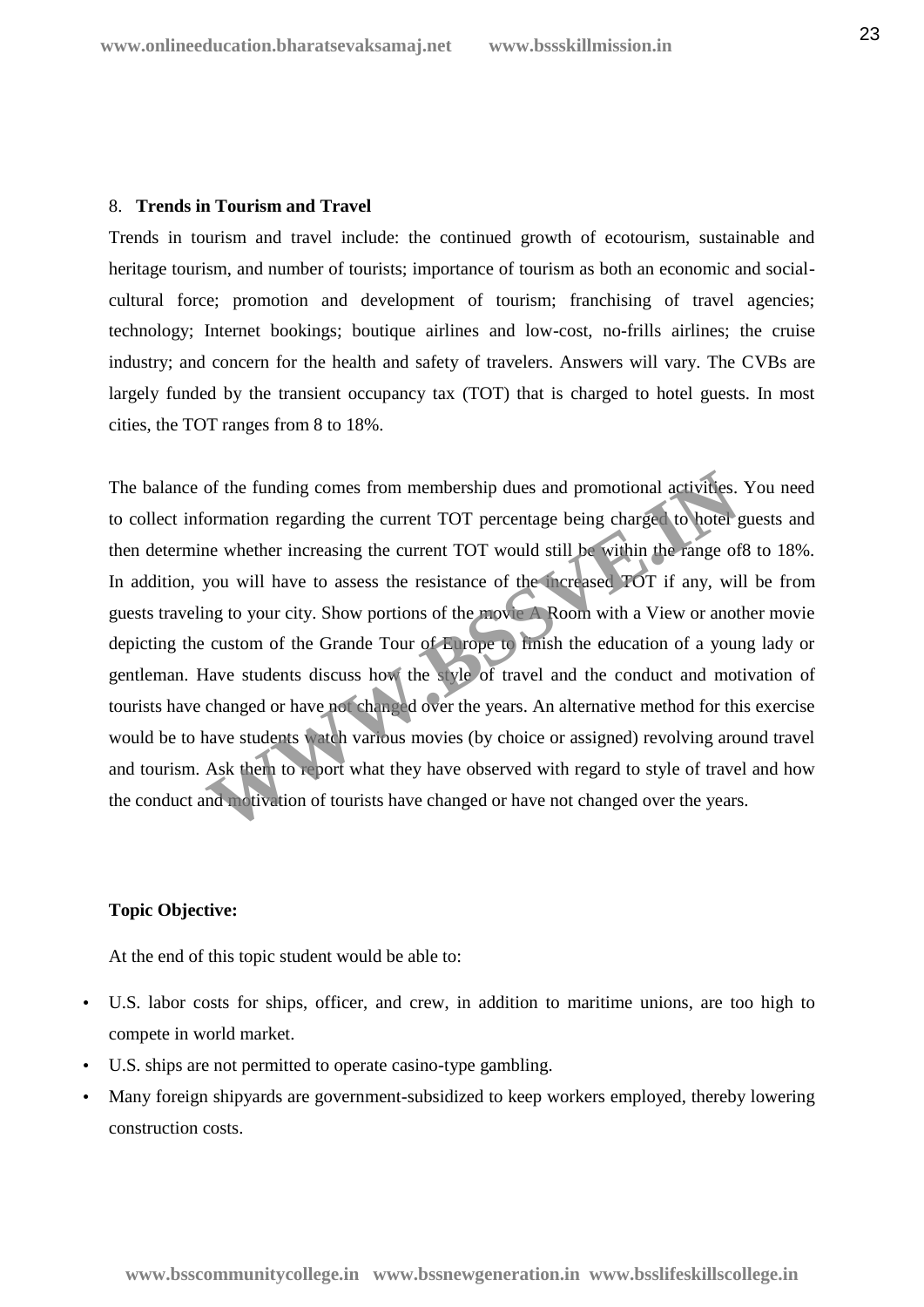8. **Trends in Tourism and Travel**

Trends in tourism and travel include: the continued growth of ecotourism, sustainable and heritage tourism, and number of tourists; importance of tourism as both an economic and social-cultural force; promotion and development of tourism; franchising of travel agencies; technology; Internet bookings; boutique airlines and low-cost, no-frills airlines; the cruise industry; and concern for the health and safety of travelers. Answers will vary. The CVBs are largely funded by the transient occupancy tax (TOT) that is charged to hotel guests. In most cities, the TOT ranges from 8 to 18%.

The balance of the funding comes from membership dues and promotional activities. You need to collect information regarding the current TOT percentage being charged to hotel guests and then determine whether increasing the current TOT would still be within the range of8 to 18%. In addition, you will have to assess the resistance of the increased TOT if any, will be from guests traveling to your city. Show portions of the movie A Room with a View or another movie depicting the custom of the Grande Tour of Europe to finish the education of a young lady or gentleman. Have students discuss how the style of travel and the conduct and motivation of tourists have changed or have not changed over the years. An alternative method for this exercise would be to have students watch various movies (by choice or assigned) revolving around travel and tourism. Ask them to report what they have observed with regard to style of travel and how the conduct and motivation of tourists have changed or have not changed over the years.

**Topic Objective:**

At the end of this topic student would be able to:

- U.S. labor costs for ships, officer, and crew, in addition to maritime unions, are too high to compete in world market.
- U.S. ships are not permitted to operate casino-type gambling.
- Many foreign shipyards are government-subsidized to keep workers employed, thereby lowering construction costs.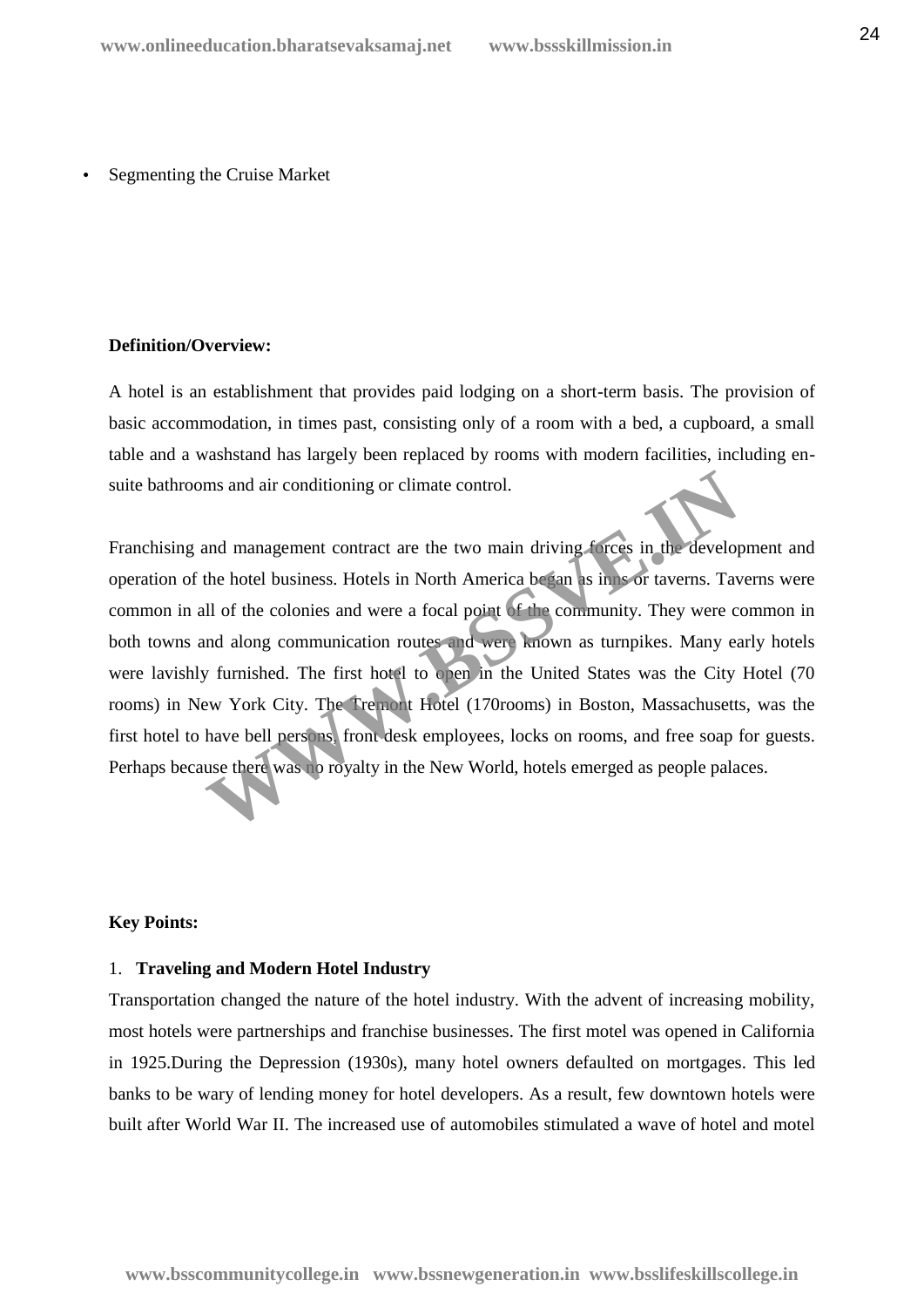- Segmenting the Cruise Market

**Definition/Overview:**

A hotel is an establishment that provides paid lodging on a short-term basis. The provision of basic accommodation, in times past, consisting only of a room with a bed, a cupboard, a small table and a washstand has largely been replaced by rooms with modern facilities, including en-suite bathrooms and air conditioning or climate control.

Franchising and management contract are the two main driving forces in the development and operation of the hotel business. Hotels in North America began as inns or taverns. Taverns were common in all of the colonies and were a focal point of the community. They were common in both towns and along communication routes and were known as turnpikes. Many early hotels were lavishly furnished. The first hotel to open in the United States was the City Hotel (70 rooms) in New York City. The Tremont Hotel (170rooms) in Boston, Massachusetts, was the first hotel to have bell persons, front desk employees, locks on rooms, and free soap for guests. Perhaps because there was no royalty in the New World, hotels emerged as people palaces.

**Key Points:**

1. **Traveling and Modern Hotel Industry**

Transportation changed the nature of the hotel industry. With the advent of increasing mobility, most hotels were partnerships and franchise businesses. The first motel was opened in California in 1925.During the Depression (1930s), many hotel owners defaulted on mortgages. This led banks to be wary of lending money for hotel developers. As a result, few downtown hotels were built after World War II. The increased use of automobiles stimulated a wave of hotel and motel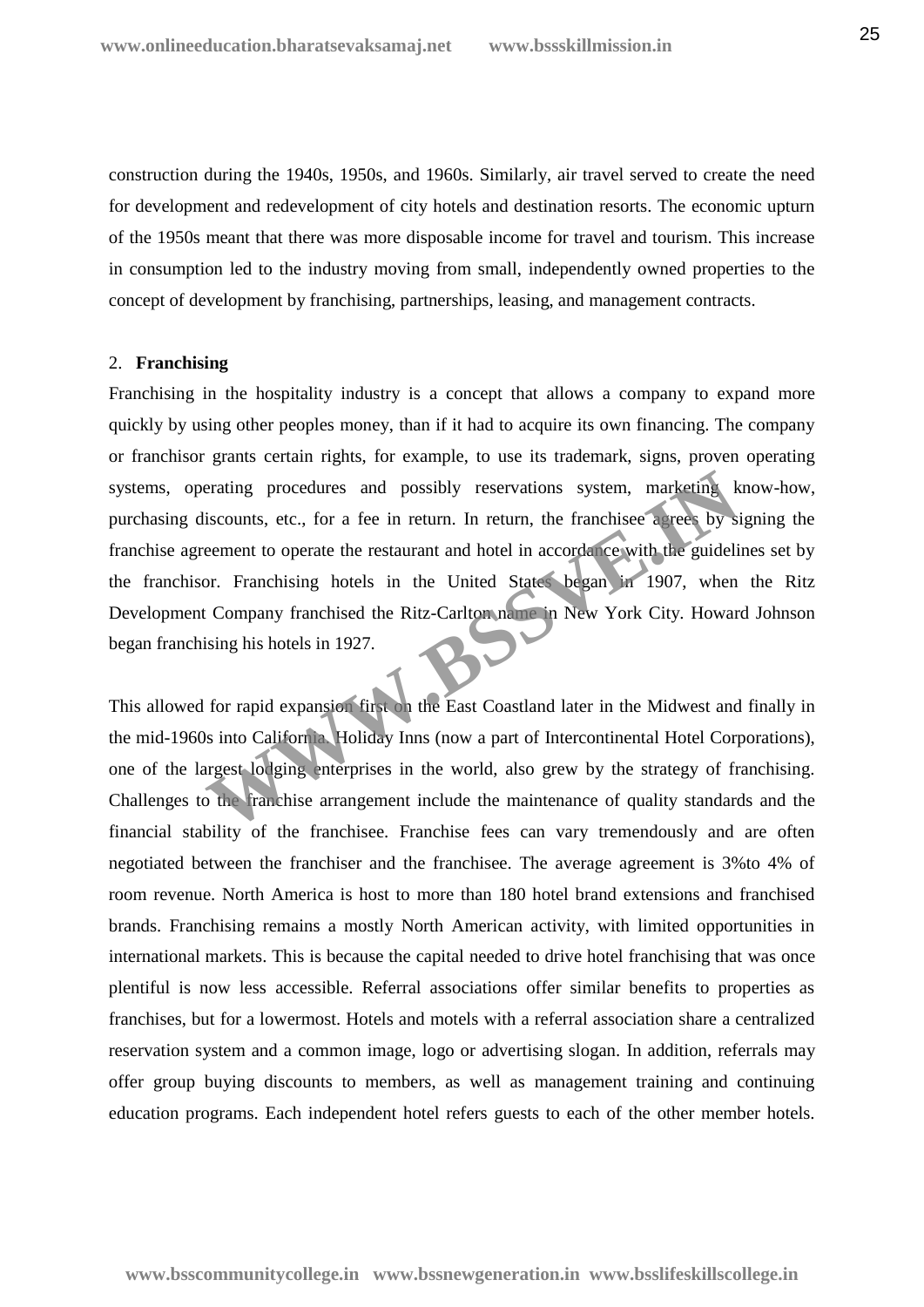construction during the 1940s, 1950s, and 1960s. Similarly, air travel served to create the need for development and redevelopment of city hotels and destination resorts. The economic upturn of the 1950s meant that there was more disposable income for travel and tourism. This increase in consumption led to the industry moving from small, independently owned properties to the concept of development by franchising, partnerships, leasing, and management contracts.

2. **Franchising**

Franchising in the hospitality industry is a concept that allows a company to expand more quickly by using other peoples money, than if it had to acquire its own financing. The company or franchisor grants certain rights, for example, to use its trademark, signs, proven operating systems, operating procedures and possibly reservations system, marketing know-how, purchasing discounts, etc., for a fee in return. In return, the franchisee agrees by signing the franchise agreement to operate the restaurant and hotel in accordance with the guidelines set by the franchisor. Franchising hotels in the United States began in 1907, when the Ritz Development Company franchised the Ritz-Carlton name in New York City. Howard Johnson began franchising his hotels in 1927.

This allowed for rapid expansion first on the East Coastland later in the Midwest and finally in the mid-1960s into California. Holiday Inns (now a part of Intercontinental Hotel Corporations), one of the largest lodging enterprises in the world, also grew by the strategy of franchising. Challenges to the franchise arrangement include the maintenance of quality standards and the financial stability of the franchisee. Franchise fees can vary tremendously and are often negotiated between the franchiser and the franchisee. The average agreement is 3%to 4% of room revenue. North America is host to more than 180 hotel brand extensions and franchised brands. Franchising remains a mostly North American activity, with limited opportunities in international markets. This is because the capital needed to drive hotel franchising that was once plentiful is now less accessible. Referral associations offer similar benefits to properties as franchises, but for a lowermost. Hotels and motels with a referral association share a centralized reservation system and a common image, logo or advertising slogan. In addition, referrals may offer group buying discounts to members, as well as management training and continuing education programs. Each independent hotel refers guests to each of the other member hotels.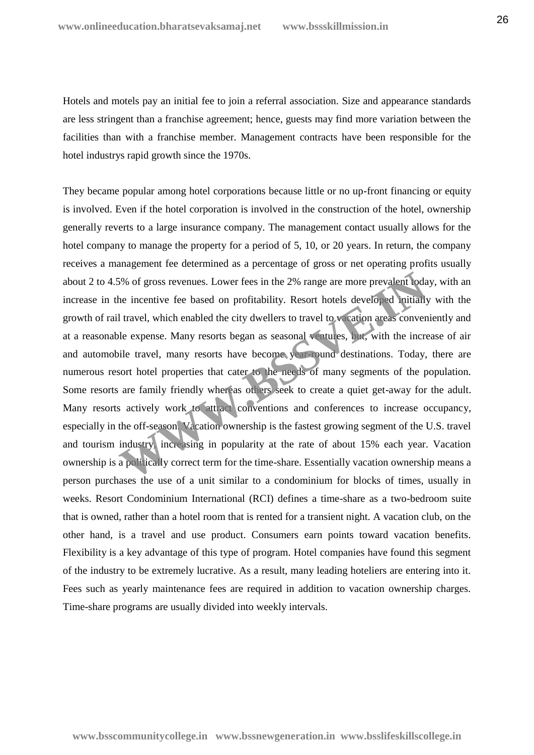Hotels and motels pay an initial fee to join a referral association. Size and appearance standards are less stringent than a franchise agreement; hence, guests may find more variation between the facilities than with a franchise member. Management contracts have been responsible for the hotel industrys rapid growth since the 1970s.

They became popular among hotel corporations because little or no up-front financing or equity is involved. Even if the hotel corporation is involved in the construction of the hotel, ownership generally reverts to a large insurance company. The management contact usually allows for the hotel company to manage the property for a period of 5, 10, or 20 years. In return, the company receives a management fee determined as a percentage of gross or net operating profits usually about 2 to 4.5% of gross revenues. Lower fees in the 2% range are more prevalent today, with an increase in the incentive fee based on profitability. Resort hotels developed initially with the growth of rail travel, which enabled the city dwellers to travel to vacation areas conveniently and at a reasonable expense. Many resorts began as seasonal ventures, but, with the increase of air and automobile travel, many resorts have become year-round destinations. Today, there are numerous resort hotel properties that cater to the needs of many segments of the population. Some resorts are family friendly whereas others seek to create a quiet get-away for the adult. Many resorts actively work to attract conventions and conferences to increase occupancy, especially in the off-season. Vacation ownership is the fastest growing segment of the U.S. travel and tourism industry, increasing in popularity at the rate of about 15% each year. Vacation ownership is a politically correct term for the time-share. Essentially vacation ownership means a person purchases the use of a unit similar to a condominium for blocks of times, usually in weeks. Resort Condominium International (RCI) defines a time-share as a two-bedroom suite that is owned, rather than a hotel room that is rented for a transient night. A vacation club, on the other hand, is a travel and use product. Consumers earn points toward vacation benefits. Flexibility is a key advantage of this type of program. Hotel companies have found this segment of the industry to be extremely lucrative. As a result, many leading hoteliers are entering into it. Fees such as yearly maintenance fees are required in addition to vacation ownership charges. Time-share programs are usually divided into weekly intervals.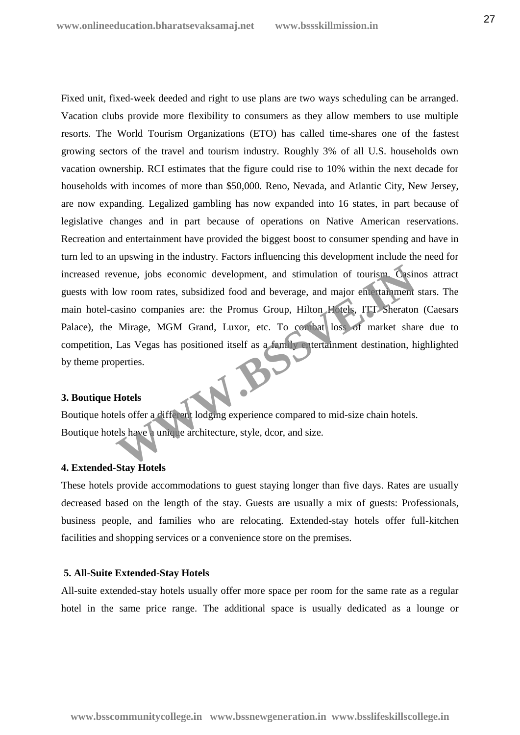Fixed unit, fixed-week deeded and right to use plans are two ways scheduling can be arranged. Vacation clubs provide more flexibility to consumers as they allow members to use multiple resorts. The World Tourism Organizations (ETO) has called time-shares one of the fastest growing sectors of the travel and tourism industry. Roughly 3% of all U.S. households own vacation ownership. RCI estimates that the figure could rise to 10% within the next decade for households with incomes of more than $50,000. Reno, Nevada, and Atlantic City, New Jersey, are now expanding. Legalized gambling has now expanded into 16 states, in part because of legislative changes and in part because of operations on Native American reservations. Recreation and entertainment have provided the biggest boost to consumer spending and have in turn led to an upswing in the industry. Factors influencing this development include the need for increased revenue, jobs economic development, and stimulation of tourism. Casinos attract guests with low room rates, subsidized food and beverage, and major entertainment stars. The main hotel-casino companies are: the Promus Group, Hilton Hotels, ITT Sheraton (Caesars Palace), the Mirage, MGM Grand, Luxor, etc. To combat loss of market share due to competition, Las Vegas has positioned itself as a family entertainment destination, highlighted by theme properties.

**3. Boutique Hotels**

Boutique hotels offer a different lodging experience compared to mid-size chain hotels. Boutique hotels have a unique architecture, style, dcor, and size.

**4. Extended-Stay Hotels**

These hotels provide accommodations to guest staying longer than five days. Rates are usually decreased based on the length of the stay. Guests are usually a mix of guests: Professionals, business people, and families who are relocating. Extended-stay hotels offer full-kitchen facilities and shopping services or a convenience store on the premises.

**5. All-Suite Extended-Stay Hotels**

All-suite extended-stay hotels usually offer more space per room for the same rate as a regular hotel in the same price range. The additional space is usually dedicated as a lounge or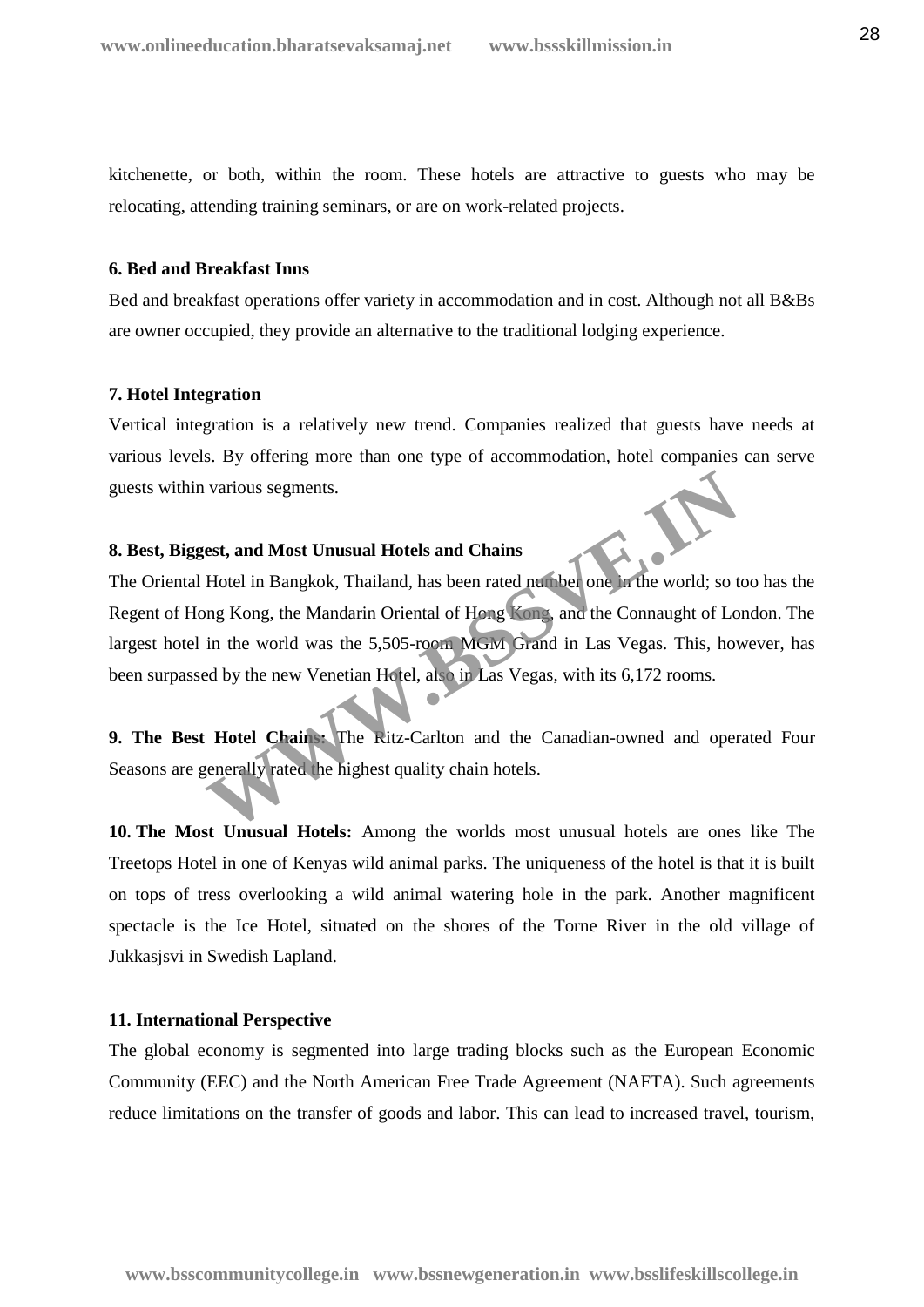kitchenette, or both, within the room. These hotels are attractive to guests who may be relocating, attending training seminars, or are on work-related projects.

**6. Bed and Breakfast Inns**

Bed and breakfast operations offer variety in accommodation and in cost. Although not all B&Bs are owner occupied, they provide an alternative to the traditional lodging experience.

**7. Hotel Integration**

Vertical integration is a relatively new trend. Companies realized that guests have needs at various levels. By offering more than one type of accommodation, hotel companies can serve guests within various segments.

**8. Best, Biggest, and Most Unusual Hotels and Chains**

The Oriental Hotel in Bangkok, Thailand, has been rated number one in the world; so too has the Regent of Hong Kong, the Mandarin Oriental of Hong Kong, and the Connaught of London. The largest hotel in the world was the 5,505-room MGM Grand in Las Vegas. This, however, has been surpassed by the new Venetian Hotel, also in Las Vegas, with its 6,172 rooms.

**9. The Best Hotel Chains:** The Ritz-Carlton and the Canadian-owned and operated Four Seasons are generally rated the highest quality chain hotels.

**10. The Most Unusual Hotels:** Among the worlds most unusual hotels are ones like The Treetops Hotel in one of Kenyas wild animal parks. The uniqueness of the hotel is that it is built on tops of tress overlooking a wild animal watering hole in the park. Another magnificent spectacle is the Ice Hotel, situated on the shores of the Torne River in the old village of Jukkasjsvi in Swedish Lapland.

**11. International Perspective**

The global economy is segmented into large trading blocks such as the European Economic Community (EEC) and the North American Free Trade Agreement (NAFTA). Such agreements reduce limitations on the transfer of goods and labor. This can lead to increased travel, tourism,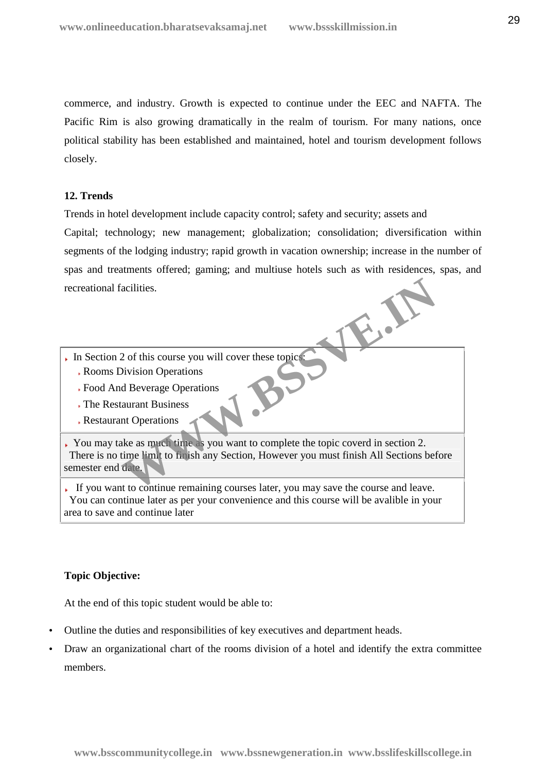commerce, and industry. Growth is expected to continue under the EEC and NAFTA. The Pacific Rim is also growing dramatically in the realm of tourism. For many nations, once political stability has been established and maintained, hotel and tourism development follows closely.

**12. Trends**

Trends in hotel development include capacity control; safety and security; assets and Capital; technology; new management; globalization; consolidation; diversification within segments of the lodging industry; rapid growth in vacation ownership; increase in the number of spas and treatments offered; gaming; and multiuse hotels such as with residences, spas, and recreational facilities.

- In Section 2 of this course you will cover these topics:
  - Rooms Division Operations
  - Food And Beverage Operations
  - The Restaurant Business
  - Restaurant Operations

- You may take as much time as you want to complete the topic coverd in section 2. There is no time limit to finish any Section, However you must finish All Sections before semester end date.

- If you want to continue remaining courses later, you may save the course and leave. You can continue later as per your convenience and this course will be avalible in your area to save and continue later

**Topic Objective:**

At the end of this topic student would be able to:

- Outline the duties and responsibilities of key executives and department heads.
- Draw an organizational chart of the rooms division of a hotel and identify the extra committee members.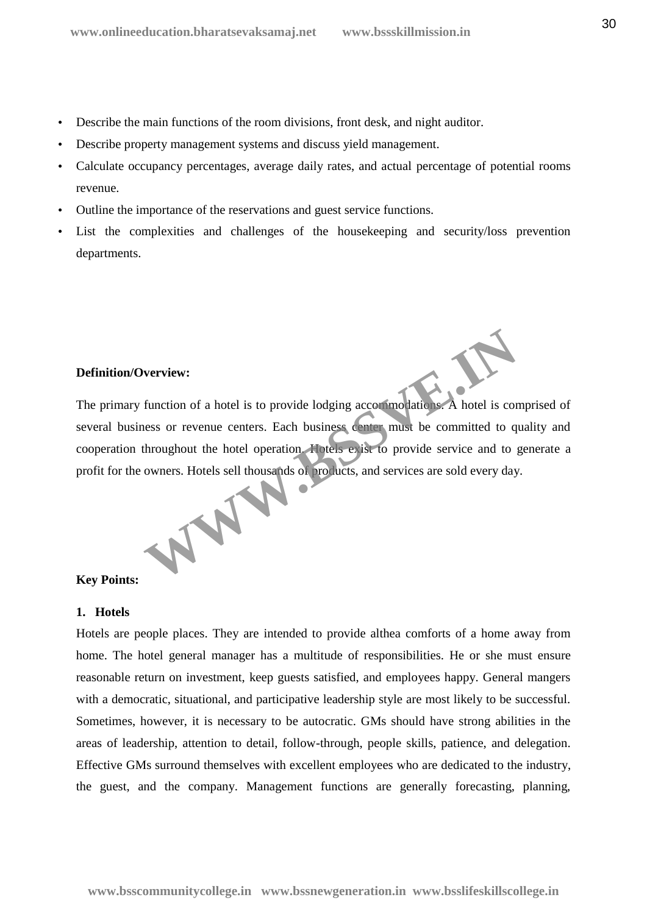- Describe the main functions of the room divisions, front desk, and night auditor.
- Describe property management systems and discuss yield management.
- Calculate occupancy percentages, average daily rates, and actual percentage of potential rooms revenue.
- Outline the importance of the reservations and guest service functions.
- List the complexities and challenges of the housekeeping and security/loss prevention departments.

**Definition/Overview:**

The primary function of a hotel is to provide lodging accommodations. A hotel is comprised of several business or revenue centers. Each business center must be committed to quality and cooperation throughout the hotel operation. Hotels exist to provide service and to generate a profit for the owners. Hotels sell thousands of products, and services are sold every day.

**Key Points:**

**1. Hotels**

Hotels are people places. They are intended to provide althea comforts of a home away from home. The hotel general manager has a multitude of responsibilities. He or she must ensure reasonable return on investment, keep guests satisfied, and employees happy. General mangers with a democratic, situational, and participative leadership style are most likely to be successful. Sometimes, however, it is necessary to be autocratic. GMs should have strong abilities in the areas of leadership, attention to detail, follow-through, people skills, patience, and delegation. Effective GMs surround themselves with excellent employees who are dedicated to the industry, the guest, and the company. Management functions are generally forecasting, planning,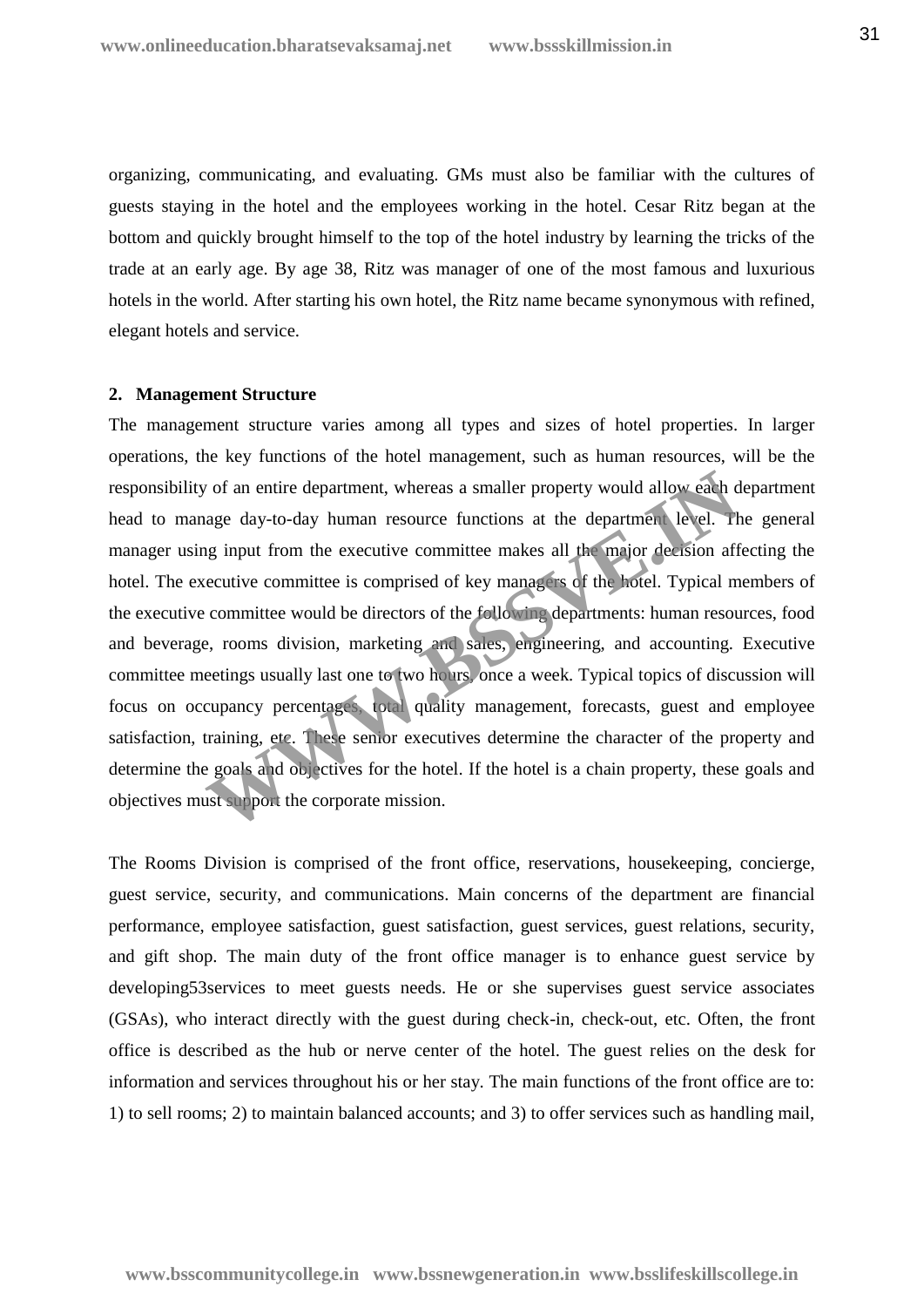organizing, communicating, and evaluating. GMs must also be familiar with the cultures of guests staying in the hotel and the employees working in the hotel. Cesar Ritz began at the bottom and quickly brought himself to the top of the hotel industry by learning the tricks of the trade at an early age. By age 38, Ritz was manager of one of the most famous and luxurious hotels in the world. After starting his own hotel, the Ritz name became synonymous with refined, elegant hotels and service.

**2. Management Structure**

The management structure varies among all types and sizes of hotel properties. In larger operations, the key functions of the hotel management, such as human resources, will be the responsibility of an entire department, whereas a smaller property would allow each department head to manage day-to-day human resource functions at the department level. The general manager using input from the executive committee makes all the major decision affecting the hotel. The executive committee is comprised of key managers of the hotel. Typical members of the executive committee would be directors of the following departments: human resources, food and beverage, rooms division, marketing and sales, engineering, and accounting. Executive committee meetings usually last one to two hours, once a week. Typical topics of discussion will focus on occupancy percentages, total quality management, forecasts, guest and employee satisfaction, training, etc. These senior executives determine the character of the property and determine the goals and objectives for the hotel. If the hotel is a chain property, these goals and objectives must support the corporate mission.

The Rooms Division is comprised of the front office, reservations, housekeeping, concierge, guest service, security, and communications. Main concerns of the department are financial performance, employee satisfaction, guest satisfaction, guest services, guest relations, security, and gift shop. The main duty of the front office manager is to enhance guest service by developing53services to meet guests needs. He or she supervises guest service associates (GSAs), who interact directly with the guest during check-in, check-out, etc. Often, the front office is described as the hub or nerve center of the hotel. The guest relies on the desk for information and services throughout his or her stay. The main functions of the front office are to: 1) to sell rooms; 2) to maintain balanced accounts; and 3) to offer services such as handling mail,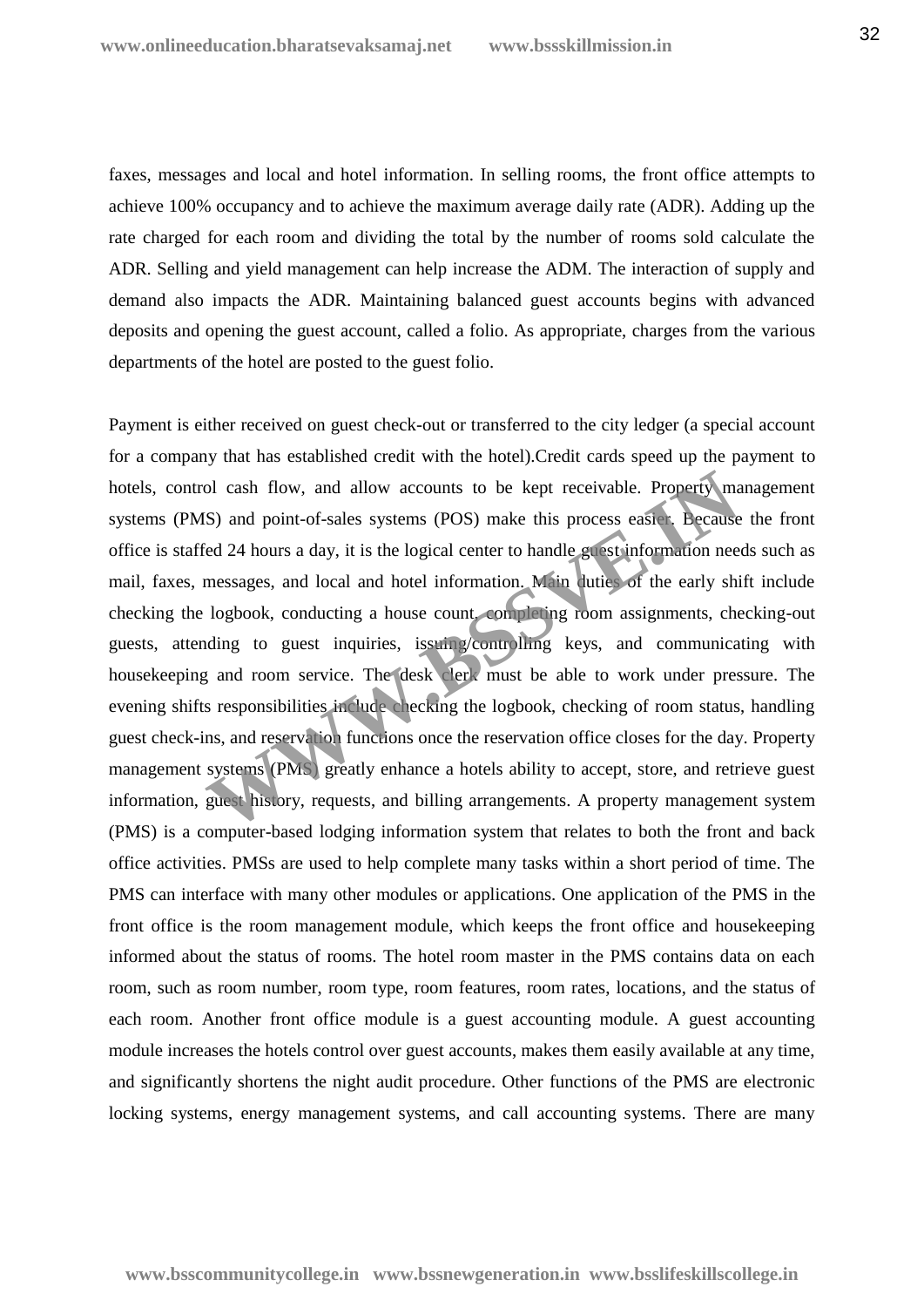faxes, messages and local and hotel information. In selling rooms, the front office attempts to achieve 100% occupancy and to achieve the maximum average daily rate (ADR). Adding up the rate charged for each room and dividing the total by the number of rooms sold calculate the ADR. Selling and yield management can help increase the ADM. The interaction of supply and demand also impacts the ADR. Maintaining balanced guest accounts begins with advanced deposits and opening the guest account, called a folio. As appropriate, charges from the various departments of the hotel are posted to the guest folio.

Payment is either received on guest check-out or transferred to the city ledger (a special account for a company that has established credit with the hotel).Credit cards speed up the payment to hotels, control cash flow, and allow accounts to be kept receivable. Property management systems (PMS) and point-of-sales systems (POS) make this process easier. Because the front office is staffed 24 hours a day, it is the logical center to handle guest information needs such as mail, faxes, messages, and local and hotel information. Main duties of the early shift include checking the logbook, conducting a house count, completing room assignments, checking-out guests, attending to guest inquiries, issuing/controlling keys, and communicating with housekeeping and room service. The desk clerk must be able to work under pressure. The evening shifts responsibilities include checking the logbook, checking of room status, handling guest check-ins, and reservation functions once the reservation office closes for the day. Property management systems (PMS) greatly enhance a hotels ability to accept, store, and retrieve guest information, guest history, requests, and billing arrangements. A property management system (PMS) is a computer-based lodging information system that relates to both the front and back office activities. PMSs are used to help complete many tasks within a short period of time. The PMS can interface with many other modules or applications. One application of the PMS in the front office is the room management module, which keeps the front office and housekeeping informed about the status of rooms. The hotel room master in the PMS contains data on each room, such as room number, room type, room features, room rates, locations, and the status of each room. Another front office module is a guest accounting module. A guest accounting module increases the hotels control over guest accounts, makes them easily available at any time, and significantly shortens the night audit procedure. Other functions of the PMS are electronic locking systems, energy management systems, and call accounting systems. There are many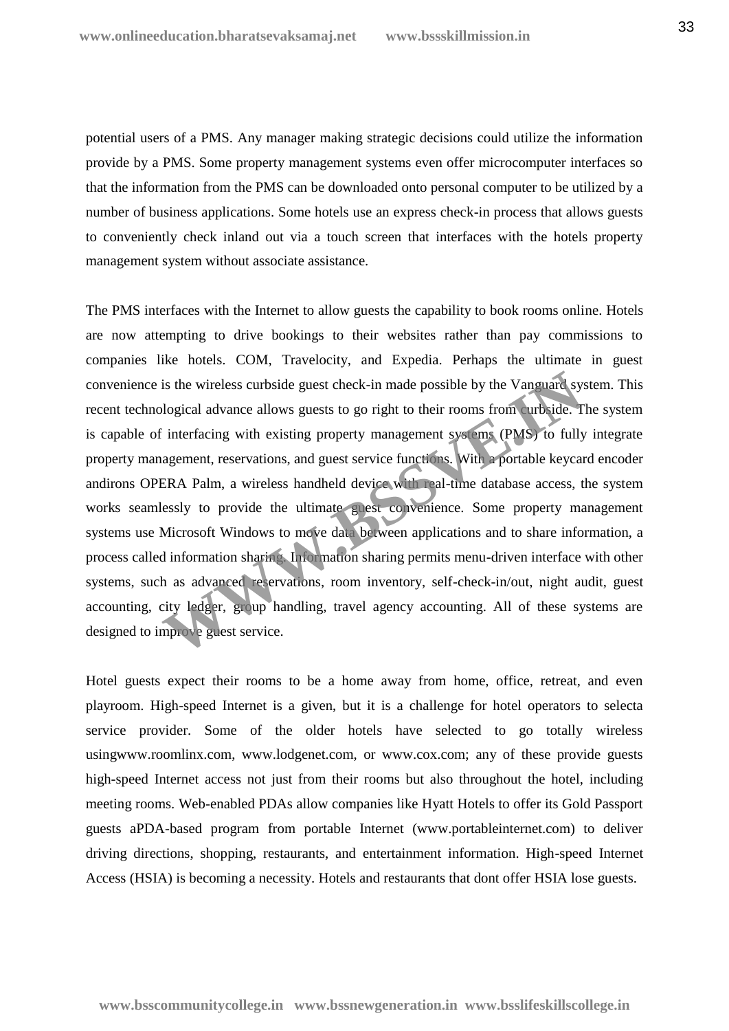potential users of a PMS. Any manager making strategic decisions could utilize the information provide by a PMS. Some property management systems even offer microcomputer interfaces so that the information from the PMS can be downloaded onto personal computer to be utilized by a number of business applications. Some hotels use an express check-in process that allows guests to conveniently check inland out via a touch screen that interfaces with the hotels property management system without associate assistance.

The PMS interfaces with the Internet to allow guests the capability to book rooms online. Hotels are now attempting to drive bookings to their websites rather than pay commissions to companies like hotels. COM, Travelocity, and Expedia. Perhaps the ultimate in guest convenience is the wireless curbside guest check-in made possible by the Vanguard system. This recent technological advance allows guests to go right to their rooms from curbside. The system is capable of interfacing with existing property management systems (PMS) to fully integrate property management, reservations, and guest service functions. With a portable keycard encoder andirons OPERA Palm, a wireless handheld device with real-time database access, the system works seamlessly to provide the ultimate guest convenience. Some property management systems use Microsoft Windows to move data between applications and to share information, a process called information sharing. Information sharing permits menu-driven interface with other systems, such as advanced reservations, room inventory, self-check-in/out, night audit, guest accounting, city ledger, group handling, travel agency accounting. All of these systems are designed to improve guest service.

Hotel guests expect their rooms to be a home away from home, office, retreat, and even playroom. High-speed Internet is a given, but it is a challenge for hotel operators to selecta service provider. Some of the older hotels have selected to go totally wireless usingwww.roomlinx.com, www.lodgenet.com, or www.cox.com; any of these provide guests high-speed Internet access not just from their rooms but also throughout the hotel, including meeting rooms. Web-enabled PDAs allow companies like Hyatt Hotels to offer its Gold Passport guests aPDA-based program from portable Internet (www.portableinternet.com) to deliver driving directions, shopping, restaurants, and entertainment information. High-speed Internet Access (HSIA) is becoming a necessity. Hotels and restaurants that dont offer HSIA lose guests.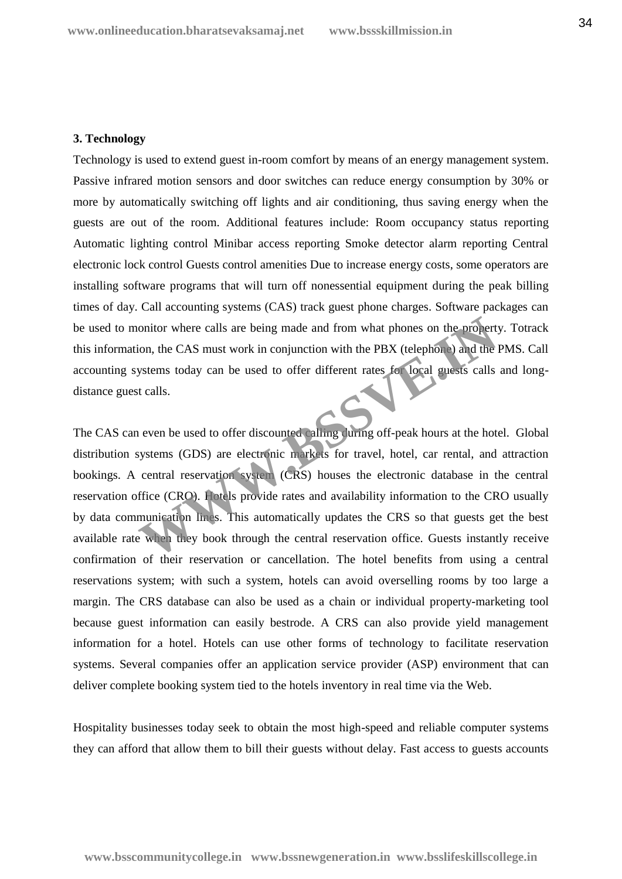### 3. Technology

Technology is used to extend guest in-room comfort by means of an energy management system. Passive infrared motion sensors and door switches can reduce energy consumption by 30% or more by automatically switching off lights and air conditioning, thus saving energy when the guests are out of the room. Additional features include: Room occupancy status reporting Automatic lighting control Minibar access reporting Smoke detector alarm reporting Central electronic lock control Guests control amenities Due to increase energy costs, some operators are installing software programs that will turn off nonessential equipment during the peak billing times of day. Call accounting systems (CAS) track guest phone charges. Software packages can be used to monitor where calls are being made and from what phones on the property. Totrack this information, the CAS must work in conjunction with the PBX (telephone) and the PMS. Call accounting systems today can be used to offer different rates for local guests calls and long-distance guest calls.

The CAS can even be used to offer discounted calling during off-peak hours at the hotel. Global distribution systems (GDS) are electronic markets for travel, hotel, car rental, and attraction bookings. A central reservation system (CRS) houses the electronic database in the central reservation office (CRO). Hotels provide rates and availability information to the CRO usually by data communication lines. This automatically updates the CRS so that guests get the best available rate when they book through the central reservation office. Guests instantly receive confirmation of their reservation or cancellation. The hotel benefits from using a central reservations system; with such a system, hotels can avoid overselling rooms by too large a margin. The CRS database can also be used as a chain or individual property-marketing tool because guest information can easily bestrode. A CRS can also provide yield management information for a hotel. Hotels can use other forms of technology to facilitate reservation systems. Several companies offer an application service provider (ASP) environment that can deliver complete booking system tied to the hotels inventory in real time via the Web.

Hospitality businesses today seek to obtain the most high-speed and reliable computer systems they can afford that allow them to bill their guests without delay. Fast access to guests accounts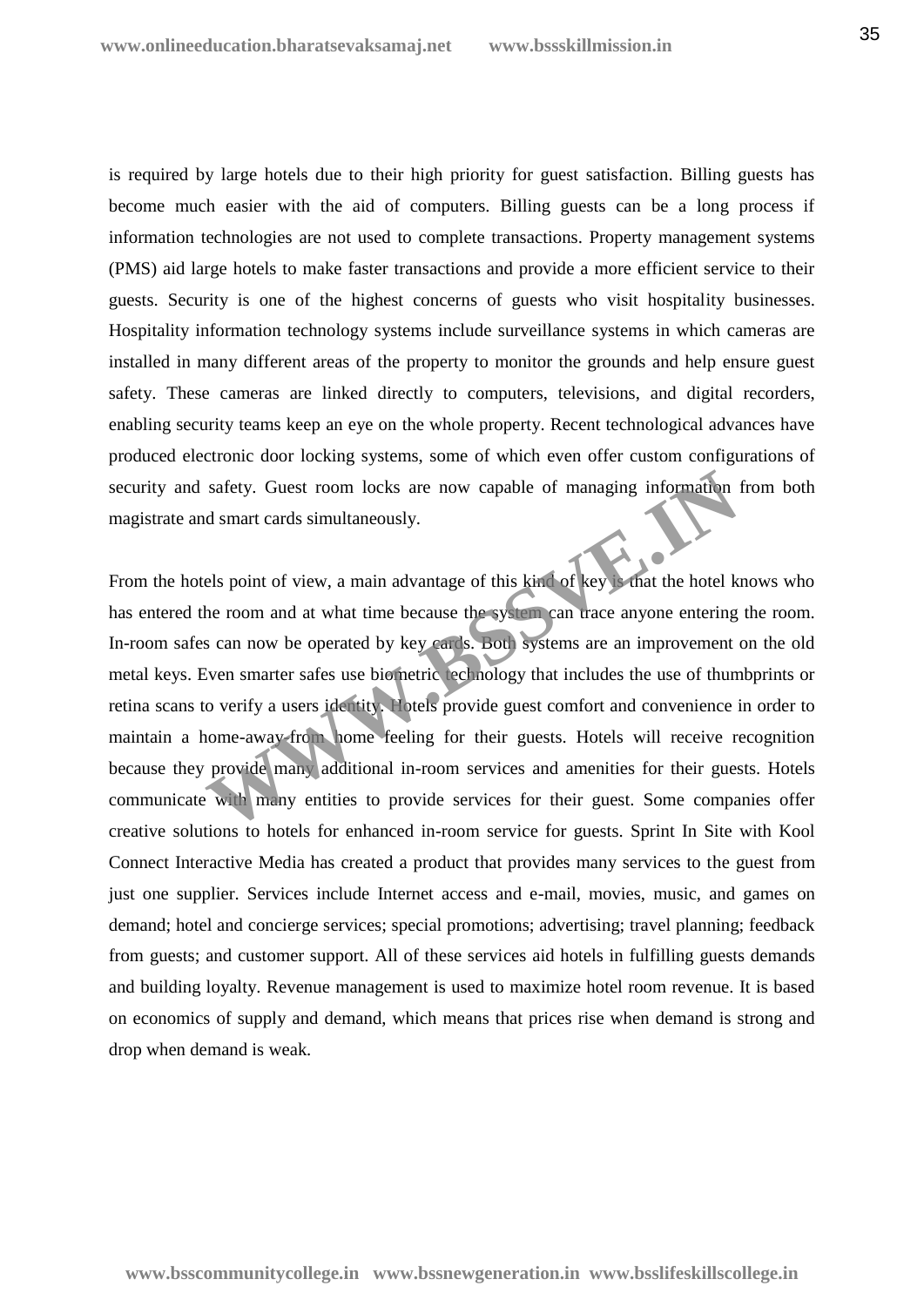is required by large hotels due to their high priority for guest satisfaction. Billing guests has become much easier with the aid of computers. Billing guests can be a long process if information technologies are not used to complete transactions. Property management systems (PMS) aid large hotels to make faster transactions and provide a more efficient service to their guests. Security is one of the highest concerns of guests who visit hospitality businesses. Hospitality information technology systems include surveillance systems in which cameras are installed in many different areas of the property to monitor the grounds and help ensure guest safety. These cameras are linked directly to computers, televisions, and digital recorders, enabling security teams keep an eye on the whole property. Recent technological advances have produced electronic door locking systems, some of which even offer custom configurations of security and safety. Guest room locks are now capable of managing information from both magistrate and smart cards simultaneously.

From the hotels point of view, a main advantage of this kind of key is that the hotel knows who has entered the room and at what time because the system can trace anyone entering the room. In-room safes can now be operated by key cards. Both systems are an improvement on the old metal keys. Even smarter safes use biometric technology that includes the use of thumbprints or retina scans to verify a users identity. Hotels provide guest comfort and convenience in order to maintain a home-away-from home feeling for their guests. Hotels will receive recognition because they provide many additional in-room services and amenities for their guests. Hotels communicate with many entities to provide services for their guest. Some companies offer creative solutions to hotels for enhanced in-room service for guests. Sprint In Site with Kool Connect Interactive Media has created a product that provides many services to the guest from just one supplier. Services include Internet access and e-mail, movies, music, and games on demand; hotel and concierge services; special promotions; advertising; travel planning; feedback from guests; and customer support. All of these services aid hotels in fulfilling guests demands and building loyalty. Revenue management is used to maximize hotel room revenue. It is based on economics of supply and demand, which means that prices rise when demand is strong and drop when demand is weak.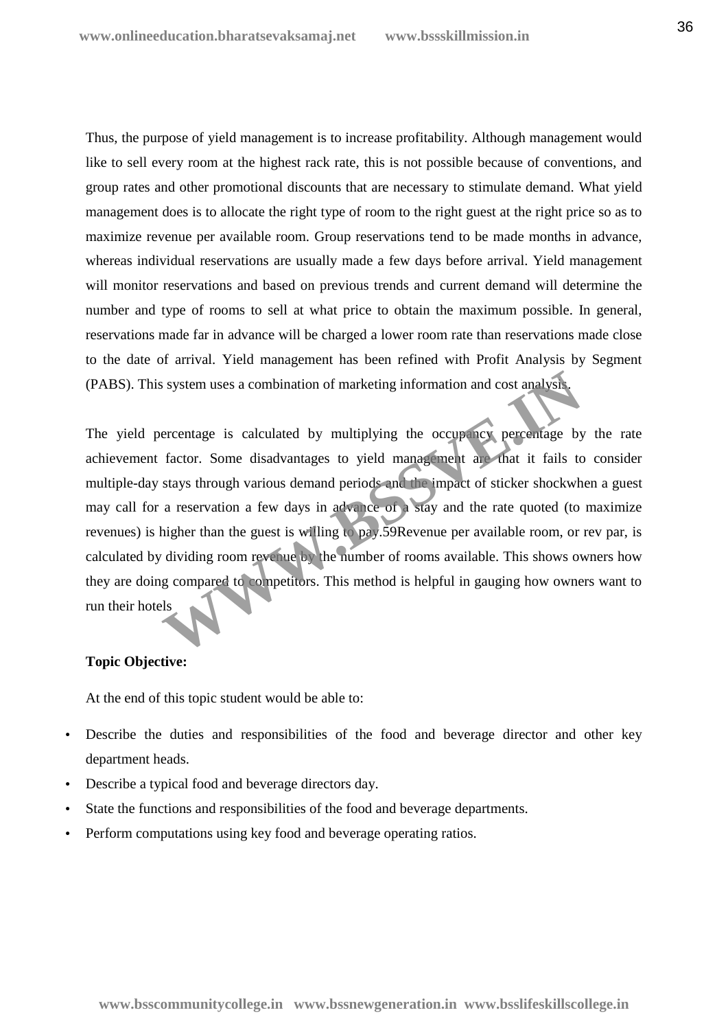Thus, the purpose of yield management is to increase profitability. Although management would like to sell every room at the highest rack rate, this is not possible because of conventions, and group rates and other promotional discounts that are necessary to stimulate demand. What yield management does is to allocate the right type of room to the right guest at the right price so as to maximize revenue per available room. Group reservations tend to be made months in advance, whereas individual reservations are usually made a few days before arrival. Yield management will monitor reservations and based on previous trends and current demand will determine the number and type of rooms to sell at what price to obtain the maximum possible. In general, reservations made far in advance will be charged a lower room rate than reservations made close to the date of arrival. Yield management has been refined with Profit Analysis by Segment (PABS). This system uses a combination of marketing information and cost analysis.

The yield percentage is calculated by multiplying the occupancy percentage by the rate achievement factor. Some disadvantages to yield management are that it fails to consider multiple-day stays through various demand periods and the impact of sticker shockwhen a guest may call for a reservation a few days in advance of a stay and the rate quoted (to maximize revenues) is higher than the guest is willing to pay.59Revenue per available room, or rev par, is calculated by dividing room revenue by the number of rooms available. This shows owners how they are doing compared to competitors. This method is helpful in gauging how owners want to run their hotels

**Topic Objective:**

At the end of this topic student would be able to:

- Describe the duties and responsibilities of the food and beverage director and other key department heads.
- Describe a typical food and beverage directors day.
- State the functions and responsibilities of the food and beverage departments.
- Perform computations using key food and beverage operating ratios.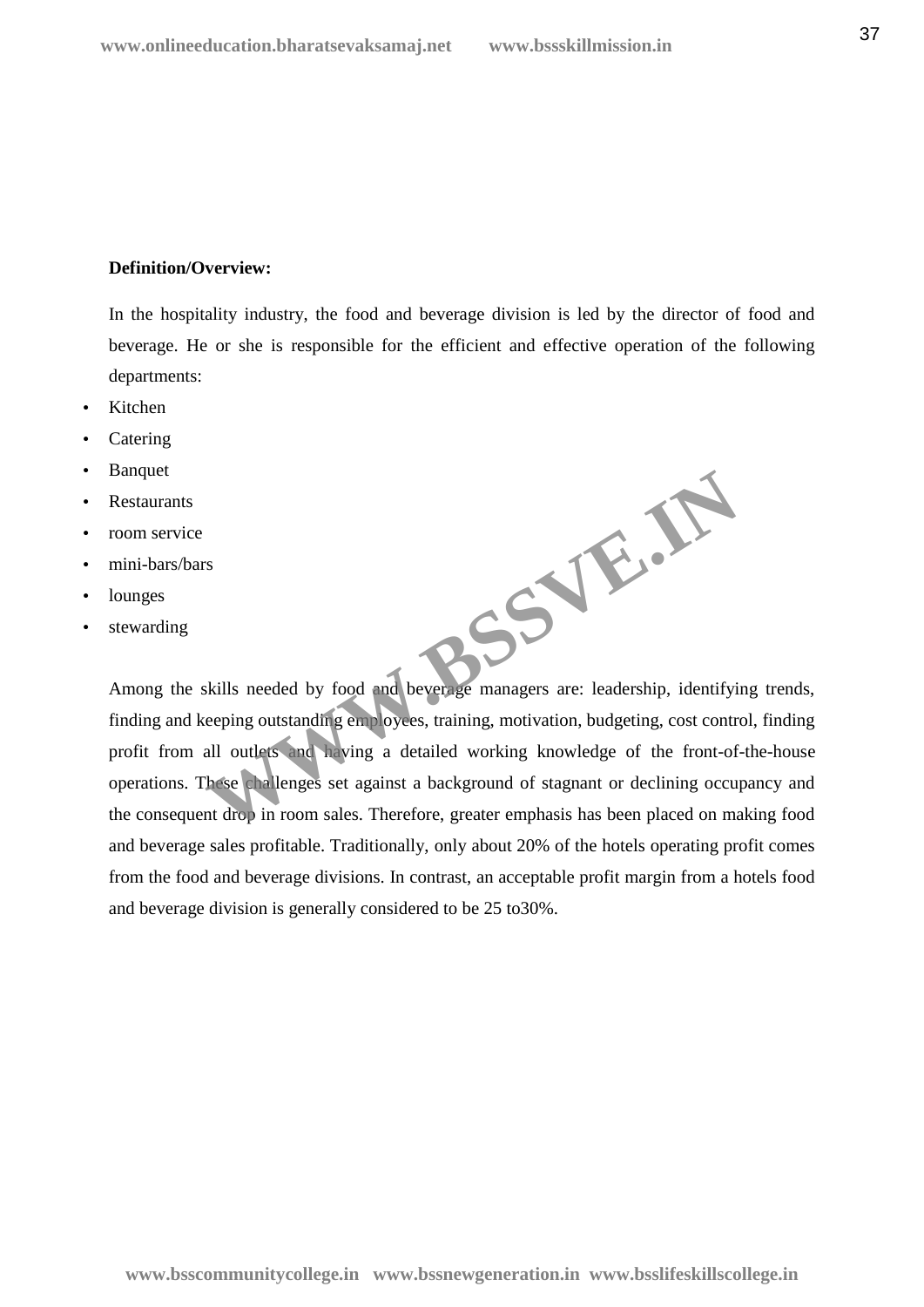**Definition/Overview:**

In the hospitality industry, the food and beverage division is led by the director of food and beverage. He or she is responsible for the efficient and effective operation of the following departments:

- Kitchen
- Catering
- Banquet
- Restaurants
- room service
- mini-bars/bars
- lounges
- stewarding

Among the skills needed by food and beverage managers are: leadership, identifying trends, finding and keeping outstanding employees, training, motivation, budgeting, cost control, finding profit from all outlets and having a detailed working knowledge of the front-of-the-house operations. These challenges set against a background of stagnant or declining occupancy and the consequent drop in room sales. Therefore, greater emphasis has been placed on making food and beverage sales profitable. Traditionally, only about 20% of the hotels operating profit comes from the food and beverage divisions. In contrast, an acceptable profit margin from a hotels food and beverage division is generally considered to be 25 to30%.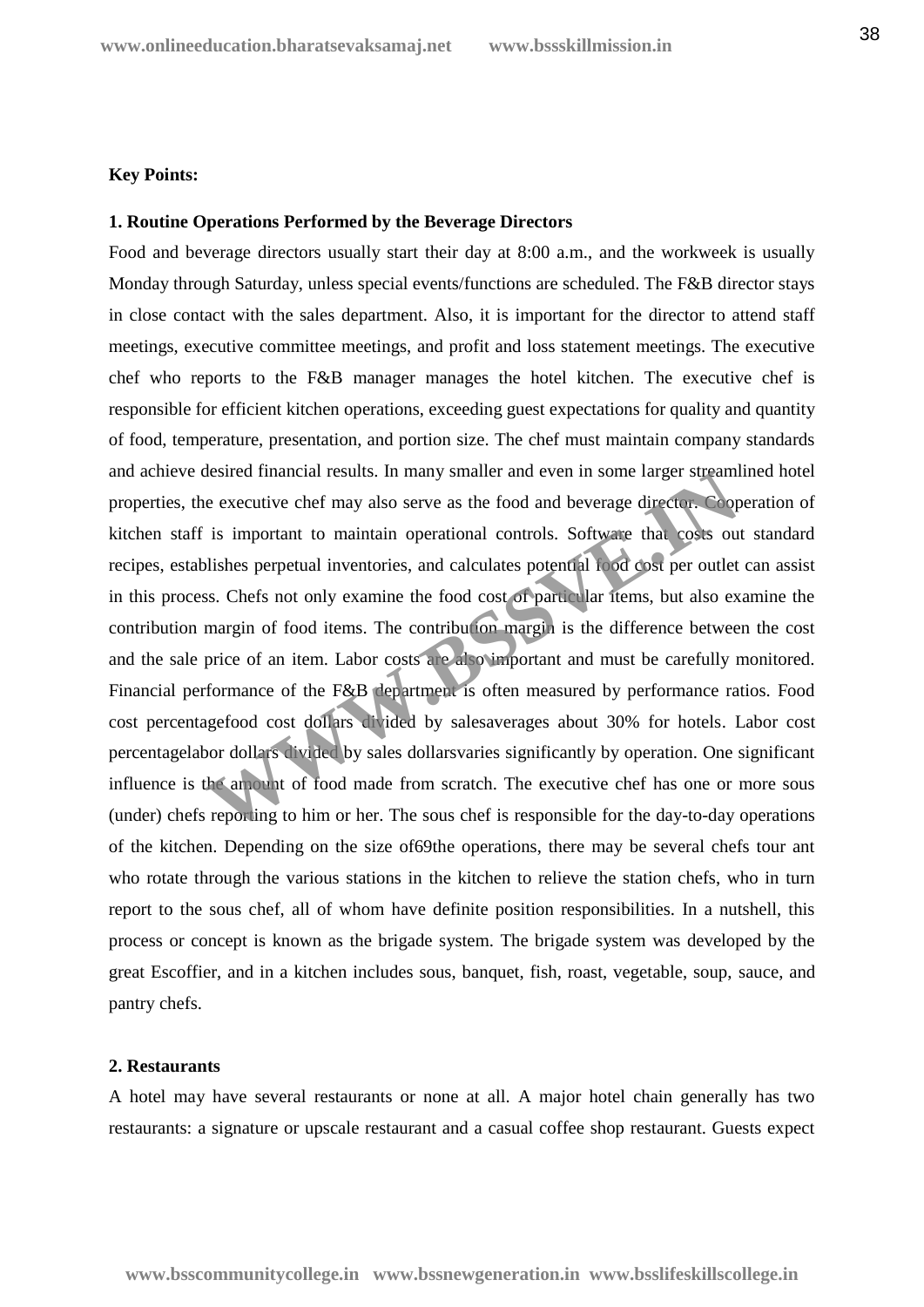**Key Points:**

**1. Routine Operations Performed by the Beverage Directors**

Food and beverage directors usually start their day at 8:00 a.m., and the workweek is usually Monday through Saturday, unless special events/functions are scheduled. The F&B director stays in close contact with the sales department. Also, it is important for the director to attend staff meetings, executive committee meetings, and profit and loss statement meetings. The executive chef who reports to the F&B manager manages the hotel kitchen. The executive chef is responsible for efficient kitchen operations, exceeding guest expectations for quality and quantity of food, temperature, presentation, and portion size. The chef must maintain company standards and achieve desired financial results. In many smaller and even in some larger streamlined hotel properties, the executive chef may also serve as the food and beverage director. Cooperation of kitchen staff is important to maintain operational controls. Software that costs out standard recipes, establishes perpetual inventories, and calculates potential food cost per outlet can assist in this process. Chefs not only examine the food cost of particular items, but also examine the contribution margin of food items. The contribution margin is the difference between the cost and the sale price of an item. Labor costs are also important and must be carefully monitored. Financial performance of the F&B department is often measured by performance ratios. Food cost percentagefood cost dollars divided by salesaverages about 30% for hotels. Labor cost percentagelabor dollars divided by sales dollarsvaries significantly by operation. One significant influence is the amount of food made from scratch. The executive chef has one or more sous (under) chefs reporting to him or her. The sous chef is responsible for the day-to-day operations of the kitchen. Depending on the size of69the operations, there may be several chefs tour ant who rotate through the various stations in the kitchen to relieve the station chefs, who in turn report to the sous chef, all of whom have definite position responsibilities. In a nutshell, this process or concept is known as the brigade system. The brigade system was developed by the great Escoffier, and in a kitchen includes sous, banquet, fish, roast, vegetable, soup, sauce, and pantry chefs.

**2. Restaurants**

A hotel may have several restaurants or none at all. A major hotel chain generally has two restaurants: a signature or upscale restaurant and a casual coffee shop restaurant. Guests expect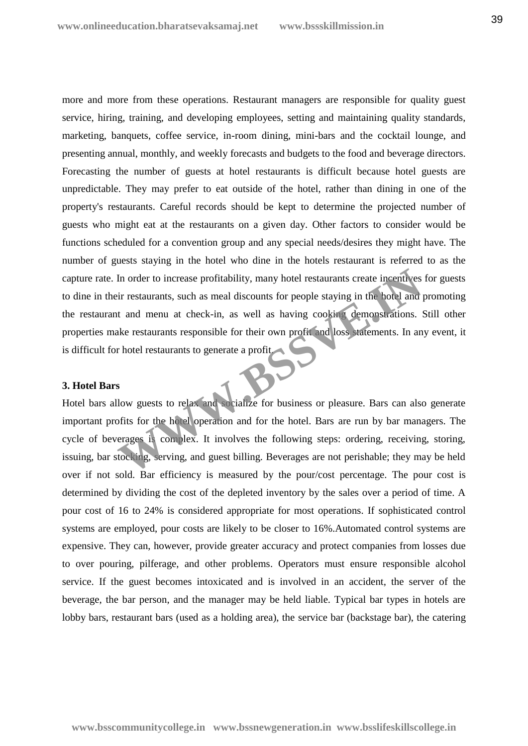more and more from these operations. Restaurant managers are responsible for quality guest service, hiring, training, and developing employees, setting and maintaining quality standards, marketing, banquets, coffee service, in-room dining, mini-bars and the cocktail lounge, and presenting annual, monthly, and weekly forecasts and budgets to the food and beverage directors. Forecasting the number of guests at hotel restaurants is difficult because hotel guests are unpredictable. They may prefer to eat outside of the hotel, rather than dining in one of the property's restaurants. Careful records should be kept to determine the projected number of guests who might eat at the restaurants on a given day. Other factors to consider would be functions scheduled for a convention group and any special needs/desires they might have. The number of guests staying in the hotel who dine in the hotels restaurant is referred to as the capture rate. In order to increase profitability, many hotel restaurants create incentives for guests to dine in their restaurants, such as meal discounts for people staying in the hotel and promoting the restaurant and menu at check-in, as well as having cooking demonstrations. Still other properties make restaurants responsible for their own profit and loss statements. In any event, it is difficult for hotel restaurants to generate a profit.

**3. Hotel Bars**

Hotel bars allow guests to relax and socialize for business or pleasure. Bars can also generate important profits for the hotel operation and for the hotel. Bars are run by bar managers. The cycle of beverages is complex. It involves the following steps: ordering, receiving, storing, issuing, bar stocking, serving, and guest billing. Beverages are not perishable; they may be held over if not sold. Bar efficiency is measured by the pour/cost percentage. The pour cost is determined by dividing the cost of the depleted inventory by the sales over a period of time. A pour cost of 16 to 24% is considered appropriate for most operations. If sophisticated control systems are employed, pour costs are likely to be closer to 16%.Automated control systems are expensive. They can, however, provide greater accuracy and protect companies from losses due to over pouring, pilferage, and other problems. Operators must ensure responsible alcohol service. If the guest becomes intoxicated and is involved in an accident, the server of the beverage, the bar person, and the manager may be held liable. Typical bar types in hotels are lobby bars, restaurant bars (used as a holding area), the service bar (backstage bar), the catering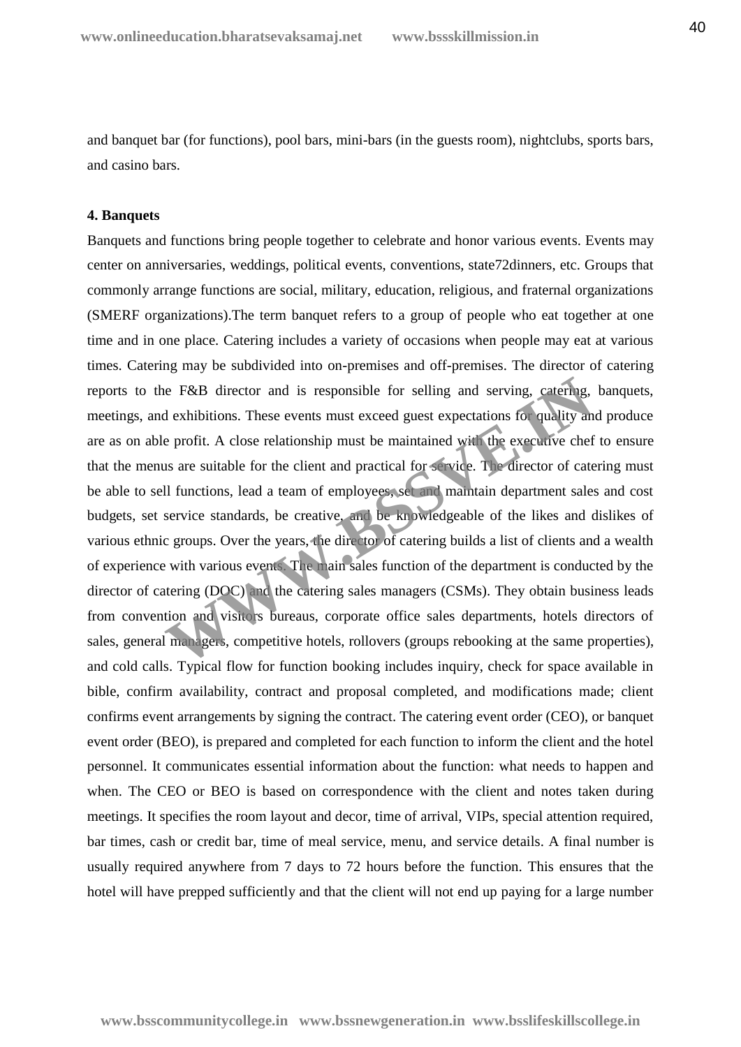and banquet bar (for functions), pool bars, mini-bars (in the guests room), nightclubs, sports bars, and casino bars.

**4. Banquets**

Banquets and functions bring people together to celebrate and honor various events. Events may center on anniversaries, weddings, political events, conventions, state72dinners, etc. Groups that commonly arrange functions are social, military, education, religious, and fraternal organizations (SMERF organizations).The term banquet refers to a group of people who eat together at one time and in one place. Catering includes a variety of occasions when people may eat at various times. Catering may be subdivided into on-premises and off-premises. The director of catering reports to the F&B director and is responsible for selling and serving, catering, banquets, meetings, and exhibitions. These events must exceed guest expectations for quality and produce are as on able profit. A close relationship must be maintained with the executive chef to ensure that the menus are suitable for the client and practical for service. The director of catering must be able to sell functions, lead a team of employees, set and maintain department sales and cost budgets, set service standards, be creative, and be knowledgeable of the likes and dislikes of various ethnic groups. Over the years, the director of catering builds a list of clients and a wealth of experience with various events. The main sales function of the department is conducted by the director of catering (DOC) and the catering sales managers (CSMs). They obtain business leads from convention and visitors bureaus, corporate office sales departments, hotels directors of sales, general managers, competitive hotels, rollovers (groups rebooking at the same properties), and cold calls. Typical flow for function booking includes inquiry, check for space available in bible, confirm availability, contract and proposal completed, and modifications made; client confirms event arrangements by signing the contract. The catering event order (CEO), or banquet event order (BEO), is prepared and completed for each function to inform the client and the hotel personnel. It communicates essential information about the function: what needs to happen and when. The CEO or BEO is based on correspondence with the client and notes taken during meetings. It specifies the room layout and decor, time of arrival, VIPs, special attention required, bar times, cash or credit bar, time of meal service, menu, and service details. A final number is usually required anywhere from 7 days to 72 hours before the function. This ensures that the hotel will have prepped sufficiently and that the client will not end up paying for a large number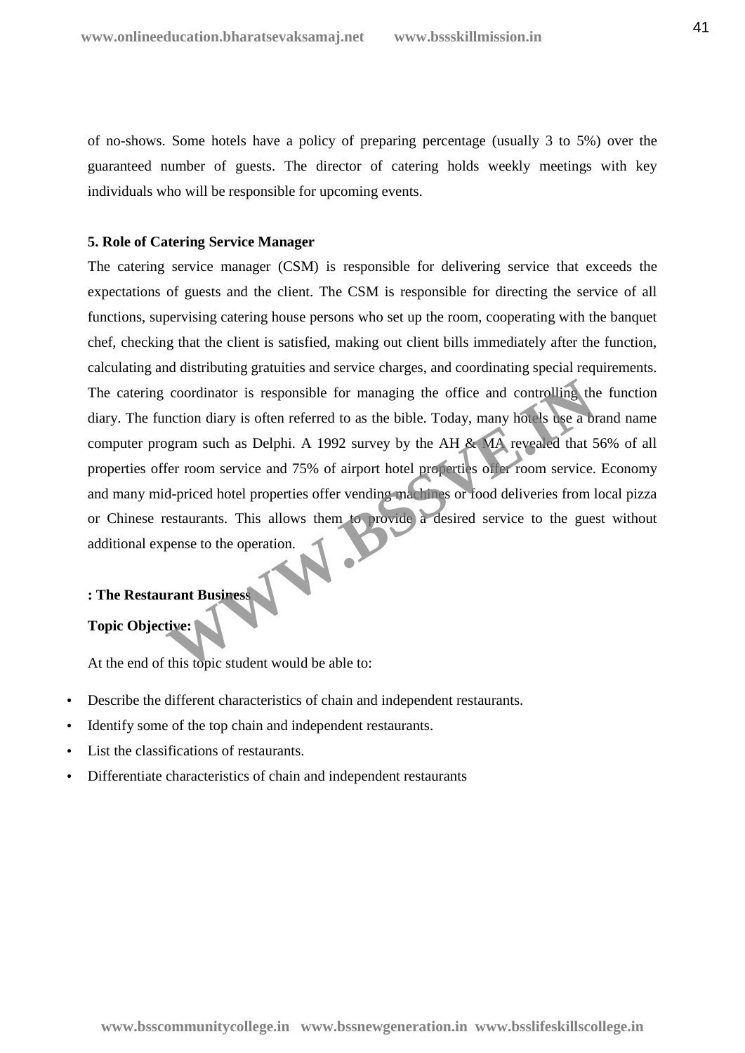of no-shows. Some hotels have a policy of preparing percentage (usually 3 to 5%) over the guaranteed number of guests. The director of catering holds weekly meetings with key individuals who will be responsible for upcoming events.

**5. Role of Catering Service Manager**

The catering service manager (CSM) is responsible for delivering service that exceeds the expectations of guests and the client. The CSM is responsible for directing the service of all functions, supervising catering house persons who set up the room, cooperating with the banquet chef, checking that the client is satisfied, making out client bills immediately after the function, calculating and distributing gratuities and service charges, and coordinating special requirements. The catering coordinator is responsible for managing the office and controlling the function diary. The function diary is often referred to as the bible. Today, many hotels use a brand name computer program such as Delphi. A 1992 survey by the AH & MA revealed that 56% of all properties offer room service and 75% of airport hotel properties offer room service. Economy and many mid-priced hotel properties offer vending machines or food deliveries from local pizza or Chinese restaurants. This allows them to provide a desired service to the guest without additional expense to the operation.

**: The Restaurant Business**

**Topic Objective:**

At the end of this topic student would be able to:

- Describe the different characteristics of chain and independent restaurants.
- Identify some of the top chain and independent restaurants.
- List the classifications of restaurants.
- Differentiate characteristics of chain and independent restaurants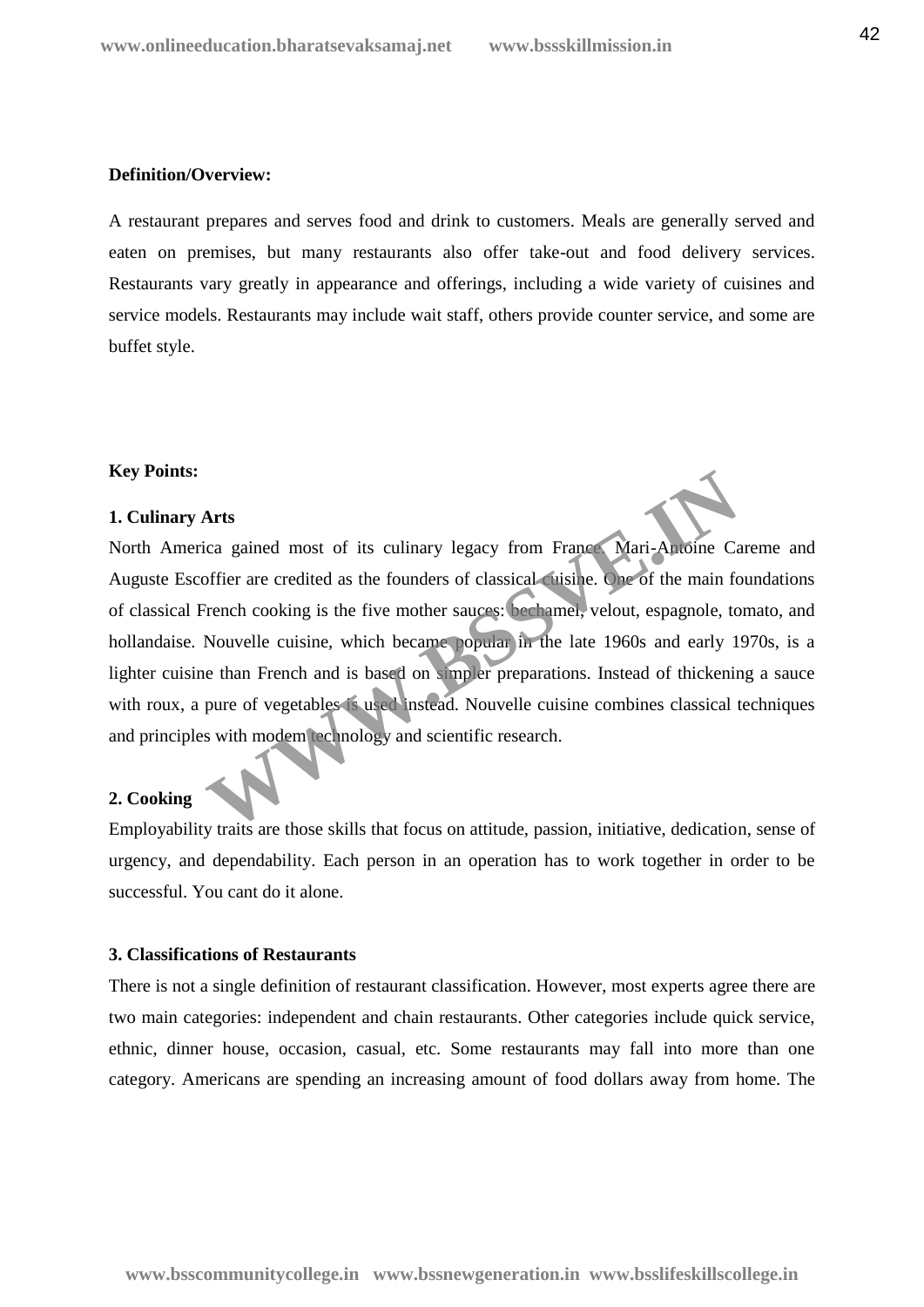**Definition/Overview:**

A restaurant prepares and serves food and drink to customers. Meals are generally served and eaten on premises, but many restaurants also offer take-out and food delivery services. Restaurants vary greatly in appearance and offerings, including a wide variety of cuisines and service models. Restaurants may include wait staff, others provide counter service, and some are buffet style.

**Key Points:**

**1. Culinary Arts**

North America gained most of its culinary legacy from France. Mari-Antoine Careme and Auguste Escoffier are credited as the founders of classical cuisine. One of the main foundations of classical French cooking is the five mother sauces: bechamel, velout, espagnole, tomato, and hollandaise. Nouvelle cuisine, which became popular in the late 1960s and early 1970s, is a lighter cuisine than French and is based on simpler preparations. Instead of thickening a sauce with roux, a pure of vegetables is used instead. Nouvelle cuisine combines classical techniques and principles with modem technology and scientific research.

**2. Cooking**

Employability traits are those skills that focus on attitude, passion, initiative, dedication, sense of urgency, and dependability. Each person in an operation has to work together in order to be successful. You cant do it alone.

**3. Classifications of Restaurants**

There is not a single definition of restaurant classification. However, most experts agree there are two main categories: independent and chain restaurants. Other categories include quick service, ethnic, dinner house, occasion, casual, etc. Some restaurants may fall into more than one category. Americans are spending an increasing amount of food dollars away from home. The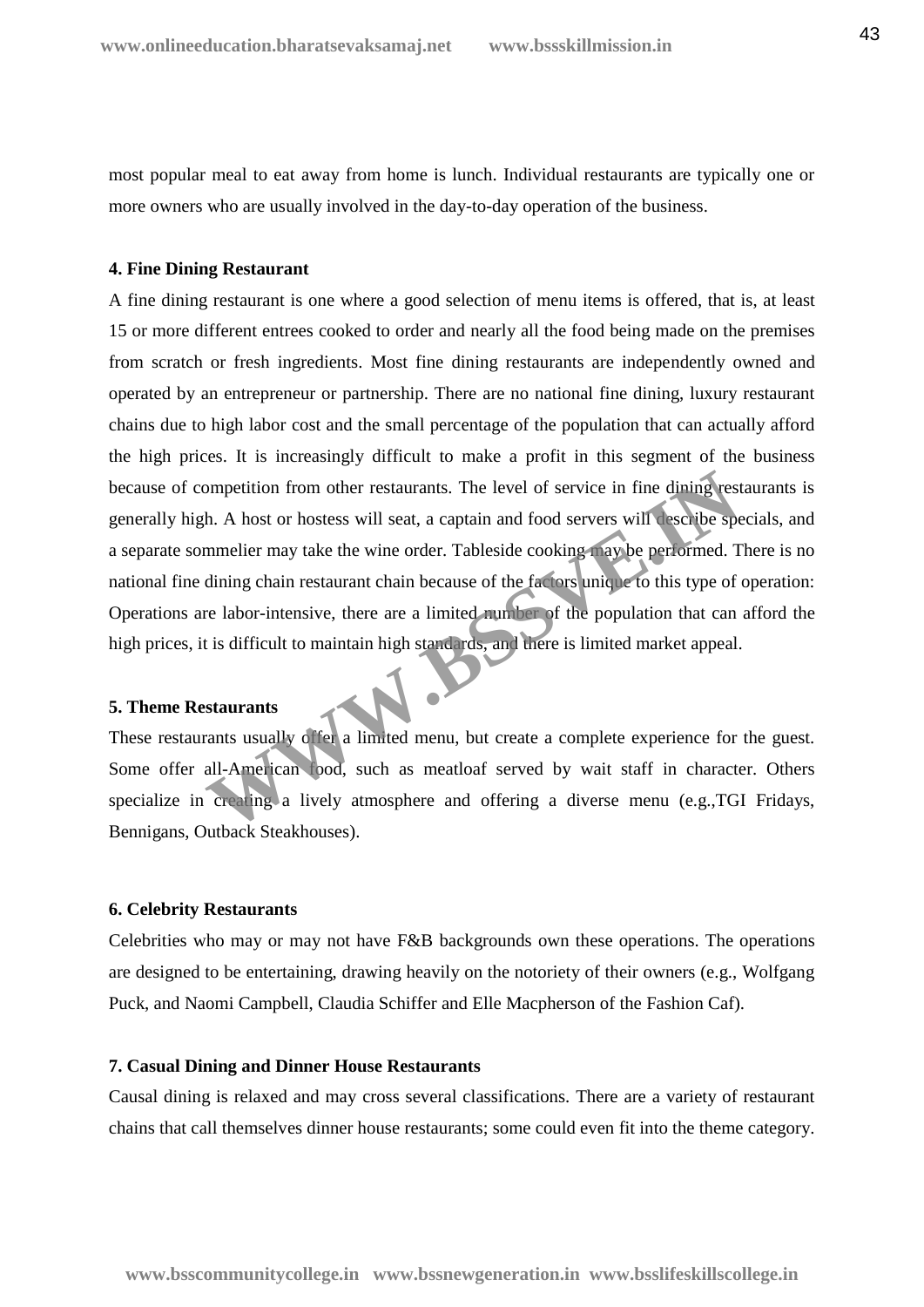most popular meal to eat away from home is lunch. Individual restaurants are typically one or more owners who are usually involved in the day-to-day operation of the business.

#### 4. Fine Dining Restaurant

A fine dining restaurant is one where a good selection of menu items is offered, that is, at least 15 or more different entrees cooked to order and nearly all the food being made on the premises from scratch or fresh ingredients. Most fine dining restaurants are independently owned and operated by an entrepreneur or partnership. There are no national fine dining, luxury restaurant chains due to high labor cost and the small percentage of the population that can actually afford the high prices. It is increasingly difficult to make a profit in this segment of the business because of competition from other restaurants. The level of service in fine dining restaurants is generally high. A host or hostess will seat, a captain and food servers will describe specials, and a separate sommelier may take the wine order. Tableside cooking may be performed. There is no national fine dining chain restaurant chain because of the factors unique to this type of operation: Operations are labor-intensive, there are a limited number of the population that can afford the high prices, it is difficult to maintain high standards, and there is limited market appeal.

#### 5. Theme Restaurants

These restaurants usually offer a limited menu, but create a complete experience for the guest. Some offer all-American food, such as meatloaf served by wait staff in character. Others specialize in creating a lively atmosphere and offering a diverse menu (e.g.,TGI Fridays, Bennigans, Outback Steakhouses).

#### 6. Celebrity Restaurants

Celebrities who may or may not have F&B backgrounds own these operations. The operations are designed to be entertaining, drawing heavily on the notoriety of their owners (e.g., Wolfgang Puck, and Naomi Campbell, Claudia Schiffer and Elle Macpherson of the Fashion Caf).

#### 7. Casual Dining and Dinner House Restaurants

Causal dining is relaxed and may cross several classifications. There are a variety of restaurant chains that call themselves dinner house restaurants; some could even fit into the theme category.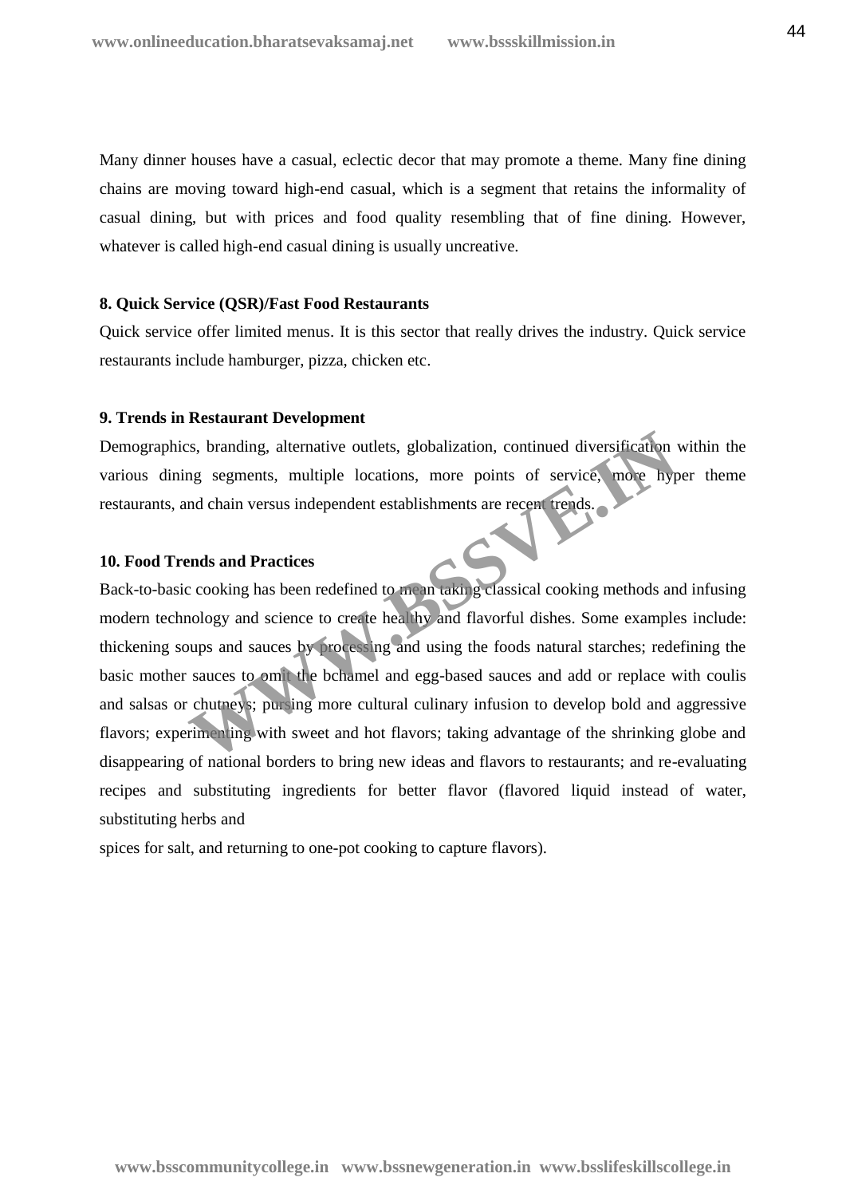Many dinner houses have a casual, eclectic decor that may promote a theme. Many fine dining chains are moving toward high-end casual, which is a segment that retains the informality of casual dining, but with prices and food quality resembling that of fine dining. However, whatever is called high-end casual dining is usually uncreative.

**8. Quick Service (QSR)/Fast Food Restaurants**

Quick service offer limited menus. It is this sector that really drives the industry. Quick service restaurants include hamburger, pizza, chicken etc.

**9. Trends in Restaurant Development**

Demographics, branding, alternative outlets, globalization, continued diversification within the various dining segments, multiple locations, more points of service, more hyper theme restaurants, and chain versus independent establishments are recent trends.

**10. Food Trends and Practices**

Back-to-basic cooking has been redefined to mean taking classical cooking methods and infusing modern technology and science to create healthy and flavorful dishes. Some examples include: thickening soups and sauces by processing and using the foods natural starches; redefining the basic mother sauces to omit the bchamel and egg-based sauces and add or replace with coulis and salsas or chutneys; pursing more cultural culinary infusion to develop bold and aggressive flavors; experimenting with sweet and hot flavors; taking advantage of the shrinking globe and disappearing of national borders to bring new ideas and flavors to restaurants; and re-evaluating recipes and substituting ingredients for better flavor (flavored liquid instead of water, substituting herbs and

spices for salt, and returning to one-pot cooking to capture flavors).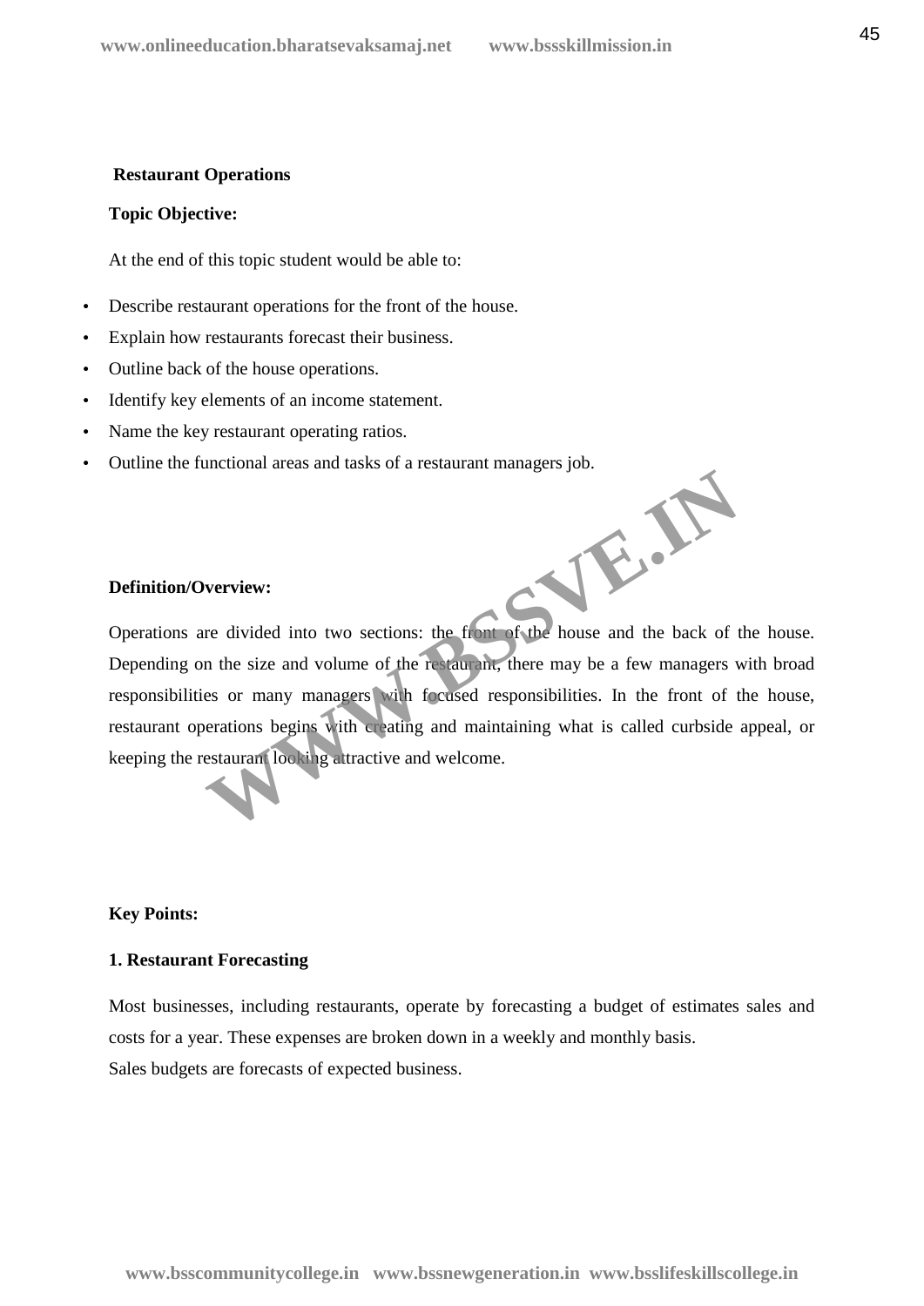**Restaurant Operations**

**Topic Objective:**

At the end of this topic student would be able to:

- Describe restaurant operations for the front of the house.
- Explain how restaurants forecast their business.
- Outline back of the house operations.
- Identify key elements of an income statement.
- Name the key restaurant operating ratios.
- Outline the functional areas and tasks of a restaurant managers job.

**Definition/Overview:**

Operations are divided into two sections: the front of the house and the back of the house. Depending on the size and volume of the restaurant, there may be a few managers with broad responsibilities or many managers with focused responsibilities. In the front of the house, restaurant operations begins with creating and maintaining what is called curbside appeal, or keeping the restaurant looking attractive and welcome.

**Key Points:**

**1. Restaurant Forecasting**

Most businesses, including restaurants, operate by forecasting a budget of estimates sales and costs for a year. These expenses are broken down in a weekly and monthly basis.
Sales budgets are forecasts of expected business.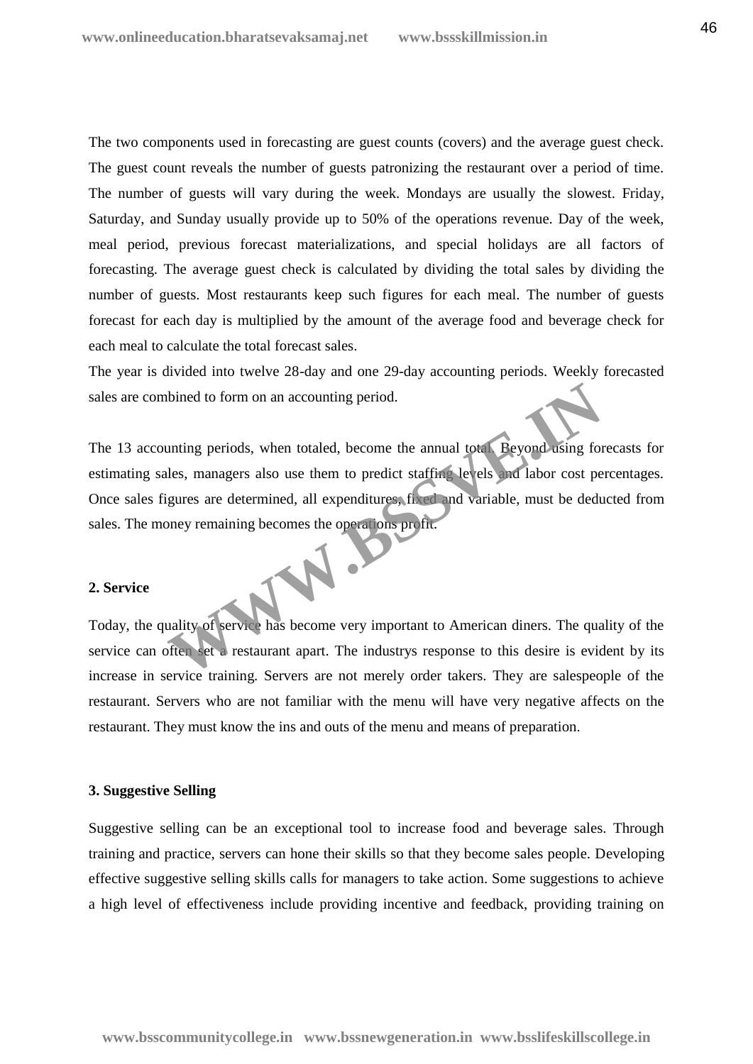The two components used in forecasting are guest counts (covers) and the average guest check. The guest count reveals the number of guests patronizing the restaurant over a period of time. The number of guests will vary during the week. Mondays are usually the slowest. Friday, Saturday, and Sunday usually provide up to 50% of the operations revenue. Day of the week, meal period, previous forecast materializations, and special holidays are all factors of forecasting. The average guest check is calculated by dividing the total sales by dividing the number of guests. Most restaurants keep such figures for each meal. The number of guests forecast for each day is multiplied by the amount of the average food and beverage check for each meal to calculate the total forecast sales.

The year is divided into twelve 28-day and one 29-day accounting periods. Weekly forecasted sales are combined to form on an accounting period.

The 13 accounting periods, when totaled, become the annual total. Beyond using forecasts for estimating sales, managers also use them to predict staffing levels and labor cost percentages. Once sales figures are determined, all expenditures, fixed and variable, must be deducted from sales. The money remaining becomes the operations profit.

**2. Service**

Today, the quality of service has become very important to American diners. The quality of the service can often set a restaurant apart. The industrys response to this desire is evident by its increase in service training. Servers are not merely order takers. They are salespeople of the restaurant. Servers who are not familiar with the menu will have very negative affects on the restaurant. They must know the ins and outs of the menu and means of preparation.

**3. Suggestive Selling**

Suggestive selling can be an exceptional tool to increase food and beverage sales. Through training and practice, servers can hone their skills so that they become sales people. Developing effective suggestive selling skills calls for managers to take action. Some suggestions to achieve a high level of effectiveness include providing incentive and feedback, providing training on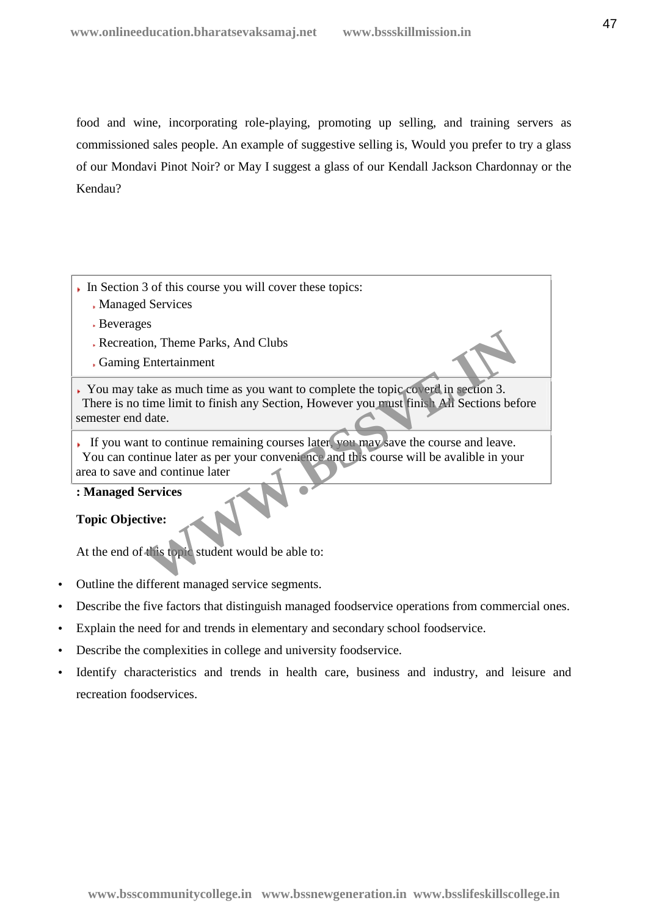food and wine, incorporating role-playing, promoting up selling, and training servers as commissioned sales people. An example of suggestive selling is, Would you prefer to try a glass of our Mondavi Pinot Noir? or May I suggest a glass of our Kendall Jackson Chardonnay or the Kendau?

- In Section 3 of this course you will cover these topics:
  - Managed Services
  - Beverages
  - Recreation, Theme Parks, And Clubs
  - Gaming Entertainment

- You may take as much time as you want to complete the topic coverd in section 3. There is no time limit to finish any Section, However you must finish All Sections before semester end date.

- If you want to continue remaining courses later, you may save the course and leave. You can continue later as per your convenience and this course will be avalible in your area to save and continue later

**: Managed Services**

**Topic Objective:**

At the end of this topic student would be able to:

- Outline the different managed service segments.
- Describe the five factors that distinguish managed foodservice operations from commercial ones.
- Explain the need for and trends in elementary and secondary school foodservice.
- Describe the complexities in college and university foodservice.
- Identify characteristics and trends in health care, business and industry, and leisure and recreation foodservices.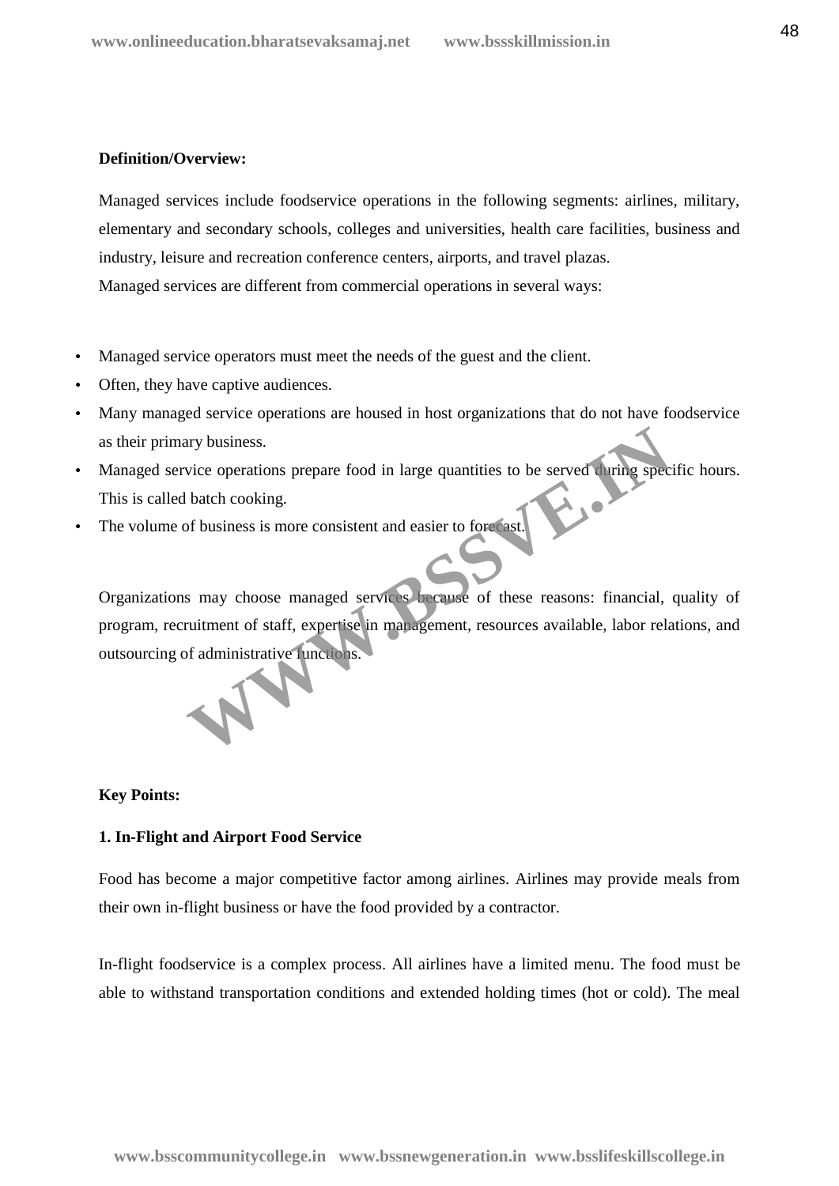**Definition/Overview:**

Managed services include foodservice operations in the following segments: airlines, military, elementary and secondary schools, colleges and universities, health care facilities, business and industry, leisure and recreation conference centers, airports, and travel plazas.

Managed services are different from commercial operations in several ways:

- Managed service operators must meet the needs of the guest and the client.
- Often, they have captive audiences.
- Many managed service operations are housed in host organizations that do not have foodservice as their primary business.
- Managed service operations prepare food in large quantities to be served during specific hours. This is called batch cooking.
- The volume of business is more consistent and easier to forecast.

Organizations may choose managed services because of these reasons: financial, quality of program, recruitment of staff, expertise in management, resources available, labor relations, and outsourcing of administrative functions.

**Key Points:**

**1. In-Flight and Airport Food Service**

Food has become a major competitive factor among airlines. Airlines may provide meals from their own in-flight business or have the food provided by a contractor.

In-flight foodservice is a complex process. All airlines have a limited menu. The food must be able to withstand transportation conditions and extended holding times (hot or cold). The meal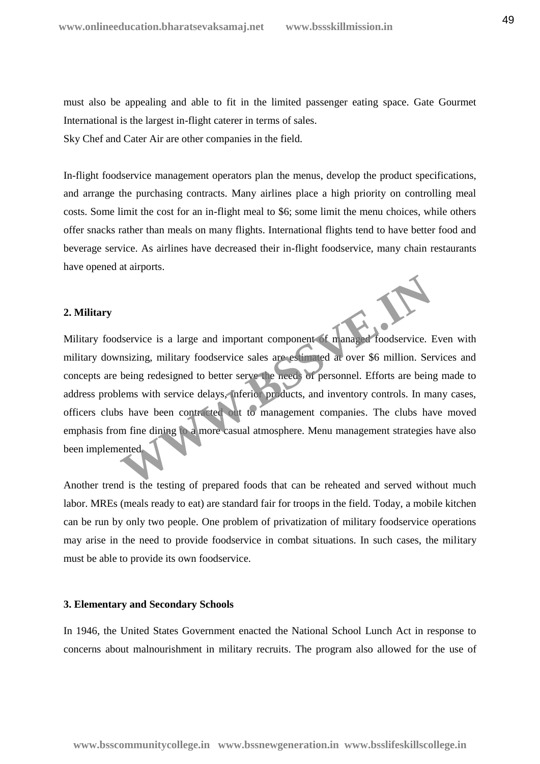must also be appealing and able to fit in the limited passenger eating space. Gate Gourmet International is the largest in-flight caterer in terms of sales.

Sky Chef and Cater Air are other companies in the field.

In-flight foodservice management operators plan the menus, develop the product specifications, and arrange the purchasing contracts. Many airlines place a high priority on controlling meal costs. Some limit the cost for an in-flight meal to $6; some limit the menu choices, while others offer snacks rather than meals on many flights. International flights tend to have better food and beverage service. As airlines have decreased their in-flight foodservice, many chain restaurants have opened at airports.

**2. Military**

Military foodservice is a large and important component of managed foodservice. Even with military downsizing, military foodservice sales are estimated at over $6 million. Services and concepts are being redesigned to better serve the needs of personnel. Efforts are being made to address problems with service delays, inferior products, and inventory controls. In many cases, officers clubs have been contracted out to management companies. The clubs have moved emphasis from fine dining to a more casual atmosphere. Menu management strategies have also been implemented.

Another trend is the testing of prepared foods that can be reheated and served without much labor. MREs (meals ready to eat) are standard fair for troops in the field. Today, a mobile kitchen can be run by only two people. One problem of privatization of military foodservice operations may arise in the need to provide foodservice in combat situations. In such cases, the military must be able to provide its own foodservice.

**3. Elementary and Secondary Schools**

In 1946, the United States Government enacted the National School Lunch Act in response to concerns about malnourishment in military recruits. The program also allowed for the use of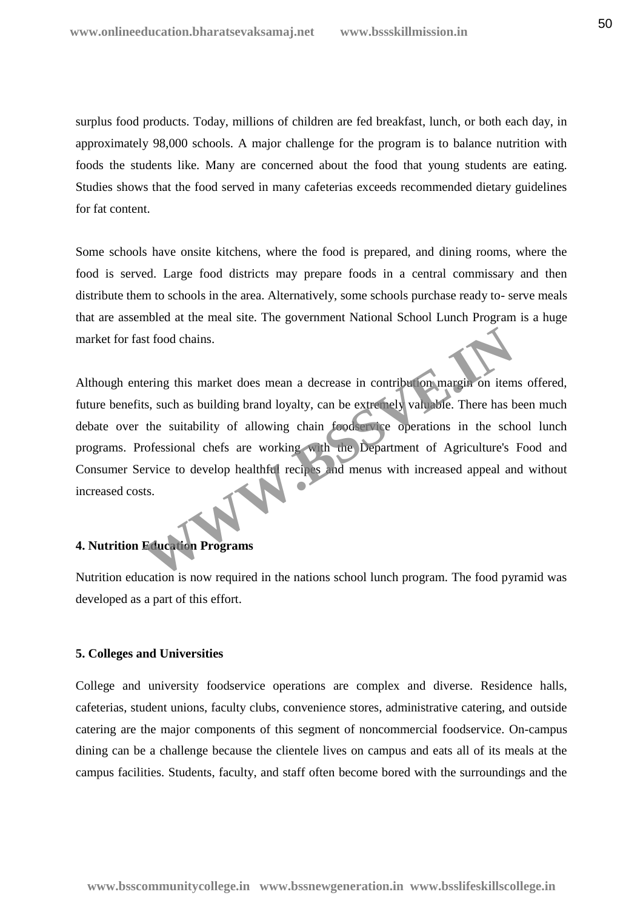surplus food products. Today, millions of children are fed breakfast, lunch, or both each day, in approximately 98,000 schools. A major challenge for the program is to balance nutrition with foods the students like. Many are concerned about the food that young students are eating. Studies shows that the food served in many cafeterias exceeds recommended dietary guidelines for fat content.

Some schools have onsite kitchens, where the food is prepared, and dining rooms, where the food is served. Large food districts may prepare foods in a central commissary and then distribute them to schools in the area. Alternatively, some schools purchase ready to- serve meals that are assembled at the meal site. The government National School Lunch Program is a huge market for fast food chains.

Although entering this market does mean a decrease in contribution margin on items offered, future benefits, such as building brand loyalty, can be extremely valuable. There has been much debate over the suitability of allowing chain foodservice operations in the school lunch programs. Professional chefs are working with the Department of Agriculture's Food and Consumer Service to develop healthful recipes and menus with increased appeal and without increased costs.

**4. Nutrition Education Programs**

Nutrition education is now required in the nations school lunch program. The food pyramid was developed as a part of this effort.

**5. Colleges and Universities**

College and university foodservice operations are complex and diverse. Residence halls, cafeterias, student unions, faculty clubs, convenience stores, administrative catering, and outside catering are the major components of this segment of noncommercial foodservice. On-campus dining can be a challenge because the clientele lives on campus and eats all of its meals at the campus facilities. Students, faculty, and staff often become bored with the surroundings and the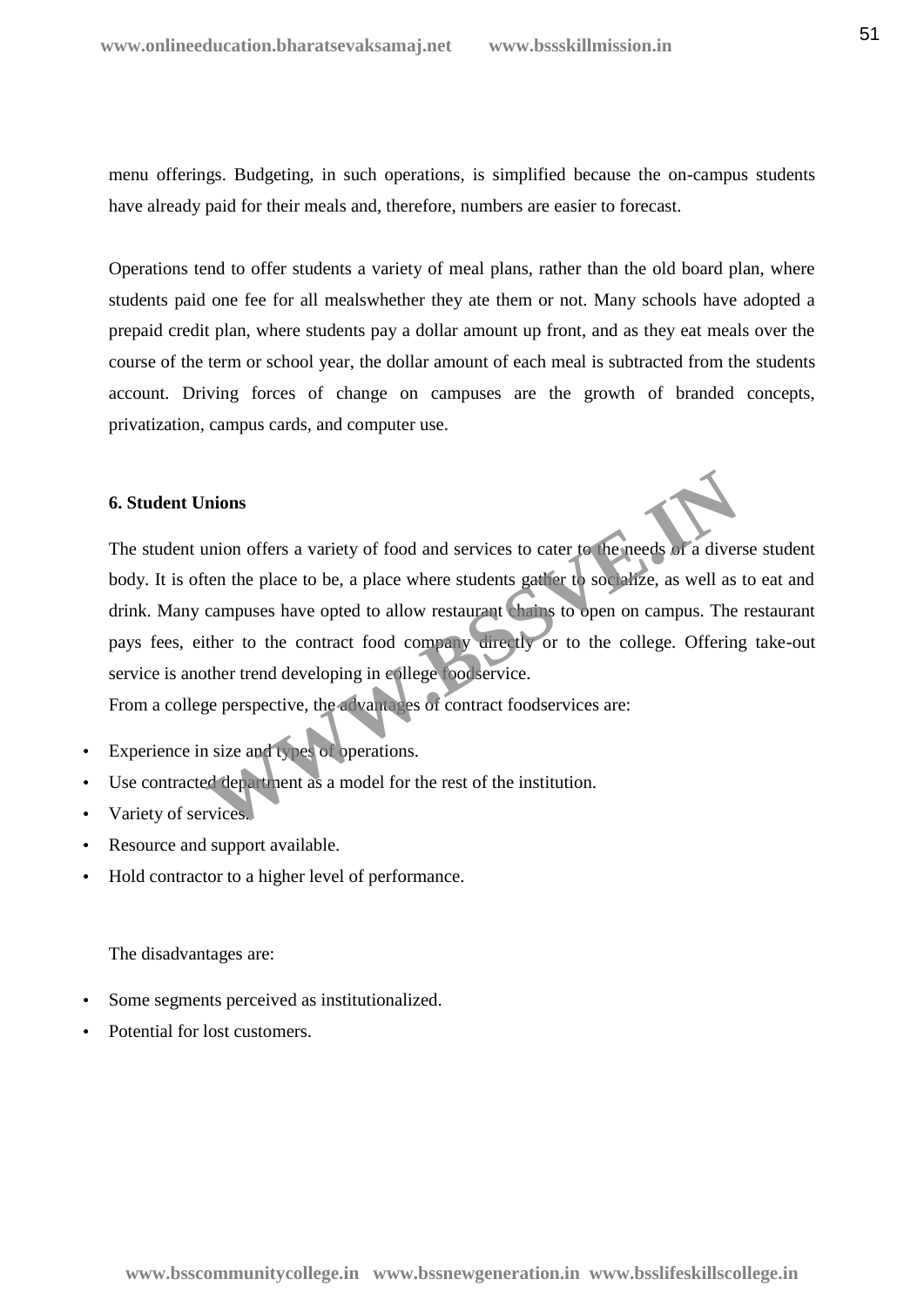menu offerings. Budgeting, in such operations, is simplified because the on-campus students have already paid for their meals and, therefore, numbers are easier to forecast.

Operations tend to offer students a variety of meal plans, rather than the old board plan, where students paid one fee for all mealswhether they ate them or not. Many schools have adopted a prepaid credit plan, where students pay a dollar amount up front, and as they eat meals over the course of the term or school year, the dollar amount of each meal is subtracted from the students account. Driving forces of change on campuses are the growth of branded concepts, privatization, campus cards, and computer use.

**6. Student Unions**

The student union offers a variety of food and services to cater to the needs of a diverse student body. It is often the place to be, a place where students gather to socialize, as well as to eat and drink. Many campuses have opted to allow restaurant chains to open on campus. The restaurant pays fees, either to the contract food company directly or to the college. Offering take-out service is another trend developing in college foodservice.

From a college perspective, the advantages of contract foodservices are:

- Experience in size and types of operations.
- Use contracted department as a model for the rest of the institution.
- Variety of services.
- Resource and support available.
- Hold contractor to a higher level of performance.

The disadvantages are:

- Some segments perceived as institutionalized.
- Potential for lost customers.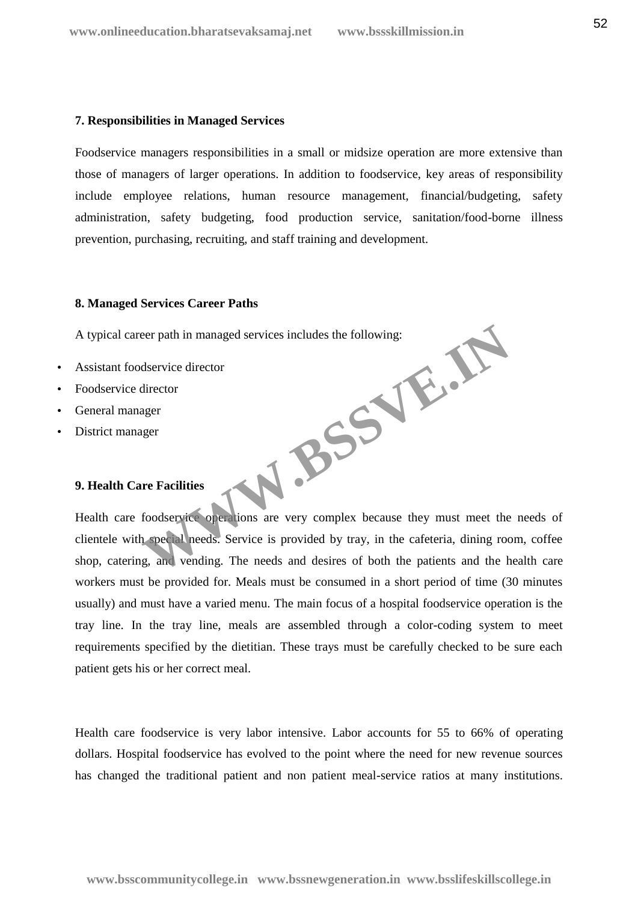**7. Responsibilities in Managed Services**

Foodservice managers responsibilities in a small or midsize operation are more extensive than those of managers of larger operations. In addition to foodservice, key areas of responsibility include employee relations, human resource management, financial/budgeting, safety administration, safety budgeting, food production service, sanitation/food-borne illness prevention, purchasing, recruiting, and staff training and development.

**8. Managed Services Career Paths**

A typical career path in managed services includes the following:

- Assistant foodservice director
- Foodservice director
- General manager
- District manager

**9. Health Care Facilities**

Health care foodservice operations are very complex because they must meet the needs of clientele with special needs. Service is provided by tray, in the cafeteria, dining room, coffee shop, catering, and vending. The needs and desires of both the patients and the health care workers must be provided for. Meals must be consumed in a short period of time (30 minutes usually) and must have a varied menu. The main focus of a hospital foodservice operation is the tray line. In the tray line, meals are assembled through a color-coding system to meet requirements specified by the dietitian. These trays must be carefully checked to be sure each patient gets his or her correct meal.

Health care foodservice is very labor intensive. Labor accounts for 55 to 66% of operating dollars. Hospital foodservice has evolved to the point where the need for new revenue sources has changed the traditional patient and non patient meal-service ratios at many institutions.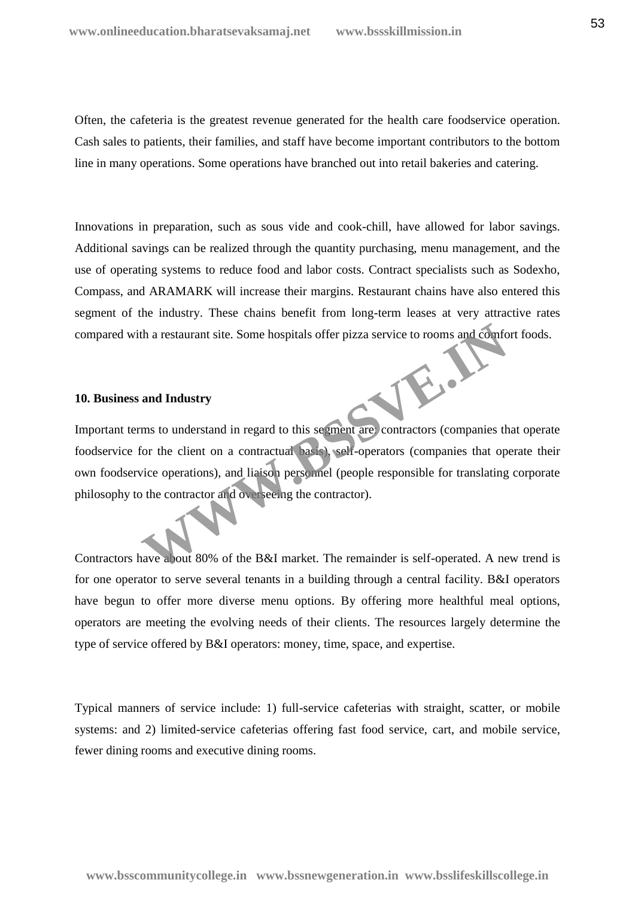Often, the cafeteria is the greatest revenue generated for the health care foodservice operation. Cash sales to patients, their families, and staff have become important contributors to the bottom line in many operations. Some operations have branched out into retail bakeries and catering.

Innovations in preparation, such as sous vide and cook-chill, have allowed for labor savings. Additional savings can be realized through the quantity purchasing, menu management, and the use of operating systems to reduce food and labor costs. Contract specialists such as Sodexho, Compass, and ARAMARK will increase their margins. Restaurant chains have also entered this segment of the industry. These chains benefit from long-term leases at very attractive rates compared with a restaurant site. Some hospitals offer pizza service to rooms and comfort foods.

**10. Business and Industry**

Important terms to understand in regard to this segment are: contractors (companies that operate foodservice for the client on a contractual basis), self-operators (companies that operate their own foodservice operations), and liaison personnel (people responsible for translating corporate philosophy to the contractor and overseeing the contractor).

Contractors have about 80% of the B&I market. The remainder is self-operated. A new trend is for one operator to serve several tenants in a building through a central facility. B&I operators have begun to offer more diverse menu options. By offering more healthful meal options, operators are meeting the evolving needs of their clients. The resources largely determine the type of service offered by B&I operators: money, time, space, and expertise.

Typical manners of service include: 1) full-service cafeterias with straight, scatter, or mobile systems: and 2) limited-service cafeterias offering fast food service, cart, and mobile service, fewer dining rooms and executive dining rooms.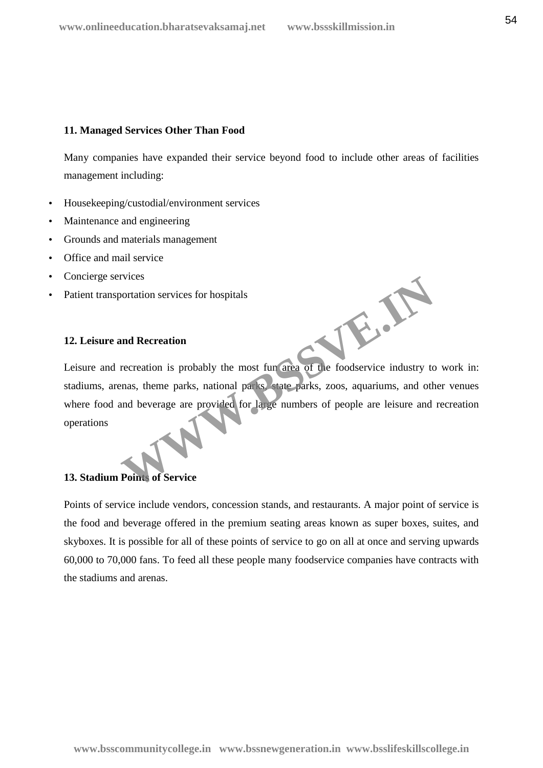**11. Managed Services Other Than Food**

Many companies have expanded their service beyond food to include other areas of facilities management including:

- Housekeeping/custodial/environment services
- Maintenance and engineering
- Grounds and materials management
- Office and mail service
- Concierge services
- Patient transportation services for hospitals

**12. Leisure and Recreation**

Leisure and recreation is probably the most fun area of the foodservice industry to work in: stadiums, arenas, theme parks, national parks, state parks, zoos, aquariums, and other venues where food and beverage are provided for large numbers of people are leisure and recreation operations

**13. Stadium Points of Service**

Points of service include vendors, concession stands, and restaurants. A major point of service is the food and beverage offered in the premium seating areas known as super boxes, suites, and skyboxes. It is possible for all of these points of service to go on all at once and serving upwards 60,000 to 70,000 fans. To feed all these people many foodservice companies have contracts with the stadiums and arenas.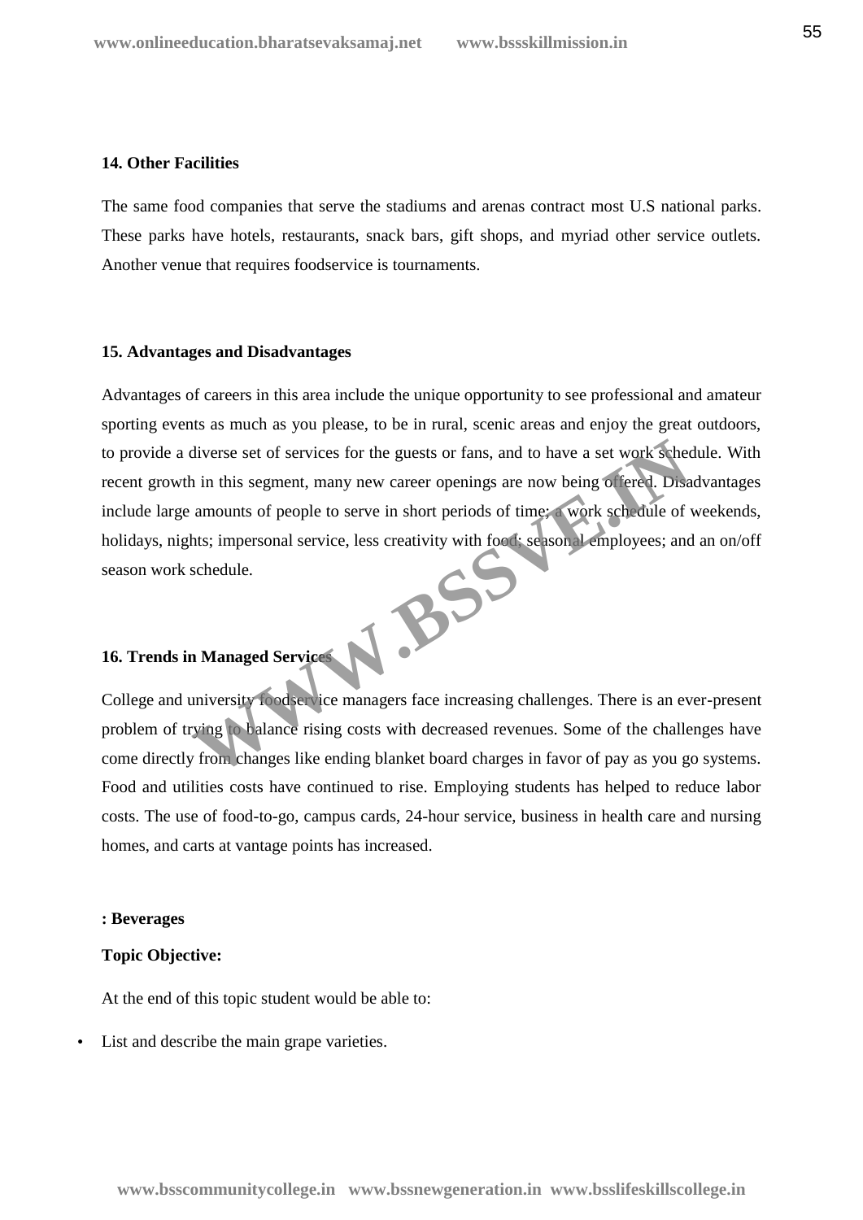**14. Other Facilities**

The same food companies that serve the stadiums and arenas contract most U.S national parks. These parks have hotels, restaurants, snack bars, gift shops, and myriad other service outlets. Another venue that requires foodservice is tournaments.

**15. Advantages and Disadvantages**

Advantages of careers in this area include the unique opportunity to see professional and amateur sporting events as much as you please, to be in rural, scenic areas and enjoy the great outdoors, to provide a diverse set of services for the guests or fans, and to have a set work schedule. With recent growth in this segment, many new career openings are now being offered. Disadvantages include large amounts of people to serve in short periods of time; a work schedule of weekends, holidays, nights; impersonal service, less creativity with food; seasonal employees; and an on/off season work schedule.

**16. Trends in Managed Services**

College and university foodservice managers face increasing challenges. There is an ever-present problem of trying to balance rising costs with decreased revenues. Some of the challenges have come directly from changes like ending blanket board charges in favor of pay as you go systems. Food and utilities costs have continued to rise. Employing students has helped to reduce labor costs. The use of food-to-go, campus cards, 24-hour service, business in health care and nursing homes, and carts at vantage points has increased.

**: Beverages**

**Topic Objective:**

At the end of this topic student would be able to:

- List and describe the main grape varieties.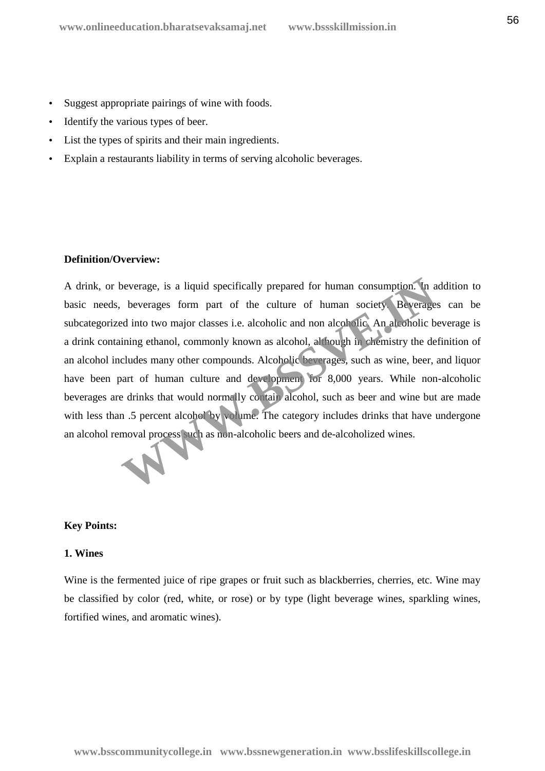- Suggest appropriate pairings of wine with foods.
- Identify the various types of beer.
- List the types of spirits and their main ingredients.
- Explain a restaurants liability in terms of serving alcoholic beverages.

**Definition/Overview:**

A drink, or beverage, is a liquid specifically prepared for human consumption. In addition to basic needs, beverages form part of the culture of human society. Beverages can be subcategorized into two major classes i.e. alcoholic and non alcoholic. An alcoholic beverage is a drink containing ethanol, commonly known as alcohol, although in chemistry the definition of an alcohol includes many other compounds. Alcoholic beverages, such as wine, beer, and liquor have been part of human culture and development for 8,000 years. While non-alcoholic beverages are drinks that would normally contain alcohol, such as beer and wine but are made with less than .5 percent alcohol by volume. The category includes drinks that have undergone an alcohol removal process such as non-alcoholic beers and de-alcoholized wines.

**Key Points:**

**1. Wines**

Wine is the fermented juice of ripe grapes or fruit such as blackberries, cherries, etc. Wine may be classified by color (red, white, or rose) or by type (light beverage wines, sparkling wines, fortified wines, and aromatic wines).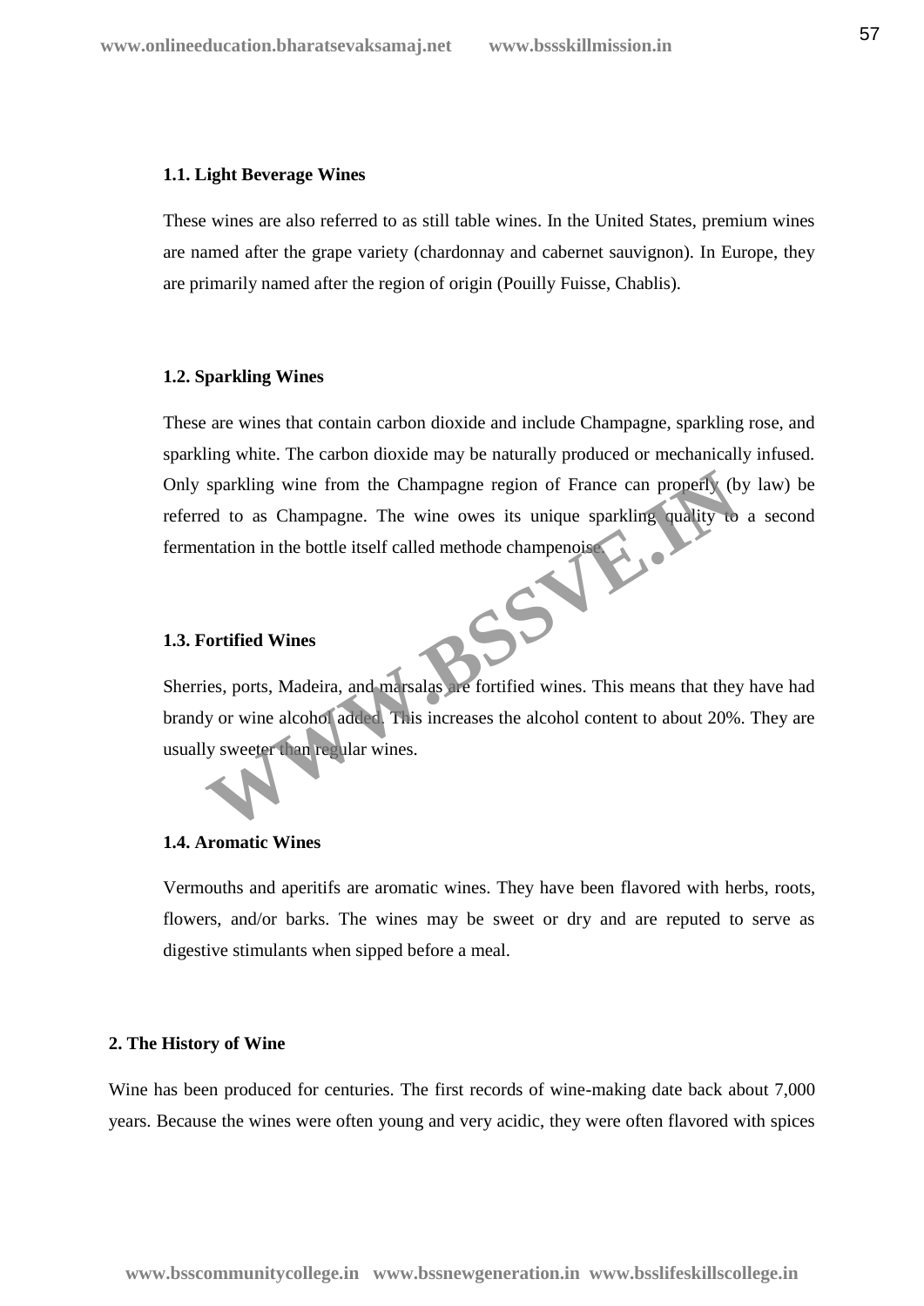### 1.1. Light Beverage Wines

These wines are also referred to as still table wines. In the United States, premium wines are named after the grape variety (chardonnay and cabernet sauvignon). In Europe, they are primarily named after the region of origin (Pouilly Fuisse, Chablis).

### 1.2. Sparkling Wines

These are wines that contain carbon dioxide and include Champagne, sparkling rose, and sparkling white. The carbon dioxide may be naturally produced or mechanically infused. Only sparkling wine from the Champagne region of France can properly (by law) be referred to as Champagne. The wine owes its unique sparkling quality to a second fermentation in the bottle itself called methode champenoise.

### 1.3. Fortified Wines

Sherries, ports, Madeira, and marsalas are fortified wines. This means that they have had brandy or wine alcohol added. This increases the alcohol content to about 20%. They are usually sweeter than regular wines.

### 1.4. Aromatic Wines

Vermouths and aperitifs are aromatic wines. They have been flavored with herbs, roots, flowers, and/or barks. The wines may be sweet or dry and are reputed to serve as digestive stimulants when sipped before a meal.

## 2. The History of Wine

Wine has been produced for centuries. The first records of wine-making date back about 7,000 years. Because the wines were often young and very acidic, they were often flavored with spices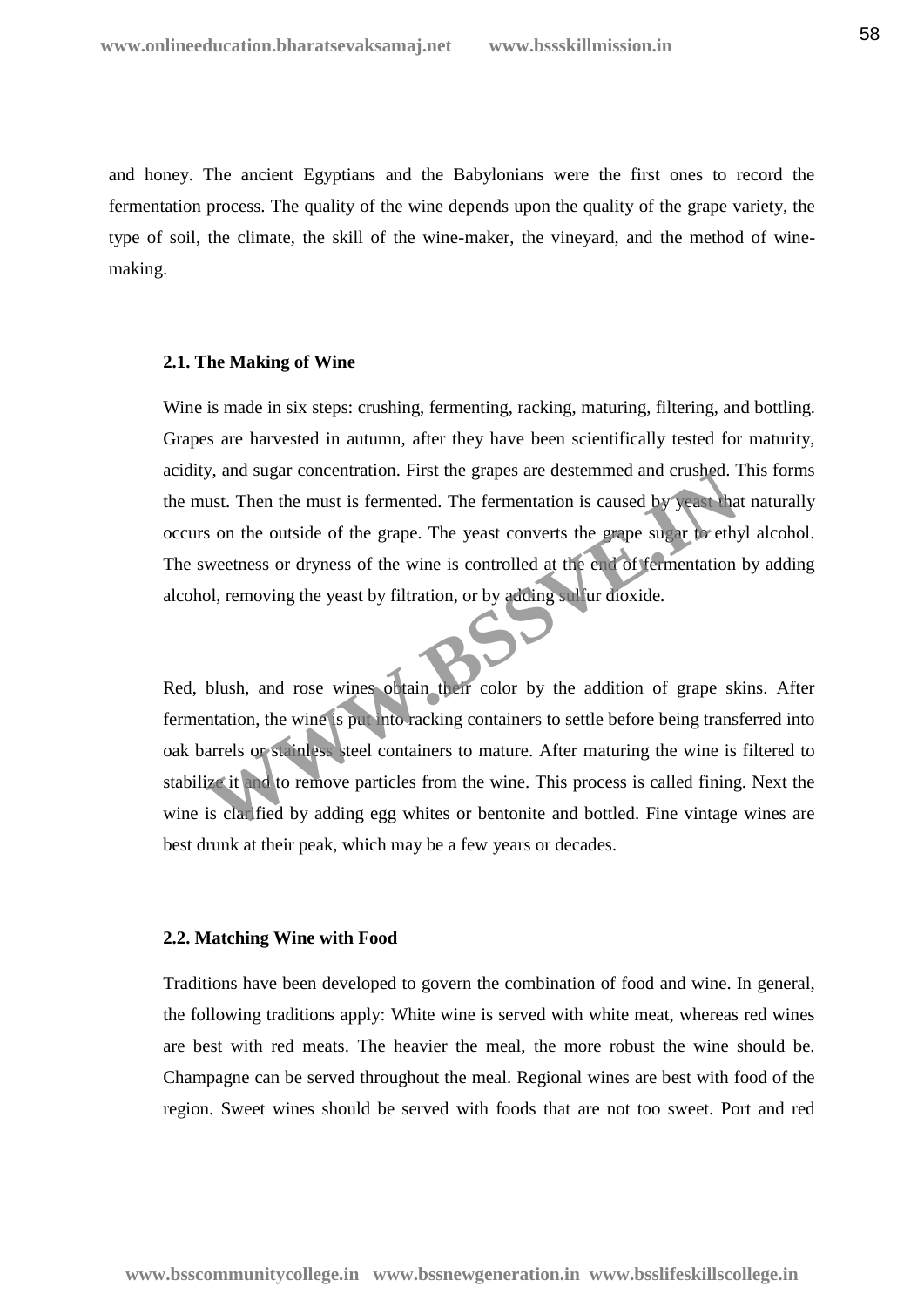and honey. The ancient Egyptians and the Babylonians were the first ones to record the fermentation process. The quality of the wine depends upon the quality of the grape variety, the type of soil, the climate, the skill of the wine-maker, the vineyard, and the method of wine-making.

### 2.1. The Making of Wine

Wine is made in six steps: crushing, fermenting, racking, maturing, filtering, and bottling. Grapes are harvested in autumn, after they have been scientifically tested for maturity, acidity, and sugar concentration. First the grapes are destemmed and crushed. This forms the must. Then the must is fermented. The fermentation is caused by yeast that naturally occurs on the outside of the grape. The yeast converts the grape sugar to ethyl alcohol. The sweetness or dryness of the wine is controlled at the end of fermentation by adding alcohol, removing the yeast by filtration, or by adding sulfur dioxide.

Red, blush, and rose wines obtain their color by the addition of grape skins. After fermentation, the wine is put into racking containers to settle before being transferred into oak barrels or stainless steel containers to mature. After maturing the wine is filtered to stabilize it and to remove particles from the wine. This process is called fining. Next the wine is clarified by adding egg whites or bentonite and bottled. Fine vintage wines are best drunk at their peak, which may be a few years or decades.

### 2.2. Matching Wine with Food

Traditions have been developed to govern the combination of food and wine. In general, the following traditions apply: White wine is served with white meat, whereas red wines are best with red meats. The heavier the meal, the more robust the wine should be. Champagne can be served throughout the meal. Regional wines are best with food of the region. Sweet wines should be served with foods that are not too sweet. Port and red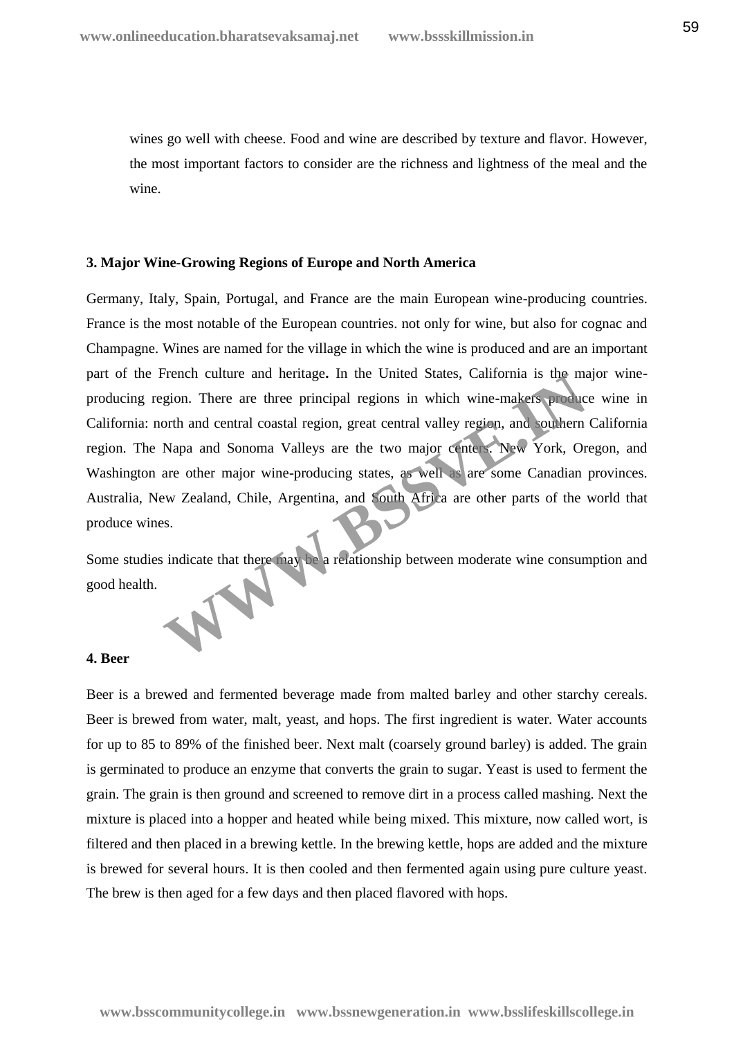wines go well with cheese. Food and wine are described by texture and flavor. However, the most important factors to consider are the richness and lightness of the meal and the wine.

### 3. Major Wine-Growing Regions of Europe and North America

Germany, Italy, Spain, Portugal, and France are the main European wine-producing countries. France is the most notable of the European countries. not only for wine, but also for cognac and Champagne. Wines are named for the village in which the wine is produced and are an important part of the French culture and heritage**.** In the United States, California is the major wine-producing region. There are three principal regions in which wine-makers produce wine in California: north and central coastal region, great central valley region, and southern California region. The Napa and Sonoma Valleys are the two major centers. New York, Oregon, and Washington are other major wine-producing states, as well as are some Canadian provinces. Australia, New Zealand, Chile, Argentina, and South Africa are other parts of the world that produce wines.

Some studies indicate that there may be a relationship between moderate wine consumption and good health.

### 4. Beer

Beer is a brewed and fermented beverage made from malted barley and other starchy cereals. Beer is brewed from water, malt, yeast, and hops. The first ingredient is water. Water accounts for up to 85 to 89% of the finished beer. Next malt (coarsely ground barley) is added. The grain is germinated to produce an enzyme that converts the grain to sugar. Yeast is used to ferment the grain. The grain is then ground and screened to remove dirt in a process called mashing. Next the mixture is placed into a hopper and heated while being mixed. This mixture, now called wort, is filtered and then placed in a brewing kettle. In the brewing kettle, hops are added and the mixture is brewed for several hours. It is then cooled and then fermented again using pure culture yeast. The brew is then aged for a few days and then placed flavored with hops.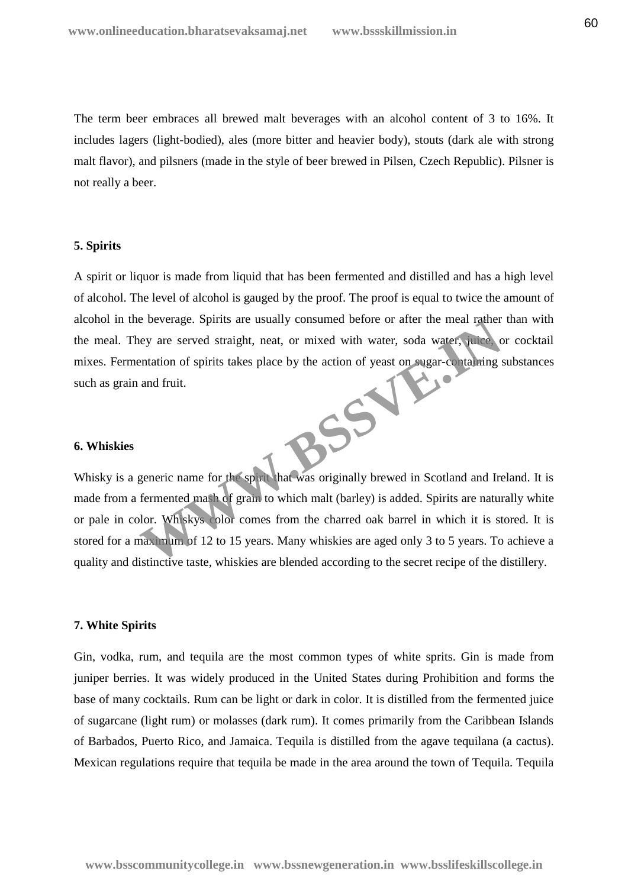The term beer embraces all brewed malt beverages with an alcohol content of 3 to 16%. It includes lagers (light-bodied), ales (more bitter and heavier body), stouts (dark ale with strong malt flavor), and pilsners (made in the style of beer brewed in Pilsen, Czech Republic). Pilsner is not really a beer.

**5. Spirits**

A spirit or liquor is made from liquid that has been fermented and distilled and has a high level of alcohol. The level of alcohol is gauged by the proof. The proof is equal to twice the amount of alcohol in the beverage. Spirits are usually consumed before or after the meal rather than with the meal. They are served straight, neat, or mixed with water, soda water, juice, or cocktail mixes. Fermentation of spirits takes place by the action of yeast on sugar-containing substances such as grain and fruit.

**6. Whiskies**

Whisky is a generic name for the spirit that was originally brewed in Scotland and Ireland. It is made from a fermented mash of grain to which malt (barley) is added. Spirits are naturally white or pale in color. Whiskys color comes from the charred oak barrel in which it is stored. It is stored for a maximum of 12 to 15 years. Many whiskies are aged only 3 to 5 years. To achieve a quality and distinctive taste, whiskies are blended according to the secret recipe of the distillery.

**7. White Spirits**

Gin, vodka, rum, and tequila are the most common types of white sprits. Gin is made from juniper berries. It was widely produced in the United States during Prohibition and forms the base of many cocktails. Rum can be light or dark in color. It is distilled from the fermented juice of sugarcane (light rum) or molasses (dark rum). It comes primarily from the Caribbean Islands of Barbados, Puerto Rico, and Jamaica. Tequila is distilled from the agave tequilana (a cactus). Mexican regulations require that tequila be made in the area around the town of Tequila. Tequila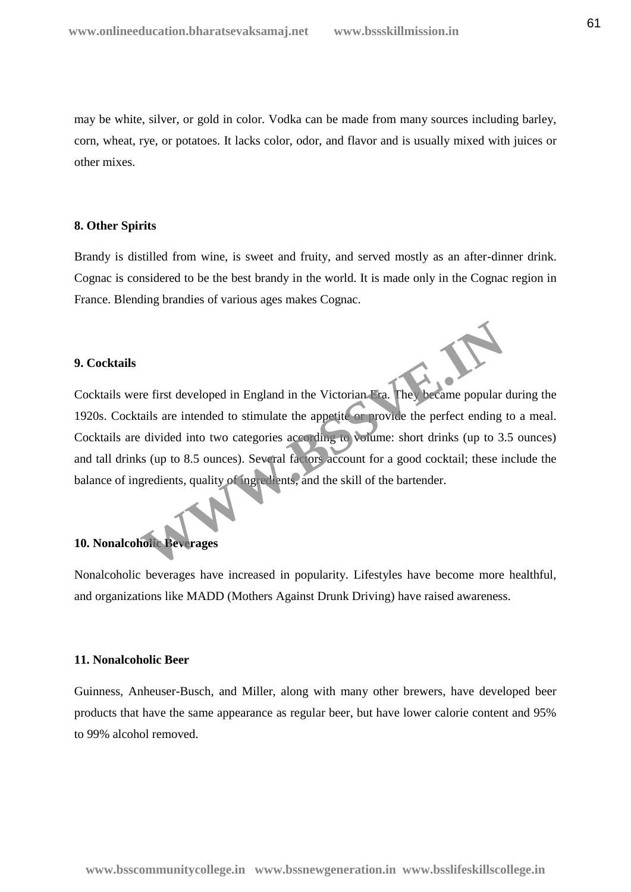may be white, silver, or gold in color. Vodka can be made from many sources including barley, corn, wheat, rye, or potatoes. It lacks color, odor, and flavor and is usually mixed with juices or other mixes.

**8. Other Spirits**

Brandy is distilled from wine, is sweet and fruity, and served mostly as an after-dinner drink. Cognac is considered to be the best brandy in the world. It is made only in the Cognac region in France. Blending brandies of various ages makes Cognac.

**9. Cocktails**

Cocktails were first developed in England in the Victorian Era. They became popular during the 1920s. Cocktails are intended to stimulate the appetite or provide the perfect ending to a meal. Cocktails are divided into two categories according to volume: short drinks (up to 3.5 ounces) and tall drinks (up to 8.5 ounces). Several factors account for a good cocktail; these include the balance of ingredients, quality of ingredients, and the skill of the bartender.

**10. Nonalcoholic Beverages**

Nonalcoholic beverages have increased in popularity. Lifestyles have become more healthful, and organizations like MADD (Mothers Against Drunk Driving) have raised awareness.

**11. Nonalcoholic Beer**

Guinness, Anheuser-Busch, and Miller, along with many other brewers, have developed beer products that have the same appearance as regular beer, but have lower calorie content and 95% to 99% alcohol removed.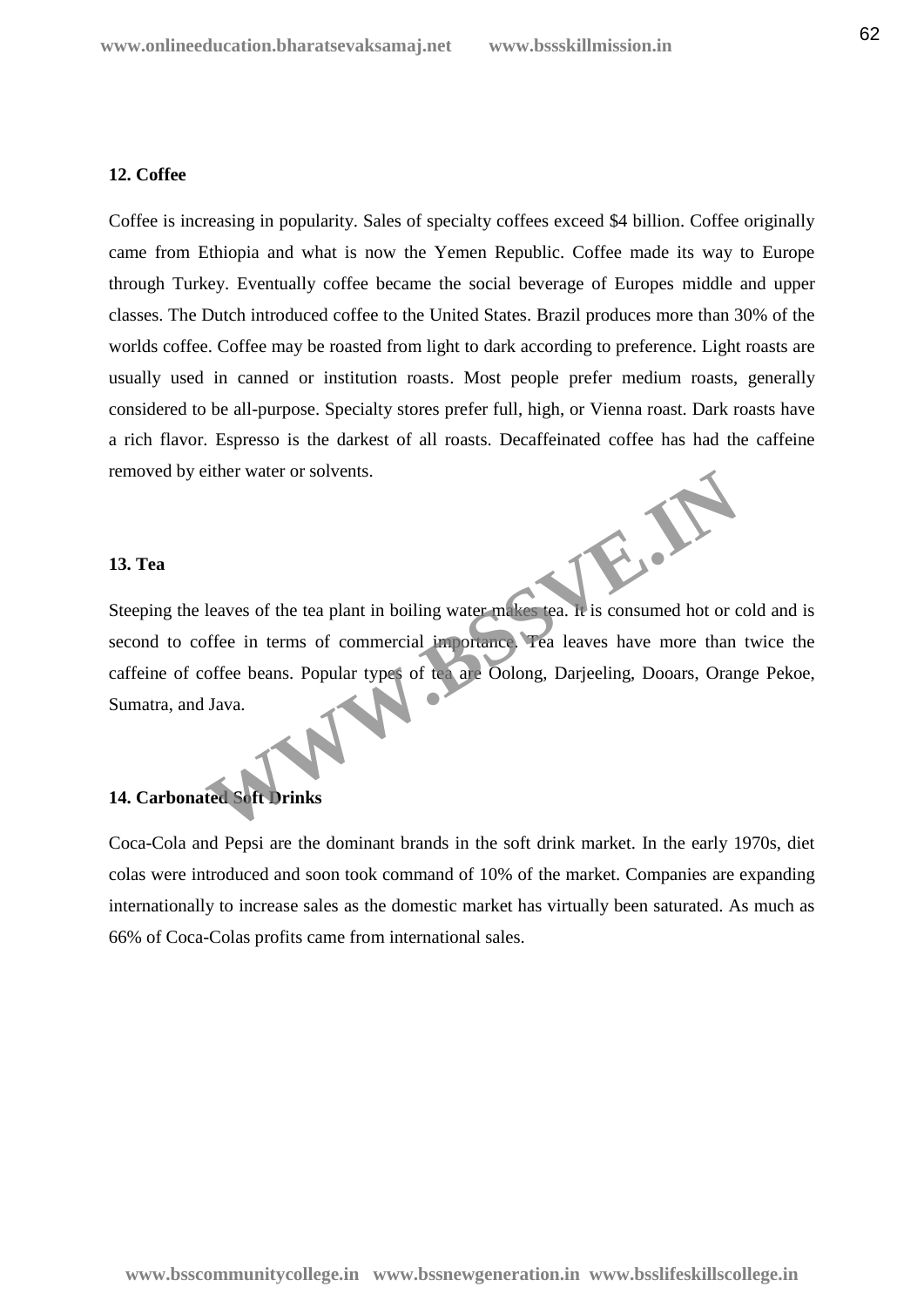**12. Coffee**

Coffee is increasing in popularity. Sales of specialty coffees exceed $4 billion. Coffee originally came from Ethiopia and what is now the Yemen Republic. Coffee made its way to Europe through Turkey. Eventually coffee became the social beverage of Europes middle and upper classes. The Dutch introduced coffee to the United States. Brazil produces more than 30% of the worlds coffee. Coffee may be roasted from light to dark according to preference. Light roasts are usually used in canned or institution roasts. Most people prefer medium roasts, generally considered to be all-purpose. Specialty stores prefer full, high, or Vienna roast. Dark roasts have a rich flavor. Espresso is the darkest of all roasts. Decaffeinated coffee has had the caffeine removed by either water or solvents.

**13. Tea**

Steeping the leaves of the tea plant in boiling water makes tea. It is consumed hot or cold and is second to coffee in terms of commercial importance. Tea leaves have more than twice the caffeine of coffee beans. Popular types of tea are Oolong, Darjeeling, Dooars, Orange Pekoe, Sumatra, and Java.

**14. Carbonated Soft Drinks**

Coca-Cola and Pepsi are the dominant brands in the soft drink market. In the early 1970s, diet colas were introduced and soon took command of 10% of the market. Companies are expanding internationally to increase sales as the domestic market has virtually been saturated. As much as 66% of Coca-Colas profits came from international sales.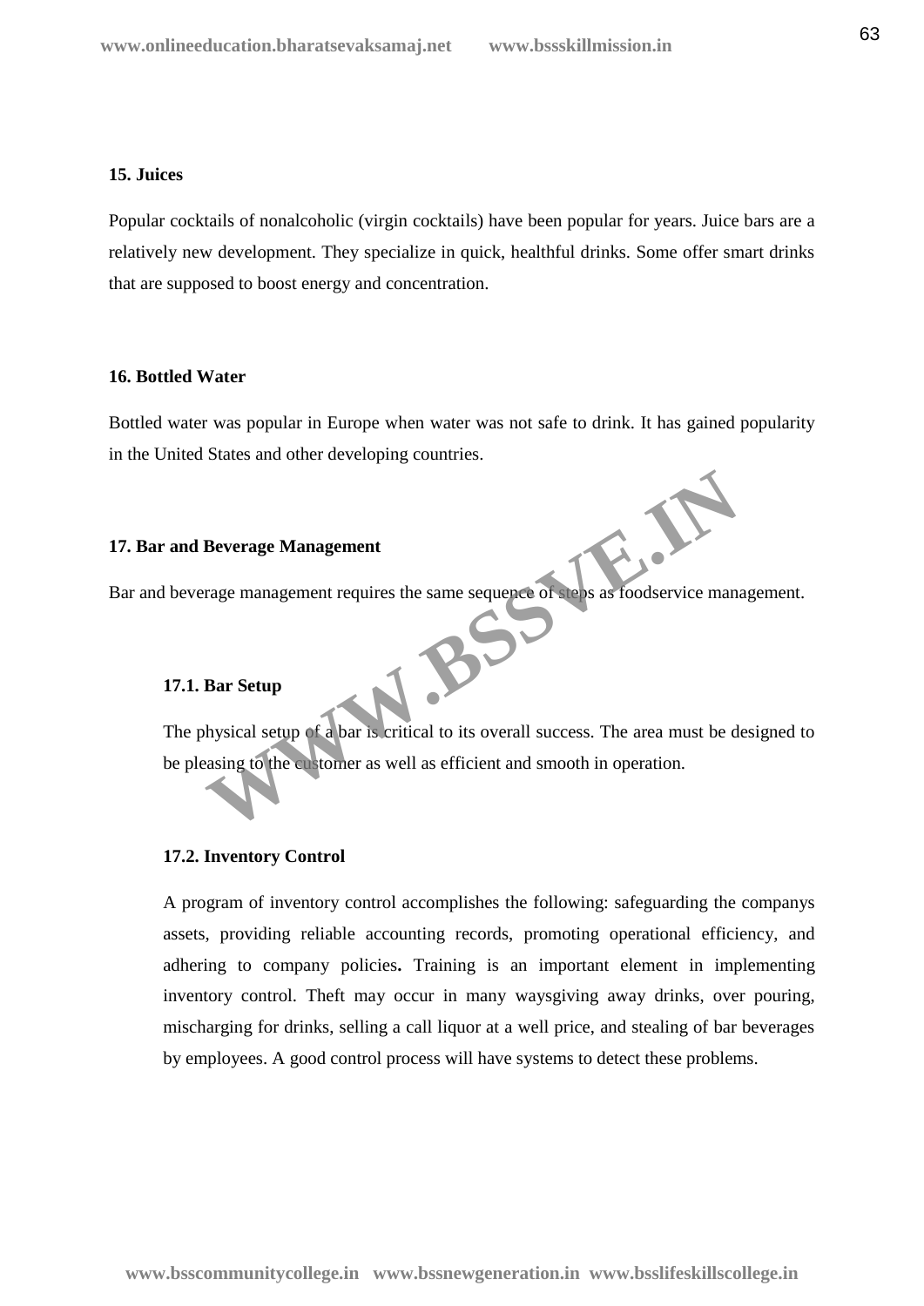### 15. Juices

Popular cocktails of nonalcoholic (virgin cocktails) have been popular for years. Juice bars are a relatively new development. They specialize in quick, healthful drinks. Some offer smart drinks that are supposed to boost energy and concentration.

### 16. Bottled Water

Bottled water was popular in Europe when water was not safe to drink. It has gained popularity in the United States and other developing countries.

### 17. Bar and Beverage Management

Bar and beverage management requires the same sequence of steps as foodservice management.

#### 17.1. Bar Setup

The physical setup of a bar is critical to its overall success. The area must be designed to be pleasing to the customer as well as efficient and smooth in operation.

#### 17.2. Inventory Control

A program of inventory control accomplishes the following: safeguarding the companys assets, providing reliable accounting records, promoting operational efficiency, and adhering to company policies**.** Training is an important element in implementing inventory control. Theft may occur in many waysgiving away drinks, over pouring, mischarging for drinks, selling a call liquor at a well price, and stealing of bar beverages by employees. A good control process will have systems to detect these problems.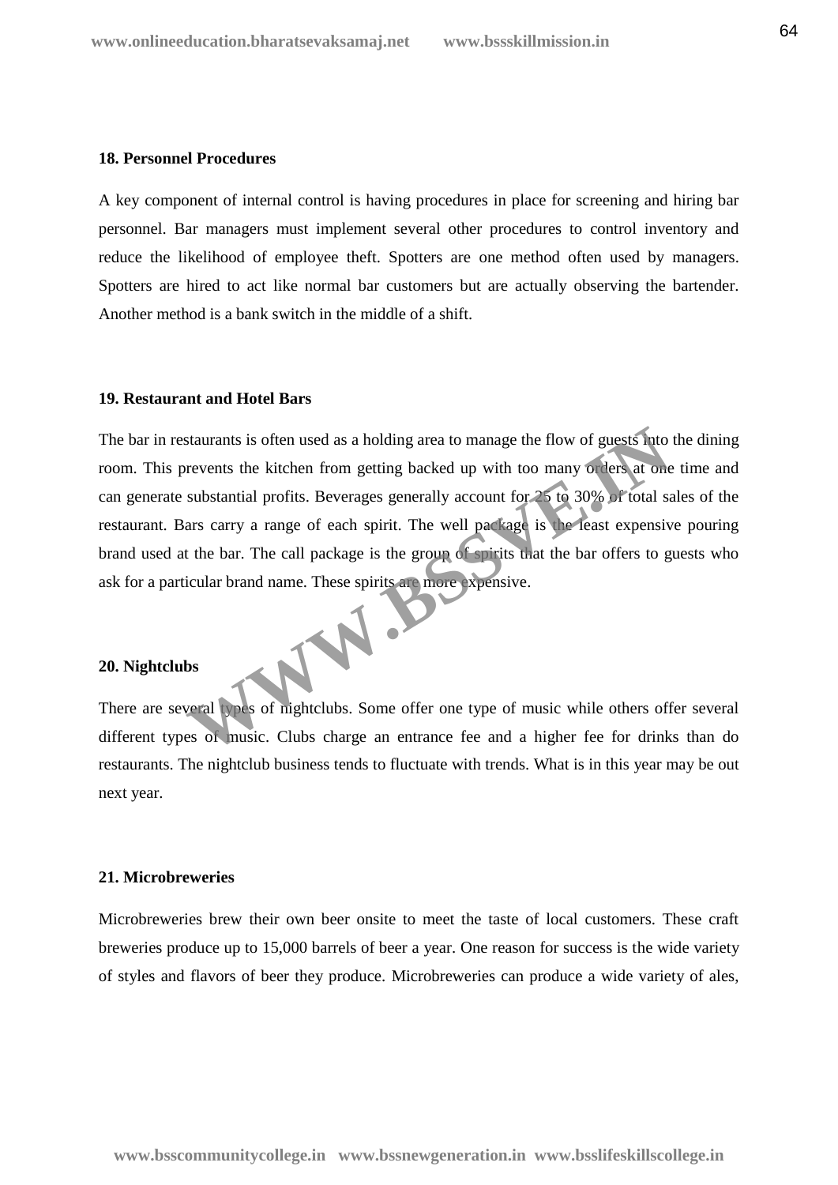**18. Personnel Procedures**

A key component of internal control is having procedures in place for screening and hiring bar personnel. Bar managers must implement several other procedures to control inventory and reduce the likelihood of employee theft. Spotters are one method often used by managers. Spotters are hired to act like normal bar customers but are actually observing the bartender. Another method is a bank switch in the middle of a shift.

**19. Restaurant and Hotel Bars**

The bar in restaurants is often used as a holding area to manage the flow of guests into the dining room. This prevents the kitchen from getting backed up with too many orders at one time and can generate substantial profits. Beverages generally account for 25 to 30% of total sales of the restaurant. Bars carry a range of each spirit. The well package is the least expensive pouring brand used at the bar. The call package is the group of spirits that the bar offers to guests who ask for a particular brand name. These spirits are more expensive.

**20. Nightclubs**

There are several types of nightclubs. Some offer one type of music while others offer several different types of music. Clubs charge an entrance fee and a higher fee for drinks than do restaurants. The nightclub business tends to fluctuate with trends. What is in this year may be out next year.

**21. Microbreweries**

Microbreweries brew their own beer onsite to meet the taste of local customers. These craft breweries produce up to 15,000 barrels of beer a year. One reason for success is the wide variety of styles and flavors of beer they produce. Microbreweries can produce a wide variety of ales,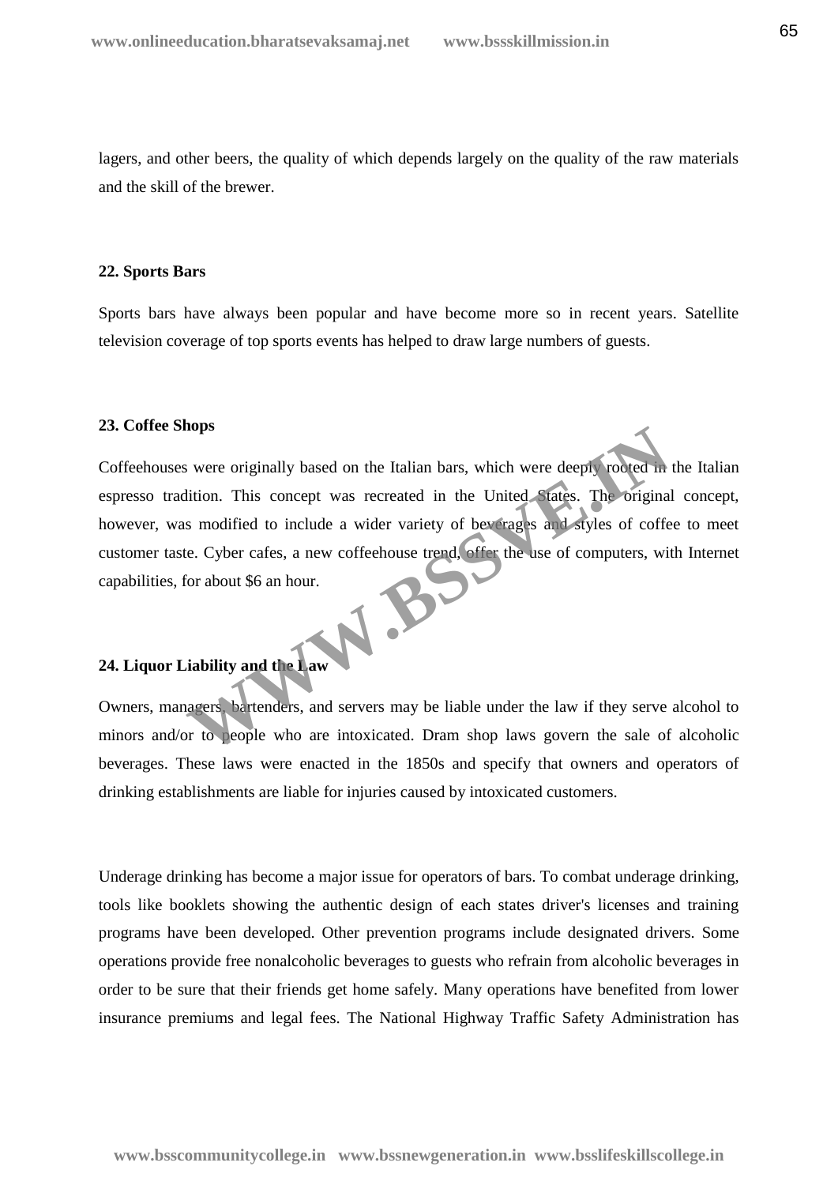lagers, and other beers, the quality of which depends largely on the quality of the raw materials and the skill of the brewer.

**22. Sports Bars**

Sports bars have always been popular and have become more so in recent years. Satellite television coverage of top sports events has helped to draw large numbers of guests.

**23. Coffee Shops**

Coffeehouses were originally based on the Italian bars, which were deeply rooted in the Italian espresso tradition. This concept was recreated in the United States. The original concept, however, was modified to include a wider variety of beverages and styles of coffee to meet customer taste. Cyber cafes, a new coffeehouse trend, offer the use of computers, with Internet capabilities, for about $6 an hour.

**24. Liquor Liability and the Law**

Owners, managers, bartenders, and servers may be liable under the law if they serve alcohol to minors and/or to people who are intoxicated. Dram shop laws govern the sale of alcoholic beverages. These laws were enacted in the 1850s and specify that owners and operators of drinking establishments are liable for injuries caused by intoxicated customers.

Underage drinking has become a major issue for operators of bars. To combat underage drinking, tools like booklets showing the authentic design of each states driver's licenses and training programs have been developed. Other prevention programs include designated drivers. Some operations provide free nonalcoholic beverages to guests who refrain from alcoholic beverages in order to be sure that their friends get home safely. Many operations have benefited from lower insurance premiums and legal fees. The National Highway Traffic Safety Administration has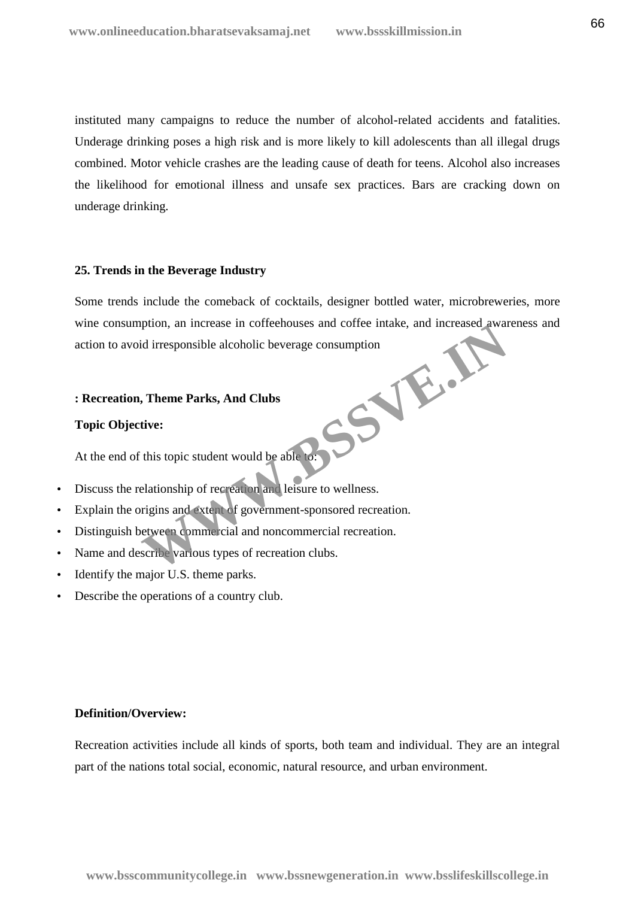instituted many campaigns to reduce the number of alcohol-related accidents and fatalities. Underage drinking poses a high risk and is more likely to kill adolescents than all illegal drugs combined. Motor vehicle crashes are the leading cause of death for teens. Alcohol also increases the likelihood for emotional illness and unsafe sex practices. Bars are cracking down on underage drinking.

**25. Trends in the Beverage Industry**

Some trends include the comeback of cocktails, designer bottled water, microbreweries, more wine consumption, an increase in coffeehouses and coffee intake, and increased awareness and action to avoid irresponsible alcoholic beverage consumption

**: Recreation, Theme Parks, And Clubs**

**Topic Objective:**

At the end of this topic student would be able to:

- Discuss the relationship of recreation and leisure to wellness.
- Explain the origins and extent of government-sponsored recreation.
- Distinguish between commercial and noncommercial recreation.
- Name and describe various types of recreation clubs.
- Identify the major U.S. theme parks.
- Describe the operations of a country club.

**Definition/Overview:**

Recreation activities include all kinds of sports, both team and individual. They are an integral part of the nations total social, economic, natural resource, and urban environment.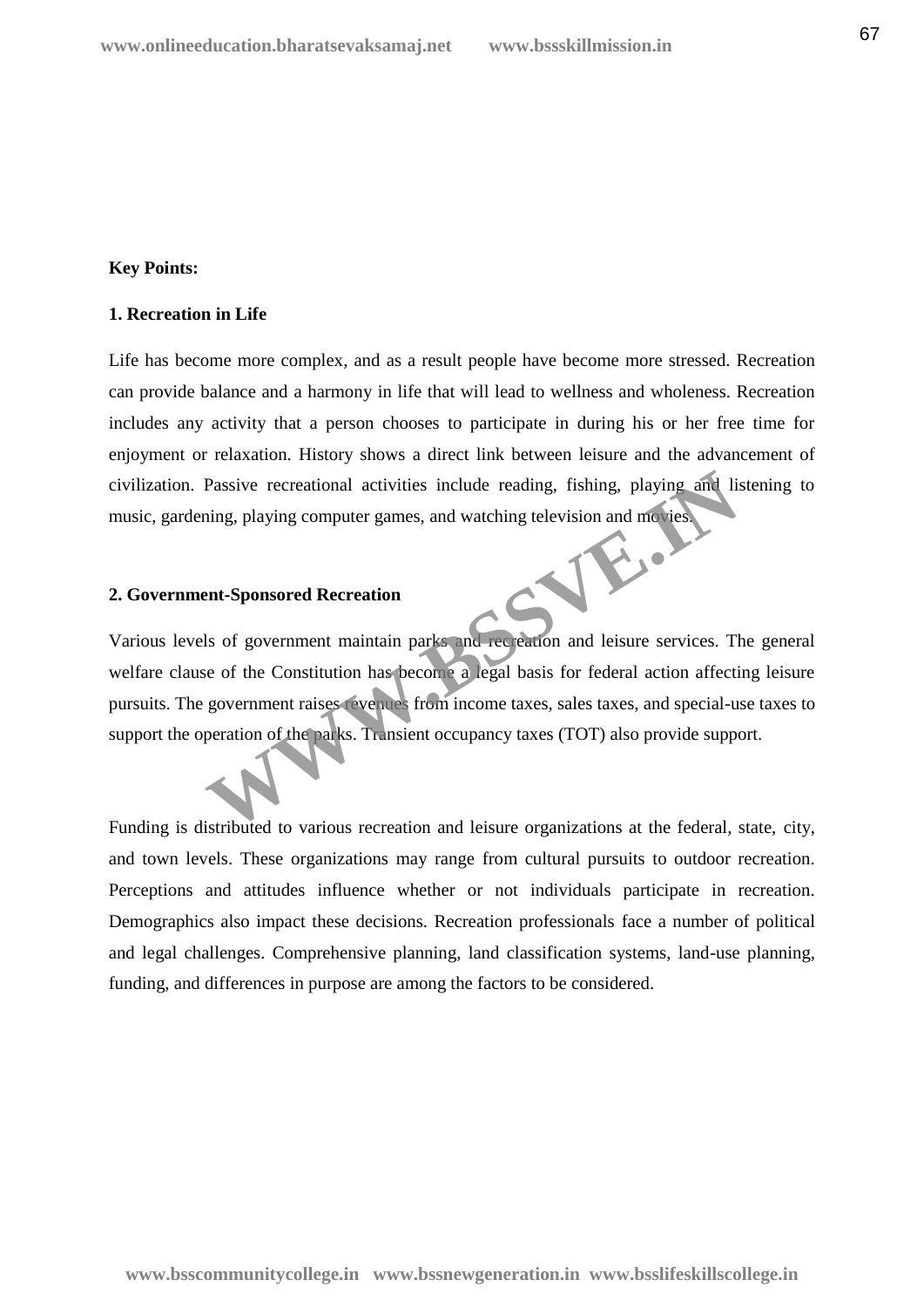**Key Points:**

**1. Recreation in Life**

Life has become more complex, and as a result people have become more stressed. Recreation can provide balance and a harmony in life that will lead to wellness and wholeness. Recreation includes any activity that a person chooses to participate in during his or her free time for enjoyment or relaxation. History shows a direct link between leisure and the advancement of civilization. Passive recreational activities include reading, fishing, playing and listening to music, gardening, playing computer games, and watching television and movies.

**2. Government-Sponsored Recreation**

Various levels of government maintain parks and recreation and leisure services. The general welfare clause of the Constitution has become a legal basis for federal action affecting leisure pursuits. The government raises revenues from income taxes, sales taxes, and special-use taxes to support the operation of the parks. Transient occupancy taxes (TOT) also provide support.

Funding is distributed to various recreation and leisure organizations at the federal, state, city, and town levels. These organizations may range from cultural pursuits to outdoor recreation. Perceptions and attitudes influence whether or not individuals participate in recreation. Demographics also impact these decisions. Recreation professionals face a number of political and legal challenges. Comprehensive planning, land classification systems, land-use planning, funding, and differences in purpose are among the factors to be considered.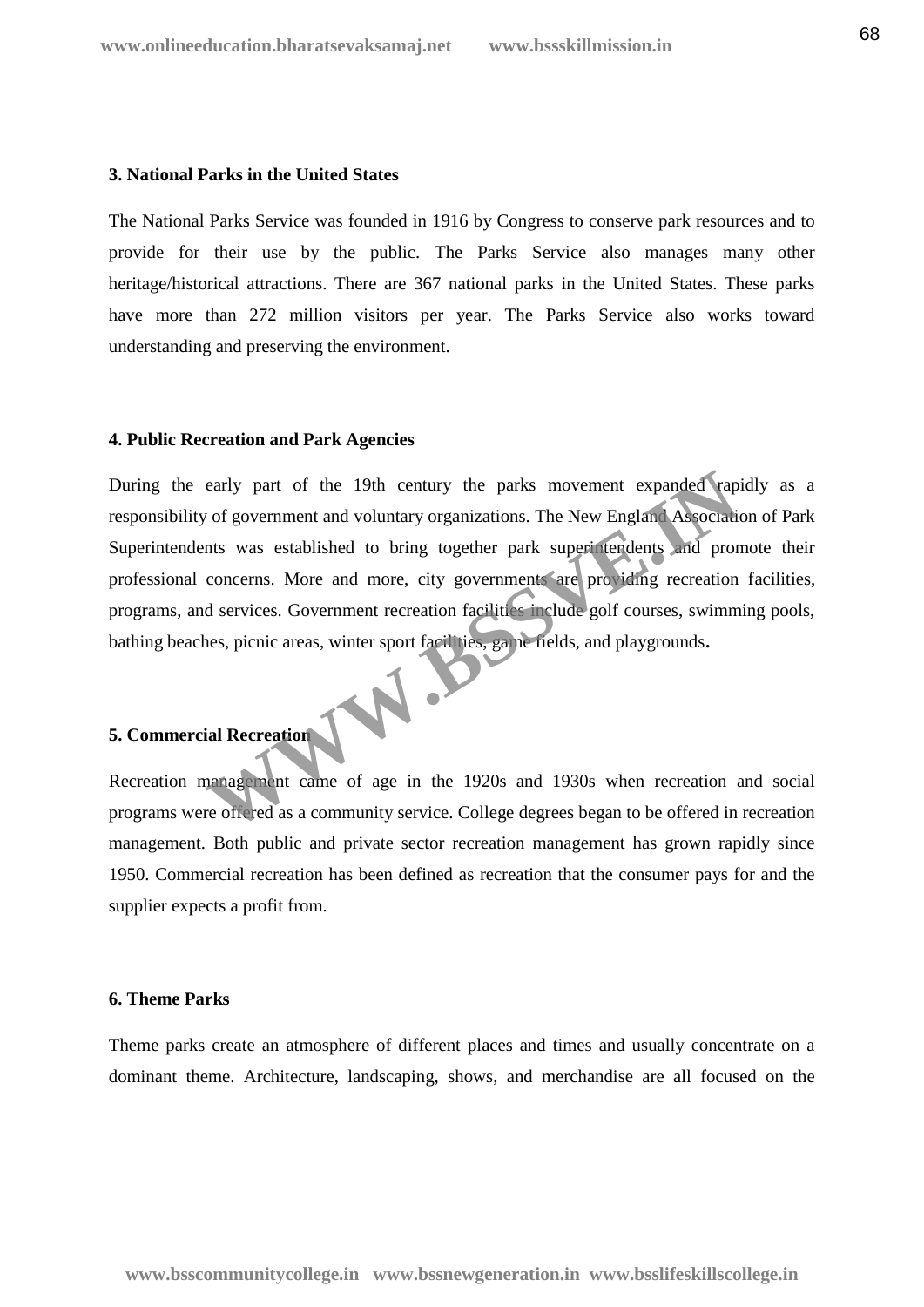**3. National Parks in the United States**

The National Parks Service was founded in 1916 by Congress to conserve park resources and to provide for their use by the public. The Parks Service also manages many other heritage/historical attractions. There are 367 national parks in the United States. These parks have more than 272 million visitors per year. The Parks Service also works toward understanding and preserving the environment.

**4. Public Recreation and Park Agencies**

During the early part of the 19th century the parks movement expanded rapidly as a responsibility of government and voluntary organizations. The New England Association of Park Superintendents was established to bring together park superintendents and promote their professional concerns. More and more, city governments are providing recreation facilities, programs, and services. Government recreation facilities include golf courses, swimming pools, bathing beaches, picnic areas, winter sport facilities, game fields, and playgrounds.

**5. Commercial Recreation**

Recreation management came of age in the 1920s and 1930s when recreation and social programs were offered as a community service. College degrees began to be offered in recreation management. Both public and private sector recreation management has grown rapidly since 1950. Commercial recreation has been defined as recreation that the consumer pays for and the supplier expects a profit from.

**6. Theme Parks**

Theme parks create an atmosphere of different places and times and usually concentrate on a dominant theme. Architecture, landscaping, shows, and merchandise are all focused on the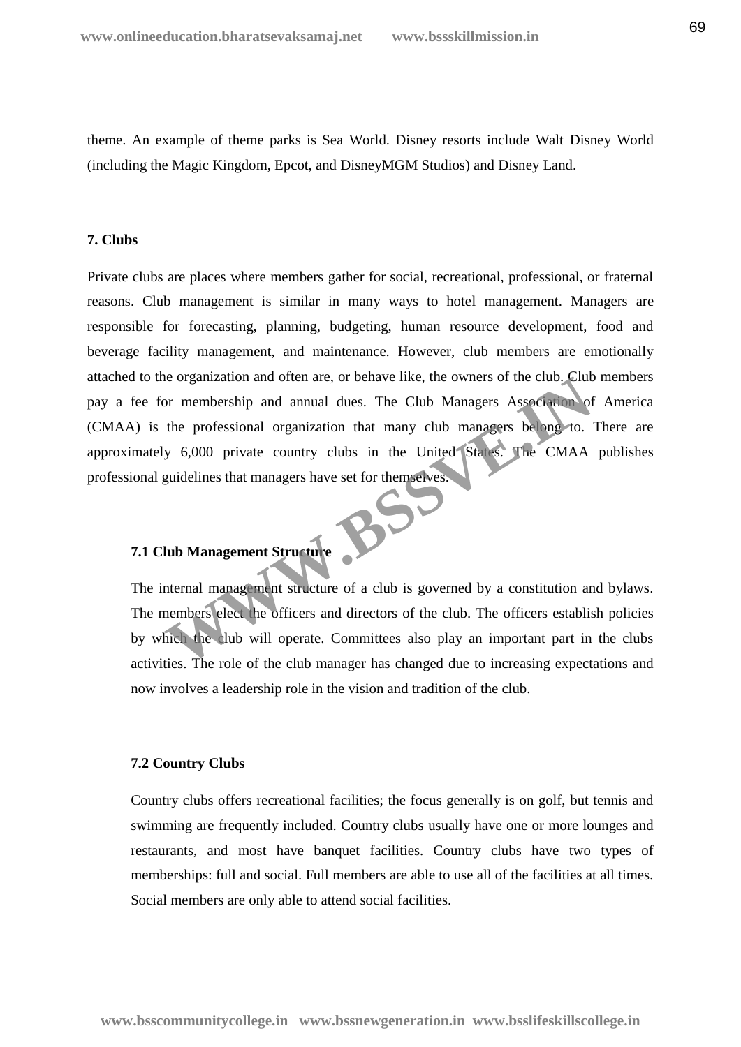theme. An example of theme parks is Sea World. Disney resorts include Walt Disney World (including the Magic Kingdom, Epcot, and DisneyMGM Studios) and Disney Land.

### 7. Clubs

Private clubs are places where members gather for social, recreational, professional, or fraternal reasons. Club management is similar in many ways to hotel management. Managers are responsible for forecasting, planning, budgeting, human resource development, food and beverage facility management, and maintenance. However, club members are emotionally attached to the organization and often are, or behave like, the owners of the club. Club members pay a fee for membership and annual dues. The Club Managers Association of America (CMAA) is the professional organization that many club managers belong to. There are approximately 6,000 private country clubs in the United States. The CMAA publishes professional guidelines that managers have set for themselves.

#### 7.1 Club Management Structure

The internal management structure of a club is governed by a constitution and bylaws. The members elect the officers and directors of the club. The officers establish policies by which the club will operate. Committees also play an important part in the clubs activities. The role of the club manager has changed due to increasing expectations and now involves a leadership role in the vision and tradition of the club.

#### 7.2 Country Clubs

Country clubs offers recreational facilities; the focus generally is on golf, but tennis and swimming are frequently included. Country clubs usually have one or more lounges and restaurants, and most have banquet facilities. Country clubs have two types of memberships: full and social. Full members are able to use all of the facilities at all times. Social members are only able to attend social facilities.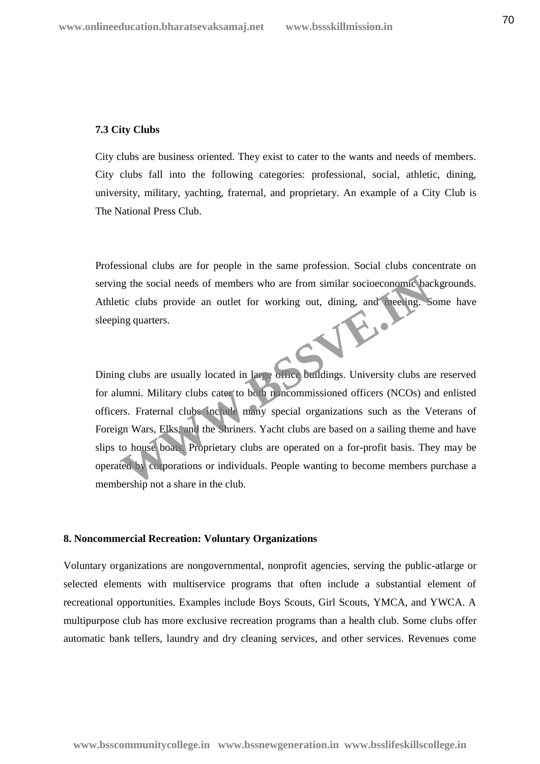### 7.3 City Clubs

City clubs are business oriented. They exist to cater to the wants and needs of members. City clubs fall into the following categories: professional, social, athletic, dining, university, military, yachting, fraternal, and proprietary. An example of a City Club is The National Press Club.

Professional clubs are for people in the same profession. Social clubs concentrate on serving the social needs of members who are from similar socioeconomic backgrounds. Athletic clubs provide an outlet for working out, dining, and meeting. Some have sleeping quarters.

Dining clubs are usually located in large office buildings. University clubs are reserved for alumni. Military clubs cater to both noncommissioned officers (NCOs) and enlisted officers. Fraternal clubs include many special organizations such as the Veterans of Foreign Wars, Elks, and the Shriners. Yacht clubs are based on a sailing theme and have slips to house boats. Proprietary clubs are operated on a for-profit basis. They may be operated by corporations or individuals. People wanting to become members purchase a membership not a share in the club.

## 8. Noncommercial Recreation: Voluntary Organizations

Voluntary organizations are nongovernmental, nonprofit agencies, serving the public-atlarge or selected elements with multiservice programs that often include a substantial element of recreational opportunities. Examples include Boys Scouts, Girl Scouts, YMCA, and YWCA. A multipurpose club has more exclusive recreation programs than a health club. Some clubs offer automatic bank tellers, laundry and dry cleaning services, and other services. Revenues come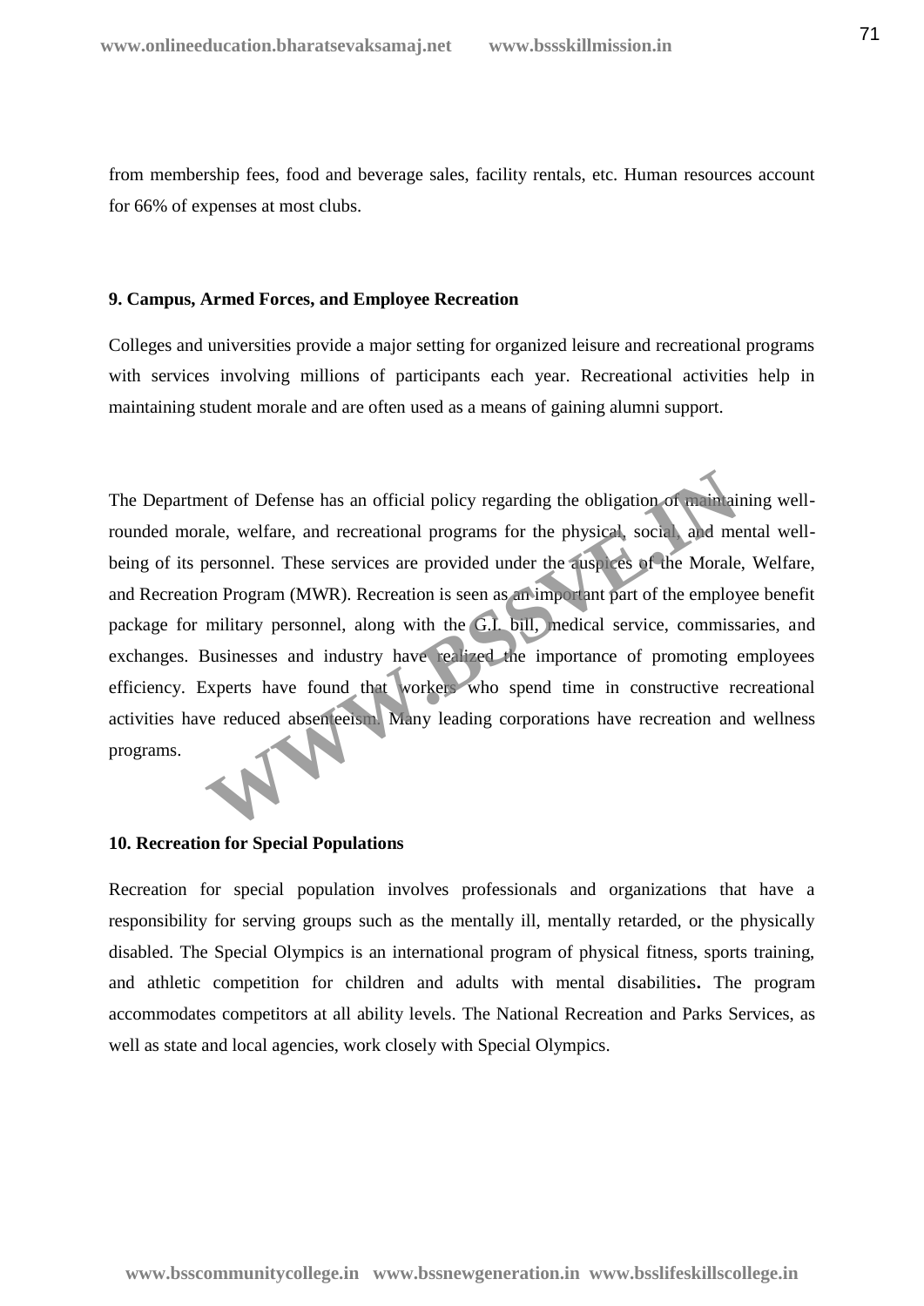from membership fees, food and beverage sales, facility rentals, etc. Human resources account for 66% of expenses at most clubs.

**9. Campus, Armed Forces, and Employee Recreation**

Colleges and universities provide a major setting for organized leisure and recreational programs with services involving millions of participants each year. Recreational activities help in maintaining student morale and are often used as a means of gaining alumni support.

The Department of Defense has an official policy regarding the obligation of maintaining well-rounded morale, welfare, and recreational programs for the physical, social, and mental well-being of its personnel. These services are provided under the auspices of the Morale, Welfare, and Recreation Program (MWR). Recreation is seen as an important part of the employee benefit package for military personnel, along with the G.I. bill, medical service, commissaries, and exchanges. Businesses and industry have realized the importance of promoting employees efficiency. Experts have found that workers who spend time in constructive recreational activities have reduced absenteeism. Many leading corporations have recreation and wellness programs.

**10. Recreation for Special Populations**

Recreation for special population involves professionals and organizations that have a responsibility for serving groups such as the mentally ill, mentally retarded, or the physically disabled. The Special Olympics is an international program of physical fitness, sports training, and athletic competition for children and adults with mental disabilities**.** The program accommodates competitors at all ability levels. The National Recreation and Parks Services, as well as state and local agencies, work closely with Special Olympics.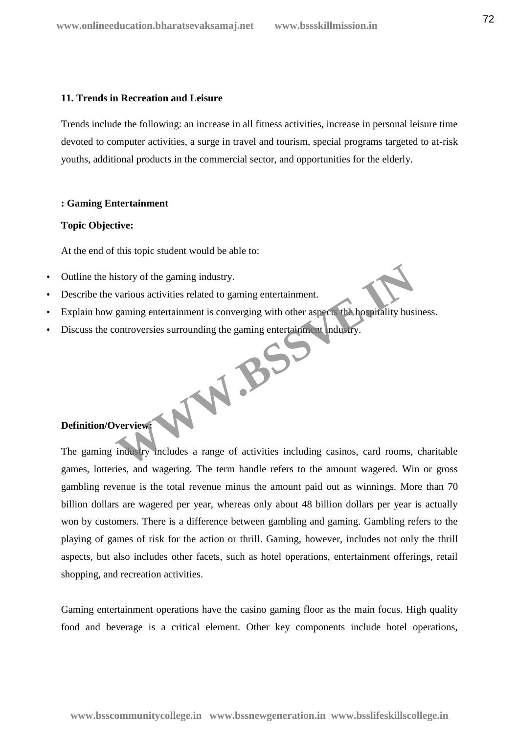**11. Trends in Recreation and Leisure**

Trends include the following: an increase in all fitness activities, increase in personal leisure time devoted to computer activities, a surge in travel and tourism, special programs targeted to at-risk youths, additional products in the commercial sector, and opportunities for the elderly.

**: Gaming Entertainment**

**Topic Objective:**

At the end of this topic student would be able to:

- Outline the history of the gaming industry.
- Describe the various activities related to gaming entertainment.
- Explain how gaming entertainment is converging with other aspects the hospitality business.
- Discuss the controversies surrounding the gaming entertainment industry.

**Definition/Overview:**

The gaming industry includes a range of activities including casinos, card rooms, charitable games, lotteries, and wagering. The term handle refers to the amount wagered. Win or gross gambling revenue is the total revenue minus the amount paid out as winnings. More than 70 billion dollars are wagered per year, whereas only about 48 billion dollars per year is actually won by customers. There is a difference between gambling and gaming. Gambling refers to the playing of games of risk for the action or thrill. Gaming, however, includes not only the thrill aspects, but also includes other facets, such as hotel operations, entertainment offerings, retail shopping, and recreation activities.

Gaming entertainment operations have the casino gaming floor as the main focus. High quality food and beverage is a critical element. Other key components include hotel operations,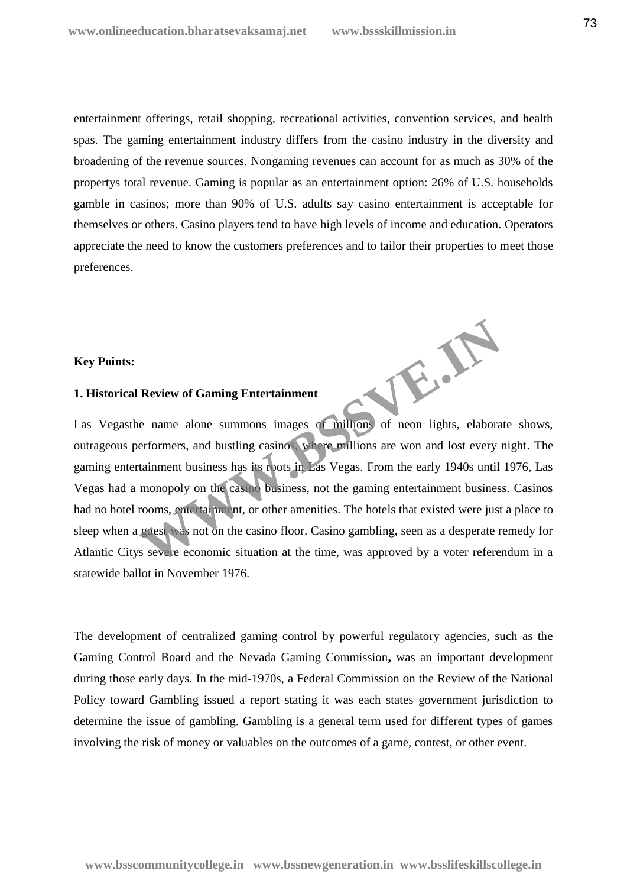entertainment offerings, retail shopping, recreational activities, convention services, and health spas. The gaming entertainment industry differs from the casino industry in the diversity and broadening of the revenue sources. Nongaming revenues can account for as much as 30% of the propertys total revenue. Gaming is popular as an entertainment option: 26% of U.S. households gamble in casinos; more than 90% of U.S. adults say casino entertainment is acceptable for themselves or others. Casino players tend to have high levels of income and education. Operators appreciate the need to know the customers preferences and to tailor their properties to meet those preferences.

**Key Points:**

**1. Historical Review of Gaming Entertainment**

Las Vegasthe name alone summons images of millions of neon lights, elaborate shows, outrageous performers, and bustling casinos, where millions are won and lost every night. The gaming entertainment business has its roots in Las Vegas. From the early 1940s until 1976, Las Vegas had a monopoly on the casino business, not the gaming entertainment business. Casinos had no hotel rooms, entertainment, or other amenities. The hotels that existed were just a place to sleep when a guest was not on the casino floor. Casino gambling, seen as a desperate remedy for Atlantic Citys severe economic situation at the time, was approved by a voter referendum in a statewide ballot in November 1976.

The development of centralized gaming control by powerful regulatory agencies, such as the Gaming Control Board and the Nevada Gaming Commission**,** was an important development during those early days. In the mid-1970s, a Federal Commission on the Review of the National Policy toward Gambling issued a report stating it was each states government jurisdiction to determine the issue of gambling. Gambling is a general term used for different types of games involving the risk of money or valuables on the outcomes of a game, contest, or other event.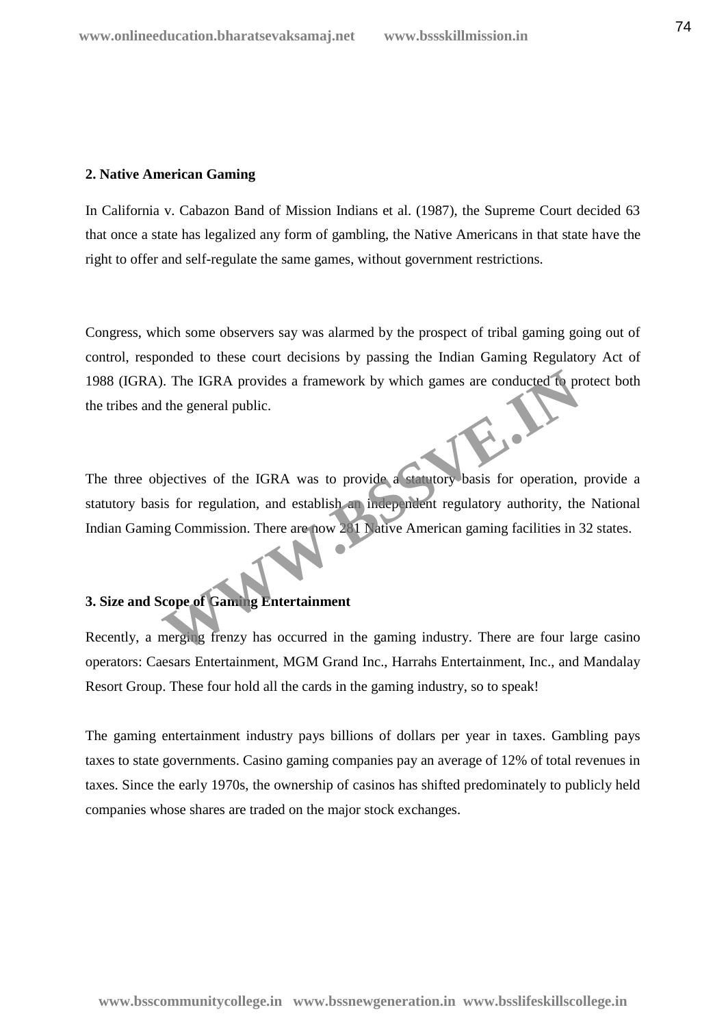## 2. Native American Gaming

In California v. Cabazon Band of Mission Indians et al. (1987), the Supreme Court decided 63 that once a state has legalized any form of gambling, the Native Americans in that state have the right to offer and self-regulate the same games, without government restrictions.

Congress, which some observers say was alarmed by the prospect of tribal gaming going out of control, responded to these court decisions by passing the Indian Gaming Regulatory Act of 1988 (IGRA). The IGRA provides a framework by which games are conducted to protect both the tribes and the general public.

The three objectives of the IGRA was to provide a statutory basis for operation, provide a statutory basis for regulation, and establish an independent regulatory authority, the National Indian Gaming Commission. There are now 281 Native American gaming facilities in 32 states.

## 3. Size and Scope of Gaming Entertainment

Recently, a merging frenzy has occurred in the gaming industry. There are four large casino operators: Caesars Entertainment, MGM Grand Inc., Harrahs Entertainment, Inc., and Mandalay Resort Group. These four hold all the cards in the gaming industry, so to speak!

The gaming entertainment industry pays billions of dollars per year in taxes. Gambling pays taxes to state governments. Casino gaming companies pay an average of 12% of total revenues in taxes. Since the early 1970s, the ownership of casinos has shifted predominately to publicly held companies whose shares are traded on the major stock exchanges.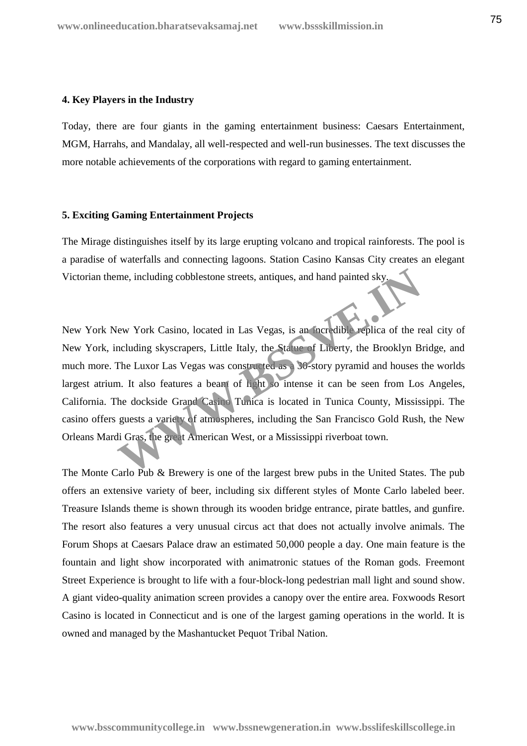### 4. Key Players in the Industry

Today, there are four giants in the gaming entertainment business: Caesars Entertainment, MGM, Harrahs, and Mandalay, all well-respected and well-run businesses. The text discusses the more notable achievements of the corporations with regard to gaming entertainment.

### 5. Exciting Gaming Entertainment Projects

The Mirage distinguishes itself by its large erupting volcano and tropical rainforests. The pool is a paradise of waterfalls and connecting lagoons. Station Casino Kansas City creates an elegant Victorian theme, including cobblestone streets, antiques, and hand painted sky.

New York New York Casino, located in Las Vegas, is an incredible replica of the real city of New York, including skyscrapers, Little Italy, the Statue of Liberty, the Brooklyn Bridge, and much more. The Luxor Las Vegas was constructed as a 30-story pyramid and houses the worlds largest atrium. It also features a beam of light so intense it can be seen from Los Angeles, California. The dockside Grand Casino Tunica is located in Tunica County, Mississippi. The casino offers guests a variety of atmospheres, including the San Francisco Gold Rush, the New Orleans Mardi Gras, the great American West, or a Mississippi riverboat town.

The Monte Carlo Pub & Brewery is one of the largest brew pubs in the United States. The pub offers an extensive variety of beer, including six different styles of Monte Carlo labeled beer. Treasure Islands theme is shown through its wooden bridge entrance, pirate battles, and gunfire. The resort also features a very unusual circus act that does not actually involve animals. The Forum Shops at Caesars Palace draw an estimated 50,000 people a day. One main feature is the fountain and light show incorporated with animatronic statues of the Roman gods. Freemont Street Experience is brought to life with a four-block-long pedestrian mall light and sound show. A giant video-quality animation screen provides a canopy over the entire area. Foxwoods Resort Casino is located in Connecticut and is one of the largest gaming operations in the world. It is owned and managed by the Mashantucket Pequot Tribal Nation.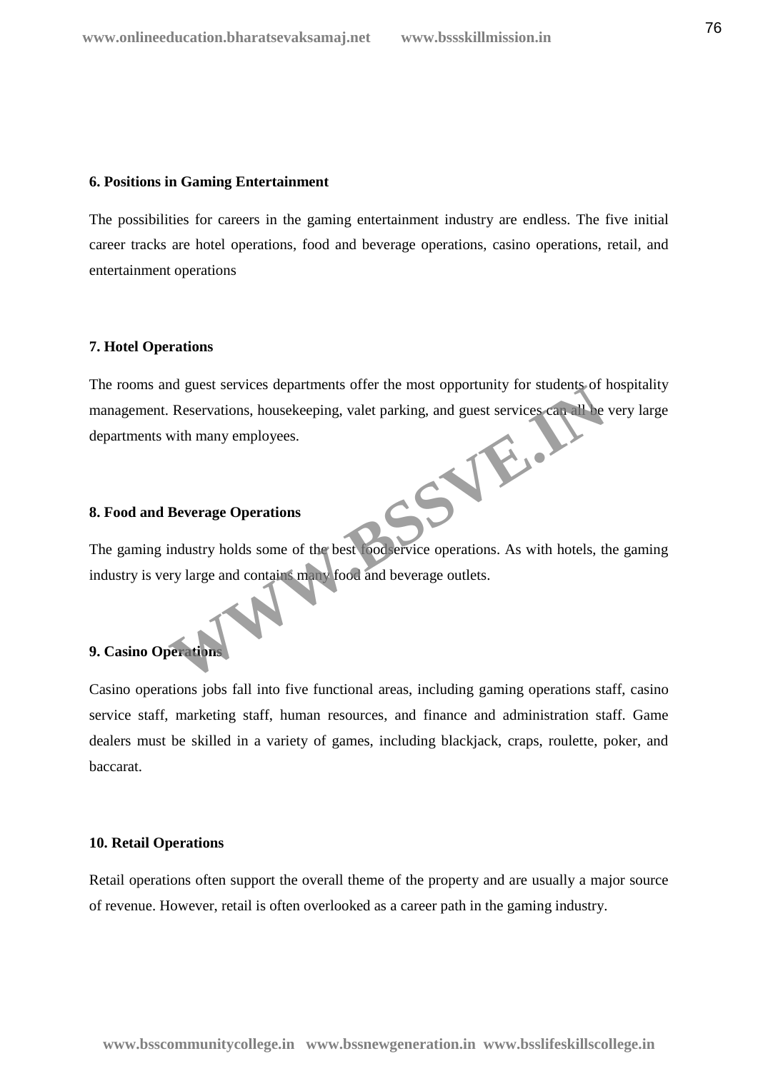**6. Positions in Gaming Entertainment**

The possibilities for careers in the gaming entertainment industry are endless. The five initial career tracks are hotel operations, food and beverage operations, casino operations, retail, and entertainment operations

**7. Hotel Operations**

The rooms and guest services departments offer the most opportunity for students of hospitality management. Reservations, housekeeping, valet parking, and guest services can all be very large departments with many employees.

**8. Food and Beverage Operations**

The gaming industry holds some of the best foodservice operations. As with hotels, the gaming industry is very large and contains many food and beverage outlets.

**9. Casino Operations**

Casino operations jobs fall into five functional areas, including gaming operations staff, casino service staff, marketing staff, human resources, and finance and administration staff. Game dealers must be skilled in a variety of games, including blackjack, craps, roulette, poker, and baccarat.

**10. Retail Operations**

Retail operations often support the overall theme of the property and are usually a major source of revenue. However, retail is often overlooked as a career path in the gaming industry.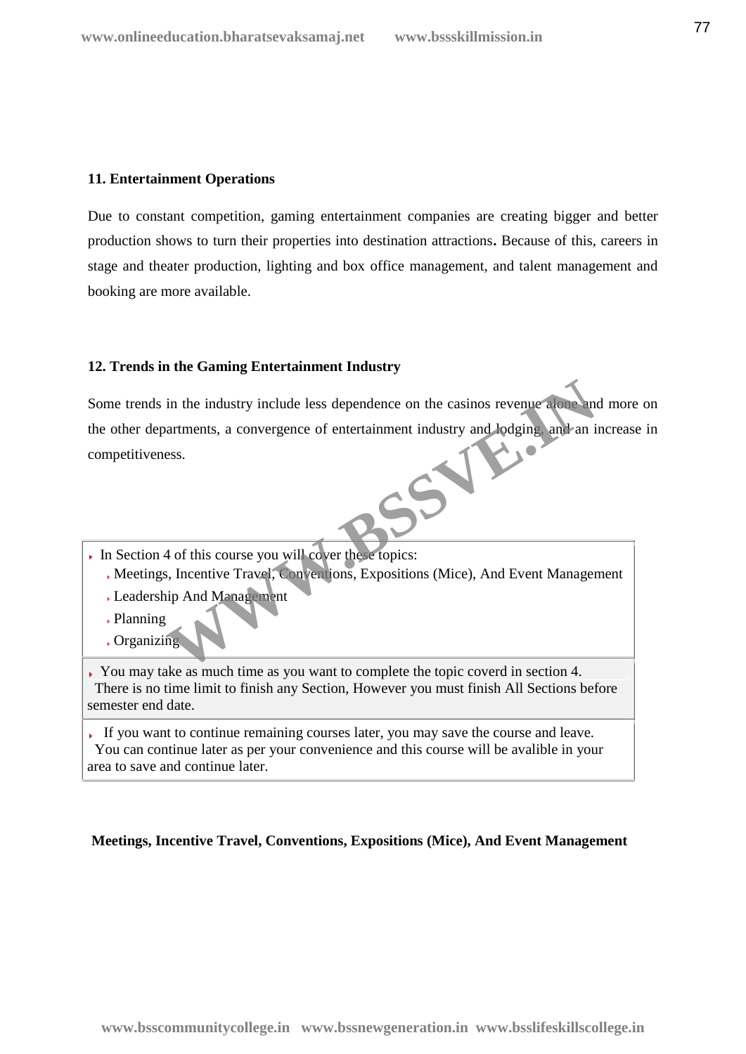### 11. Entertainment Operations

Due to constant competition, gaming entertainment companies are creating bigger and better production shows to turn their properties into destination attractions**.** Because of this, careers in stage and theater production, lighting and box office management, and talent management and booking are more available.

### 12. Trends in the Gaming Entertainment Industry

Some trends in the industry include less dependence on the casinos revenue alone and more on the other departments, a convergence of entertainment industry and lodging, and an increase in competitiveness.

- In Section 4 of this course you will cover these topics:
  - Meetings, Incentive Travel, Conventions, Expositions (Mice), And Event Management
  - Leadership And Management
  - Planning
  - Organizing

- You may take as much time as you want to complete the topic coverd in section 4. There is no time limit to finish any Section, However you must finish All Sections before semester end date.

- If you want to continue remaining courses later, you may save the course and leave. You can continue later as per your convenience and this course will be avalible in your area to save and continue later.

### Meetings, Incentive Travel, Conventions, Expositions (Mice), And Event Management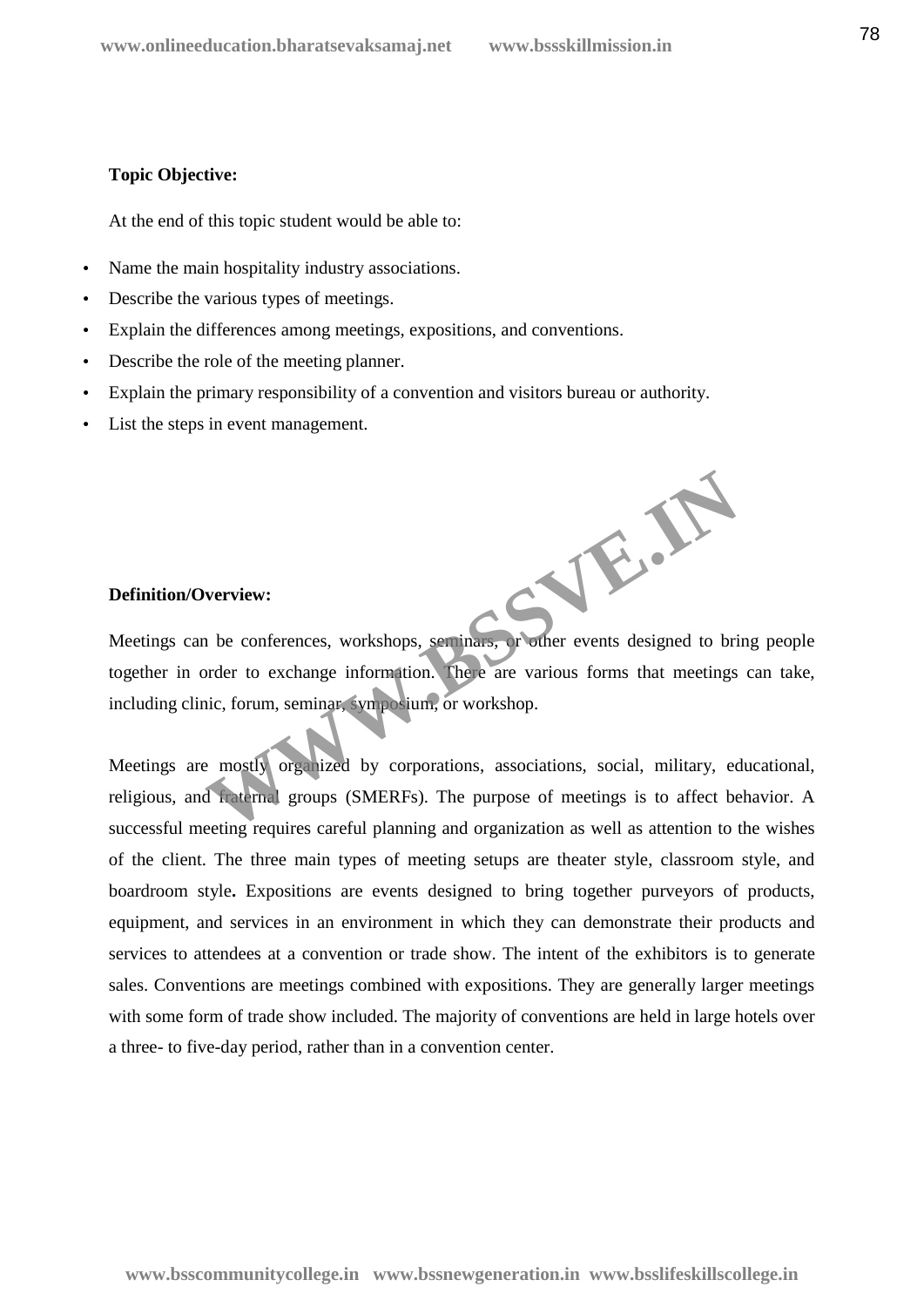**Topic Objective:**

At the end of this topic student would be able to:

- Name the main hospitality industry associations.
- Describe the various types of meetings.
- Explain the differences among meetings, expositions, and conventions.
- Describe the role of the meeting planner.
- Explain the primary responsibility of a convention and visitors bureau or authority.
- List the steps in event management.

**Definition/Overview:**

Meetings can be conferences, workshops, seminars, or other events designed to bring people together in order to exchange information. There are various forms that meetings can take, including clinic, forum, seminar, symposium, or workshop.

Meetings are mostly organized by corporations, associations, social, military, educational, religious, and fraternal groups (SMERFs). The purpose of meetings is to affect behavior. A successful meeting requires careful planning and organization as well as attention to the wishes of the client. The three main types of meeting setups are theater style, classroom style, and boardroom style**.** Expositions are events designed to bring together purveyors of products, equipment, and services in an environment in which they can demonstrate their products and services to attendees at a convention or trade show. The intent of the exhibitors is to generate sales. Conventions are meetings combined with expositions. They are generally larger meetings with some form of trade show included. The majority of conventions are held in large hotels over a three- to five-day period, rather than in a convention center.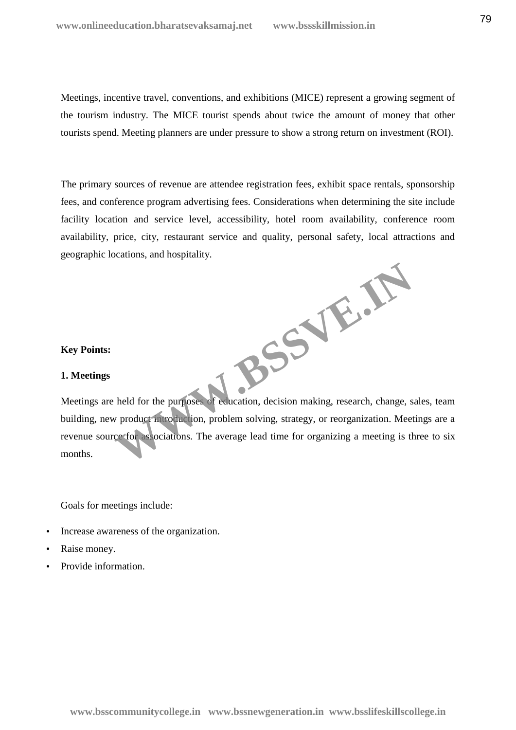Meetings, incentive travel, conventions, and exhibitions (MICE) represent a growing segment of the tourism industry. The MICE tourist spends about twice the amount of money that other tourists spend. Meeting planners are under pressure to show a strong return on investment (ROI).

The primary sources of revenue are attendee registration fees, exhibit space rentals, sponsorship fees, and conference program advertising fees. Considerations when determining the site include facility location and service level, accessibility, hotel room availability, conference room availability, price, city, restaurant service and quality, personal safety, local attractions and geographic locations, and hospitality.

**Key Points:**

**1. Meetings**

Meetings are held for the purposes of education, decision making, research, change, sales, team building, new product introduction, problem solving, strategy, or reorganization. Meetings are a revenue source for associations. The average lead time for organizing a meeting is three to six months.

Goals for meetings include:

- Increase awareness of the organization.
- Raise money.
- Provide information.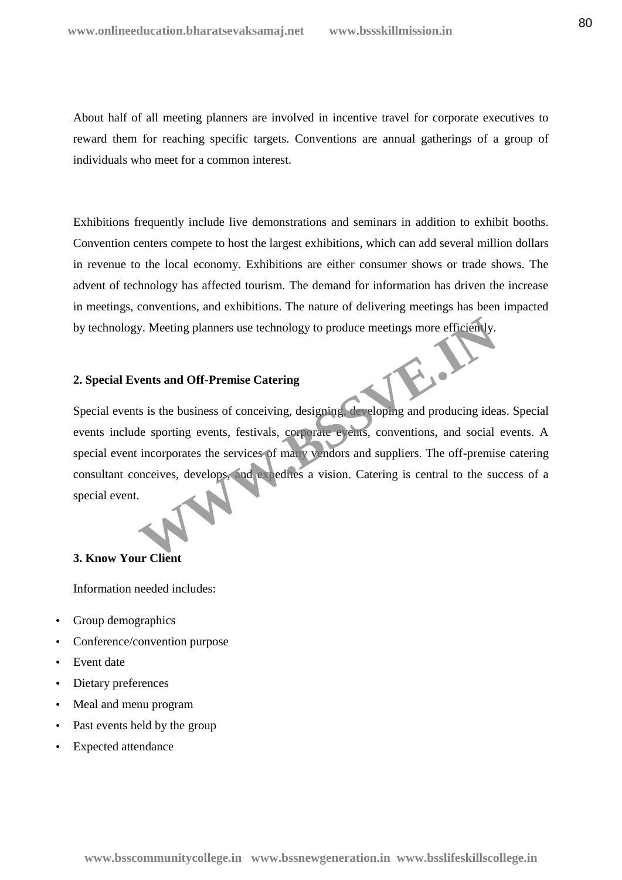About half of all meeting planners are involved in incentive travel for corporate executives to reward them for reaching specific targets. Conventions are annual gatherings of a group of individuals who meet for a common interest.

Exhibitions frequently include live demonstrations and seminars in addition to exhibit booths. Convention centers compete to host the largest exhibitions, which can add several million dollars in revenue to the local economy. Exhibitions are either consumer shows or trade shows. The advent of technology has affected tourism. The demand for information has driven the increase in meetings, conventions, and exhibitions. The nature of delivering meetings has been impacted by technology. Meeting planners use technology to produce meetings more efficiently.

**2. Special Events and Off-Premise Catering**

Special events is the business of conceiving, designing, developing and producing ideas. Special events include sporting events, festivals, corporate events, conventions, and social events. A special event incorporates the services of many vendors and suppliers. The off-premise catering consultant conceives, develops, and expedites a vision. Catering is central to the success of a special event.

**3. Know Your Client**

Information needed includes:

- Group demographics
- Conference/convention purpose
- Event date
- Dietary preferences
- Meal and menu program
- Past events held by the group
- Expected attendance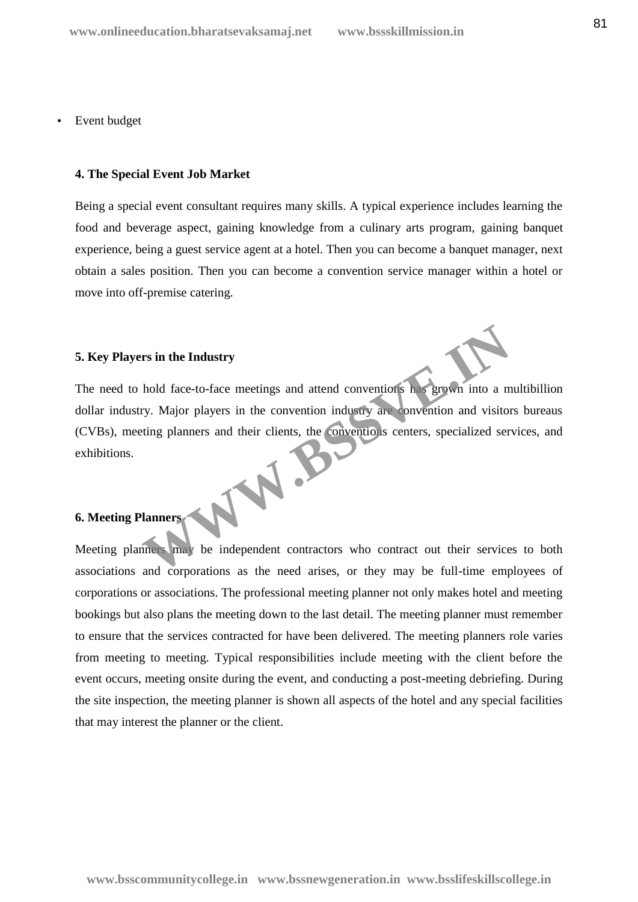- Event budget

**4. The Special Event Job Market**

Being a special event consultant requires many skills. A typical experience includes learning the food and beverage aspect, gaining knowledge from a culinary arts program, gaining banquet experience, being a guest service agent at a hotel. Then you can become a banquet manager, next obtain a sales position. Then you can become a convention service manager within a hotel or move into off-premise catering.

**5. Key Players in the Industry**

The need to hold face-to-face meetings and attend conventions has grown into a multibillion dollar industry. Major players in the convention industry are convention and visitors bureaus (CVBs), meeting planners and their clients, the conventions centers, specialized services, and exhibitions.

**6. Meeting Planners**

Meeting planners may be independent contractors who contract out their services to both associations and corporations as the need arises, or they may be full-time employees of corporations or associations. The professional meeting planner not only makes hotel and meeting bookings but also plans the meeting down to the last detail. The meeting planner must remember to ensure that the services contracted for have been delivered. The meeting planners role varies from meeting to meeting. Typical responsibilities include meeting with the client before the event occurs, meeting onsite during the event, and conducting a post-meeting debriefing. During the site inspection, the meeting planner is shown all aspects of the hotel and any special facilities that may interest the planner or the client.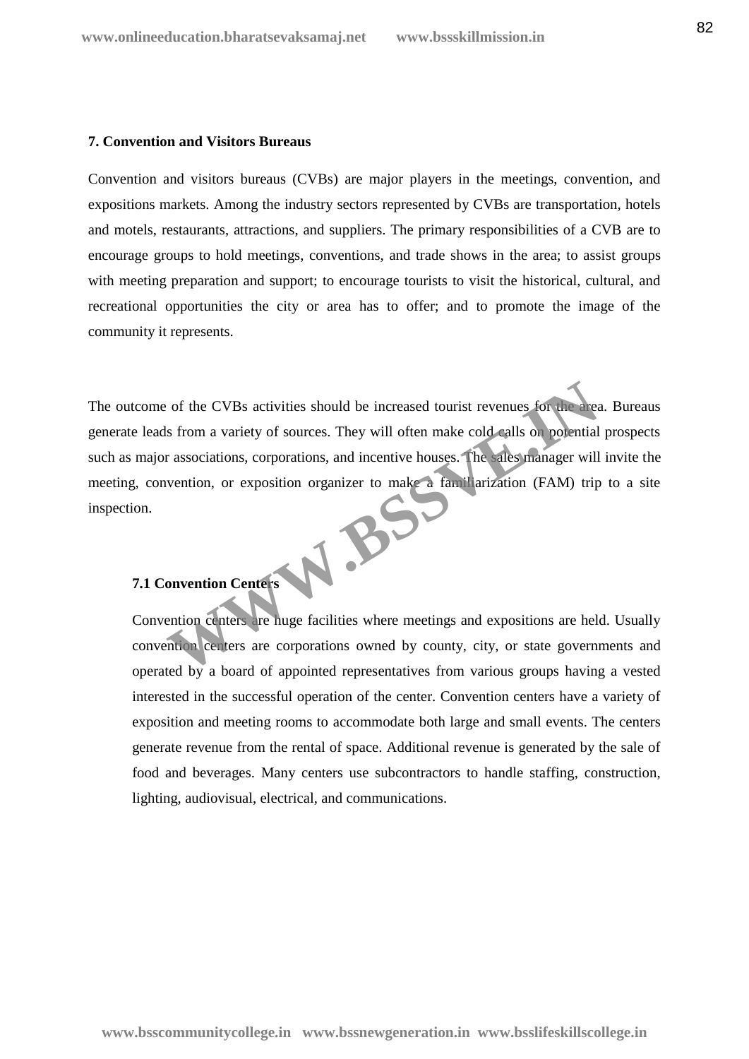## 7. Convention and Visitors Bureaus

Convention and visitors bureaus (CVBs) are major players in the meetings, convention, and expositions markets. Among the industry sectors represented by CVBs are transportation, hotels and motels, restaurants, attractions, and suppliers. The primary responsibilities of a CVB are to encourage groups to hold meetings, conventions, and trade shows in the area; to assist groups with meeting preparation and support; to encourage tourists to visit the historical, cultural, and recreational opportunities the city or area has to offer; and to promote the image of the community it represents.

The outcome of the CVBs activities should be increased tourist revenues for the area. Bureaus generate leads from a variety of sources. They will often make cold calls on potential prospects such as major associations, corporations, and incentive houses. The sales manager will invite the meeting, convention, or exposition organizer to make a familiarization (FAM) trip to a site inspection.

### 7.1 Convention Centers

Convention centers are huge facilities where meetings and expositions are held. Usually convention centers are corporations owned by county, city, or state governments and operated by a board of appointed representatives from various groups having a vested interested in the successful operation of the center. Convention centers have a variety of exposition and meeting rooms to accommodate both large and small events. The centers generate revenue from the rental of space. Additional revenue is generated by the sale of food and beverages. Many centers use subcontractors to handle staffing, construction, lighting, audiovisual, electrical, and communications.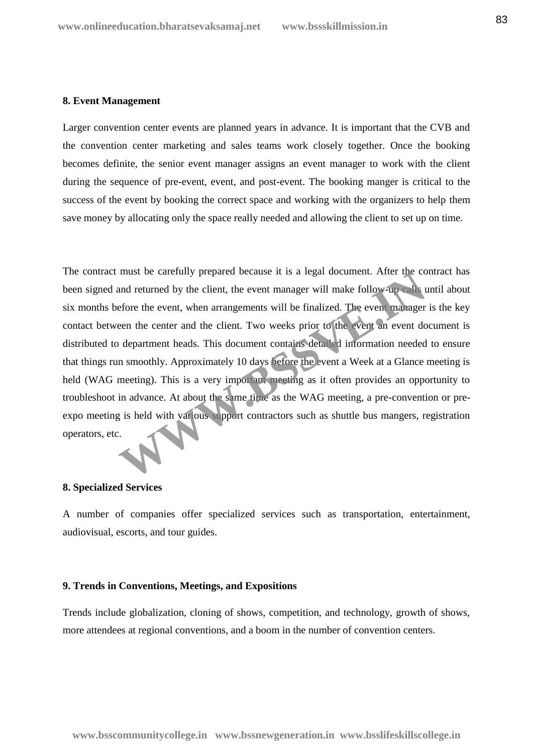**8. Event Management**

Larger convention center events are planned years in advance. It is important that the CVB and the convention center marketing and sales teams work closely together. Once the booking becomes definite, the senior event manager assigns an event manager to work with the client during the sequence of pre-event, event, and post-event. The booking manger is critical to the success of the event by booking the correct space and working with the organizers to help them save money by allocating only the space really needed and allowing the client to set up on time.

The contract must be carefully prepared because it is a legal document. After the contract has been signed and returned by the client, the event manager will make follow-up calls until about six months before the event, when arrangements will be finalized. The event manager is the key contact between the center and the client. Two weeks prior to the event an event document is distributed to department heads. This document contains detailed information needed to ensure that things run smoothly. Approximately 10 days before the event a Week at a Glance meeting is held (WAG meeting). This is a very important meeting as it often provides an opportunity to troubleshoot in advance. At about the same time as the WAG meeting, a pre-convention or pre-expo meeting is held with various support contractors such as shuttle bus mangers, registration operators, etc.

**8. Specialized Services**

A number of companies offer specialized services such as transportation, entertainment, audiovisual, escorts, and tour guides.

**9. Trends in Conventions, Meetings, and Expositions**

Trends include globalization, cloning of shows, competition, and technology, growth of shows, more attendees at regional conventions, and a boom in the number of convention centers.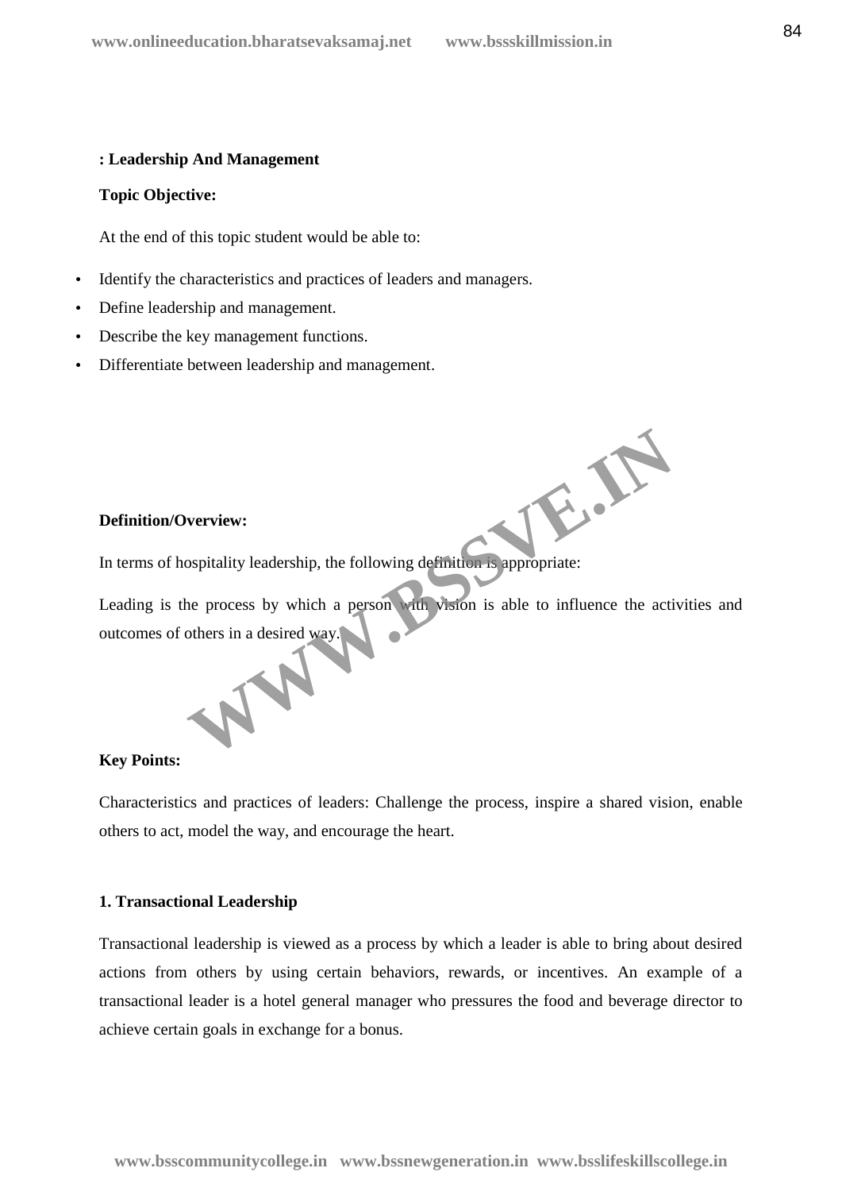**: Leadership And Management**

**Topic Objective:**

At the end of this topic student would be able to:

- Identify the characteristics and practices of leaders and managers.
- Define leadership and management.
- Describe the key management functions.
- Differentiate between leadership and management.

**Definition/Overview:**

In terms of hospitality leadership, the following definition is appropriate:

Leading is the process by which a person with vision is able to influence the activities and outcomes of others in a desired way.

**Key Points:**

Characteristics and practices of leaders: Challenge the process, inspire a shared vision, enable others to act, model the way, and encourage the heart.

**1. Transactional Leadership**

Transactional leadership is viewed as a process by which a leader is able to bring about desired actions from others by using certain behaviors, rewards, or incentives. An example of a transactional leader is a hotel general manager who pressures the food and beverage director to achieve certain goals in exchange for a bonus.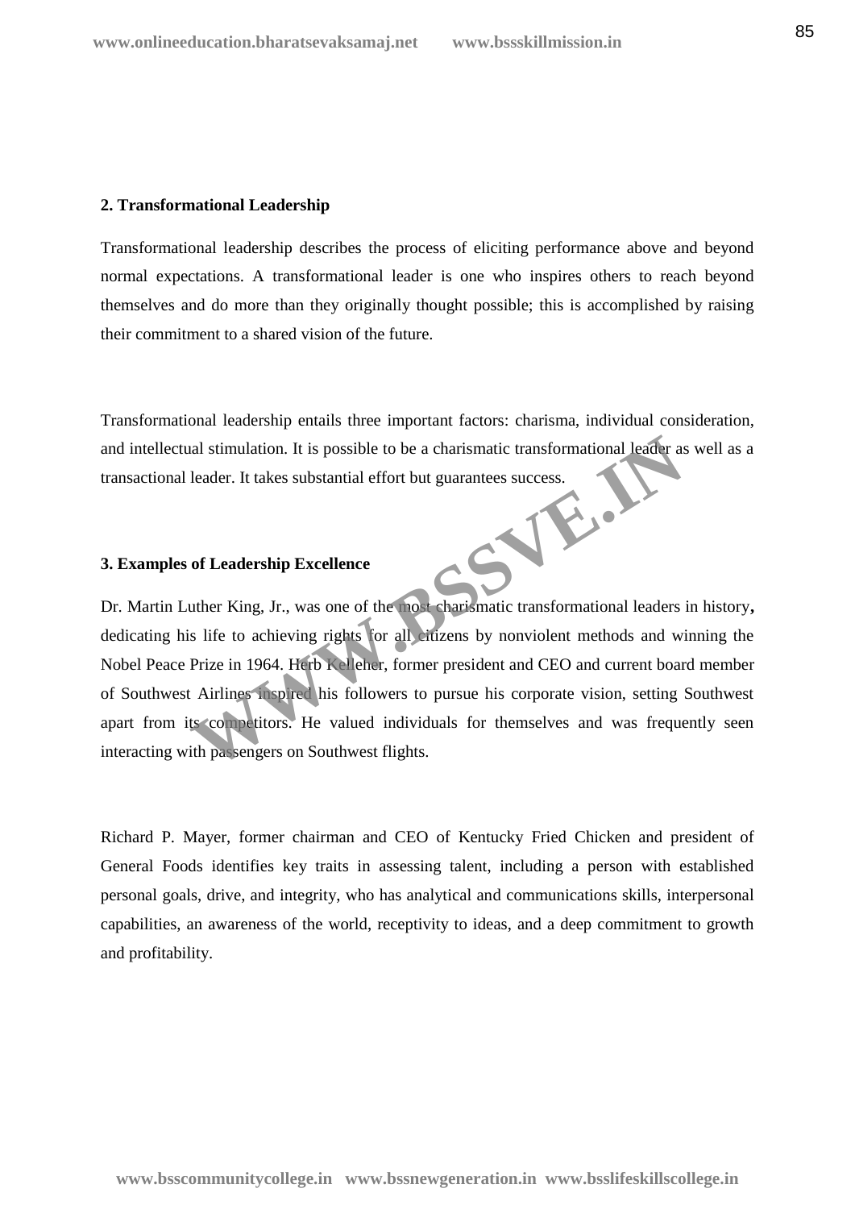**2. Transformational Leadership**

Transformational leadership describes the process of eliciting performance above and beyond normal expectations. A transformational leader is one who inspires others to reach beyond themselves and do more than they originally thought possible; this is accomplished by raising their commitment to a shared vision of the future.

Transformational leadership entails three important factors: charisma, individual consideration, and intellectual stimulation. It is possible to be a charismatic transformational leader as well as a transactional leader. It takes substantial effort but guarantees success.

**3. Examples of Leadership Excellence**

Dr. Martin Luther King, Jr., was one of the most charismatic transformational leaders in history**,** dedicating his life to achieving rights for all citizens by nonviolent methods and winning the Nobel Peace Prize in 1964. Herb Kelleher, former president and CEO and current board member of Southwest Airlines inspired his followers to pursue his corporate vision, setting Southwest apart from its competitors. He valued individuals for themselves and was frequently seen interacting with passengers on Southwest flights.

Richard P. Mayer, former chairman and CEO of Kentucky Fried Chicken and president of General Foods identifies key traits in assessing talent, including a person with established personal goals, drive, and integrity, who has analytical and communications skills, interpersonal capabilities, an awareness of the world, receptivity to ideas, and a deep commitment to growth and profitability.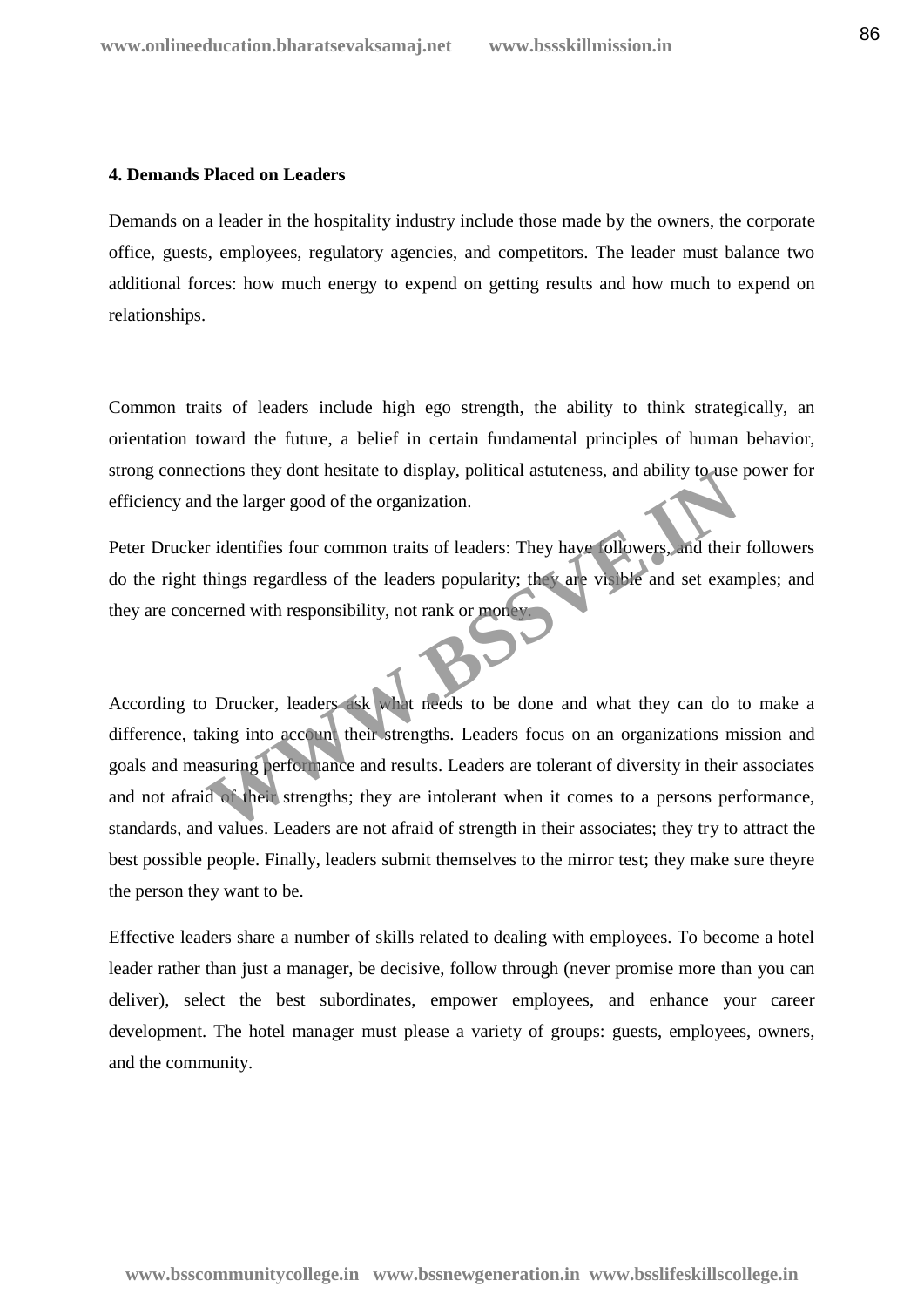**4. Demands Placed on Leaders**

Demands on a leader in the hospitality industry include those made by the owners, the corporate office, guests, employees, regulatory agencies, and competitors. The leader must balance two additional forces: how much energy to expend on getting results and how much to expend on relationships.

Common traits of leaders include high ego strength, the ability to think strategically, an orientation toward the future, a belief in certain fundamental principles of human behavior, strong connections they dont hesitate to display, political astuteness, and ability to use power for efficiency and the larger good of the organization.

Peter Drucker identifies four common traits of leaders: They have followers, and their followers do the right things regardless of the leaders popularity; they are visible and set examples; and they are concerned with responsibility, not rank or money.

According to Drucker, leaders ask what needs to be done and what they can do to make a difference, taking into account their strengths. Leaders focus on an organizations mission and goals and measuring performance and results. Leaders are tolerant of diversity in their associates and not afraid of their strengths; they are intolerant when it comes to a persons performance, standards, and values. Leaders are not afraid of strength in their associates; they try to attract the best possible people. Finally, leaders submit themselves to the mirror test; they make sure theyre the person they want to be.

Effective leaders share a number of skills related to dealing with employees. To become a hotel leader rather than just a manager, be decisive, follow through (never promise more than you can deliver), select the best subordinates, empower employees, and enhance your career development. The hotel manager must please a variety of groups: guests, employees, owners, and the community.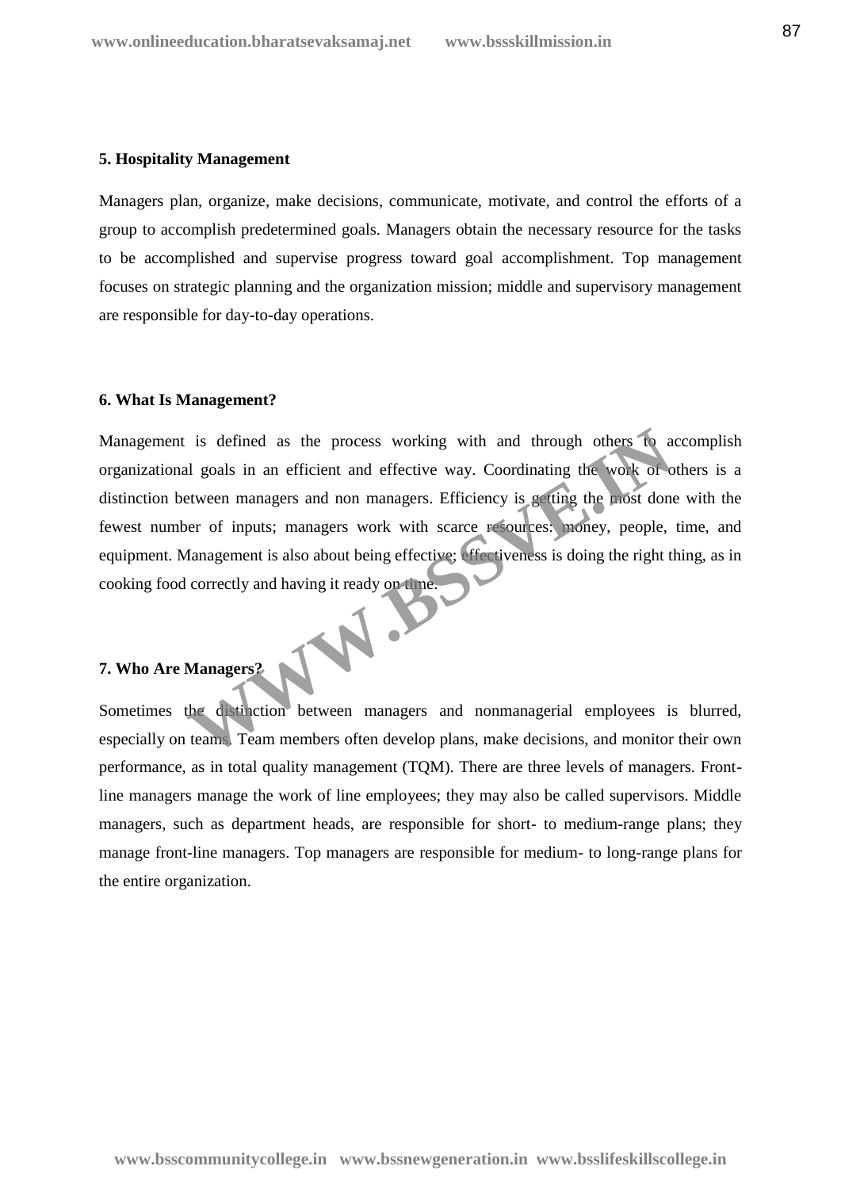**5. Hospitality Management**

Managers plan, organize, make decisions, communicate, motivate, and control the efforts of a group to accomplish predetermined goals. Managers obtain the necessary resource for the tasks to be accomplished and supervise progress toward goal accomplishment. Top management focuses on strategic planning and the organization mission; middle and supervisory management are responsible for day-to-day operations.

**6. What Is Management?**

Management is defined as the process working with and through others to accomplish organizational goals in an efficient and effective way. Coordinating the work of others is a distinction between managers and non managers. Efficiency is getting the most done with the fewest number of inputs; managers work with scarce resources: money, people, time, and equipment. Management is also about being effective; effectiveness is doing the right thing, as in cooking food correctly and having it ready on time.

**7. Who Are Managers?**

Sometimes the distinction between managers and nonmanagerial employees is blurred, especially on teams. Team members often develop plans, make decisions, and monitor their own performance, as in total quality management (TQM). There are three levels of managers. Front-line managers manage the work of line employees; they may also be called supervisors. Middle managers, such as department heads, are responsible for short- to medium-range plans; they manage front-line managers. Top managers are responsible for medium- to long-range plans for the entire organization.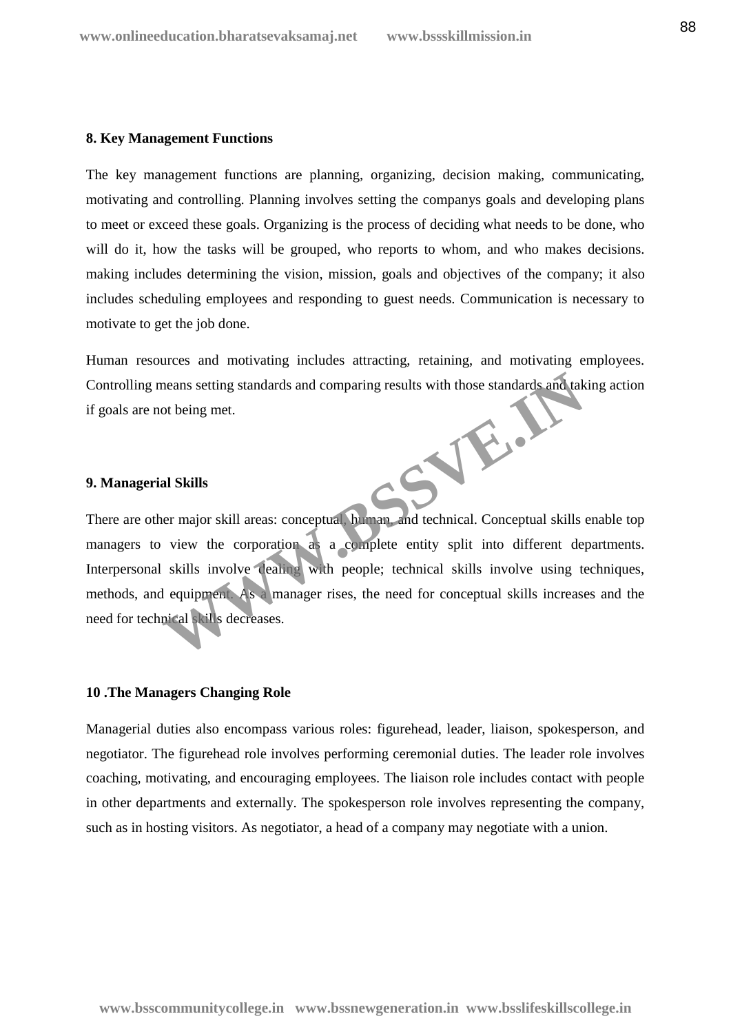**8. Key Management Functions**

The key management functions are planning, organizing, decision making, communicating, motivating and controlling. Planning involves setting the companys goals and developing plans to meet or exceed these goals. Organizing is the process of deciding what needs to be done, who will do it, how the tasks will be grouped, who reports to whom, and who makes decisions. making includes determining the vision, mission, goals and objectives of the company; it also includes scheduling employees and responding to guest needs. Communication is necessary to motivate to get the job done.

Human resources and motivating includes attracting, retaining, and motivating employees. Controlling means setting standards and comparing results with those standards and taking action if goals are not being met.

**9. Managerial Skills**

There are other major skill areas: conceptual, human, and technical. Conceptual skills enable top managers to view the corporation as a complete entity split into different departments. Interpersonal skills involve dealing with people; technical skills involve using techniques, methods, and equipment. As a manager rises, the need for conceptual skills increases and the need for technical skills decreases.

**10 .The Managers Changing Role**

Managerial duties also encompass various roles: figurehead, leader, liaison, spokesperson, and negotiator. The figurehead role involves performing ceremonial duties. The leader role involves coaching, motivating, and encouraging employees. The liaison role includes contact with people in other departments and externally. The spokesperson role involves representing the company, such as in hosting visitors. As negotiator, a head of a company may negotiate with a union.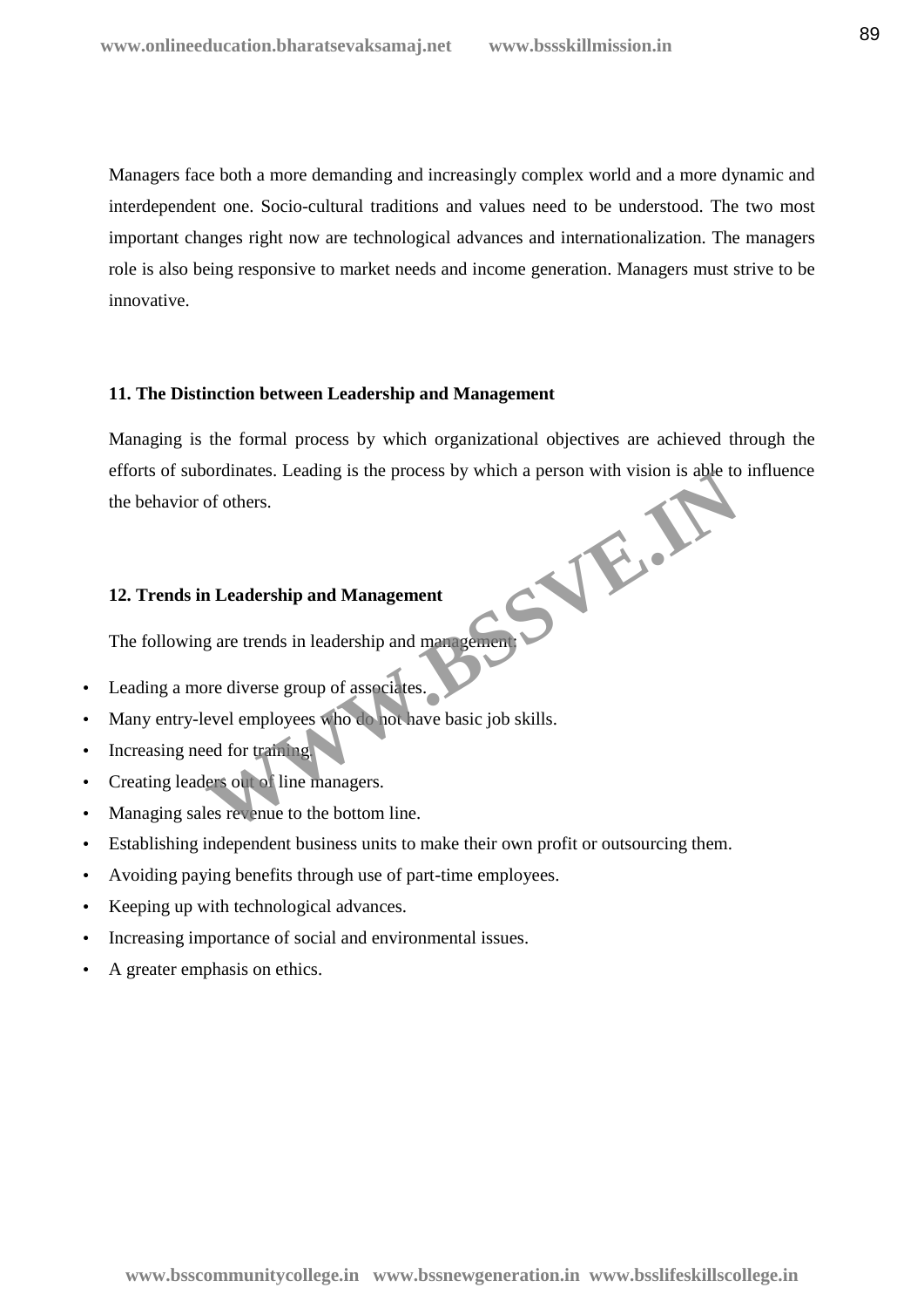Managers face both a more demanding and increasingly complex world and a more dynamic and interdependent one. Socio-cultural traditions and values need to be understood. The two most important changes right now are technological advances and internationalization. The managers role is also being responsive to market needs and income generation. Managers must strive to be innovative.

### 11. The Distinction between Leadership and Management

Managing is the formal process by which organizational objectives are achieved through the efforts of subordinates. Leading is the process by which a person with vision is able to influence the behavior of others.

### 12. Trends in Leadership and Management

The following are trends in leadership and management:

- Leading a more diverse group of associates.
- Many entry-level employees who do not have basic job skills.
- Increasing need for training.
- Creating leaders out of line managers.
- Managing sales revenue to the bottom line.
- Establishing independent business units to make their own profit or outsourcing them.
- Avoiding paying benefits through use of part-time employees.
- Keeping up with technological advances.
- Increasing importance of social and environmental issues.
- A greater emphasis on ethics.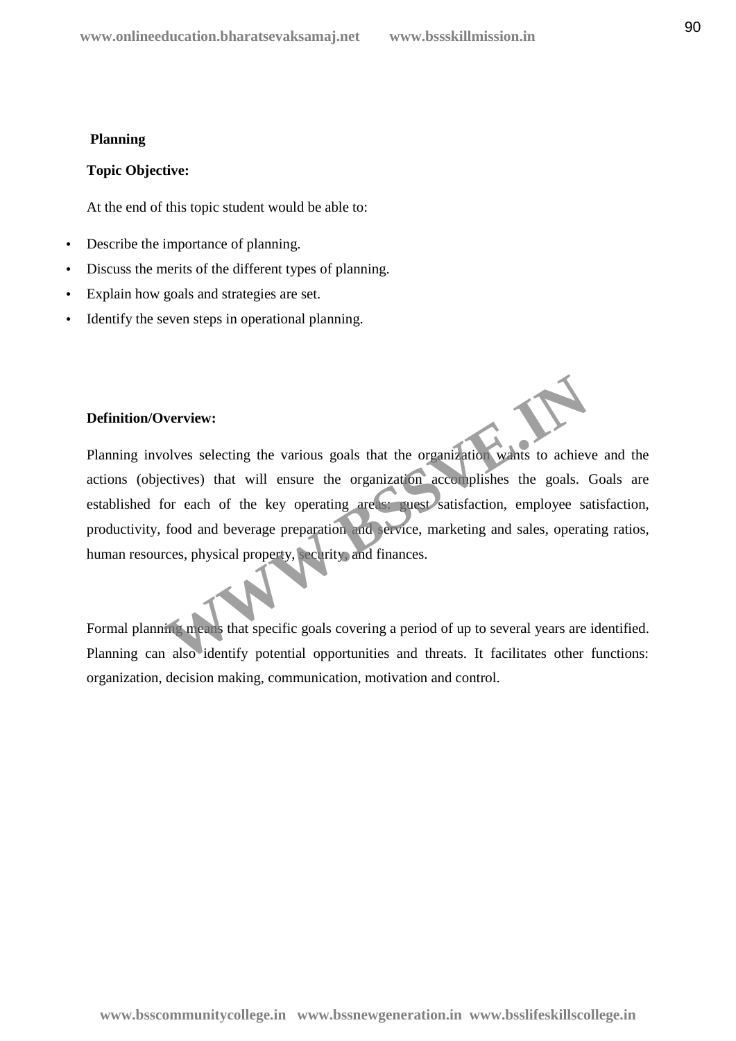## Planning

**Topic Objective:**

At the end of this topic student would be able to:

- Describe the importance of planning.
- Discuss the merits of the different types of planning.
- Explain how goals and strategies are set.
- Identify the seven steps in operational planning.

**Definition/Overview:**

Planning involves selecting the various goals that the organization wants to achieve and the actions (objectives) that will ensure the organization accomplishes the goals. Goals are established for each of the key operating areas: guest satisfaction, employee satisfaction, productivity, food and beverage preparation and service, marketing and sales, operating ratios, human resources, physical property, security, and finances.

Formal planning means that specific goals covering a period of up to several years are identified. Planning can also identify potential opportunities and threats. It facilitates other functions: organization, decision making, communication, motivation and control.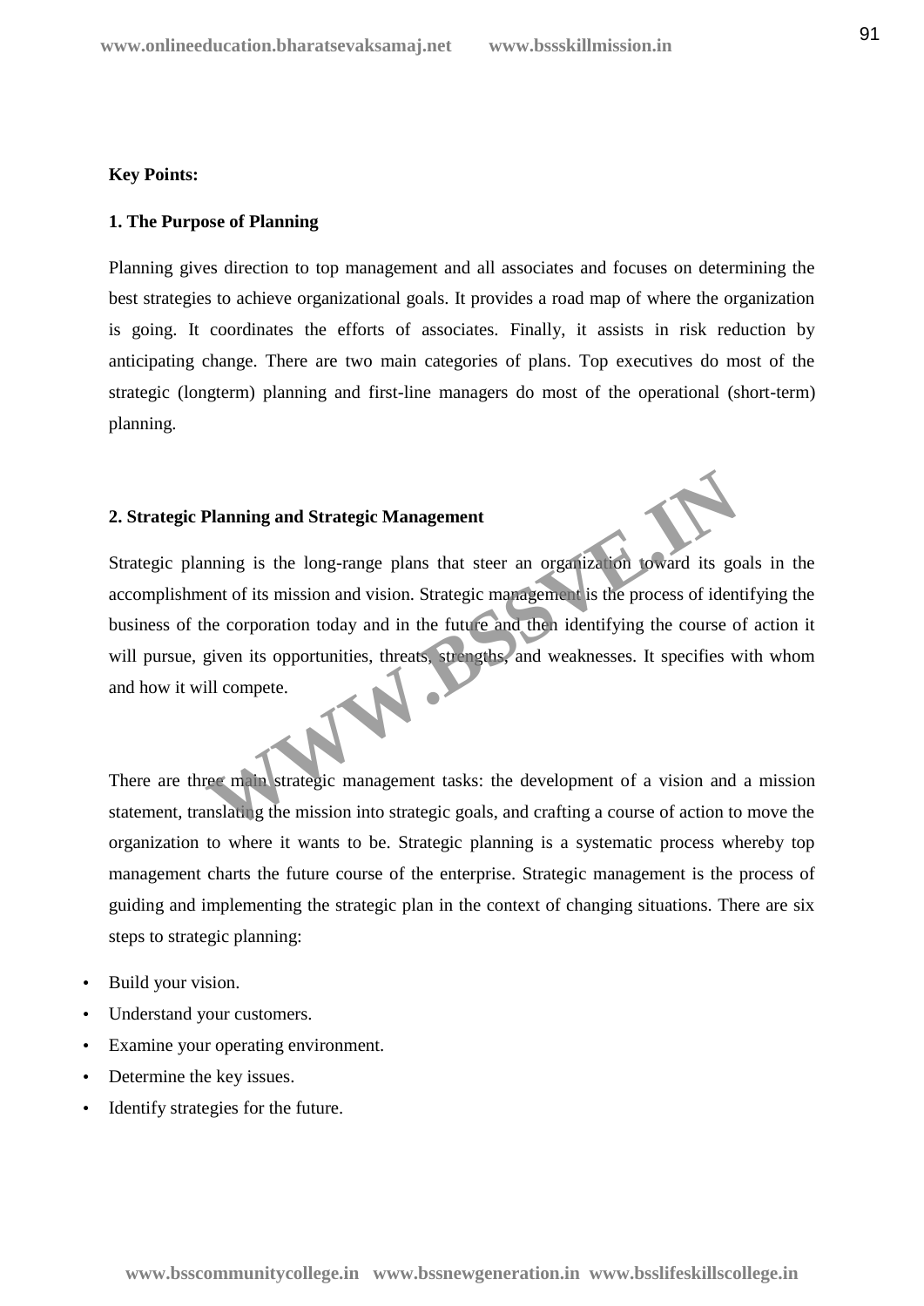**Key Points:**

**1. The Purpose of Planning**

Planning gives direction to top management and all associates and focuses on determining the best strategies to achieve organizational goals. It provides a road map of where the organization is going. It coordinates the efforts of associates. Finally, it assists in risk reduction by anticipating change. There are two main categories of plans. Top executives do most of the strategic (longterm) planning and first-line managers do most of the operational (short-term) planning.

**2. Strategic Planning and Strategic Management**

Strategic planning is the long-range plans that steer an organization toward its goals in the accomplishment of its mission and vision. Strategic management is the process of identifying the business of the corporation today and in the future and then identifying the course of action it will pursue, given its opportunities, threats, strengths, and weaknesses. It specifies with whom and how it will compete.

There are three main strategic management tasks: the development of a vision and a mission statement, translating the mission into strategic goals, and crafting a course of action to move the organization to where it wants to be. Strategic planning is a systematic process whereby top management charts the future course of the enterprise. Strategic management is the process of guiding and implementing the strategic plan in the context of changing situations. There are six steps to strategic planning:

- Build your vision.
- Understand your customers.
- Examine your operating environment.
- Determine the key issues.
- Identify strategies for the future.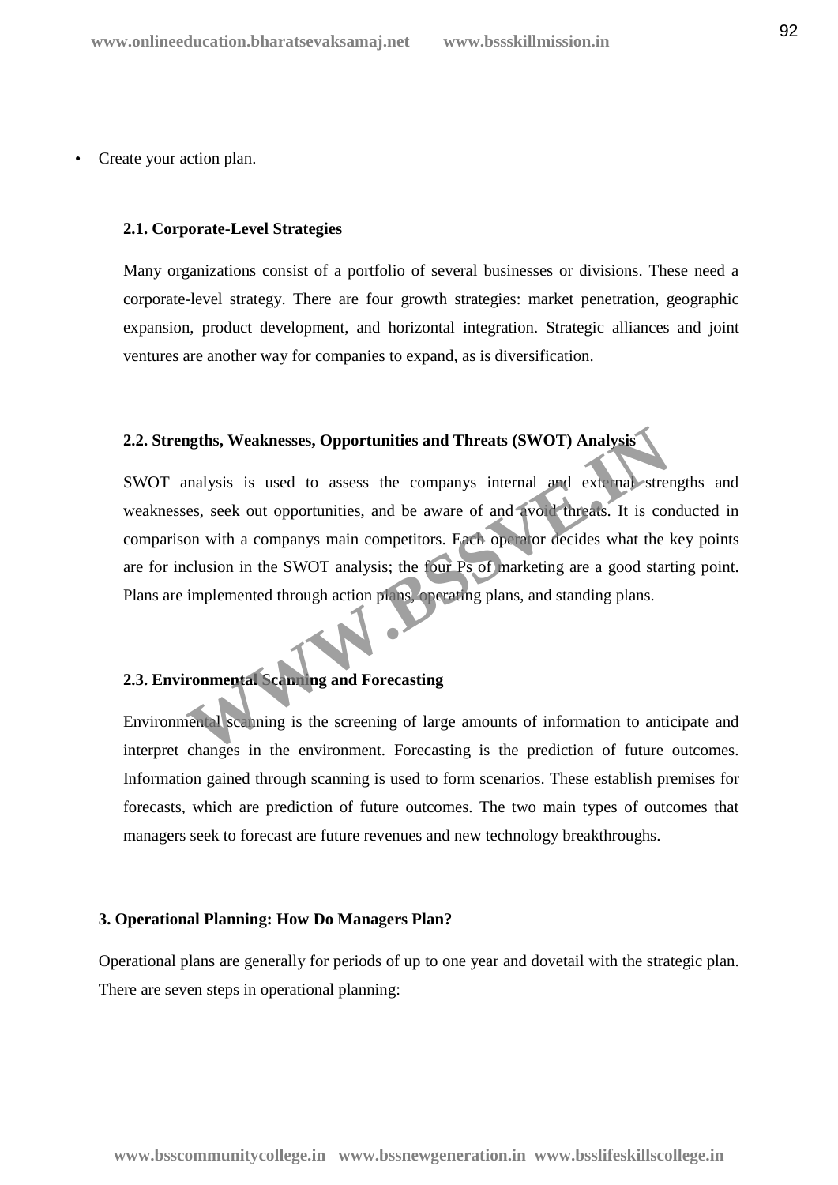- Create your action plan.

### 2.1. Corporate-Level Strategies

Many organizations consist of a portfolio of several businesses or divisions. These need a corporate-level strategy. There are four growth strategies: market penetration, geographic expansion, product development, and horizontal integration. Strategic alliances and joint ventures are another way for companies to expand, as is diversification.

### 2.2. Strengths, Weaknesses, Opportunities and Threats (SWOT) Analysis

SWOT analysis is used to assess the companys internal and external strengths and weaknesses, seek out opportunities, and be aware of and avoid threats. It is conducted in comparison with a companys main competitors. Each operator decides what the key points are for inclusion in the SWOT analysis; the four Ps of marketing are a good starting point. Plans are implemented through action plans, operating plans, and standing plans.

### 2.3. Environmental Scanning and Forecasting

Environmental scanning is the screening of large amounts of information to anticipate and interpret changes in the environment. Forecasting is the prediction of future outcomes. Information gained through scanning is used to form scenarios. These establish premises for forecasts, which are prediction of future outcomes. The two main types of outcomes that managers seek to forecast are future revenues and new technology breakthroughs.

## 3. Operational Planning: How Do Managers Plan?

Operational plans are generally for periods of up to one year and dovetail with the strategic plan. There are seven steps in operational planning: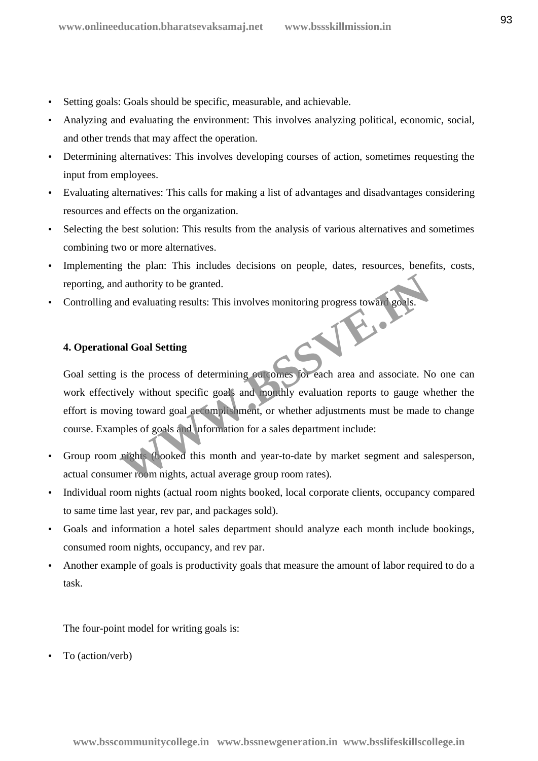- Setting goals: Goals should be specific, measurable, and achievable.
- Analyzing and evaluating the environment: This involves analyzing political, economic, social, and other trends that may affect the operation.
- Determining alternatives: This involves developing courses of action, sometimes requesting the input from employees.
- Evaluating alternatives: This calls for making a list of advantages and disadvantages considering resources and effects on the organization.
- Selecting the best solution: This results from the analysis of various alternatives and sometimes combining two or more alternatives.
- Implementing the plan: This includes decisions on people, dates, resources, benefits, costs, reporting, and authority to be granted.
- Controlling and evaluating results: This involves monitoring progress toward goals.

**4. Operational Goal Setting**

Goal setting is the process of determining outcomes for each area and associate. No one can work effectively without specific goals and monthly evaluation reports to gauge whether the effort is moving toward goal accomplishment, or whether adjustments must be made to change course. Examples of goals and information for a sales department include:

- Group room nights (booked this month and year-to-date by market segment and salesperson, actual consumer room nights, actual average group room rates).
- Individual room nights (actual room nights booked, local corporate clients, occupancy compared to same time last year, rev par, and packages sold).
- Goals and information a hotel sales department should analyze each month include bookings, consumed room nights, occupancy, and rev par.
- Another example of goals is productivity goals that measure the amount of labor required to do a task.

The four-point model for writing goals is:

- To (action/verb)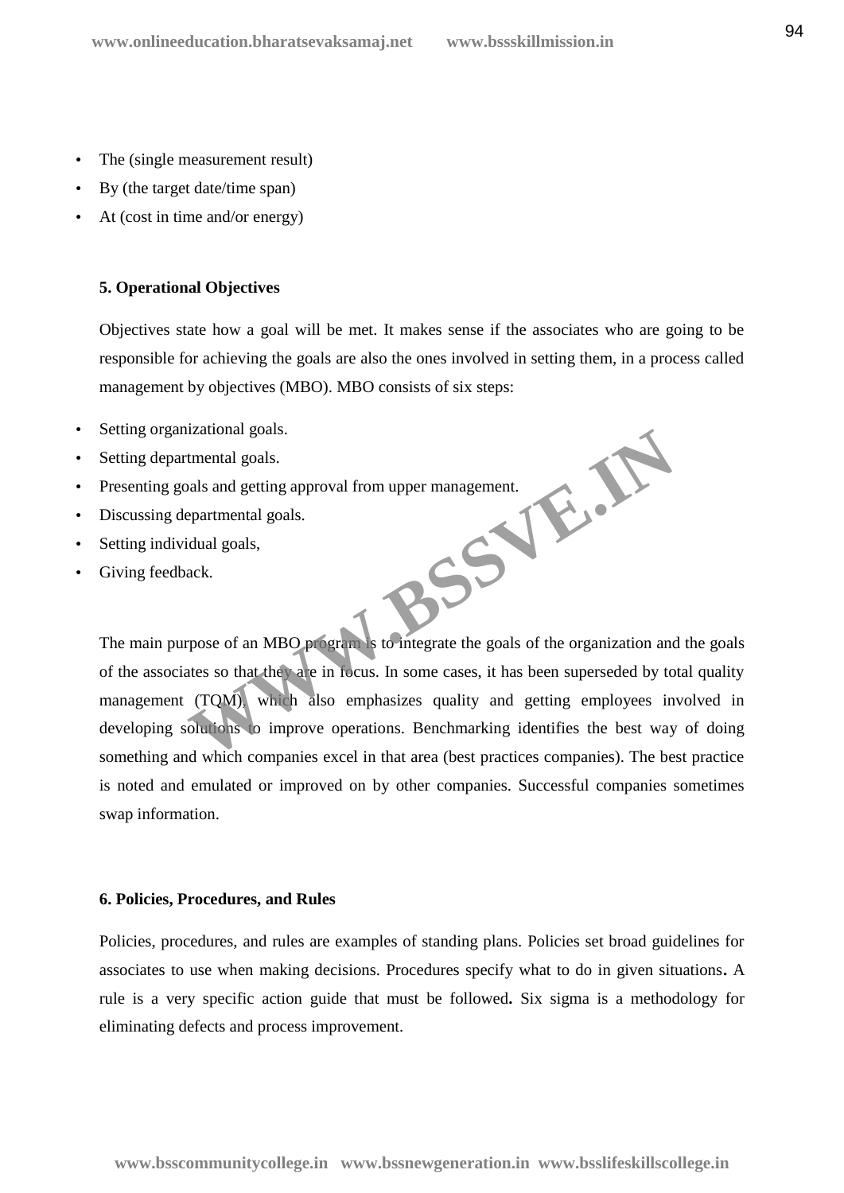- The (single measurement result)
- By (the target date/time span)
- At (cost in time and/or energy)

**5. Operational Objectives**

Objectives state how a goal will be met. It makes sense if the associates who are going to be responsible for achieving the goals are also the ones involved in setting them, in a process called management by objectives (MBO). MBO consists of six steps:

- Setting organizational goals.
- Setting departmental goals.
- Presenting goals and getting approval from upper management.
- Discussing departmental goals.
- Setting individual goals,
- Giving feedback.

The main purpose of an MBO program is to integrate the goals of the organization and the goals of the associates so that they are in focus. In some cases, it has been superseded by total quality management (TQM), which also emphasizes quality and getting employees involved in developing solutions to improve operations. Benchmarking identifies the best way of doing something and which companies excel in that area (best practices companies). The best practice is noted and emulated or improved on by other companies. Successful companies sometimes swap information.

**6. Policies, Procedures, and Rules**

Policies, procedures, and rules are examples of standing plans. Policies set broad guidelines for associates to use when making decisions. Procedures specify what to do in given situations**.** A rule is a very specific action guide that must be followed**.** Six sigma is a methodology for eliminating defects and process improvement.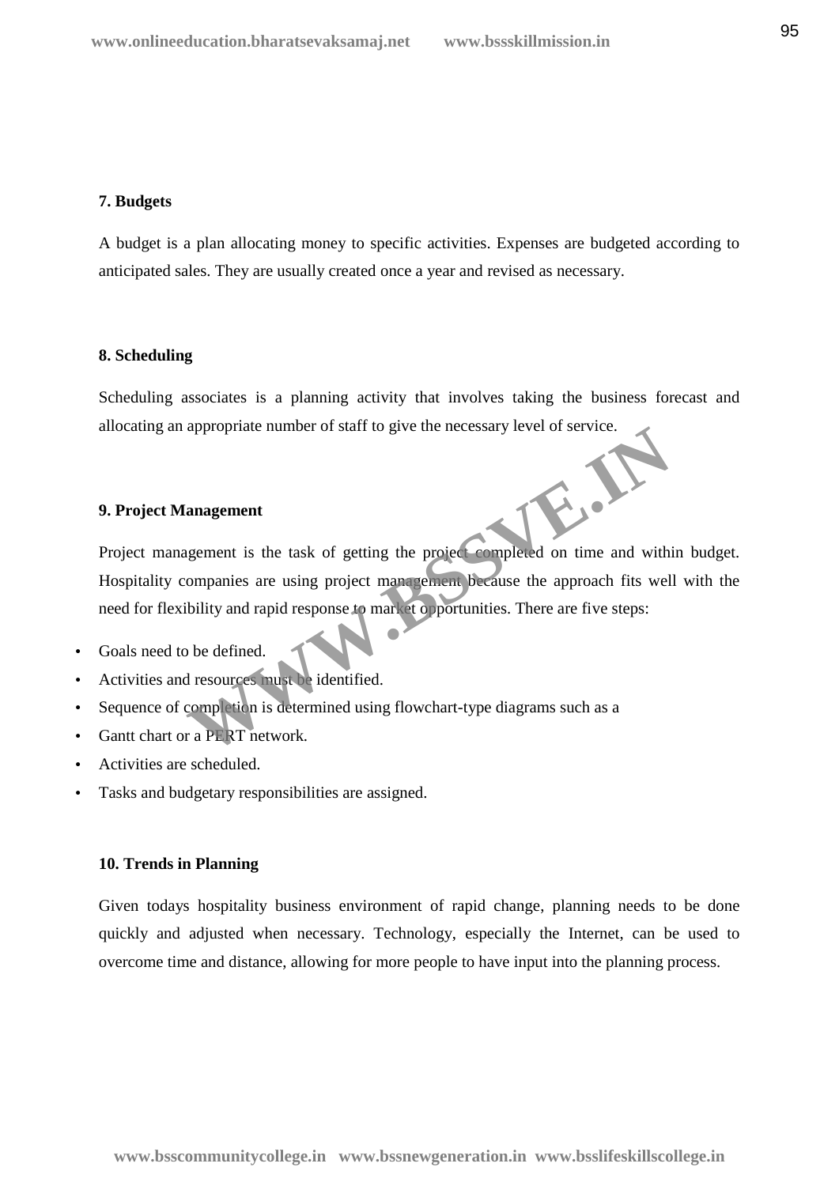**7. Budgets**

A budget is a plan allocating money to specific activities. Expenses are budgeted according to anticipated sales. They are usually created once a year and revised as necessary.

**8. Scheduling**

Scheduling associates is a planning activity that involves taking the business forecast and allocating an appropriate number of staff to give the necessary level of service.

**9. Project Management**

Project management is the task of getting the project completed on time and within budget. Hospitality companies are using project management because the approach fits well with the need for flexibility and rapid response to market opportunities. There are five steps:

- Goals need to be defined.
- Activities and resources must be identified.
- Sequence of completion is determined using flowchart-type diagrams such as a
- Gantt chart or a PERT network.
- Activities are scheduled.
- Tasks and budgetary responsibilities are assigned.

**10. Trends in Planning**

Given todays hospitality business environment of rapid change, planning needs to be done quickly and adjusted when necessary. Technology, especially the Internet, can be used to overcome time and distance, allowing for more people to have input into the planning process.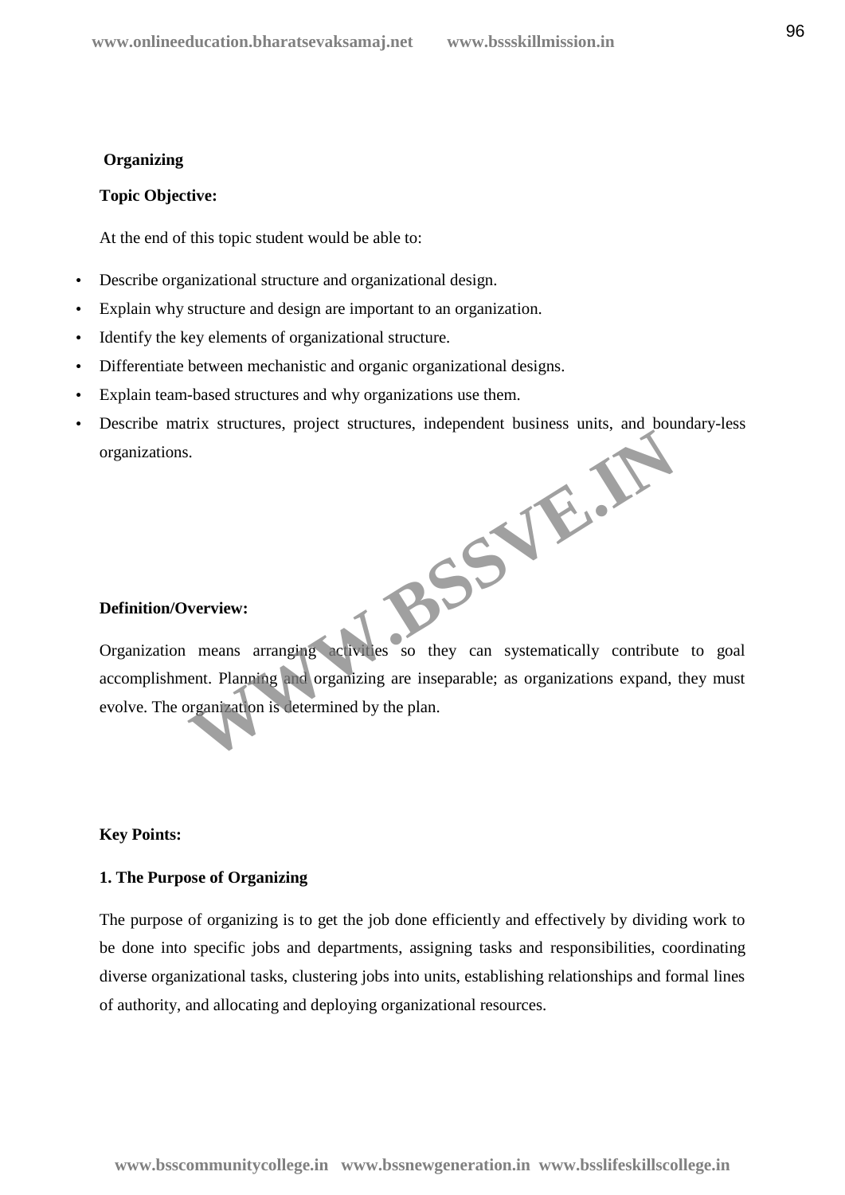## Organizing

**Topic Objective:**

At the end of this topic student would be able to:

- Describe organizational structure and organizational design.
- Explain why structure and design are important to an organization.
- Identify the key elements of organizational structure.
- Differentiate between mechanistic and organic organizational designs.
- Explain team-based structures and why organizations use them.
- Describe matrix structures, project structures, independent business units, and boundary-less organizations.

**Definition/Overview:**

Organization means arranging activities so they can systematically contribute to goal accomplishment. Planning and organizing are inseparable; as organizations expand, they must evolve. The organization is determined by the plan.

**Key Points:**

**1. The Purpose of Organizing**

The purpose of organizing is to get the job done efficiently and effectively by dividing work to be done into specific jobs and departments, assigning tasks and responsibilities, coordinating diverse organizational tasks, clustering jobs into units, establishing relationships and formal lines of authority, and allocating and deploying organizational resources.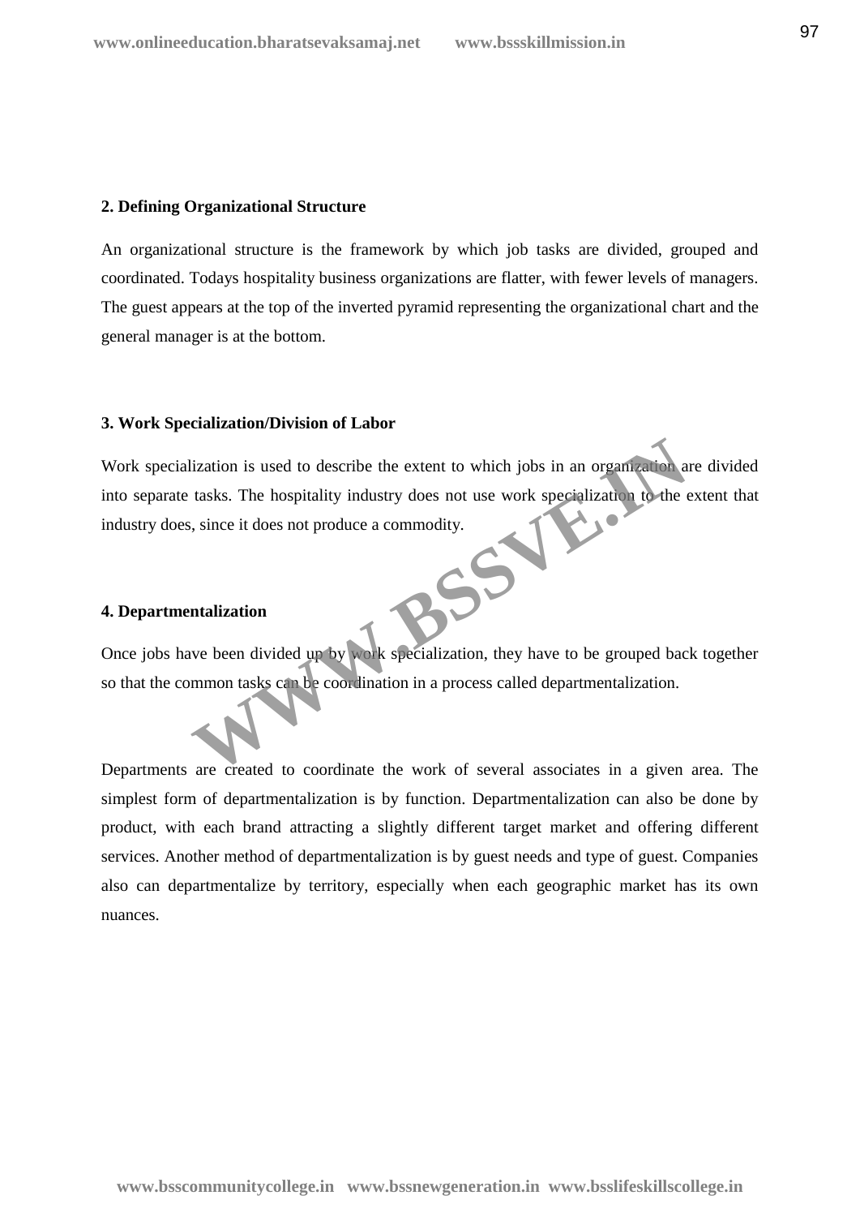**2. Defining Organizational Structure**

An organizational structure is the framework by which job tasks are divided, grouped and coordinated. Todays hospitality business organizations are flatter, with fewer levels of managers. The guest appears at the top of the inverted pyramid representing the organizational chart and the general manager is at the bottom.

**3. Work Specialization/Division of Labor**

Work specialization is used to describe the extent to which jobs in an organization are divided into separate tasks. The hospitality industry does not use work specialization to the extent that industry does, since it does not produce a commodity.

**4. Departmentalization**

Once jobs have been divided up by work specialization, they have to be grouped back together so that the common tasks can be coordination in a process called departmentalization.

Departments are created to coordinate the work of several associates in a given area. The simplest form of departmentalization is by function. Departmentalization can also be done by product, with each brand attracting a slightly different target market and offering different services. Another method of departmentalization is by guest needs and type of guest. Companies also can departmentalize by territory, especially when each geographic market has its own nuances.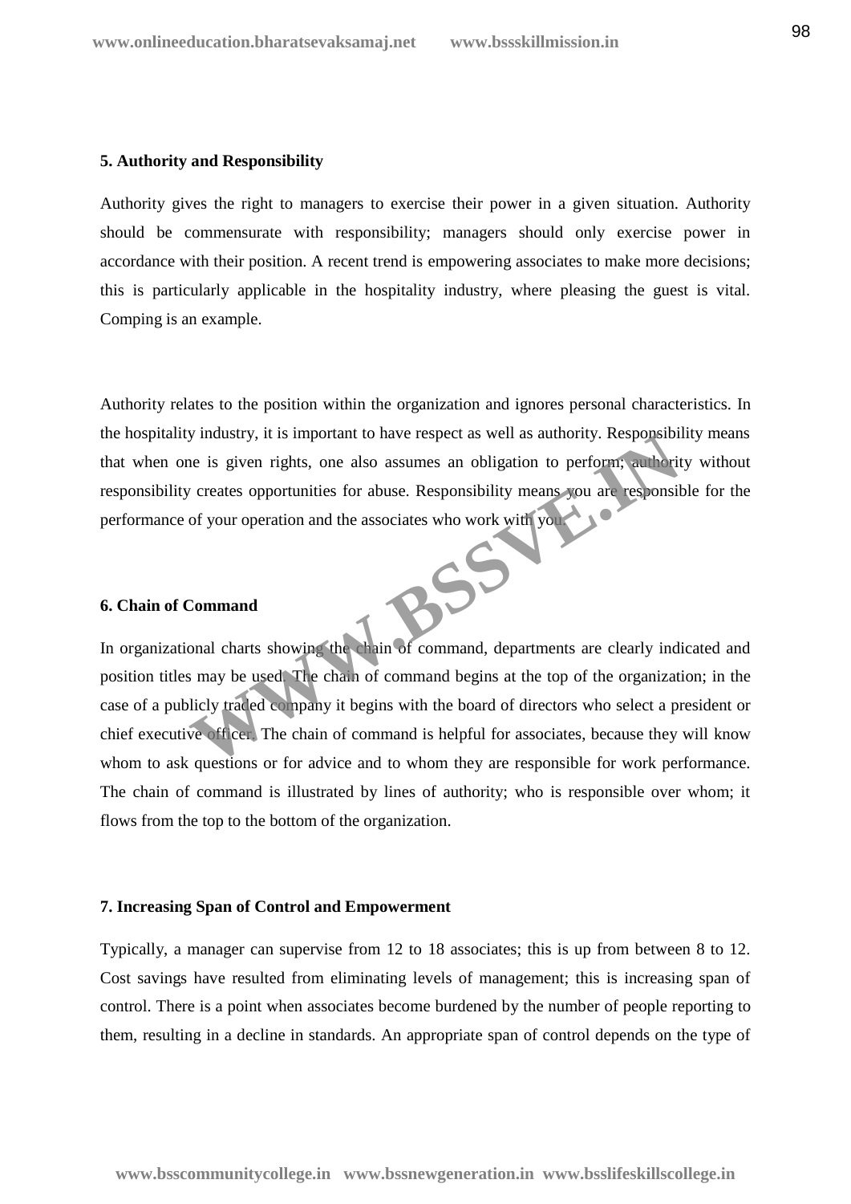**5. Authority and Responsibility**

Authority gives the right to managers to exercise their power in a given situation. Authority should be commensurate with responsibility; managers should only exercise power in accordance with their position. A recent trend is empowering associates to make more decisions; this is particularly applicable in the hospitality industry, where pleasing the guest is vital. Comping is an example.

Authority relates to the position within the organization and ignores personal characteristics. In the hospitality industry, it is important to have respect as well as authority. Responsibility means that when one is given rights, one also assumes an obligation to perform; authority without responsibility creates opportunities for abuse. Responsibility means you are responsible for the performance of your operation and the associates who work with you.

**6. Chain of Command**

In organizational charts showing the chain of command, departments are clearly indicated and position titles may be used. The chain of command begins at the top of the organization; in the case of a publicly traded company it begins with the board of directors who select a president or chief executive officer. The chain of command is helpful for associates, because they will know whom to ask questions or for advice and to whom they are responsible for work performance. The chain of command is illustrated by lines of authority; who is responsible over whom; it flows from the top to the bottom of the organization.

**7. Increasing Span of Control and Empowerment**

Typically, a manager can supervise from 12 to 18 associates; this is up from between 8 to 12. Cost savings have resulted from eliminating levels of management; this is increasing span of control. There is a point when associates become burdened by the number of people reporting to them, resulting in a decline in standards. An appropriate span of control depends on the type of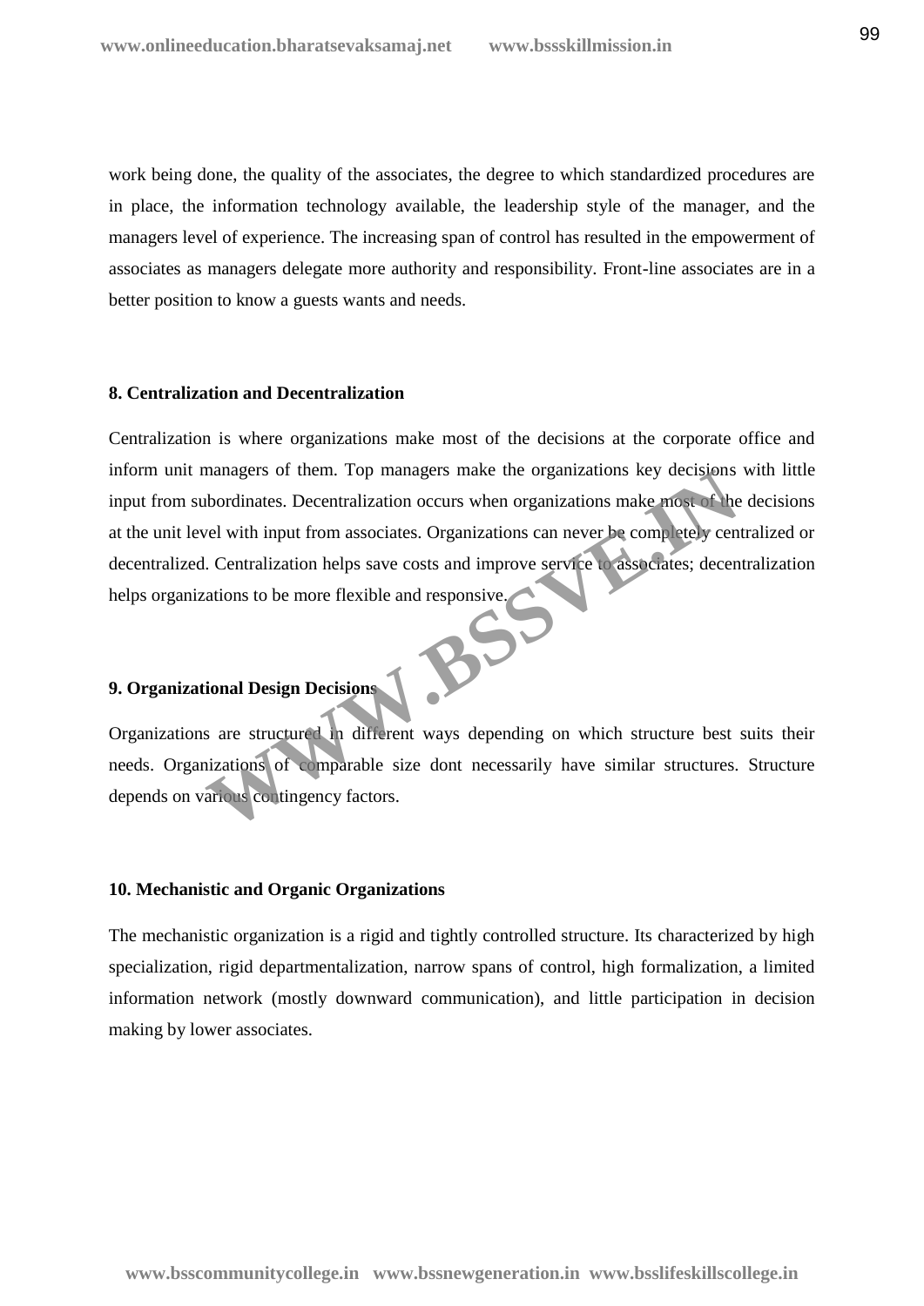work being done, the quality of the associates, the degree to which standardized procedures are in place, the information technology available, the leadership style of the manager, and the managers level of experience. The increasing span of control has resulted in the empowerment of associates as managers delegate more authority and responsibility. Front-line associates are in a better position to know a guests wants and needs.

**8. Centralization and Decentralization**

Centralization is where organizations make most of the decisions at the corporate office and inform unit managers of them. Top managers make the organizations key decisions with little input from subordinates. Decentralization occurs when organizations make most of the decisions at the unit level with input from associates. Organizations can never be completely centralized or decentralized. Centralization helps save costs and improve service to associates; decentralization helps organizations to be more flexible and responsive.

**9. Organizational Design Decisions**

Organizations are structured in different ways depending on which structure best suits their needs. Organizations of comparable size dont necessarily have similar structures. Structure depends on various contingency factors.

**10. Mechanistic and Organic Organizations**

The mechanistic organization is a rigid and tightly controlled structure. Its characterized by high specialization, rigid departmentalization, narrow spans of control, high formalization, a limited information network (mostly downward communication), and little participation in decision making by lower associates.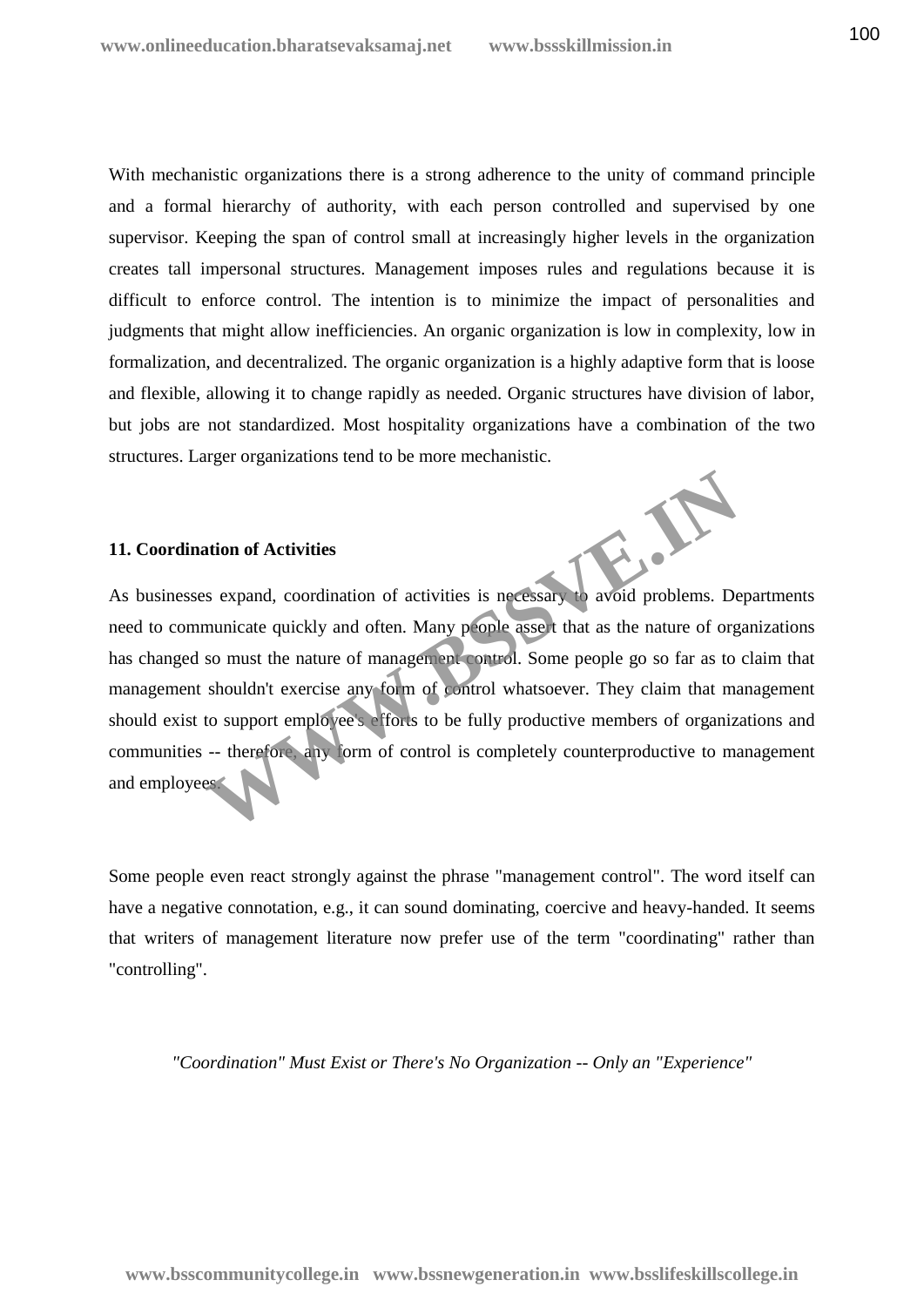With mechanistic organizations there is a strong adherence to the unity of command principle and a formal hierarchy of authority, with each person controlled and supervised by one supervisor. Keeping the span of control small at increasingly higher levels in the organization creates tall impersonal structures. Management imposes rules and regulations because it is difficult to enforce control. The intention is to minimize the impact of personalities and judgments that might allow inefficiencies. An organic organization is low in complexity, low in formalization, and decentralized. The organic organization is a highly adaptive form that is loose and flexible, allowing it to change rapidly as needed. Organic structures have division of labor, but jobs are not standardized. Most hospitality organizations have a combination of the two structures. Larger organizations tend to be more mechanistic.

**11. Coordination of Activities**

As businesses expand, coordination of activities is necessary to avoid problems. Departments need to communicate quickly and often. Many people assert that as the nature of organizations has changed so must the nature of management control. Some people go so far as to claim that management shouldn't exercise any form of control whatsoever. They claim that management should exist to support employee's efforts to be fully productive members of organizations and communities -- therefore, any form of control is completely counterproductive to management and employees.

Some people even react strongly against the phrase "management control". The word itself can have a negative connotation, e.g., it can sound dominating, coercive and heavy-handed. It seems that writers of management literature now prefer use of the term "coordinating" rather than "controlling".

*"Coordination" Must Exist or There's No Organization -- Only an "Experience"*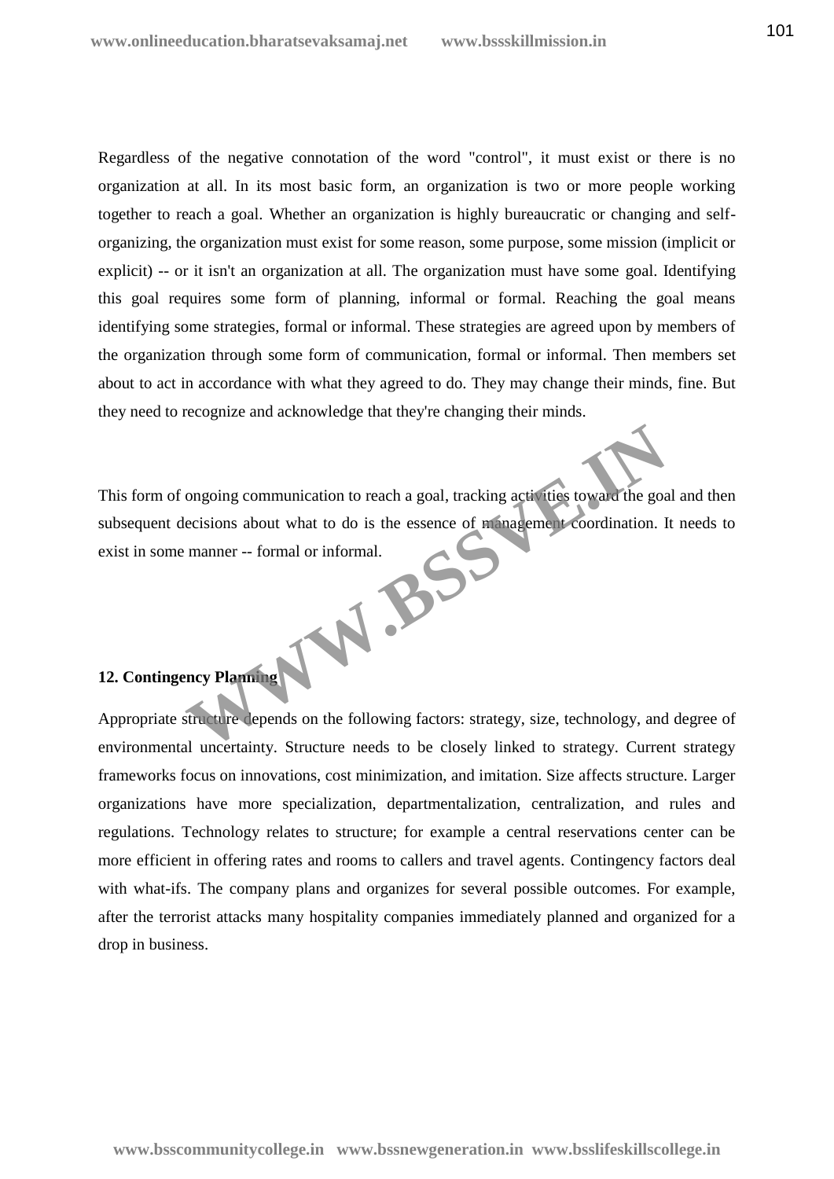Regardless of the negative connotation of the word "control", it must exist or there is no organization at all. In its most basic form, an organization is two or more people working together to reach a goal. Whether an organization is highly bureaucratic or changing and self-organizing, the organization must exist for some reason, some purpose, some mission (implicit or explicit) -- or it isn't an organization at all. The organization must have some goal. Identifying this goal requires some form of planning, informal or formal. Reaching the goal means identifying some strategies, formal or informal. These strategies are agreed upon by members of the organization through some form of communication, formal or informal. Then members set about to act in accordance with what they agreed to do. They may change their minds, fine. But they need to recognize and acknowledge that they're changing their minds.

This form of ongoing communication to reach a goal, tracking activities toward the goal and then subsequent decisions about what to do is the essence of management coordination. It needs to exist in some manner -- formal or informal.

**12. Contingency Planning**

Appropriate structure depends on the following factors: strategy, size, technology, and degree of environmental uncertainty. Structure needs to be closely linked to strategy. Current strategy frameworks focus on innovations, cost minimization, and imitation. Size affects structure. Larger organizations have more specialization, departmentalization, centralization, and rules and regulations. Technology relates to structure; for example a central reservations center can be more efficient in offering rates and rooms to callers and travel agents. Contingency factors deal with what-ifs. The company plans and organizes for several possible outcomes. For example, after the terrorist attacks many hospitality companies immediately planned and organized for a drop in business.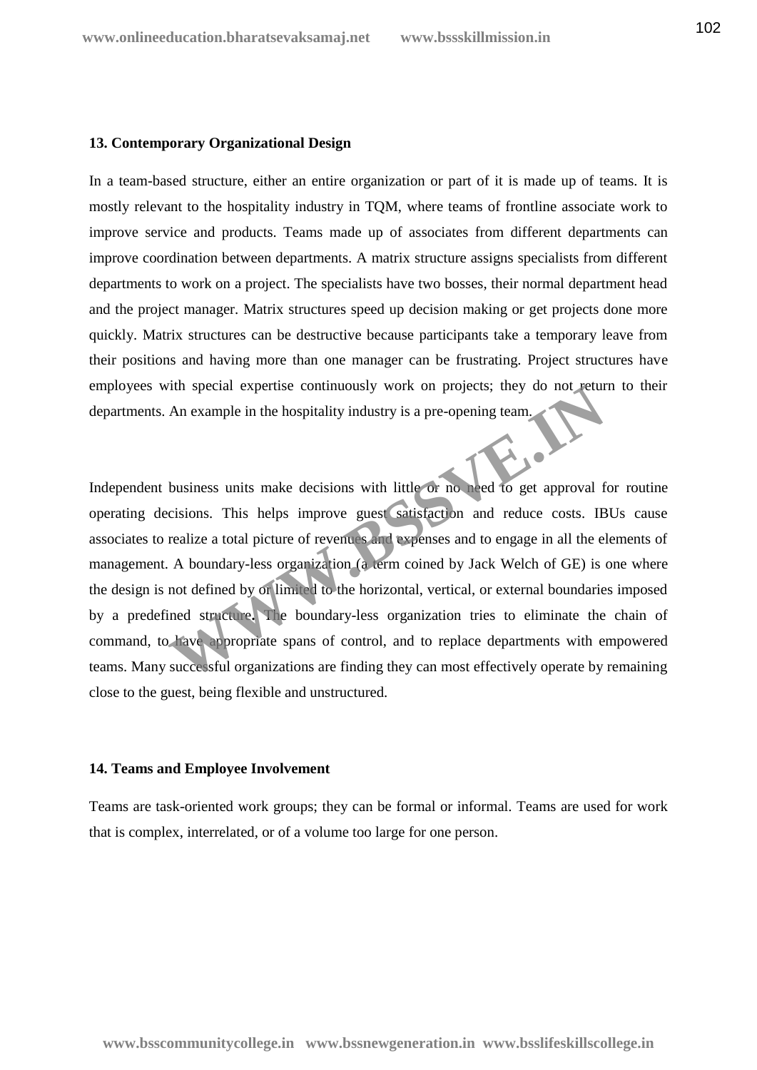**13. Contemporary Organizational Design**

In a team-based structure, either an entire organization or part of it is made up of teams. It is mostly relevant to the hospitality industry in TQM, where teams of frontline associate work to improve service and products. Teams made up of associates from different departments can improve coordination between departments. A matrix structure assigns specialists from different departments to work on a project. The specialists have two bosses, their normal department head and the project manager. Matrix structures speed up decision making or get projects done more quickly. Matrix structures can be destructive because participants take a temporary leave from their positions and having more than one manager can be frustrating. Project structures have employees with special expertise continuously work on projects; they do not return to their departments. An example in the hospitality industry is a pre-opening team.

Independent business units make decisions with little or no need to get approval for routine operating decisions. This helps improve guest satisfaction and reduce costs. IBUs cause associates to realize a total picture of revenues and expenses and to engage in all the elements of management. A boundary-less organization (a term coined by Jack Welch of GE) is one where the design is not defined by or limited to the horizontal, vertical, or external boundaries imposed by a predefined structure. The boundary-less organization tries to eliminate the chain of command, to have appropriate spans of control, and to replace departments with empowered teams. Many successful organizations are finding they can most effectively operate by remaining close to the guest, being flexible and unstructured.

**14. Teams and Employee Involvement**

Teams are task-oriented work groups; they can be formal or informal. Teams are used for work that is complex, interrelated, or of a volume too large for one person.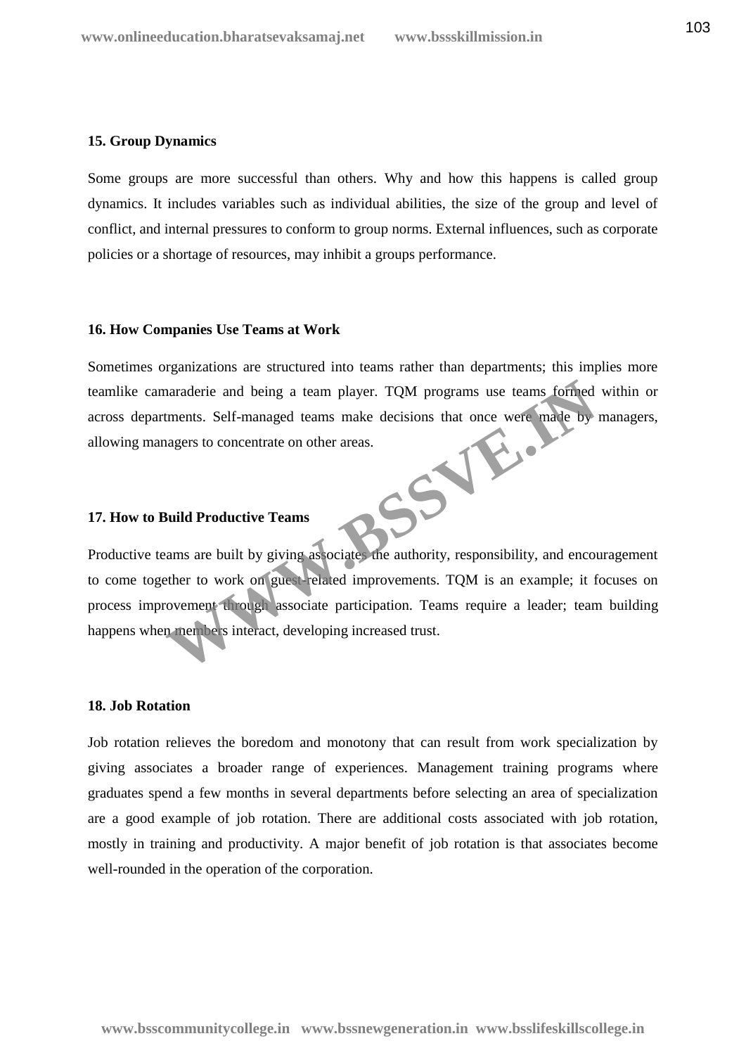**15. Group Dynamics**

Some groups are more successful than others. Why and how this happens is called group dynamics. It includes variables such as individual abilities, the size of the group and level of conflict, and internal pressures to conform to group norms. External influences, such as corporate policies or a shortage of resources, may inhibit a groups performance.

**16. How Companies Use Teams at Work**

Sometimes organizations are structured into teams rather than departments; this implies more teamlike camaraderie and being a team player. TQM programs use teams formed within or across departments. Self-managed teams make decisions that once were made by managers, allowing managers to concentrate on other areas.

**17. How to Build Productive Teams**

Productive teams are built by giving associates the authority, responsibility, and encouragement to come together to work on guest-related improvements. TQM is an example; it focuses on process improvement through associate participation. Teams require a leader; team building happens when members interact, developing increased trust.

**18. Job Rotation**

Job rotation relieves the boredom and monotony that can result from work specialization by giving associates a broader range of experiences. Management training programs where graduates spend a few months in several departments before selecting an area of specialization are a good example of job rotation. There are additional costs associated with job rotation, mostly in training and productivity. A major benefit of job rotation is that associates become well-rounded in the operation of the corporation.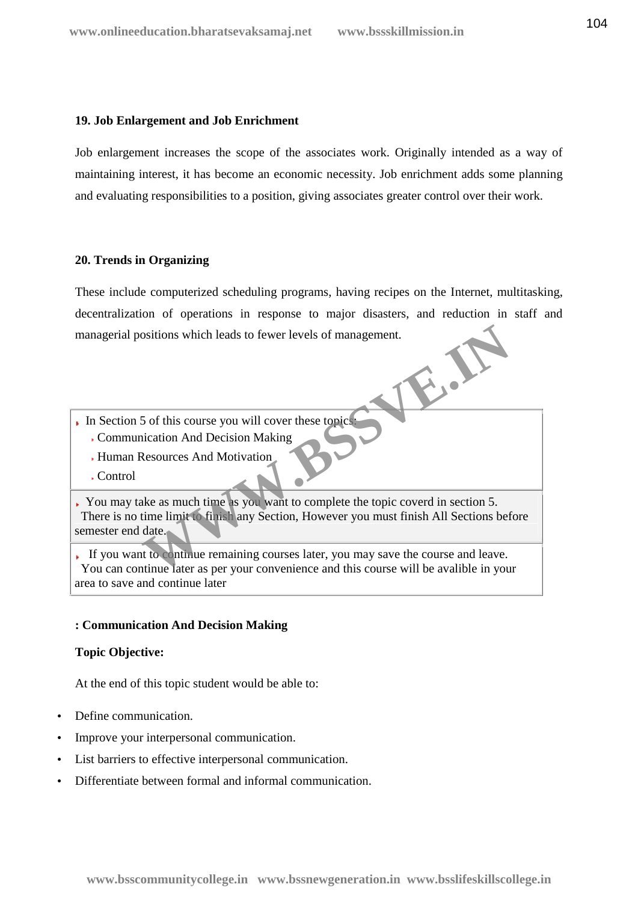### 19. Job Enlargement and Job Enrichment

Job enlargement increases the scope of the associates work. Originally intended as a way of maintaining interest, it has become an economic necessity. Job enrichment adds some planning and evaluating responsibilities to a position, giving associates greater control over their work.

### 20. Trends in Organizing

These include computerized scheduling programs, having recipes on the Internet, multitasking, decentralization of operations in response to major disasters, and reduction in staff and managerial positions which leads to fewer levels of management.

- In Section 5 of this course you will cover these topics:
  - Communication And Decision Making
  - Human Resources And Motivation
  - Control

- You may take as much time as you want to complete the topic coverd in section 5. There is no time limit to finish any Section, However you must finish All Sections before semester end date.

- If you want to continue remaining courses later, you may save the course and leave. You can continue later as per your convenience and this course will be avalible in your area to save and continue later

### : Communication And Decision Making

**Topic Objective:**

At the end of this topic student would be able to:

- Define communication.
- Improve your interpersonal communication.
- List barriers to effective interpersonal communication.
- Differentiate between formal and informal communication.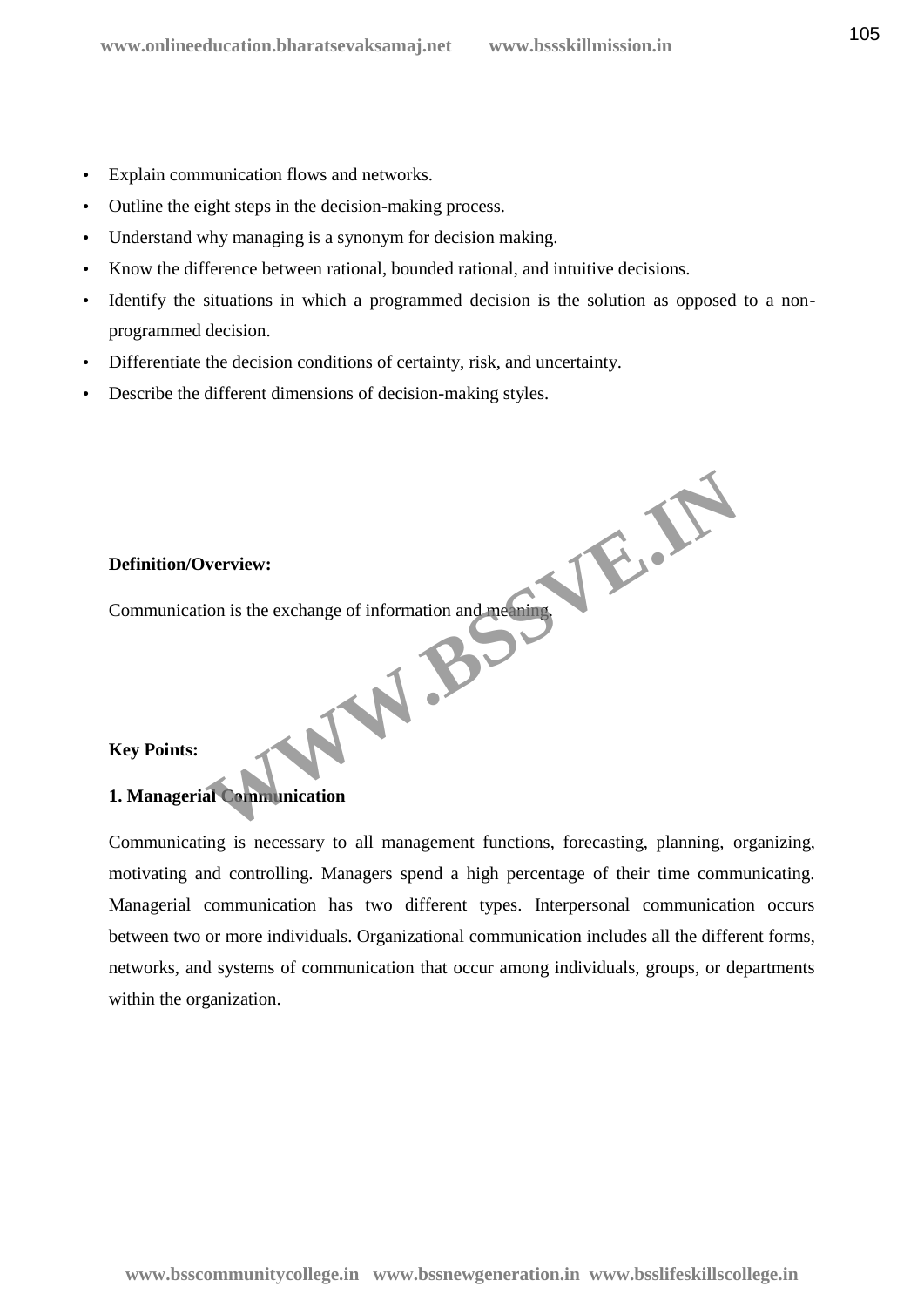- Explain communication flows and networks.
- Outline the eight steps in the decision-making process.
- Understand why managing is a synonym for decision making.
- Know the difference between rational, bounded rational, and intuitive decisions.
- Identify the situations in which a programmed decision is the solution as opposed to a non-programmed decision.
- Differentiate the decision conditions of certainty, risk, and uncertainty.
- Describe the different dimensions of decision-making styles.

**Definition/Overview:**

Communication is the exchange of information and meaning.

**Key Points:**

**1. Managerial Communication**

Communicating is necessary to all management functions, forecasting, planning, organizing, motivating and controlling. Managers spend a high percentage of their time communicating. Managerial communication has two different types. Interpersonal communication occurs between two or more individuals. Organizational communication includes all the different forms, networks, and systems of communication that occur among individuals, groups, or departments within the organization.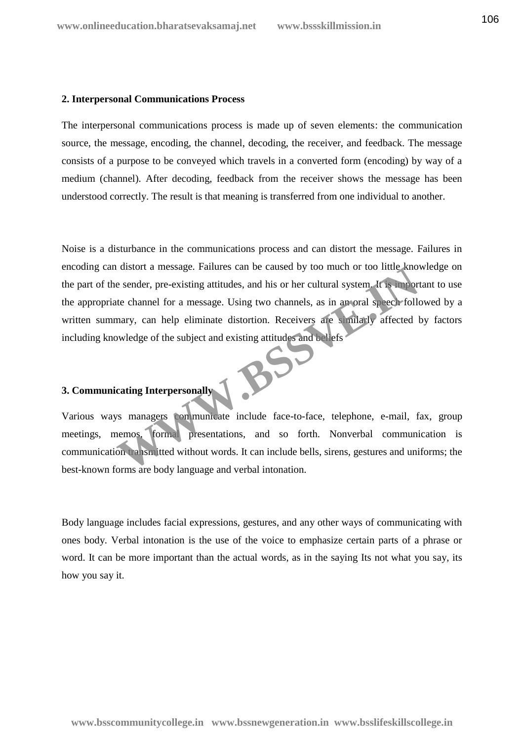**2. Interpersonal Communications Process**

The interpersonal communications process is made up of seven elements: the communication source, the message, encoding, the channel, decoding, the receiver, and feedback. The message consists of a purpose to be conveyed which travels in a converted form (encoding) by way of a medium (channel). After decoding, feedback from the receiver shows the message has been understood correctly. The result is that meaning is transferred from one individual to another.

Noise is a disturbance in the communications process and can distort the message. Failures in encoding can distort a message. Failures can be caused by too much or too little knowledge on the part of the sender, pre-existing attitudes, and his or her cultural system. It is important to use the appropriate channel for a message. Using two channels, as in an oral speech followed by a written summary, can help eliminate distortion. Receivers are similarly affected by factors including knowledge of the subject and existing attitudes and beliefs

**3. Communicating Interpersonally**

Various ways managers communicate include face-to-face, telephone, e-mail, fax, group meetings, memos, formal presentations, and so forth. Nonverbal communication is communication transmitted without words. It can include bells, sirens, gestures and uniforms; the best-known forms are body language and verbal intonation.

Body language includes facial expressions, gestures, and any other ways of communicating with ones body. Verbal intonation is the use of the voice to emphasize certain parts of a phrase or word. It can be more important than the actual words, as in the saying Its not what you say, its how you say it.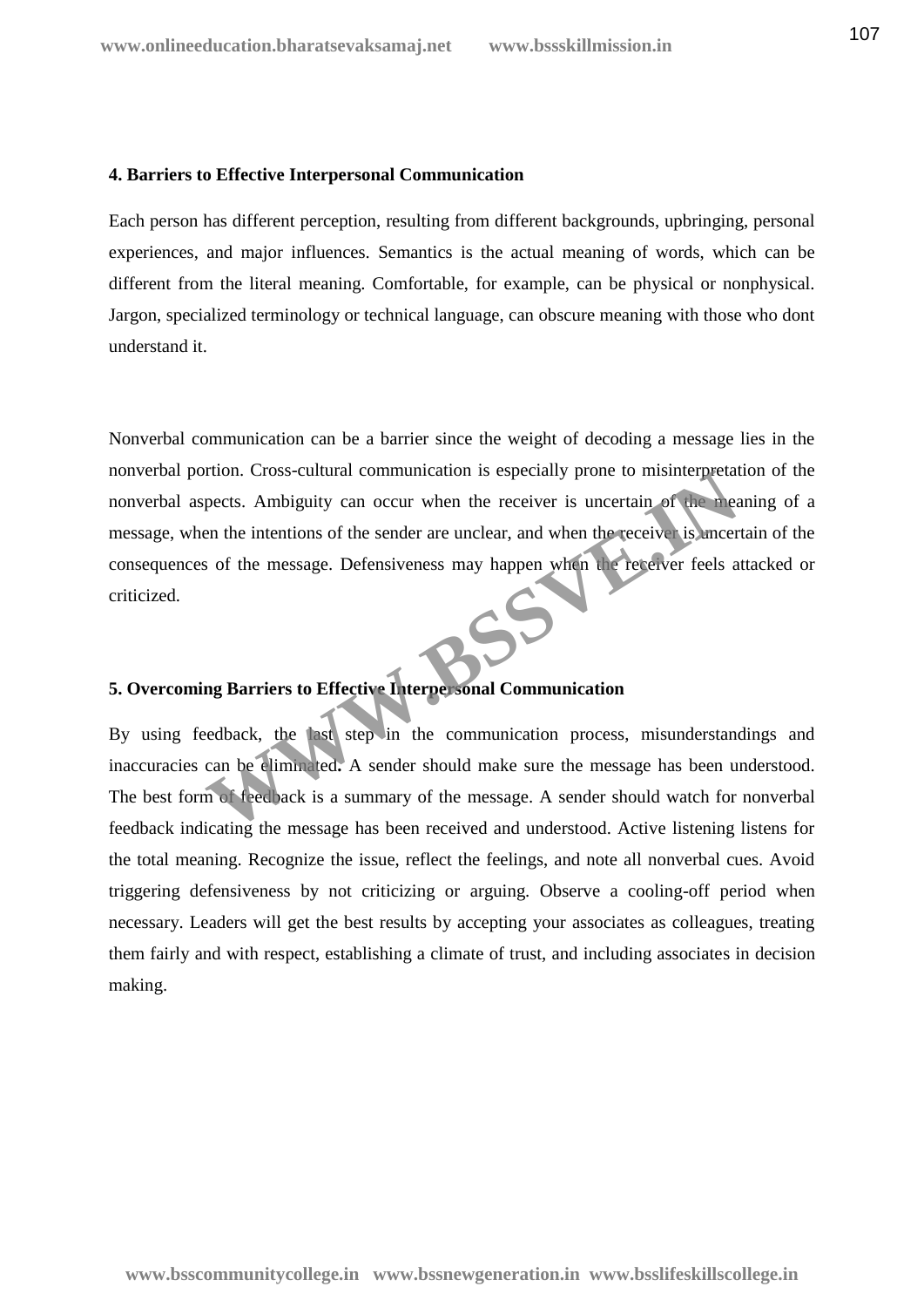**4. Barriers to Effective Interpersonal Communication**

Each person has different perception, resulting from different backgrounds, upbringing, personal experiences, and major influences. Semantics is the actual meaning of words, which can be different from the literal meaning. Comfortable, for example, can be physical or nonphysical. Jargon, specialized terminology or technical language, can obscure meaning with those who dont understand it.

Nonverbal communication can be a barrier since the weight of decoding a message lies in the nonverbal portion. Cross-cultural communication is especially prone to misinterpretation of the nonverbal aspects. Ambiguity can occur when the receiver is uncertain of the meaning of a message, when the intentions of the sender are unclear, and when the receiver is uncertain of the consequences of the message. Defensiveness may happen when the receiver feels attacked or criticized.

**5. Overcoming Barriers to Effective Interpersonal Communication**

By using feedback, the last step in the communication process, misunderstandings and inaccuracies can be eliminated. A sender should make sure the message has been understood. The best form of feedback is a summary of the message. A sender should watch for nonverbal feedback indicating the message has been received and understood. Active listening listens for the total meaning. Recognize the issue, reflect the feelings, and note all nonverbal cues. Avoid triggering defensiveness by not criticizing or arguing. Observe a cooling-off period when necessary. Leaders will get the best results by accepting your associates as colleagues, treating them fairly and with respect, establishing a climate of trust, and including associates in decision making.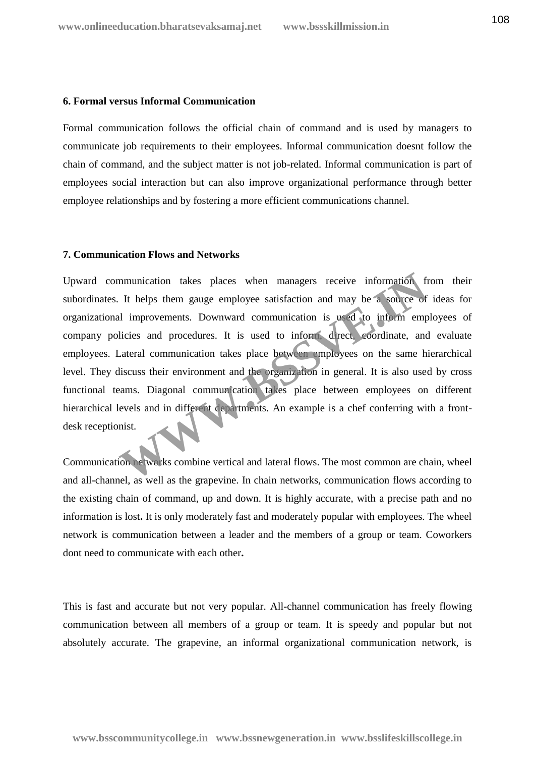**6. Formal versus Informal Communication**

Formal communication follows the official chain of command and is used by managers to communicate job requirements to their employees. Informal communication doesnt follow the chain of command, and the subject matter is not job-related. Informal communication is part of employees social interaction but can also improve organizational performance through better employee relationships and by fostering a more efficient communications channel.

**7. Communication Flows and Networks**

Upward communication takes places when managers receive information from their subordinates. It helps them gauge employee satisfaction and may be a source of ideas for organizational improvements. Downward communication is used to inform employees of company policies and procedures. It is used to inform, direct, coordinate, and evaluate employees. Lateral communication takes place between employees on the same hierarchical level. They discuss their environment and the organization in general. It is also used by cross functional teams. Diagonal communication takes place between employees on different hierarchical levels and in different departments. An example is a chef conferring with a front-desk receptionist.

Communication networks combine vertical and lateral flows. The most common are chain, wheel and all-channel, as well as the grapevine. In chain networks, communication flows according to the existing chain of command, up and down. It is highly accurate, with a precise path and no information is lost**.** It is only moderately fast and moderately popular with employees. The wheel network is communication between a leader and the members of a group or team. Coworkers dont need to communicate with each other**.**

This is fast and accurate but not very popular. All-channel communication has freely flowing communication between all members of a group or team. It is speedy and popular but not absolutely accurate. The grapevine, an informal organizational communication network, is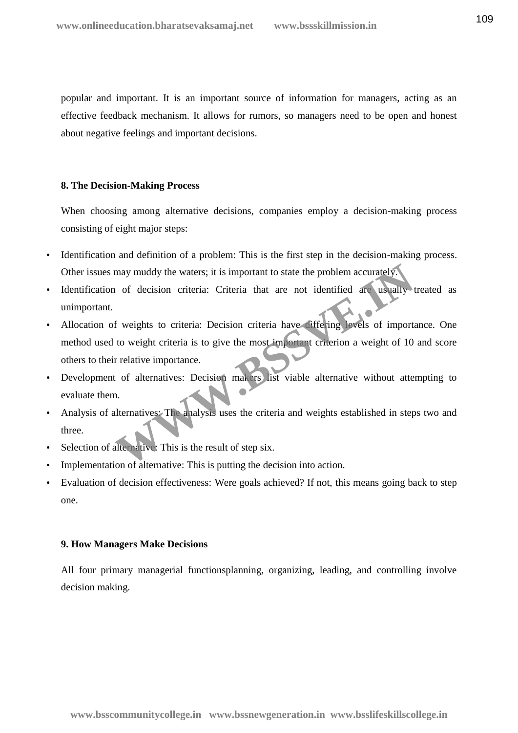popular and important. It is an important source of information for managers, acting as an effective feedback mechanism. It allows for rumors, so managers need to be open and honest about negative feelings and important decisions.

#### 8. The Decision-Making Process

When choosing among alternative decisions, companies employ a decision-making process consisting of eight major steps:

- Identification and definition of a problem: This is the first step in the decision-making process. Other issues may muddy the waters; it is important to state the problem accurately.
- Identification of decision criteria: Criteria that are not identified are usually treated as unimportant.
- Allocation of weights to criteria: Decision criteria have differing levels of importance. One method used to weight criteria is to give the most important criterion a weight of 10 and score others to their relative importance.
- Development of alternatives: Decision makers list viable alternative without attempting to evaluate them.
- Analysis of alternatives: The analysis uses the criteria and weights established in steps two and three.
- Selection of alternative: This is the result of step six.
- Implementation of alternative: This is putting the decision into action.
- Evaluation of decision effectiveness: Were goals achieved? If not, this means going back to step one.

#### 9. How Managers Make Decisions

All four primary managerial functionsplanning, organizing, leading, and controlling involve decision making.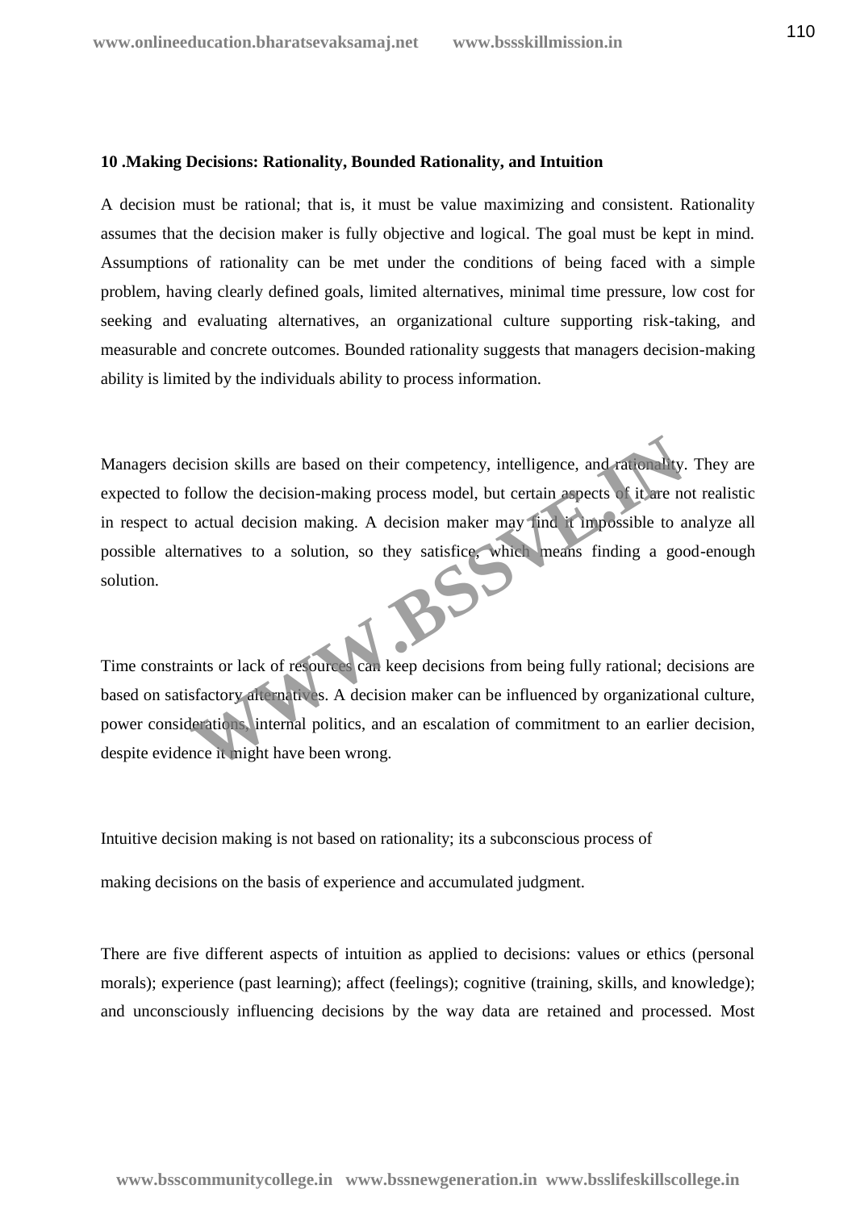**10 .Making Decisions: Rationality, Bounded Rationality, and Intuition**

A decision must be rational; that is, it must be value maximizing and consistent. Rationality assumes that the decision maker is fully objective and logical. The goal must be kept in mind. Assumptions of rationality can be met under the conditions of being faced with a simple problem, having clearly defined goals, limited alternatives, minimal time pressure, low cost for seeking and evaluating alternatives, an organizational culture supporting risk-taking, and measurable and concrete outcomes. Bounded rationality suggests that managers decision-making ability is limited by the individuals ability to process information.

Managers decision skills are based on their competency, intelligence, and rationality. They are expected to follow the decision-making process model, but certain aspects of it are not realistic in respect to actual decision making. A decision maker may find it impossible to analyze all possible alternatives to a solution, so they satisfice, which means finding a good-enough solution.

Time constraints or lack of resources can keep decisions from being fully rational; decisions are based on satisfactory alternatives. A decision maker can be influenced by organizational culture, power considerations, internal politics, and an escalation of commitment to an earlier decision, despite evidence it might have been wrong.

Intuitive decision making is not based on rationality; its a subconscious process of

making decisions on the basis of experience and accumulated judgment.

There are five different aspects of intuition as applied to decisions: values or ethics (personal morals); experience (past learning); affect (feelings); cognitive (training, skills, and knowledge); and unconsciously influencing decisions by the way data are retained and processed. Most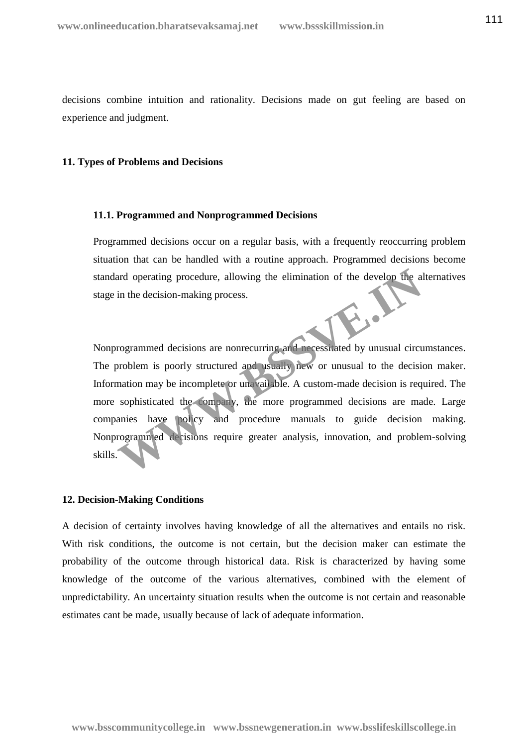decisions combine intuition and rationality. Decisions made on gut feeling are based on experience and judgment.

## 11. Types of Problems and Decisions

### 11.1. Programmed and Nonprogrammed Decisions

Programmed decisions occur on a regular basis, with a frequently reoccurring problem situation that can be handled with a routine approach. Programmed decisions become standard operating procedure, allowing the elimination of the develop the alternatives stage in the decision-making process.

Nonprogrammed decisions are nonrecurring and necessitated by unusual circumstances. The problem is poorly structured and usually new or unusual to the decision maker. Information may be incomplete or unavailable. A custom-made decision is required. The more sophisticated the company, the more programmed decisions are made. Large companies have policy and procedure manuals to guide decision making. Nonprogrammed decisions require greater analysis, innovation, and problem-solving skills.

## 12. Decision-Making Conditions

A decision of certainty involves having knowledge of all the alternatives and entails no risk. With risk conditions, the outcome is not certain, but the decision maker can estimate the probability of the outcome through historical data. Risk is characterized by having some knowledge of the outcome of the various alternatives, combined with the element of unpredictability. An uncertainty situation results when the outcome is not certain and reasonable estimates cant be made, usually because of lack of adequate information.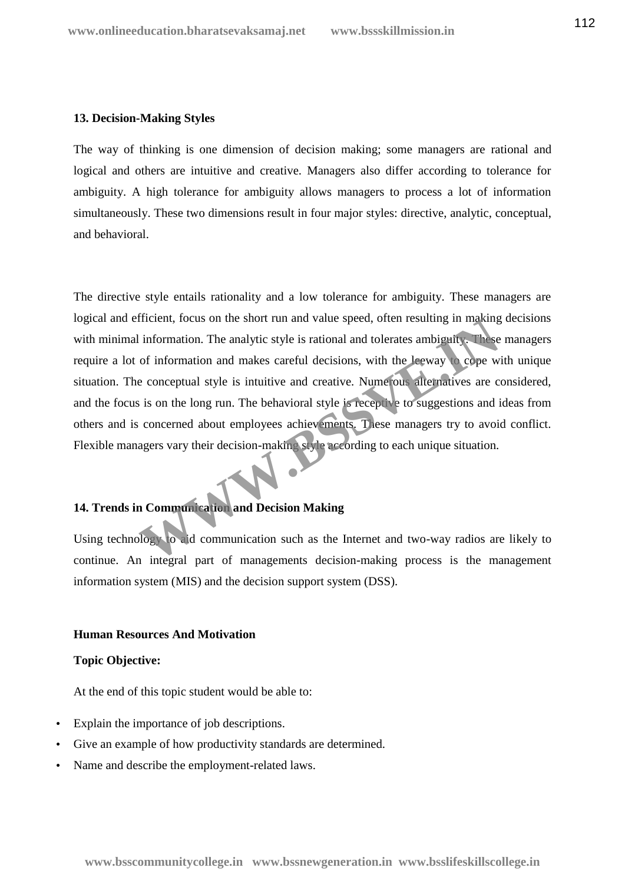**13. Decision-Making Styles**

The way of thinking is one dimension of decision making; some managers are rational and logical and others are intuitive and creative. Managers also differ according to tolerance for ambiguity. A high tolerance for ambiguity allows managers to process a lot of information simultaneously. These two dimensions result in four major styles: directive, analytic, conceptual, and behavioral.

The directive style entails rationality and a low tolerance for ambiguity. These managers are logical and efficient, focus on the short run and value speed, often resulting in making decisions with minimal information. The analytic style is rational and tolerates ambiguity. These managers require a lot of information and makes careful decisions, with the leeway to cope with unique situation. The conceptual style is intuitive and creative. Numerous alternatives are considered, and the focus is on the long run. The behavioral style is receptive to suggestions and ideas from others and is concerned about employees achievements. These managers try to avoid conflict. Flexible managers vary their decision-making style according to each unique situation.

**14. Trends in Communication and Decision Making**

Using technology to aid communication such as the Internet and two-way radios are likely to continue. An integral part of managements decision-making process is the management information system (MIS) and the decision support system (DSS).

**Human Resources And Motivation**

**Topic Objective:**

At the end of this topic student would be able to:

- Explain the importance of job descriptions.
- Give an example of how productivity standards are determined.
- Name and describe the employment-related laws.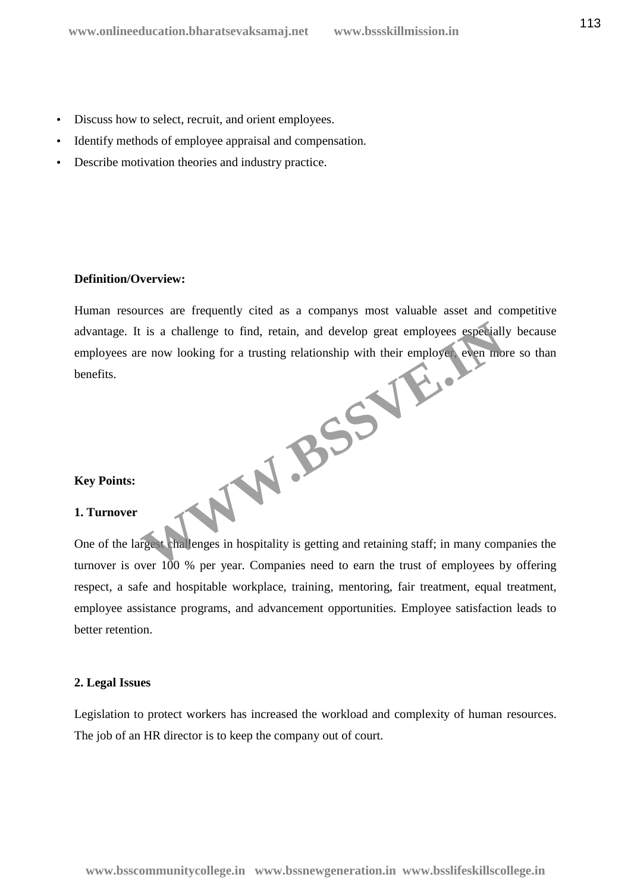- Discuss how to select, recruit, and orient employees.
- Identify methods of employee appraisal and compensation.
- Describe motivation theories and industry practice.

**Definition/Overview:**

Human resources are frequently cited as a companys most valuable asset and competitive advantage. It is a challenge to find, retain, and develop great employees especially because employees are now looking for a trusting relationship with their employer, even more so than benefits.

**Key Points:**

**1. Turnover**

One of the largest challenges in hospitality is getting and retaining staff; in many companies the turnover is over 100 % per year. Companies need to earn the trust of employees by offering respect, a safe and hospitable workplace, training, mentoring, fair treatment, equal treatment, employee assistance programs, and advancement opportunities. Employee satisfaction leads to better retention.

**2. Legal Issues**

Legislation to protect workers has increased the workload and complexity of human resources. The job of an HR director is to keep the company out of court.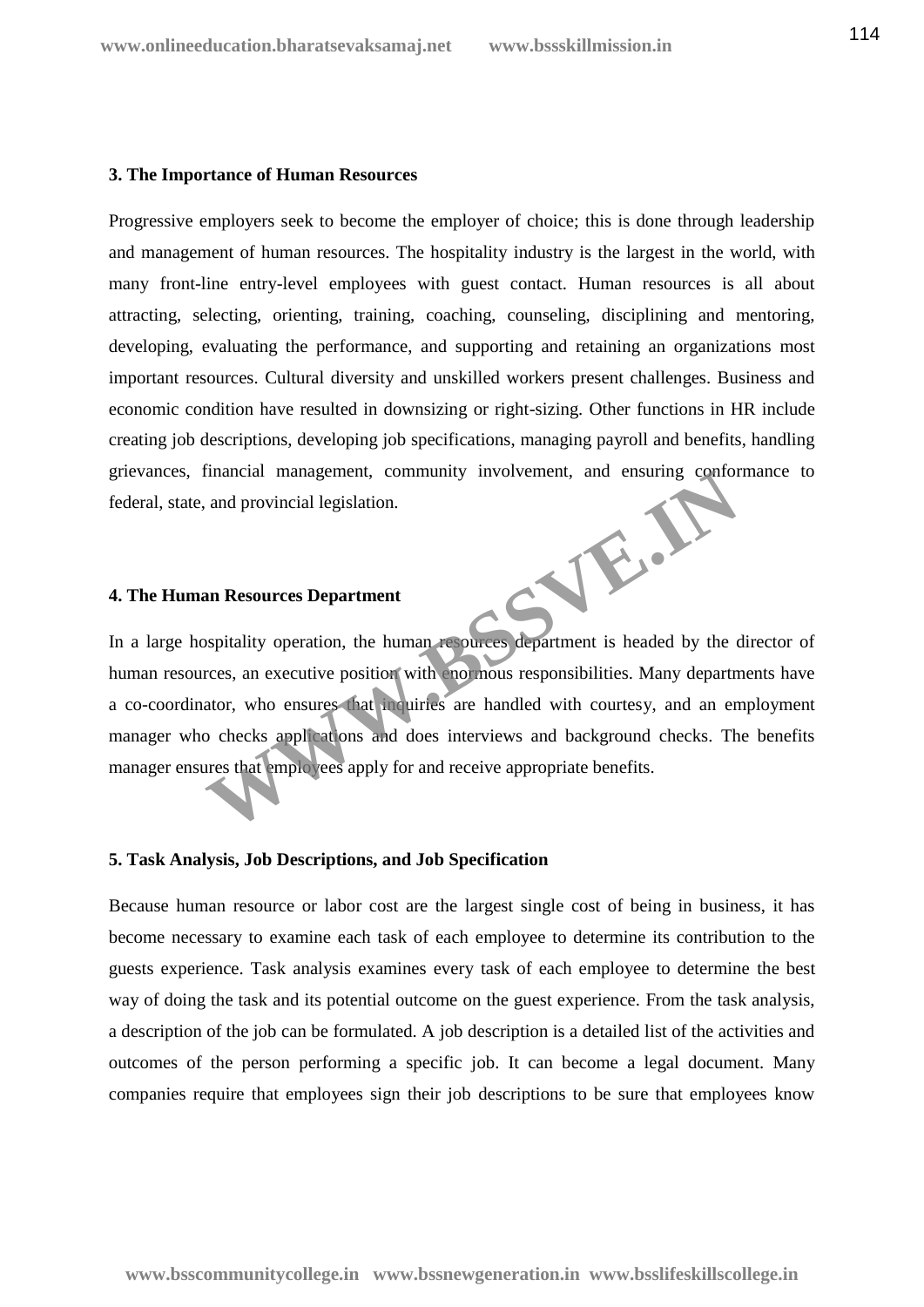### 3. The Importance of Human Resources

Progressive employers seek to become the employer of choice; this is done through leadership and management of human resources. The hospitality industry is the largest in the world, with many front-line entry-level employees with guest contact. Human resources is all about attracting, selecting, orienting, training, coaching, counseling, disciplining and mentoring, developing, evaluating the performance, and supporting and retaining an organizations most important resources. Cultural diversity and unskilled workers present challenges. Business and economic condition have resulted in downsizing or right-sizing. Other functions in HR include creating job descriptions, developing job specifications, managing payroll and benefits, handling grievances, financial management, community involvement, and ensuring conformance to federal, state, and provincial legislation.

### 4. The Human Resources Department

In a large hospitality operation, the human resources department is headed by the director of human resources, an executive position with enormous responsibilities. Many departments have a co-coordinator, who ensures that inquiries are handled with courtesy, and an employment manager who checks applications and does interviews and background checks. The benefits manager ensures that employees apply for and receive appropriate benefits.

### 5. Task Analysis, Job Descriptions, and Job Specification

Because human resource or labor cost are the largest single cost of being in business, it has become necessary to examine each task of each employee to determine its contribution to the guests experience. Task analysis examines every task of each employee to determine the best way of doing the task and its potential outcome on the guest experience. From the task analysis, a description of the job can be formulated. A job description is a detailed list of the activities and outcomes of the person performing a specific job. It can become a legal document. Many companies require that employees sign their job descriptions to be sure that employees know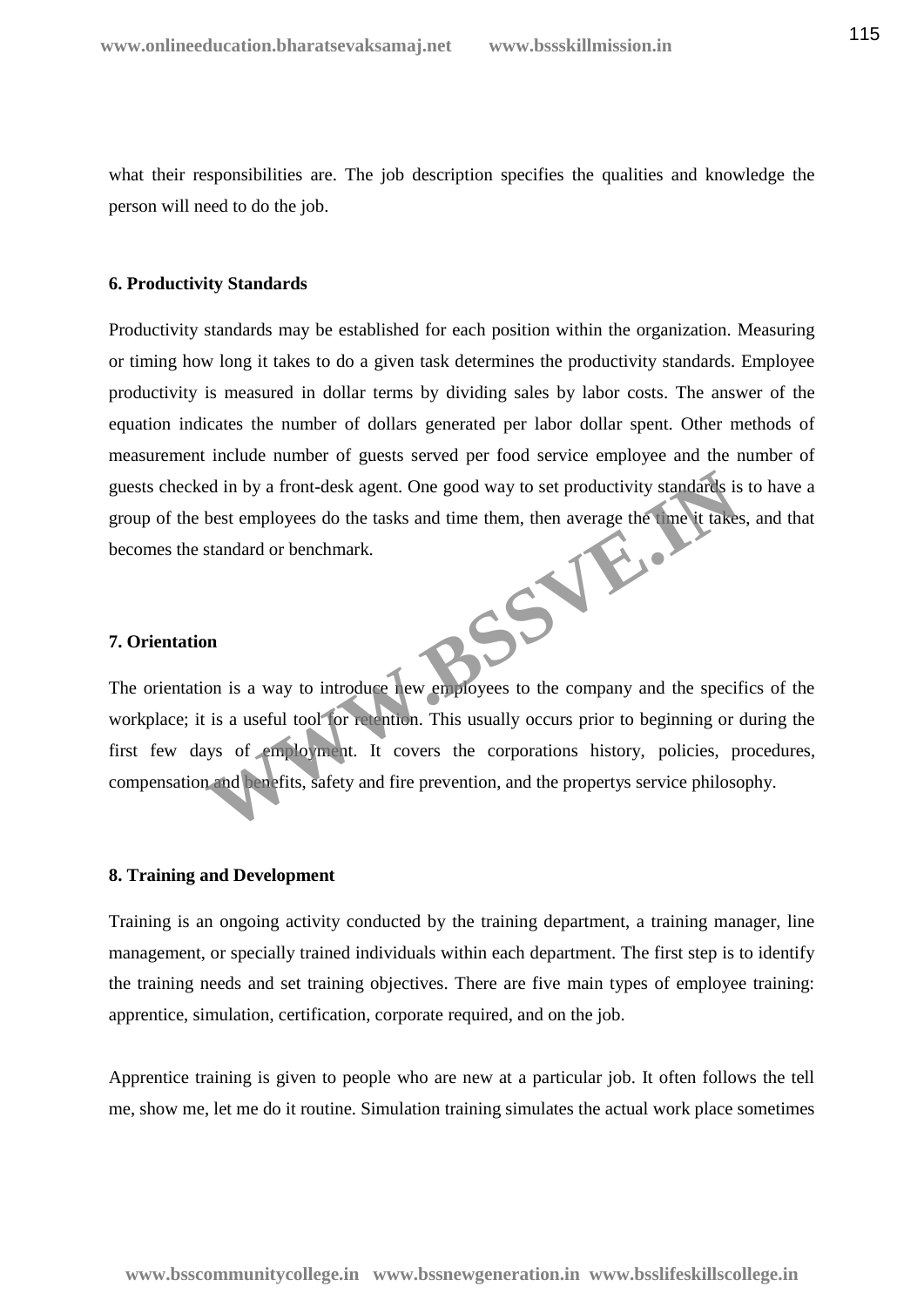what their responsibilities are. The job description specifies the qualities and knowledge the person will need to do the job.

**6. Productivity Standards**

Productivity standards may be established for each position within the organization. Measuring or timing how long it takes to do a given task determines the productivity standards. Employee productivity is measured in dollar terms by dividing sales by labor costs. The answer of the equation indicates the number of dollars generated per labor dollar spent. Other methods of measurement include number of guests served per food service employee and the number of guests checked in by a front-desk agent. One good way to set productivity standards is to have a group of the best employees do the tasks and time them, then average the time it takes, and that becomes the standard or benchmark.

**7. Orientation**

The orientation is a way to introduce new employees to the company and the specifics of the workplace; it is a useful tool for retention. This usually occurs prior to beginning or during the first few days of employment. It covers the corporations history, policies, procedures, compensation and benefits, safety and fire prevention, and the propertys service philosophy.

**8. Training and Development**

Training is an ongoing activity conducted by the training department, a training manager, line management, or specially trained individuals within each department. The first step is to identify the training needs and set training objectives. There are five main types of employee training: apprentice, simulation, certification, corporate required, and on the job.

Apprentice training is given to people who are new at a particular job. It often follows the tell me, show me, let me do it routine. Simulation training simulates the actual work place sometimes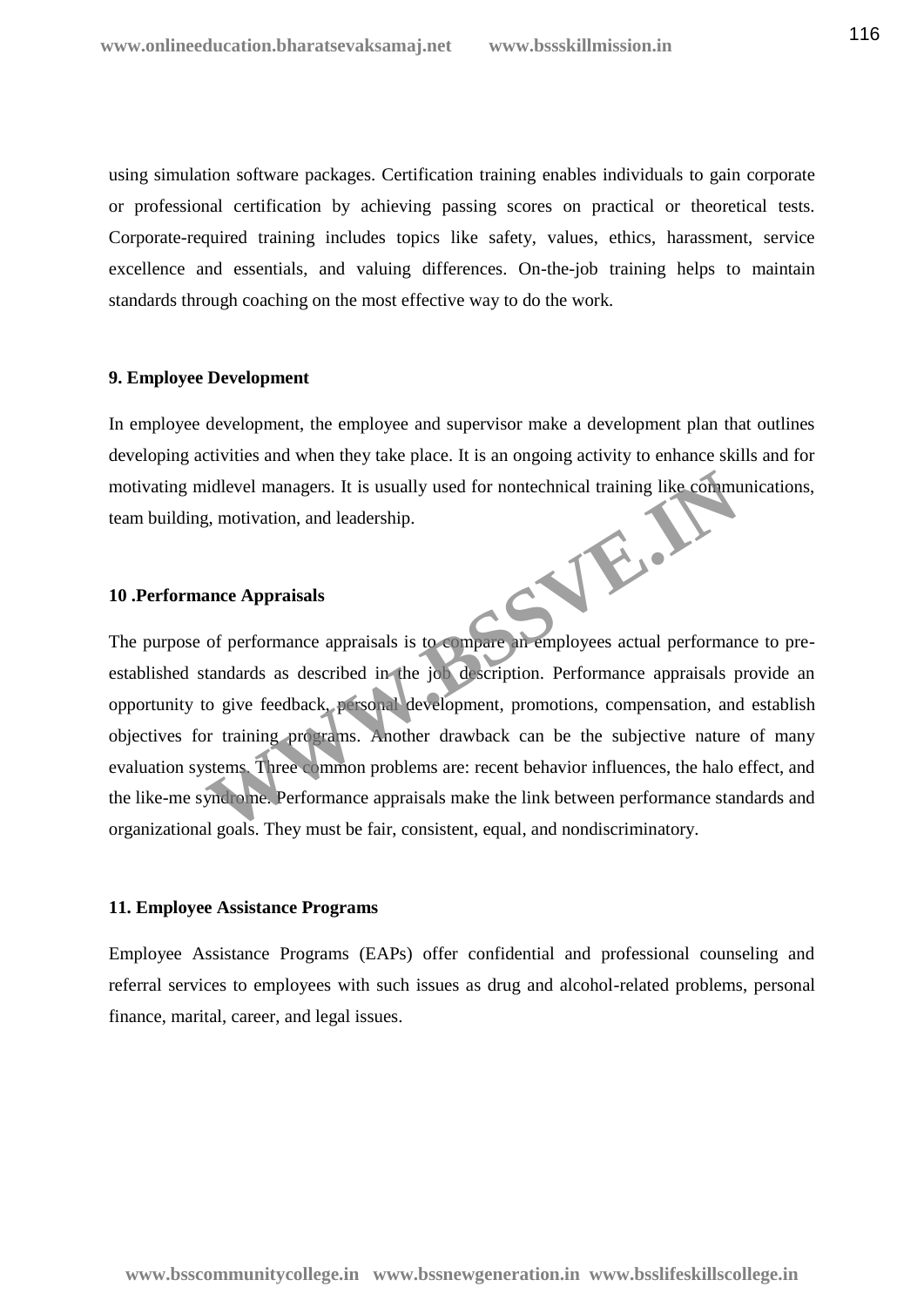using simulation software packages. Certification training enables individuals to gain corporate or professional certification by achieving passing scores on practical or theoretical tests. Corporate-required training includes topics like safety, values, ethics, harassment, service excellence and essentials, and valuing differences. On-the-job training helps to maintain standards through coaching on the most effective way to do the work.

**9. Employee Development**

In employee development, the employee and supervisor make a development plan that outlines developing activities and when they take place. It is an ongoing activity to enhance skills and for motivating midlevel managers. It is usually used for nontechnical training like communications, team building, motivation, and leadership.

**10 .Performance Appraisals**

The purpose of performance appraisals is to compare an employees actual performance to pre-established standards as described in the job description. Performance appraisals provide an opportunity to give feedback, personal development, promotions, compensation, and establish objectives for training programs. Another drawback can be the subjective nature of many evaluation systems. Three common problems are: recent behavior influences, the halo effect, and the like-me syndrome. Performance appraisals make the link between performance standards and organizational goals. They must be fair, consistent, equal, and nondiscriminatory.

**11. Employee Assistance Programs**

Employee Assistance Programs (EAPs) offer confidential and professional counseling and referral services to employees with such issues as drug and alcohol-related problems, personal finance, marital, career, and legal issues.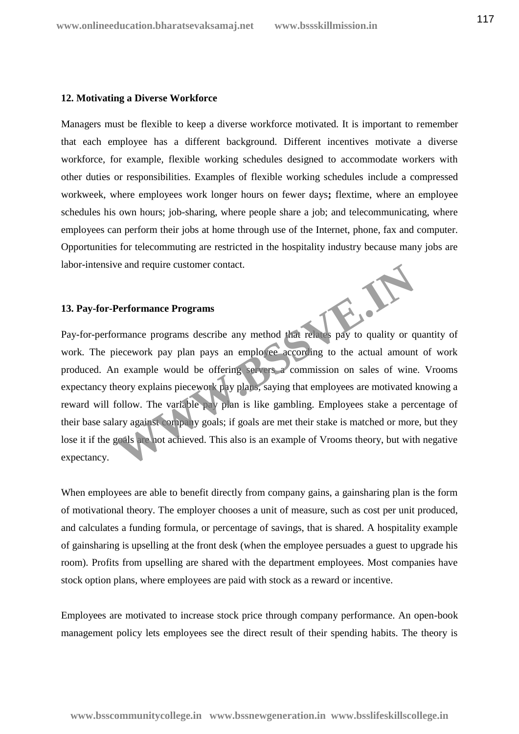### 12. Motivating a Diverse Workforce

Managers must be flexible to keep a diverse workforce motivated. It is important to remember that each employee has a different background. Different incentives motivate a diverse workforce, for example, flexible working schedules designed to accommodate workers with other duties or responsibilities. Examples of flexible working schedules include a compressed workweek, where employees work longer hours on fewer days**;** flextime, where an employee schedules his own hours; job-sharing, where people share a job; and telecommunicating, where employees can perform their jobs at home through use of the Internet, phone, fax and computer. Opportunities for telecommuting are restricted in the hospitality industry because many jobs are labor-intensive and require customer contact.

### 13. Pay-for-Performance Programs

Pay-for-performance programs describe any method that relates pay to quality or quantity of work. The piecework pay plan pays an employee according to the actual amount of work produced. An example would be offering servers a commission on sales of wine. Vrooms expectancy theory explains piecework pay plans, saying that employees are motivated knowing a reward will follow. The variable pay plan is like gambling. Employees stake a percentage of their base salary against company goals; if goals are met their stake is matched or more, but they lose it if the goals are not achieved. This also is an example of Vrooms theory, but with negative expectancy.

When employees are able to benefit directly from company gains, a gainsharing plan is the form of motivational theory. The employer chooses a unit of measure, such as cost per unit produced, and calculates a funding formula, or percentage of savings, that is shared. A hospitality example of gainsharing is upselling at the front desk (when the employee persuades a guest to upgrade his room). Profits from upselling are shared with the department employees. Most companies have stock option plans, where employees are paid with stock as a reward or incentive.

Employees are motivated to increase stock price through company performance. An open-book management policy lets employees see the direct result of their spending habits. The theory is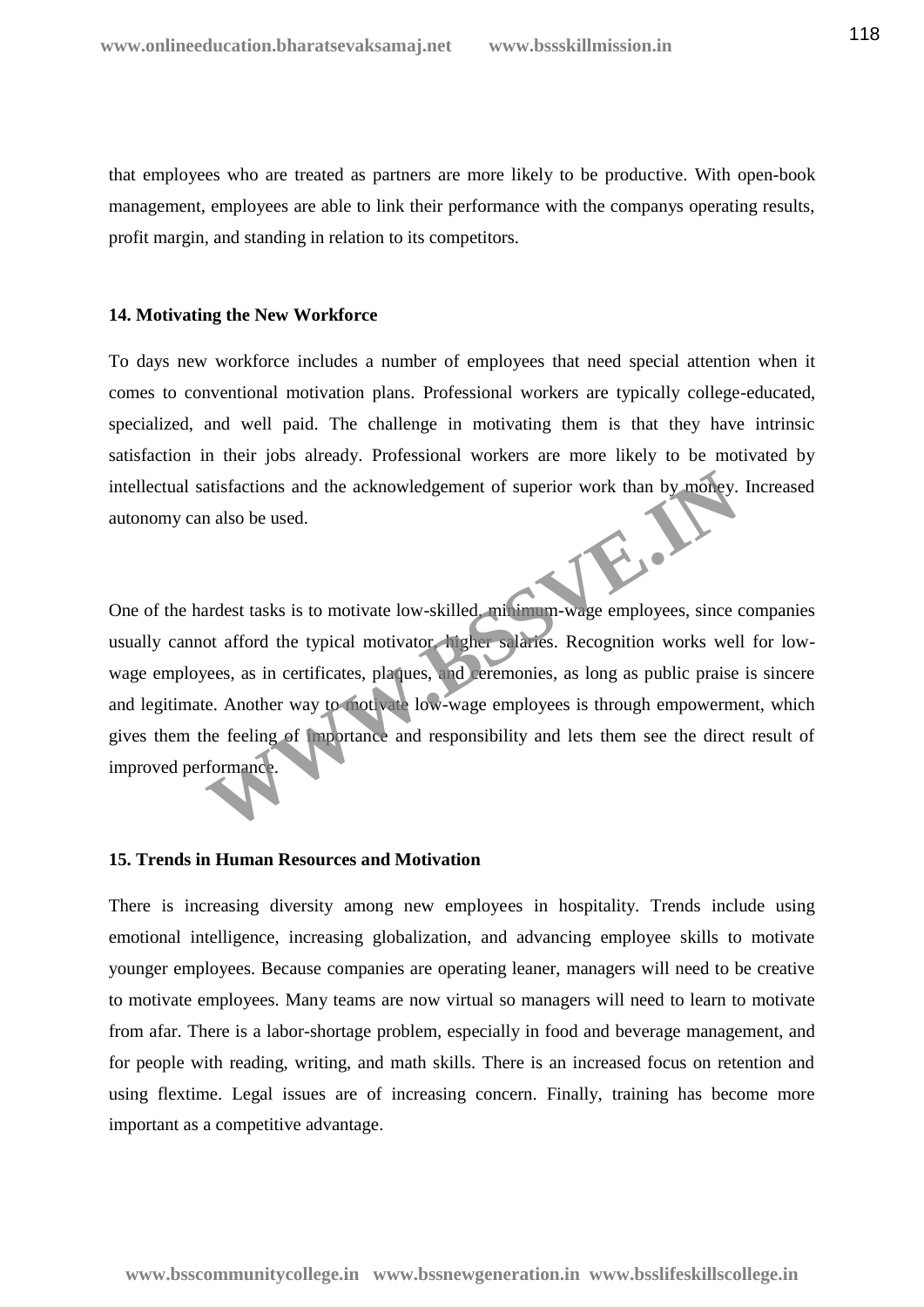that employees who are treated as partners are more likely to be productive. With open-book management, employees are able to link their performance with the companys operating results, profit margin, and standing in relation to its competitors.

**14. Motivating the New Workforce**

To days new workforce includes a number of employees that need special attention when it comes to conventional motivation plans. Professional workers are typically college-educated, specialized, and well paid. The challenge in motivating them is that they have intrinsic satisfaction in their jobs already. Professional workers are more likely to be motivated by intellectual satisfactions and the acknowledgement of superior work than by money. Increased autonomy can also be used.

One of the hardest tasks is to motivate low-skilled, minimum-wage employees, since companies usually cannot afford the typical motivator, higher salaries. Recognition works well for low-wage employees, as in certificates, plaques, and ceremonies, as long as public praise is sincere and legitimate. Another way to motivate low-wage employees is through empowerment, which gives them the feeling of importance and responsibility and lets them see the direct result of improved performance.

**15. Trends in Human Resources and Motivation**

There is increasing diversity among new employees in hospitality. Trends include using emotional intelligence, increasing globalization, and advancing employee skills to motivate younger employees. Because companies are operating leaner, managers will need to be creative to motivate employees. Many teams are now virtual so managers will need to learn to motivate from afar. There is a labor-shortage problem, especially in food and beverage management, and for people with reading, writing, and math skills. There is an increased focus on retention and using flextime. Legal issues are of increasing concern. Finally, training has become more important as a competitive advantage.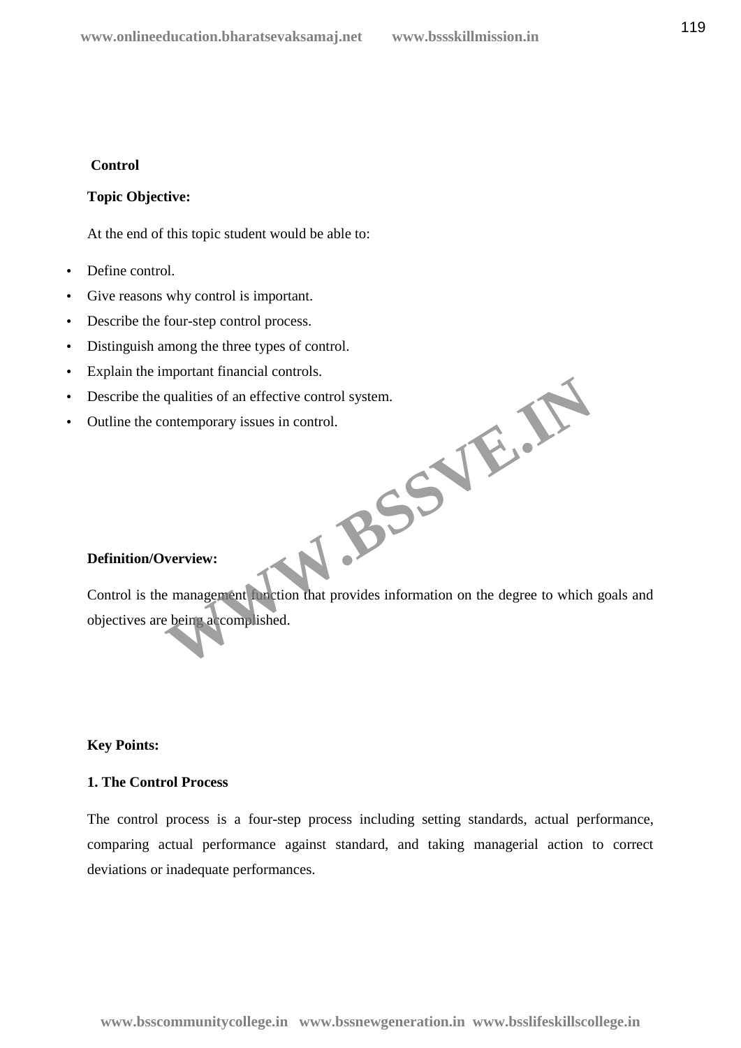**Control**

**Topic Objective:**

At the end of this topic student would be able to:

- Define control.
- Give reasons why control is important.
- Describe the four-step control process.
- Distinguish among the three types of control.
- Explain the important financial controls.
- Describe the qualities of an effective control system.
- Outline the contemporary issues in control.

**Definition/Overview:**

Control is the management function that provides information on the degree to which goals and objectives are being accomplished.

**Key Points:**

**1. The Control Process**

The control process is a four-step process including setting standards, actual performance, comparing actual performance against standard, and taking managerial action to correct deviations or inadequate performances.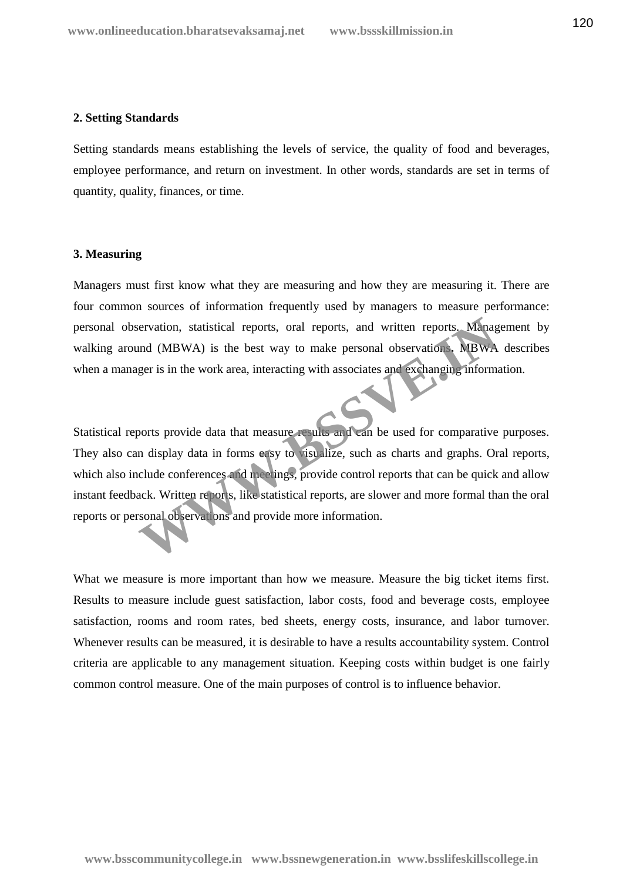**2. Setting Standards**

Setting standards means establishing the levels of service, the quality of food and beverages, employee performance, and return on investment. In other words, standards are set in terms of quantity, quality, finances, or time.

**3. Measuring**

Managers must first know what they are measuring and how they are measuring it. There are four common sources of information frequently used by managers to measure performance: personal observation, statistical reports, oral reports, and written reports. Management by walking around (MBWA) is the best way to make personal observations. MBWA describes when a manager is in the work area, interacting with associates and exchanging information.

Statistical reports provide data that measure results and can be used for comparative purposes. They also can display data in forms easy to visualize, such as charts and graphs. Oral reports, which also include conferences and meetings, provide control reports that can be quick and allow instant feedback. Written reports, like statistical reports, are slower and more formal than the oral reports or personal observations and provide more information.

What we measure is more important than how we measure. Measure the big ticket items first. Results to measure include guest satisfaction, labor costs, food and beverage costs, employee satisfaction, rooms and room rates, bed sheets, energy costs, insurance, and labor turnover. Whenever results can be measured, it is desirable to have a results accountability system. Control criteria are applicable to any management situation. Keeping costs within budget is one fairly common control measure. One of the main purposes of control is to influence behavior.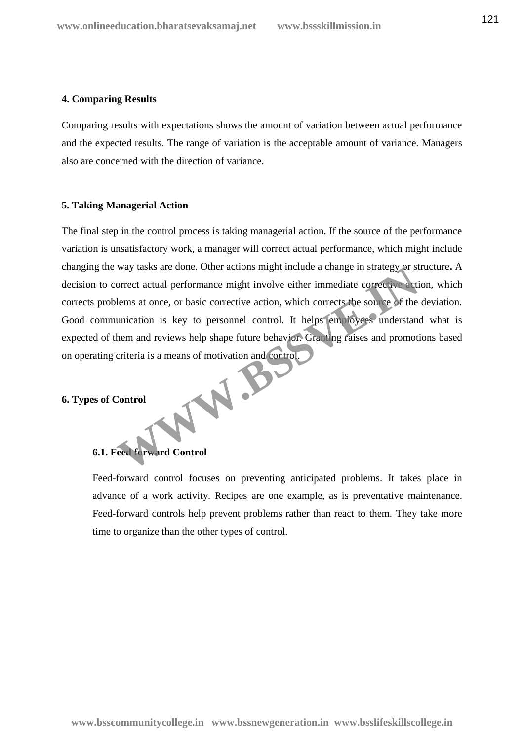#### 4. Comparing Results

Comparing results with expectations shows the amount of variation between actual performance and the expected results. The range of variation is the acceptable amount of variance. Managers also are concerned with the direction of variance.

#### 5. Taking Managerial Action

The final step in the control process is taking managerial action. If the source of the performance variation is unsatisfactory work, a manager will correct actual performance, which might include changing the way tasks are done. Other actions might include a change in strategy or structure**.** A decision to correct actual performance might involve either immediate corrective action, which corrects problems at once, or basic corrective action, which corrects the source of the deviation. Good communication is key to personnel control. It helps employees understand what is expected of them and reviews help shape future behavior. Granting raises and promotions based on operating criteria is a means of motivation and control.

#### 6. Types of Control

##### 6.1. Feed forward Control

Feed-forward control focuses on preventing anticipated problems. It takes place in advance of a work activity. Recipes are one example, as is preventative maintenance. Feed-forward controls help prevent problems rather than react to them. They take more time to organize than the other types of control.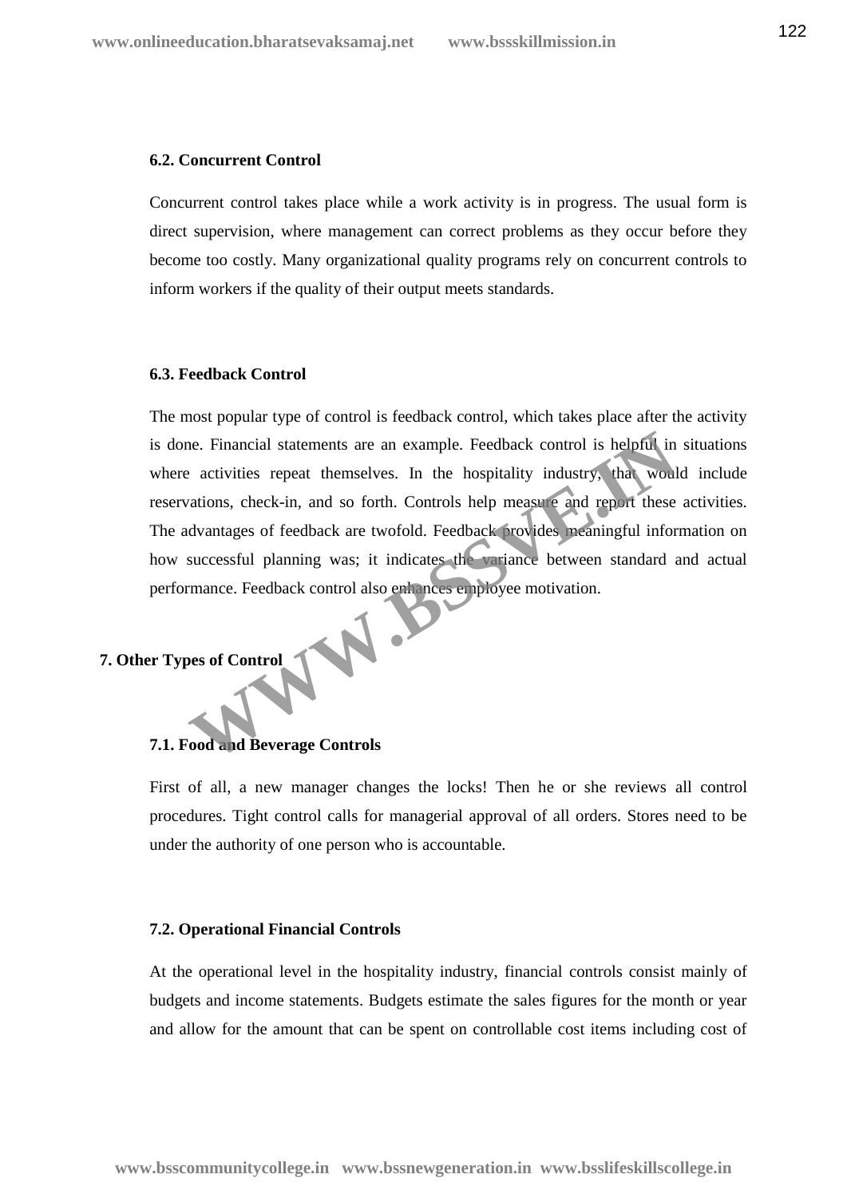### 6.2. Concurrent Control

Concurrent control takes place while a work activity is in progress. The usual form is direct supervision, where management can correct problems as they occur before they become too costly. Many organizational quality programs rely on concurrent controls to inform workers if the quality of their output meets standards.

### 6.3. Feedback Control

The most popular type of control is feedback control, which takes place after the activity is done. Financial statements are an example. Feedback control is helpful in situations where activities repeat themselves. In the hospitality industry, that would include reservations, check-in, and so forth. Controls help measure and report these activities. The advantages of feedback are twofold. Feedback provides meaningful information on how successful planning was; it indicates the variance between standard and actual performance. Feedback control also enhances employee motivation.

## 7. Other Types of Control

### 7.1. Food and Beverage Controls

First of all, a new manager changes the locks! Then he or she reviews all control procedures. Tight control calls for managerial approval of all orders. Stores need to be under the authority of one person who is accountable.

### 7.2. Operational Financial Controls

At the operational level in the hospitality industry, financial controls consist mainly of budgets and income statements. Budgets estimate the sales figures for the month or year and allow for the amount that can be spent on controllable cost items including cost of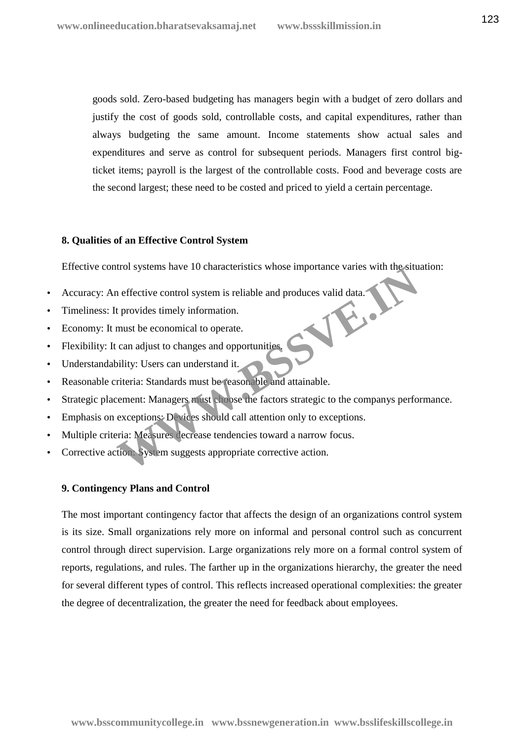goods sold. Zero-based budgeting has managers begin with a budget of zero dollars and justify the cost of goods sold, controllable costs, and capital expenditures, rather than always budgeting the same amount. Income statements show actual sales and expenditures and serve as control for subsequent periods. Managers first control big-ticket items; payroll is the largest of the controllable costs. Food and beverage costs are the second largest; these need to be costed and priced to yield a certain percentage.

**8. Qualities of an Effective Control System**

Effective control systems have 10 characteristics whose importance varies with the situation:

- Accuracy: An effective control system is reliable and produces valid data.
- Timeliness: It provides timely information.
- Economy: It must be economical to operate.
- Flexibility: It can adjust to changes and opportunities.
- Understandability: Users can understand it.
- Reasonable criteria: Standards must be reasonable and attainable.
- Strategic placement: Managers must choose the factors strategic to the companys performance.
- Emphasis on exceptions: Devices should call attention only to exceptions.
- Multiple criteria: Measures decrease tendencies toward a narrow focus.
- Corrective action: System suggests appropriate corrective action.

**9. Contingency Plans and Control**

The most important contingency factor that affects the design of an organizations control system is its size. Small organizations rely more on informal and personal control such as concurrent control through direct supervision. Large organizations rely more on a formal control system of reports, regulations, and rules. The farther up in the organizations hierarchy, the greater the need for several different types of control. This reflects increased operational complexities: the greater the degree of decentralization, the greater the need for feedback about employees.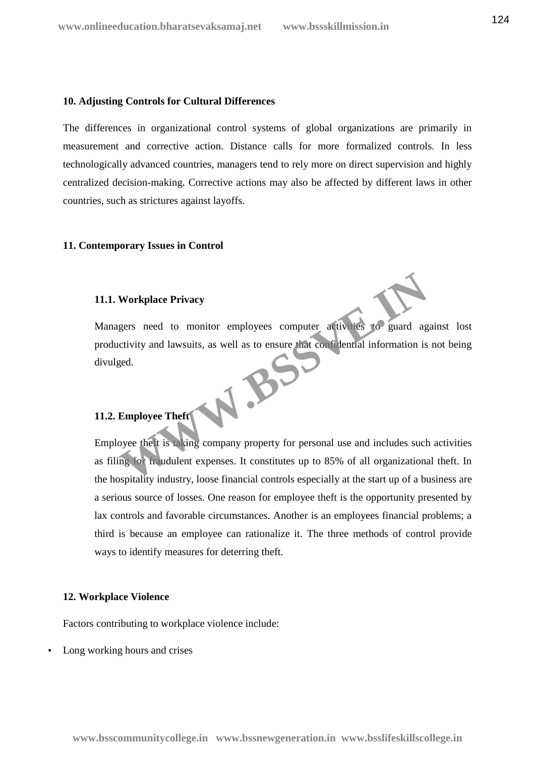## 10. Adjusting Controls for Cultural Differences

The differences in organizational control systems of global organizations are primarily in measurement and corrective action. Distance calls for more formalized controls. In less technologically advanced countries, managers tend to rely more on direct supervision and highly centralized decision-making. Corrective actions may also be affected by different laws in other countries, such as strictures against layoffs.

## 11. Contemporary Issues in Control

### 11.1. Workplace Privacy

Managers need to monitor employees computer activities to guard against lost productivity and lawsuits, as well as to ensure that confidential information is not being divulged.

### 11.2. Employee Theft

Employee theft is taking company property for personal use and includes such activities as filing for fraudulent expenses. It constitutes up to 85% of all organizational theft. In the hospitality industry, loose financial controls especially at the start up of a business are a serious source of losses. One reason for employee theft is the opportunity presented by lax controls and favorable circumstances. Another is an employees financial problems; a third is because an employee can rationalize it. The three methods of control provide ways to identify measures for deterring theft.

## 12. Workplace Violence

Factors contributing to workplace violence include:

- Long working hours and crises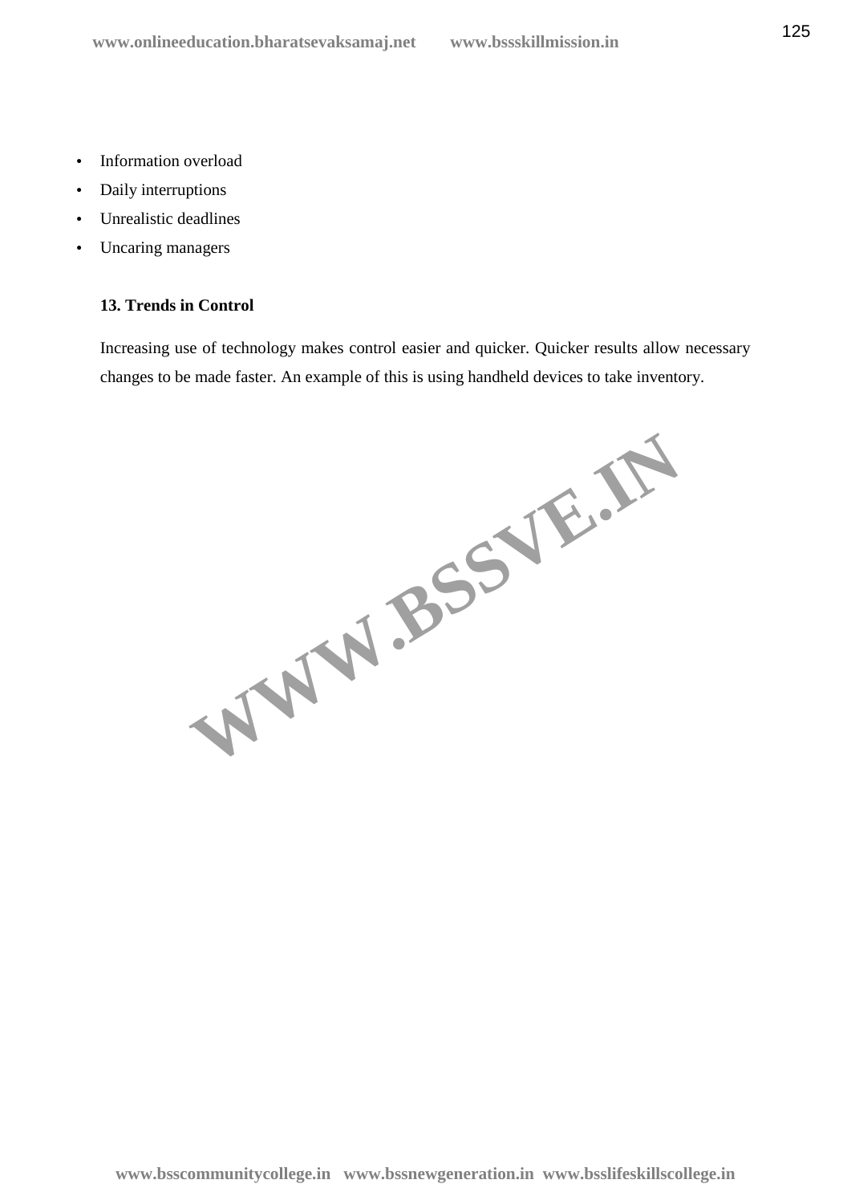- Information overload
- Daily interruptions
- Unrealistic deadlines
- Uncaring managers

**13. Trends in Control**

Increasing use of technology makes control easier and quicker. Quicker results allow necessary changes to be made faster. An example of this is using handheld devices to take inventory.